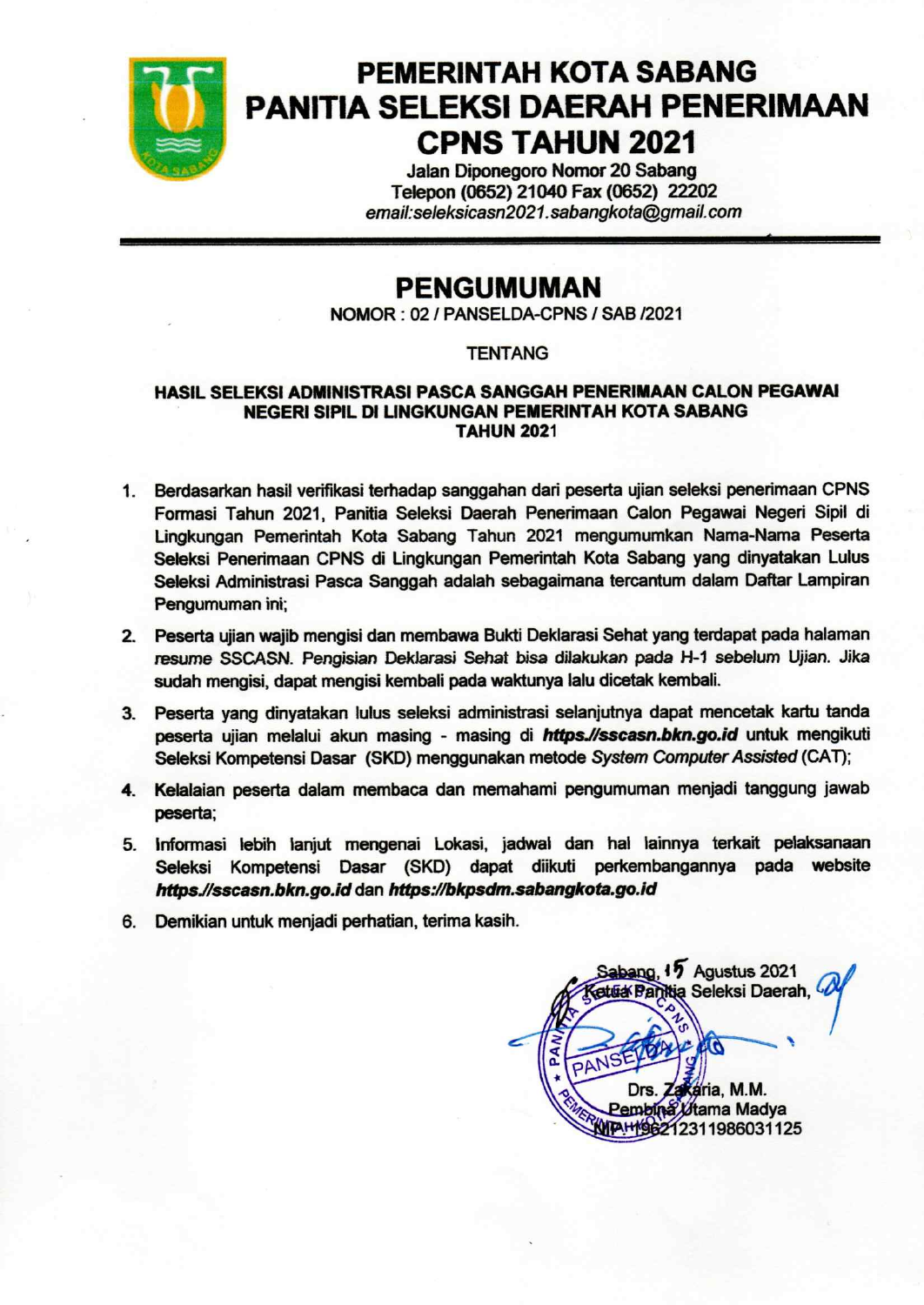# PEMERINTAH KOTA SABANG
# PANITIA SELEKSI DAERAH PENERIMAAN CPNS TAHUN 2021

Jalan Diponegoro Nomor 20 Sabang
Telepon (0652) 21040 Fax (0652) 22202
*email:seleksicasn2021.sabangkota@gmail.com*

## PENGUMUMAN

NOMOR : 02 / PANSELDA-CPNS / SAB /2021

TENTANG

**HASIL SELEKSI ADMINISTRASI PASCA SANGGAH PENERIMAAN CALON PEGAWAI NEGERI SIPIL DI LINGKUNGAN PEMERINTAH KOTA SABANG TAHUN 2021**

1. Berdasarkan hasil verifikasi terhadap sanggahan dari peserta ujian seleksi penerimaan CPNS Formasi Tahun 2021, Panitia Seleksi Daerah Penerimaan Calon Pegawai Negeri Sipil di Lingkungan Pemerintah Kota Sabang Tahun 2021 mengumumkan Nama-Nama Peserta Seleksi Penerimaan CPNS di Lingkungan Pemerintah Kota Sabang yang dinyatakan Lulus Seleksi Administrasi Pasca Sanggah adalah sebagaimana tercantum dalam Daftar Lampiran Pengumuman ini;
2. Peserta ujian wajib mengisi dan membawa Bukti Deklarasi Sehat yang terdapat pada halaman *resume SSCASN. Pengisian Deklarasi Sehat bisa dilakukan pada H-1 sebelum Ujian.* Jika sudah mengisi, dapat mengisi kembali pada waktunya lalu dicetak kembali.
3. Peserta yang dinyatakan lulus seleksi administrasi selanjutnya dapat mencetak kartu tanda peserta ujian melalui akun masing - masing di ***https.//sscasn.bkn.go.id*** untuk mengikuti Seleksi Kompetensi Dasar (SKD) menggunakan metode *System Computer Assisted* (CAT);
4. Kelalaian peserta dalam membaca dan memahami pengumuman menjadi tanggung jawab peserta;
5. Informasi lebih lanjut mengenai Lokasi, jadwal dan hal lainnya terkait pelaksanaan Seleksi Kompetensi Dasar (SKD) dapat diikuti perkembangannya pada website ***https.//sscasn.bkn.go.id*** dan ***https://bkpsdm.sabangkota.go.id***
6. Demikian untuk menjadi perhatian, terima kasih.

Sabang, 15 Agustus 2021
Ketua Panitia Seleksi Daerah,

Drs. Zakaria, M.M.
Pembina Utama Madya
NIP. 19621231198603112​5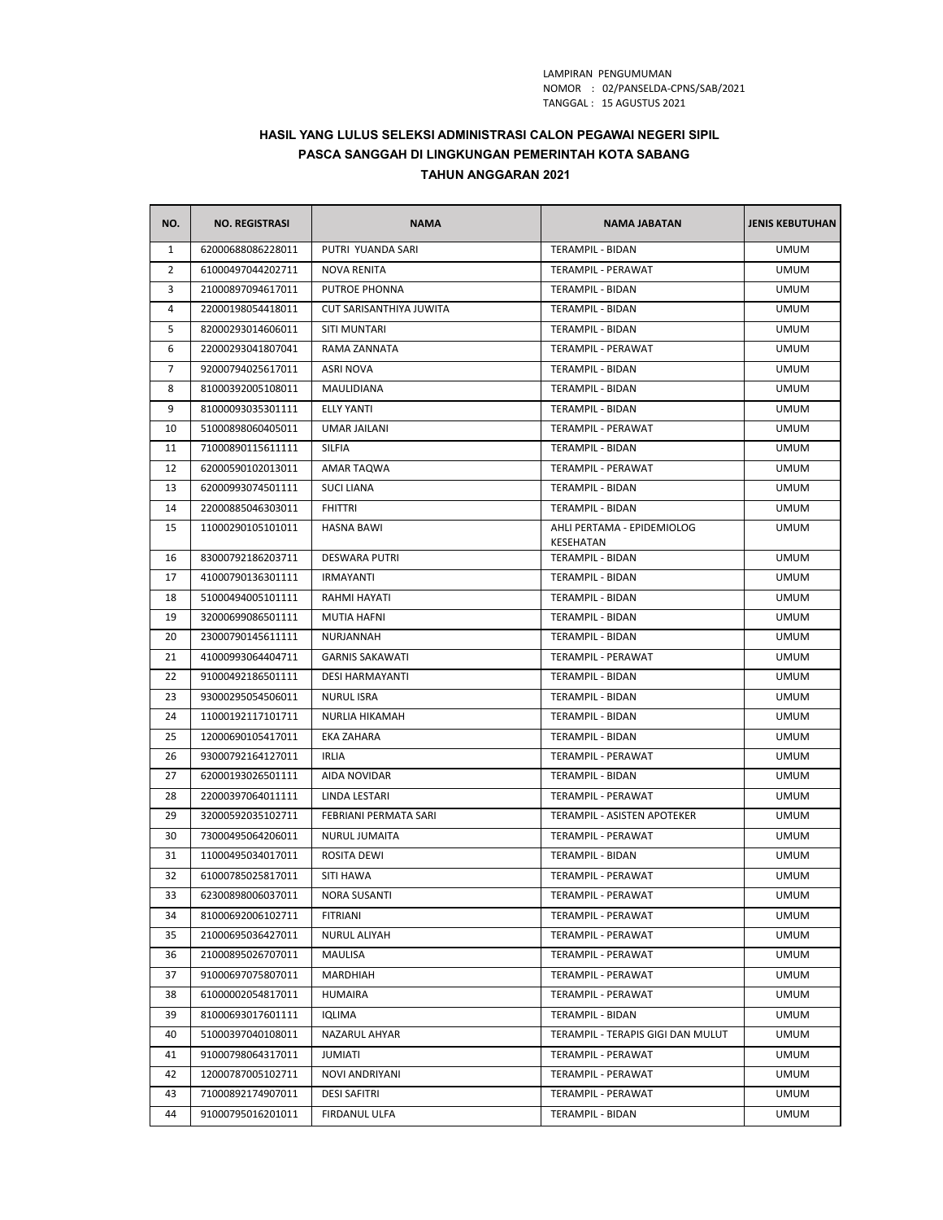LAMPIRAN PENGUMUMAN
NOMOR : 02/PANSELDA-CPNS/SAB/2021
TANGGAL : 15 AGUSTUS 2021

**HASIL YANG LULUS SELEKSI ADMINISTRASI CALON PEGAWAI NEGERI SIPIL PASCA SANGGAH DI LINGKUNGAN PEMERINTAH KOTA SABANG TAHUN ANGGARAN 2021**

| NO. | NO. REGISTRASI | NAMA | NAMA JABATAN | JENIS KEBUTUHAN |
|---|---|---|---|---|
| 1 | 62000688086228011 | PUTRI YUANDA SARI | TERAMPIL - BIDAN | UMUM |
| 2 | 61000497044202711 | NOVA RENITA | TERAMPIL - PERAWAT | UMUM |
| 3 | 21000897094617011 | PUTROE PHONNA | TERAMPIL - BIDAN | UMUM |
| 4 | 22000198054418011 | CUT SARISANTHIYA JUWITA | TERAMPIL - BIDAN | UMUM |
| 5 | 82000293014606011 | SITI MUNTARI | TERAMPIL - BIDAN | UMUM |
| 6 | 22000293041807041 | RAMA ZANNATA | TERAMPIL - PERAWAT | UMUM |
| 7 | 92000794025617011 | ASRI NOVA | TERAMPIL - BIDAN | UMUM |
| 8 | 81000392005108011 | MAULIDIANA | TERAMPIL - BIDAN | UMUM |
| 9 | 81000093035301111 | ELLY YANTI | TERAMPIL - BIDAN | UMUM |
| 10 | 51000898060405011 | UMAR JAILANI | TERAMPIL - PERAWAT | UMUM |
| 11 | 71000890115611111 | SILFIA | TERAMPIL - BIDAN | UMUM |
| 12 | 62000590102013011 | AMAR TAQWA | TERAMPIL - PERAWAT | UMUM |
| 13 | 62000993074501111 | SUCI LIANA | TERAMPIL - BIDAN | UMUM |
| 14 | 22000885046303011 | FHITTRI | TERAMPIL - BIDAN | UMUM |
| 15 | 11000290105101011 | HASNA BAWI | AHLI PERTAMA - EPIDEMIOLOG KESEHATAN | UMUM |
| 16 | 83000792186203711 | DESWARA PUTRI | TERAMPIL - BIDAN | UMUM |
| 17 | 41000790136301111 | IRMAYANTI | TERAMPIL - BIDAN | UMUM |
| 18 | 51000494005101111 | RAHMI HAYATI | TERAMPIL - BIDAN | UMUM |
| 19 | 32000699086501111 | MUTIA HAFNI | TERAMPIL - BIDAN | UMUM |
| 20 | 23000790145611111 | NURJANNAH | TERAMPIL - BIDAN | UMUM |
| 21 | 41000993064404711 | GARNIS SAKAWATI | TERAMPIL - PERAWAT | UMUM |
| 22 | 91000492186501111 | DESI HARMAYANTI | TERAMPIL - BIDAN | UMUM |
| 23 | 93000295054506011 | NURUL ISRA | TERAMPIL - BIDAN | UMUM |
| 24 | 11000192117101711 | NURLIA HIKAMAH | TERAMPIL - BIDAN | UMUM |
| 25 | 12000690105417011 | EKA ZAHARA | TERAMPIL - BIDAN | UMUM |
| 26 | 93000792164127011 | IRLIA | TERAMPIL - PERAWAT | UMUM |
| 27 | 62000193026501111 | AIDA NOVIDAR | TERAMPIL - BIDAN | UMUM |
| 28 | 22000397064011111 | LINDA LESTARI | TERAMPIL - PERAWAT | UMUM |
| 29 | 32000592035102711 | FEBRIANI PERMATA SARI | TERAMPIL - ASISTEN APOTEKER | UMUM |
| 30 | 73000495064206011 | NURUL JUMAITA | TERAMPIL - PERAWAT | UMUM |
| 31 | 11000495034017011 | ROSITA DEWI | TERAMPIL - BIDAN | UMUM |
| 32 | 61000785025817011 | SITI HAWA | TERAMPIL - PERAWAT | UMUM |
| 33 | 62300898006037011 | NORA SUSANTI | TERAMPIL - PERAWAT | UMUM |
| 34 | 81000692006102711 | FITRIANI | TERAMPIL - PERAWAT | UMUM |
| 35 | 21000695036427011 | NURUL ALIYAH | TERAMPIL - PERAWAT | UMUM |
| 36 | 21000895026707011 | MAULISA | TERAMPIL - PERAWAT | UMUM |
| 37 | 91000697075807011 | MARDHIAH | TERAMPIL - PERAWAT | UMUM |
| 38 | 61000002054817011 | HUMAIRA | TERAMPIL - PERAWAT | UMUM |
| 39 | 81000693017601111 | IQLIMA | TERAMPIL - BIDAN | UMUM |
| 40 | 51000397040108011 | NAZARUL AHYAR | TERAMPIL - TERAPIS GIGI DAN MULUT | UMUM |
| 41 | 91000798064317011 | JUMIATI | TERAMPIL - PERAWAT | UMUM |
| 42 | 12000787005102711 | NOVI ANDRIYANI | TERAMPIL - PERAWAT | UMUM |
| 43 | 71000892174907011 | DESI SAFITRI | TERAMPIL - PERAWAT | UMUM |
| 44 | 91000795016201011 | FIRDANUL ULFA | TERAMPIL - BIDAN | UMUM |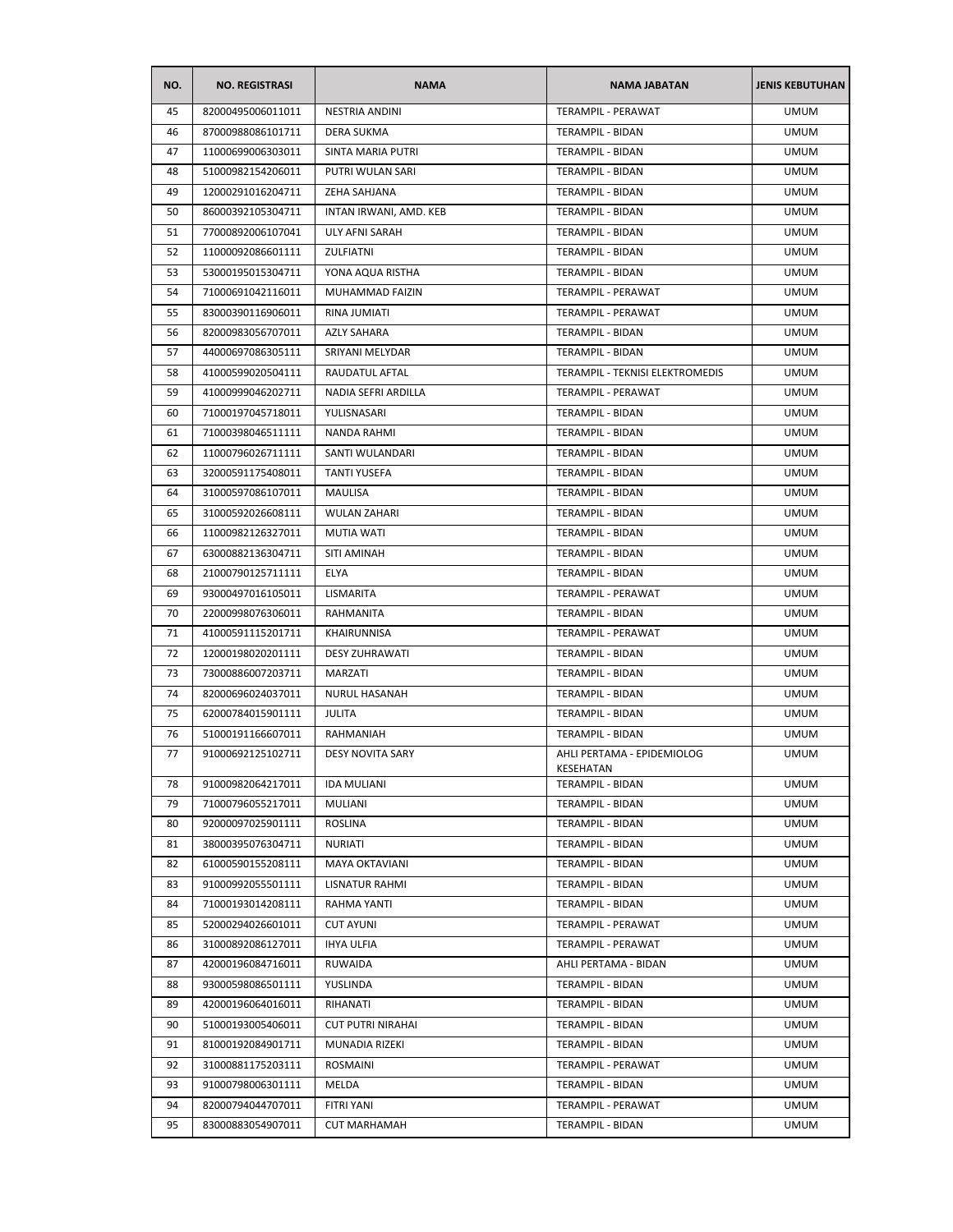| NO. | NO. REGISTRASI | NAMA | NAMA JABATAN | JENIS KEBUTUHAN |
|---|---|---|---|---|
| 45 | 82000495006011011 | NESTRIA ANDINI | TERAMPIL - PERAWAT | UMUM |
| 46 | 87000988086101711 | DERA SUKMA | TERAMPIL - BIDAN | UMUM |
| 47 | 11000699006303011 | SINTA MARIA PUTRI | TERAMPIL - BIDAN | UMUM |
| 48 | 51000982154206011 | PUTRI WULAN SARI | TERAMPIL - BIDAN | UMUM |
| 49 | 12000291016204711 | ZEHA SAHJANA | TERAMPIL - BIDAN | UMUM |
| 50 | 86000392105304711 | INTAN IRWANI, AMD. KEB | TERAMPIL - BIDAN | UMUM |
| 51 | 77000892006107041 | ULY AFNI SARAH | TERAMPIL - BIDAN | UMUM |
| 52 | 11000092086601111 | ZULFIATNI | TERAMPIL - BIDAN | UMUM |
| 53 | 53000195015304711 | YONA AQUA RISTHA | TERAMPIL - BIDAN | UMUM |
| 54 | 71000691042116011 | MUHAMMAD FAIZIN | TERAMPIL - PERAWAT | UMUM |
| 55 | 83000390116906011 | RINA JUMIATI | TERAMPIL - PERAWAT | UMUM |
| 56 | 82000983056707011 | AZLY SAHARA | TERAMPIL - BIDAN | UMUM |
| 57 | 44000697086305111 | SRIYANI MELYDAR | TERAMPIL - BIDAN | UMUM |
| 58 | 41000599020504111 | RAUDATUL AFTAL | TERAMPIL - TEKNISI ELEKTROMEDIS | UMUM |
| 59 | 41000999046202711 | NADIA SEFRI ARDILLA | TERAMPIL - PERAWAT | UMUM |
| 60 | 71000197045718011 | YULISNASARI | TERAMPIL - BIDAN | UMUM |
| 61 | 71000398046511111 | NANDA RAHMI | TERAMPIL - BIDAN | UMUM |
| 62 | 11000796026711111 | SANTI WULANDARI | TERAMPIL - BIDAN | UMUM |
| 63 | 32000591175408011 | TANTI YUSEFA | TERAMPIL - BIDAN | UMUM |
| 64 | 31000597086107011 | MAULISA | TERAMPIL - BIDAN | UMUM |
| 65 | 31000592026608111 | WULAN ZAHARI | TERAMPIL - BIDAN | UMUM |
| 66 | 11000982126327011 | MUTIA WATI | TERAMPIL - BIDAN | UMUM |
| 67 | 63000882136304711 | SITI AMINAH | TERAMPIL - BIDAN | UMUM |
| 68 | 21000790125711111 | ELYA | TERAMPIL - BIDAN | UMUM |
| 69 | 93000497016105011 | LISMARITA | TERAMPIL - PERAWAT | UMUM |
| 70 | 22000998076306011 | RAHMANITA | TERAMPIL - BIDAN | UMUM |
| 71 | 41000591115201711 | KHAIRUNNISA | TERAMPIL - PERAWAT | UMUM |
| 72 | 12000198020201111 | DESY ZUHRAWATI | TERAMPIL - BIDAN | UMUM |
| 73 | 73000886007203711 | MARZATI | TERAMPIL - BIDAN | UMUM |
| 74 | 82000696024037011 | NURUL HASANAH | TERAMPIL - BIDAN | UMUM |
| 75 | 62000784015901111 | JULITA | TERAMPIL - BIDAN | UMUM |
| 76 | 51000191166607011 | RAHMANIAH | TERAMPIL - BIDAN | UMUM |
| 77 | 91000692125102711 | DESY NOVITA SARY | AHLI PERTAMA - EPIDEMIOLOG KESEHATAN | UMUM |
| 78 | 91000982064217011 | IDA MULIANI | TERAMPIL - BIDAN | UMUM |
| 79 | 71000796055217011 | MULIANI | TERAMPIL - BIDAN | UMUM |
| 80 | 92000097025901111 | ROSLINA | TERAMPIL - BIDAN | UMUM |
| 81 | 38000395076304711 | NURIATI | TERAMPIL - BIDAN | UMUM |
| 82 | 61000590155208111 | MAYA OKTAVIANI | TERAMPIL - BIDAN | UMUM |
| 83 | 91000992055501111 | LISNATUR RAHMI | TERAMPIL - BIDAN | UMUM |
| 84 | 71000193014208111 | RAHMA YANTI | TERAMPIL - BIDAN | UMUM |
| 85 | 52000294026601011 | CUT AYUNI | TERAMPIL - PERAWAT | UMUM |
| 86 | 31000892086127011 | IHYA ULFIA | TERAMPIL - PERAWAT | UMUM |
| 87 | 42000196084716011 | RUWAIDA | AHLI PERTAMA - BIDAN | UMUM |
| 88 | 93000598086501111 | YUSLINDA | TERAMPIL - BIDAN | UMUM |
| 89 | 42000196064016011 | RIHANATI | TERAMPIL - BIDAN | UMUM |
| 90 | 51000193005406011 | CUT PUTRI NIRAHAI | TERAMPIL - BIDAN | UMUM |
| 91 | 81000192084901711 | MUNADIA RIZEKI | TERAMPIL - BIDAN | UMUM |
| 92 | 31000881175203111 | ROSMAINI | TERAMPIL - PERAWAT | UMUM |
| 93 | 91000798006301111 | MELDA | TERAMPIL - BIDAN | UMUM |
| 94 | 82000794044707011 | FITRI YANI | TERAMPIL - PERAWAT | UMUM |
| 95 | 83000883054907011 | CUT MARHAMAH | TERAMPIL - BIDAN | UMUM |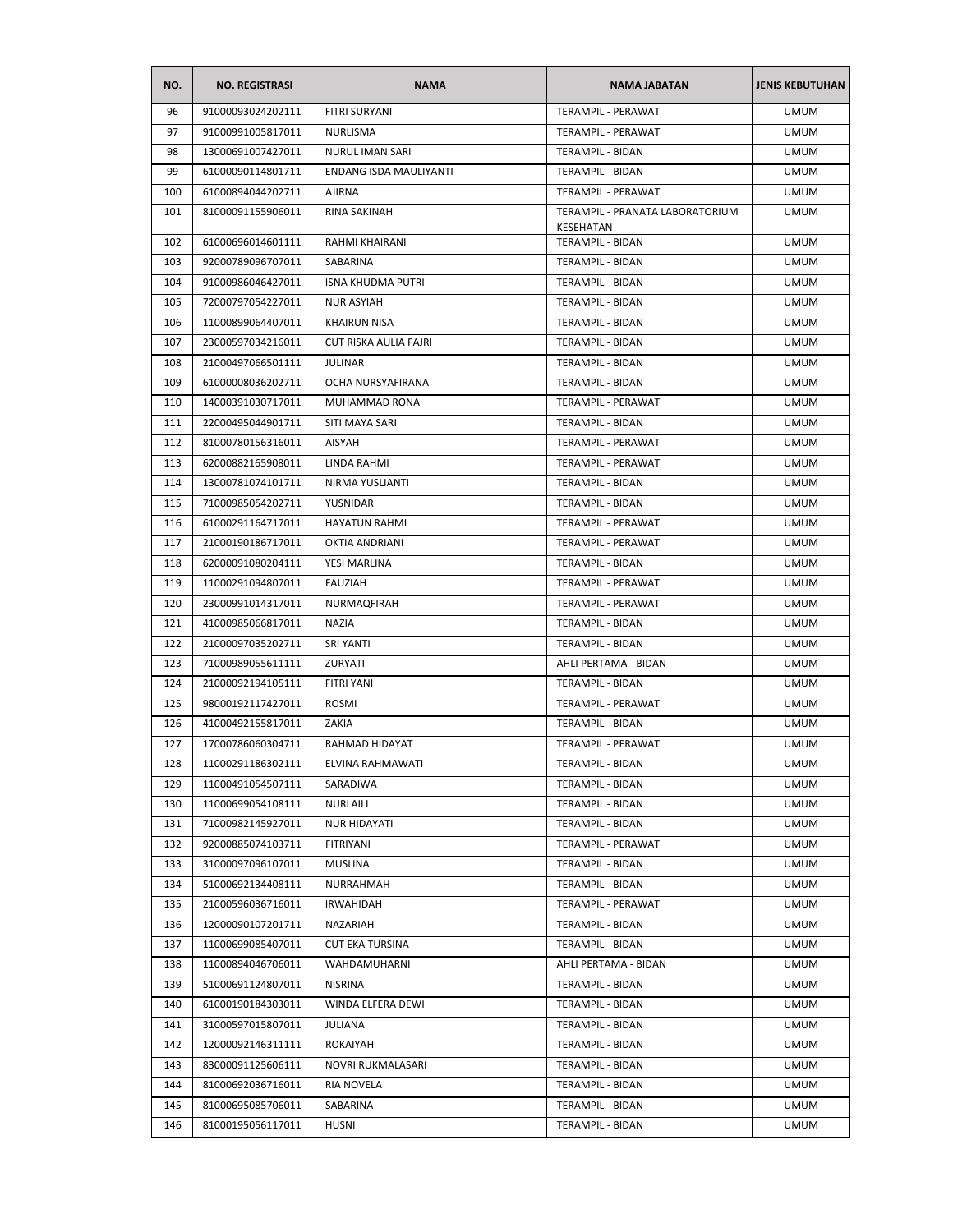| NO. | NO. REGISTRASI | NAMA | NAMA JABATAN | JENIS KEBUTUHAN |
|---|---|---|---|---|
| 96 | 91000093024202111 | FITRI SURYANI | TERAMPIL - PERAWAT | UMUM |
| 97 | 91000991005817011 | NURLISMA | TERAMPIL - PERAWAT | UMUM |
| 98 | 13000691007427011 | NURUL IMAN SARI | TERAMPIL - BIDAN | UMUM |
| 99 | 61000090114801711 | ENDANG ISDA MAULIYANTI | TERAMPIL - BIDAN | UMUM |
| 100 | 61000894044202711 | AJIRNA | TERAMPIL - PERAWAT | UMUM |
| 101 | 81000091155906011 | RINA SAKINAH | TERAMPIL - PRANATA LABORATORIUM KESEHATAN | UMUM |
| 102 | 61000696014601111 | RAHMI KHAIRANI | TERAMPIL - BIDAN | UMUM |
| 103 | 92000789096707011 | SABARINA | TERAMPIL - BIDAN | UMUM |
| 104 | 91000986046427011 | ISNA KHUDMA PUTRI | TERAMPIL - BIDAN | UMUM |
| 105 | 72000797054227011 | NUR ASYIAH | TERAMPIL - BIDAN | UMUM |
| 106 | 11000899064407011 | KHAIRUN NISA | TERAMPIL - BIDAN | UMUM |
| 107 | 23000597034216011 | CUT RISKA AULIA FAJRI | TERAMPIL - BIDAN | UMUM |
| 108 | 21000497066501111 | JULINAR | TERAMPIL - BIDAN | UMUM |
| 109 | 61000008036202711 | OCHA NURSYAFIRANA | TERAMPIL - BIDAN | UMUM |
| 110 | 14000391030717011 | MUHAMMAD RONA | TERAMPIL - PERAWAT | UMUM |
| 111 | 22000495044901711 | SITI MAYA SARI | TERAMPIL - BIDAN | UMUM |
| 112 | 81000780156316011 | AISYAH | TERAMPIL - PERAWAT | UMUM |
| 113 | 62000882165908011 | LINDA RAHMI | TERAMPIL - PERAWAT | UMUM |
| 114 | 13000781074101711 | NIRMA YUSLIANTI | TERAMPIL - BIDAN | UMUM |
| 115 | 71000985054202711 | YUSNIDAR | TERAMPIL - BIDAN | UMUM |
| 116 | 61000291164717011 | HAYATUN RAHMI | TERAMPIL - PERAWAT | UMUM |
| 117 | 21000190186717011 | OKTIA ANDRIANI | TERAMPIL - PERAWAT | UMUM |
| 118 | 62000091080204111 | YESI MARLINA | TERAMPIL - BIDAN | UMUM |
| 119 | 11000291094807011 | FAUZIAH | TERAMPIL - PERAWAT | UMUM |
| 120 | 23000991014317011 | NURMAQFIRAH | TERAMPIL - PERAWAT | UMUM |
| 121 | 41000985066817011 | NAZIA | TERAMPIL - BIDAN | UMUM |
| 122 | 21000097035202711 | SRI YANTI | TERAMPIL - BIDAN | UMUM |
| 123 | 71000989055611111 | ZURYATI | AHLI PERTAMA - BIDAN | UMUM |
| 124 | 21000092194105111 | FITRI YANI | TERAMPIL - BIDAN | UMUM |
| 125 | 98000192117427011 | ROSMI | TERAMPIL - PERAWAT | UMUM |
| 126 | 41000492155817011 | ZAKIA | TERAMPIL - BIDAN | UMUM |
| 127 | 17000786060304711 | RAHMAD HIDAYAT | TERAMPIL - PERAWAT | UMUM |
| 128 | 11000291186302111 | ELVINA RAHMAWATI | TERAMPIL - BIDAN | UMUM |
| 129 | 11000491054507111 | SARADIWA | TERAMPIL - BIDAN | UMUM |
| 130 | 11000699054108111 | NURLAILI | TERAMPIL - BIDAN | UMUM |
| 131 | 71000982145927011 | NUR HIDAYATI | TERAMPIL - BIDAN | UMUM |
| 132 | 92000885074103711 | FITRIYANI | TERAMPIL - PERAWAT | UMUM |
| 133 | 31000097096107011 | MUSLINA | TERAMPIL - BIDAN | UMUM |
| 134 | 51000692134408111 | NURRAHMAH | TERAMPIL - BIDAN | UMUM |
| 135 | 21000596036716011 | IRWAHIDAH | TERAMPIL - PERAWAT | UMUM |
| 136 | 12000090107201711 | NAZARIAH | TERAMPIL - BIDAN | UMUM |
| 137 | 11000699085407011 | CUT EKA TURSINA | TERAMPIL - BIDAN | UMUM |
| 138 | 11000894046706011 | WAHDAMUHARNI | AHLI PERTAMA - BIDAN | UMUM |
| 139 | 51000691124807011 | NISRINA | TERAMPIL - BIDAN | UMUM |
| 140 | 61000190184303011 | WINDA ELFERA DEWI | TERAMPIL - BIDAN | UMUM |
| 141 | 31000597015807011 | JULIANA | TERAMPIL - BIDAN | UMUM |
| 142 | 12000092146311111 | ROKAIYAH | TERAMPIL - BIDAN | UMUM |
| 143 | 83000091125606111 | NOVRI RUKMALASARI | TERAMPIL - BIDAN | UMUM |
| 144 | 81000692036716011 | RIA NOVELA | TERAMPIL - BIDAN | UMUM |
| 145 | 81000695085706011 | SABARINA | TERAMPIL - BIDAN | UMUM |
| 146 | 81000195056117011 | HUSNI | TERAMPIL - BIDAN | UMUM |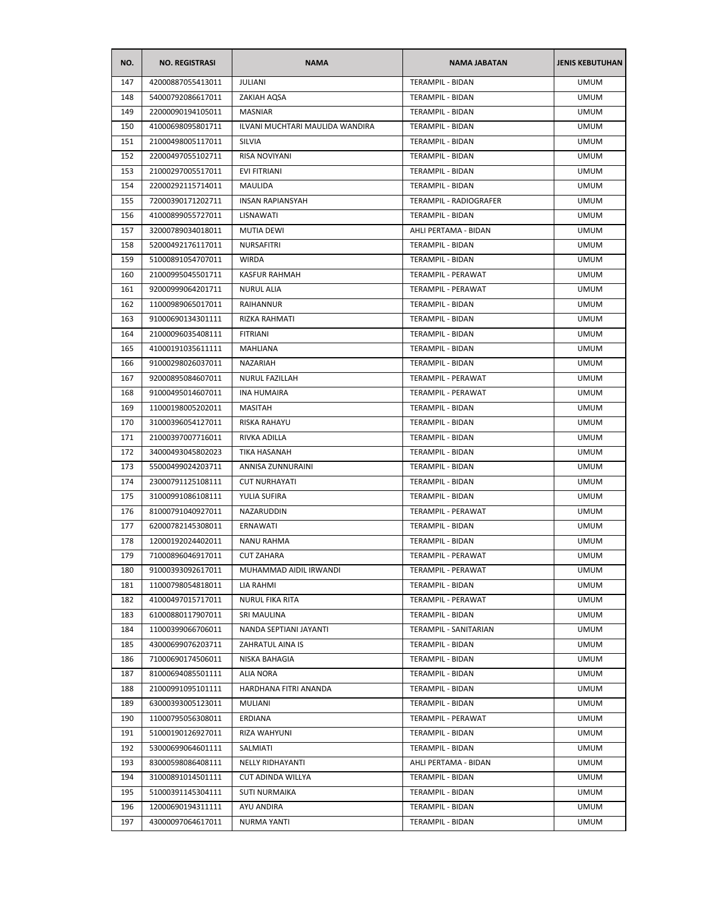| NO. | NO. REGISTRASI | NAMA | NAMA JABATAN | JENIS KEBUTUHAN |
|---|---|---|---|---|
| 147 | 42000887055413011 | JULIANI | TERAMPIL - BIDAN | UMUM |
| 148 | 54000792086617011 | ZAKIAH AQSA | TERAMPIL - BIDAN | UMUM |
| 149 | 22000090194105011 | MASNIAR | TERAMPIL - BIDAN | UMUM |
| 150 | 41000698095801711 | ILVANI MUCHTARI MAULIDA WANDIRA | TERAMPIL - BIDAN | UMUM |
| 151 | 21000498005117011 | SILVIA | TERAMPIL - BIDAN | UMUM |
| 152 | 22000497055102711 | RISA NOVIYANI | TERAMPIL - BIDAN | UMUM |
| 153 | 21000297005517011 | EVI FITRIANI | TERAMPIL - BIDAN | UMUM |
| 154 | 22000292115714011 | MAULIDA | TERAMPIL - BIDAN | UMUM |
| 155 | 72000390171202711 | INSAN RAPIANSYAH | TERAMPIL - RADIOGRAFER | UMUM |
| 156 | 41000899055727011 | LISNAWATI | TERAMPIL - BIDAN | UMUM |
| 157 | 32000789034018011 | MUTIA DEWI | AHLI PERTAMA - BIDAN | UMUM |
| 158 | 52000492176117011 | NURSAFITRI | TERAMPIL - BIDAN | UMUM |
| 159 | 51000891054707011 | WIRDA | TERAMPIL - BIDAN | UMUM |
| 160 | 21000995045501711 | KASFUR RAHMAH | TERAMPIL - PERAWAT | UMUM |
| 161 | 92000999064201711 | NURUL ALIA | TERAMPIL - PERAWAT | UMUM |
| 162 | 11000989065017011 | RAIHANNUR | TERAMPIL - BIDAN | UMUM |
| 163 | 91000690134301111 | RIZKA RAHMATI | TERAMPIL - BIDAN | UMUM |
| 164 | 21000096035408111 | FITRIANI | TERAMPIL - BIDAN | UMUM |
| 165 | 41000191035611111 | MAHLIANA | TERAMPIL - BIDAN | UMUM |
| 166 | 91000298026037011 | NAZARIAH | TERAMPIL - BIDAN | UMUM |
| 167 | 92000895084607011 | NURUL FAZILLAH | TERAMPIL - PERAWAT | UMUM |
| 168 | 91000495014607011 | INA HUMAIRA | TERAMPIL - PERAWAT | UMUM |
| 169 | 11000198005202011 | MASITAH | TERAMPIL - BIDAN | UMUM |
| 170 | 31000396054127011 | RISKA RAHAYU | TERAMPIL - BIDAN | UMUM |
| 171 | 21000397007716011 | RIVKA ADILLA | TERAMPIL - BIDAN | UMUM |
| 172 | 34000493045802023 | TIKA HASANAH | TERAMPIL - BIDAN | UMUM |
| 173 | 55000499024203711 | ANNISA ZUNNURAINI | TERAMPIL - BIDAN | UMUM |
| 174 | 23000791125108111 | CUT NURHAYATI | TERAMPIL - BIDAN | UMUM |
| 175 | 31000991086108111 | YULIA SUFIRA | TERAMPIL - BIDAN | UMUM |
| 176 | 81000791040927011 | NAZARUDDIN | TERAMPIL - PERAWAT | UMUM |
| 177 | 62000782145308011 | ERNAWATI | TERAMPIL - BIDAN | UMUM |
| 178 | 12000192024402011 | NANU RAHMA | TERAMPIL - BIDAN | UMUM |
| 179 | 71000896046917011 | CUT ZAHARA | TERAMPIL - PERAWAT | UMUM |
| 180 | 91000393092617011 | MUHAMMAD AIDIL IRWANDI | TERAMPIL - PERAWAT | UMUM |
| 181 | 11000798054818011 | LIA RAHMI | TERAMPIL - BIDAN | UMUM |
| 182 | 41000497015717011 | NURUL FIKA RITA | TERAMPIL - PERAWAT | UMUM |
| 183 | 61000880117907011 | SRI MAULINA | TERAMPIL - BIDAN | UMUM |
| 184 | 11000399066706011 | NANDA SEPTIANI JAYANTI | TERAMPIL - SANITARIAN | UMUM |
| 185 | 43000699076203711 | ZAHRATUL AINA IS | TERAMPIL - BIDAN | UMUM |
| 186 | 71000690174506011 | NISKA BAHAGIA | TERAMPIL - BIDAN | UMUM |
| 187 | 81000694085501111 | ALIA NORA | TERAMPIL - BIDAN | UMUM |
| 188 | 21000991095101111 | HARDHANA FITRI ANANDA | TERAMPIL - BIDAN | UMUM |
| 189 | 63000393005123011 | MULIANI | TERAMPIL - BIDAN | UMUM |
| 190 | 11000795056308011 | ERDIANA | TERAMPIL - PERAWAT | UMUM |
| 191 | 51000190126927011 | RIZA WAHYUNI | TERAMPIL - BIDAN | UMUM |
| 192 | 53000699064601111 | SALMIATI | TERAMPIL - BIDAN | UMUM |
| 193 | 83000598086408111 | NELLY RIDHAYANTI | AHLI PERTAMA - BIDAN | UMUM |
| 194 | 31000891014501111 | CUT ADINDA WILLYA | TERAMPIL - BIDAN | UMUM |
| 195 | 51000391145304111 | SUTI NURMAIKA | TERAMPIL - BIDAN | UMUM |
| 196 | 12000690194311111 | AYU ANDIRA | TERAMPIL - BIDAN | UMUM |
| 197 | 43000097064617011 | NURMA YANTI | TERAMPIL - BIDAN | UMUM |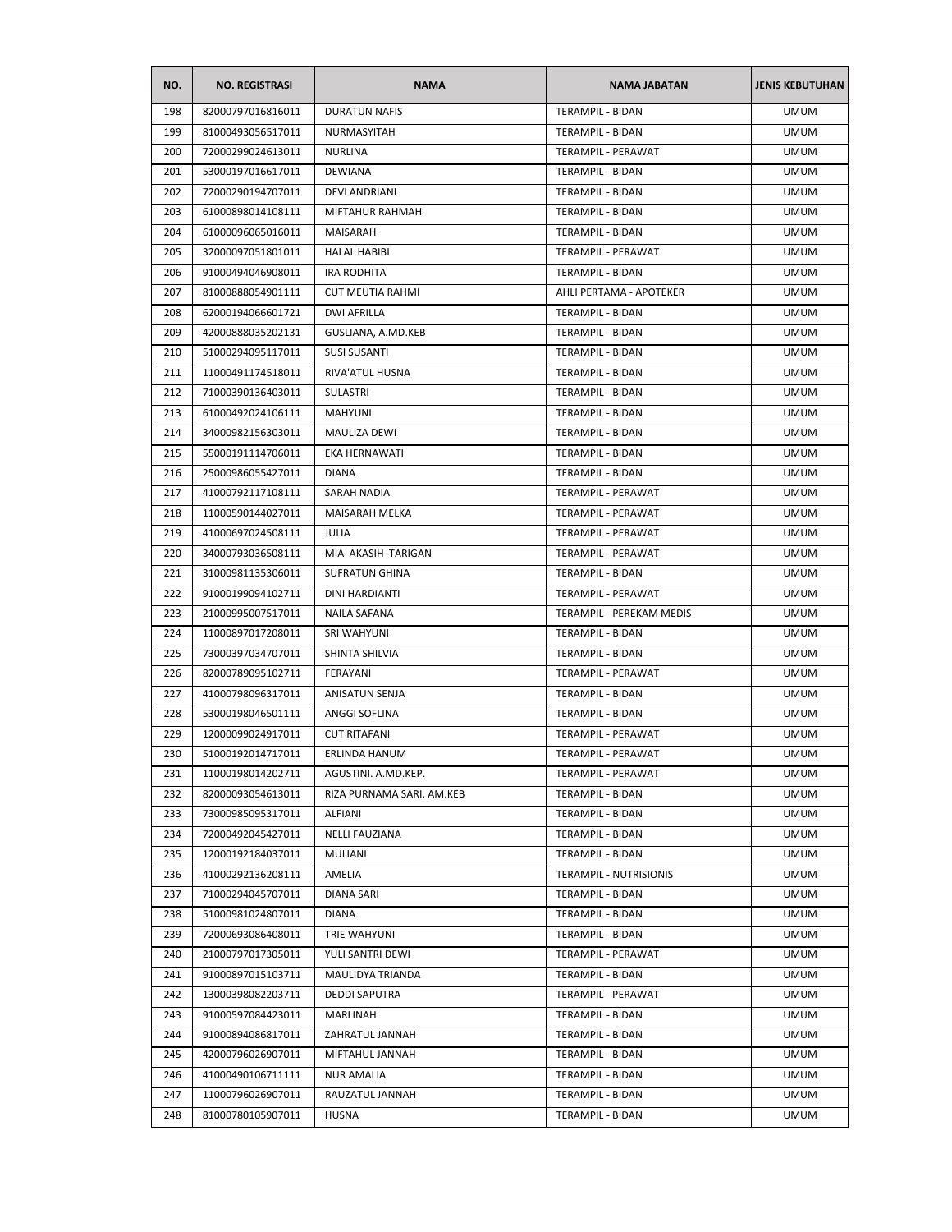| NO. | NO. REGISTRASI | NAMA | NAMA JABATAN | JENIS KEBUTUHAN |
|---|---|---|---|---|
| 198 | 82000797016816011 | DURATUN NAFIS | TERAMPIL - BIDAN | UMUM |
| 199 | 81000493056517011 | NURMASYITAH | TERAMPIL - BIDAN | UMUM |
| 200 | 72000299024613011 | NURLINA | TERAMPIL - PERAWAT | UMUM |
| 201 | 53000197016617011 | DEWIANA | TERAMPIL - BIDAN | UMUM |
| 202 | 72000290194707011 | DEVI ANDRIANI | TERAMPIL - BIDAN | UMUM |
| 203 | 61000898014108111 | MIFTAHUR RAHMAH | TERAMPIL - BIDAN | UMUM |
| 204 | 61000096065016011 | MAISARAH | TERAMPIL - BIDAN | UMUM |
| 205 | 32000097051801011 | HALAL HABIBI | TERAMPIL - PERAWAT | UMUM |
| 206 | 91000494046908011 | IRA RODHITA | TERAMPIL - BIDAN | UMUM |
| 207 | 81000888054901111 | CUT MEUTIA RAHMI | AHLI PERTAMA - APOTEKER | UMUM |
| 208 | 62000194066601721 | DWI AFRILLA | TERAMPIL - BIDAN | UMUM |
| 209 | 42000888035202131 | GUSLIANA, A.MD.KEB | TERAMPIL - BIDAN | UMUM |
| 210 | 51000294095117011 | SUSI SUSANTI | TERAMPIL - BIDAN | UMUM |
| 211 | 11000491174518011 | RIVA'ATUL HUSNA | TERAMPIL - BIDAN | UMUM |
| 212 | 71000390136403011 | SULASTRI | TERAMPIL - BIDAN | UMUM |
| 213 | 61000492024106111 | MAHYUNI | TERAMPIL - BIDAN | UMUM |
| 214 | 34000982156303011 | MAULIZA DEWI | TERAMPIL - BIDAN | UMUM |
| 215 | 55000191114706011 | EKA HERNAWATI | TERAMPIL - BIDAN | UMUM |
| 216 | 25000986055427011 | DIANA | TERAMPIL - BIDAN | UMUM |
| 217 | 41000792117108111 | SARAH NADIA | TERAMPIL - PERAWAT | UMUM |
| 218 | 11000590144027011 | MAISARAH MELKA | TERAMPIL - PERAWAT | UMUM |
| 219 | 41000697024508111 | JULIA | TERAMPIL - PERAWAT | UMUM |
| 220 | 34000793036508111 | MIA AKASIH TARIGAN | TERAMPIL - PERAWAT | UMUM |
| 221 | 31000981135306011 | SUFRATUN GHINA | TERAMPIL - BIDAN | UMUM |
| 222 | 91000199094102711 | DINI HARDIANTI | TERAMPIL - PERAWAT | UMUM |
| 223 | 21000995007517011 | NAILA SAFANA | TERAMPIL - PEREKAM MEDIS | UMUM |
| 224 | 11000897017208011 | SRI WAHYUNI | TERAMPIL - BIDAN | UMUM |
| 225 | 73000397034707011 | SHINTA SHILVIA | TERAMPIL - BIDAN | UMUM |
| 226 | 82000789095102711 | FERAYANI | TERAMPIL - PERAWAT | UMUM |
| 227 | 41000798096317011 | ANISATUN SENJA | TERAMPIL - BIDAN | UMUM |
| 228 | 53000198046501111 | ANGGI SOFLINA | TERAMPIL - BIDAN | UMUM |
| 229 | 12000099024917011 | CUT RITAFANI | TERAMPIL - PERAWAT | UMUM |
| 230 | 51000192014717011 | ERLINDA HANUM | TERAMPIL - PERAWAT | UMUM |
| 231 | 11000198014202711 | AGUSTINI. A.MD.KEP. | TERAMPIL - PERAWAT | UMUM |
| 232 | 82000093054613011 | RIZA PURNAMA SARI, AM.KEB | TERAMPIL - BIDAN | UMUM |
| 233 | 73000985095317011 | ALFIANI | TERAMPIL - BIDAN | UMUM |
| 234 | 72000492045427011 | NELLI FAUZIANA | TERAMPIL - BIDAN | UMUM |
| 235 | 12000192184037011 | MULIANI | TERAMPIL - BIDAN | UMUM |
| 236 | 41000292136208111 | AMELIA | TERAMPIL - NUTRISIONIS | UMUM |
| 237 | 71000294045707011 | DIANA SARI | TERAMPIL - BIDAN | UMUM |
| 238 | 51000981024807011 | DIANA | TERAMPIL - BIDAN | UMUM |
| 239 | 72000693086408011 | TRIE WAHYUNI | TERAMPIL - BIDAN | UMUM |
| 240 | 21000797017305011 | YULI SANTRI DEWI | TERAMPIL - PERAWAT | UMUM |
| 241 | 91000897015103711 | MAULIDYA TRIANDA | TERAMPIL - BIDAN | UMUM |
| 242 | 13000398082203711 | DEDDI SAPUTRA | TERAMPIL - PERAWAT | UMUM |
| 243 | 91000597084423011 | MARLINAH | TERAMPIL - BIDAN | UMUM |
| 244 | 91000894086817011 | ZAHRATUL JANNAH | TERAMPIL - BIDAN | UMUM |
| 245 | 42000796026907011 | MIFTAHUL JANNAH | TERAMPIL - BIDAN | UMUM |
| 246 | 41000490106711111 | NUR AMALIA | TERAMPIL - BIDAN | UMUM |
| 247 | 11000796026907011 | RAUZATUL JANNAH | TERAMPIL - BIDAN | UMUM |
| 248 | 81000780105907011 | HUSNA | TERAMPIL - BIDAN | UMUM |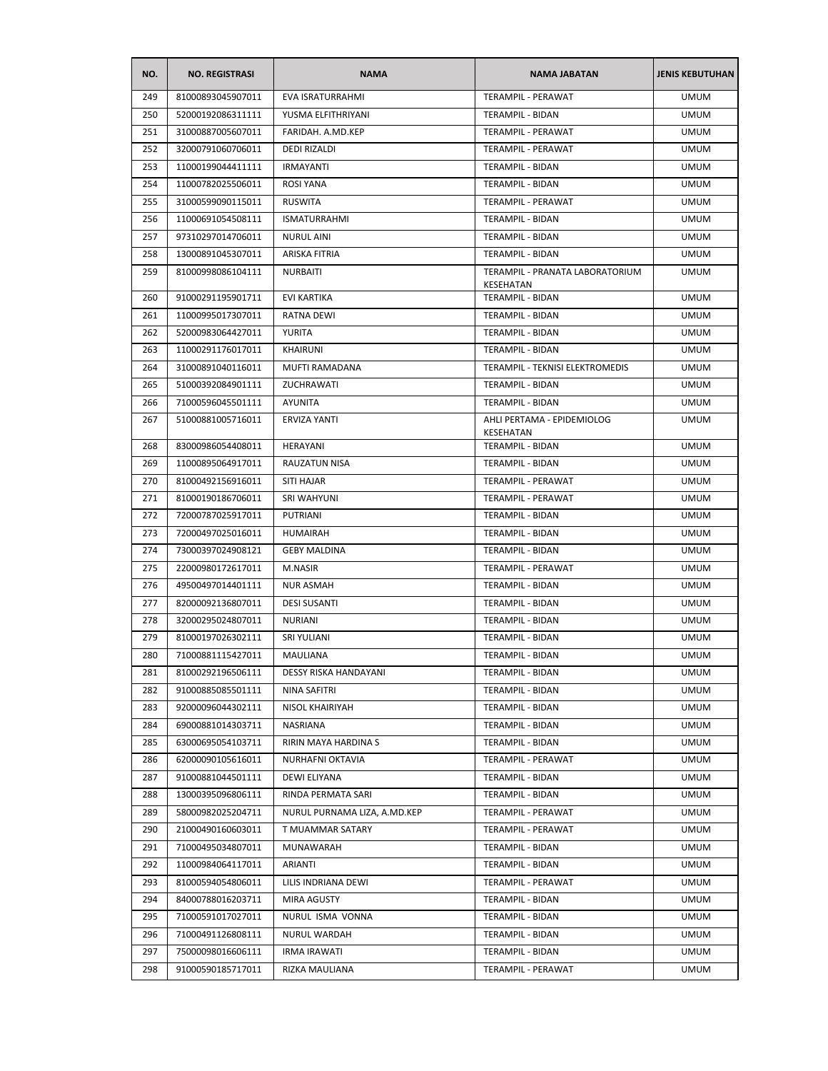| NO. | NO. REGISTRASI | NAMA | NAMA JABATAN | JENIS KEBUTUHAN |
|---|---|---|---|---|
| 249 | 81000893045907011 | EVA ISRATURRAHMI | TERAMPIL - PERAWAT | UMUM |
| 250 | 52000192086311111 | YUSMA ELFITHRIYANI | TERAMPIL - BIDAN | UMUM |
| 251 | 31000887005607011 | FARIDAH. A.MD.KEP | TERAMPIL - PERAWAT | UMUM |
| 252 | 32000791060706011 | DEDI RIZALDI | TERAMPIL - PERAWAT | UMUM |
| 253 | 11000199044411111 | IRMAYANTI | TERAMPIL - BIDAN | UMUM |
| 254 | 11000782025506011 | ROSI YANA | TERAMPIL - BIDAN | UMUM |
| 255 | 31000599090115011 | RUSWITA | TERAMPIL - PERAWAT | UMUM |
| 256 | 11000691054508111 | ISMATURRAHMI | TERAMPIL - BIDAN | UMUM |
| 257 | 97310297014706011 | NURUL AINI | TERAMPIL - BIDAN | UMUM |
| 258 | 13000891045307011 | ARISKA FITRIA | TERAMPIL - BIDAN | UMUM |
| 259 | 81000998086104111 | NURBAITI | TERAMPIL - PRANATA LABORATORIUM KESEHATAN | UMUM |
| 260 | 91000291195901711 | EVI KARTIKA | TERAMPIL - BIDAN | UMUM |
| 261 | 11000995017307011 | RATNA DEWI | TERAMPIL - BIDAN | UMUM |
| 262 | 52000983064427011 | YURITA | TERAMPIL - BIDAN | UMUM |
| 263 | 11000291176017011 | KHAIRUNI | TERAMPIL - BIDAN | UMUM |
| 264 | 31000891040116011 | MUFTI RAMADANA | TERAMPIL - TEKNISI ELEKTROMEDIS | UMUM |
| 265 | 51000392084901111 | ZUCHRAWATI | TERAMPIL - BIDAN | UMUM |
| 266 | 71000596045501111 | AYUNITA | TERAMPIL - BIDAN | UMUM |
| 267 | 51000881005716011 | ERVIZA YANTI | AHLI PERTAMA - EPIDEMIOLOG KESEHATAN | UMUM |
| 268 | 83000986054408011 | HERAYANI | TERAMPIL - BIDAN | UMUM |
| 269 | 11000895064917011 | RAUZATUN NISA | TERAMPIL - BIDAN | UMUM |
| 270 | 81000492156916011 | SITI HAJAR | TERAMPIL - PERAWAT | UMUM |
| 271 | 81000190186706011 | SRI WAHYUNI | TERAMPIL - PERAWAT | UMUM |
| 272 | 72000787025917011 | PUTRIANI | TERAMPIL - BIDAN | UMUM |
| 273 | 72000497025016011 | HUMAIRAH | TERAMPIL - BIDAN | UMUM |
| 274 | 73000397024908121 | GEBY MALDINA | TERAMPIL - BIDAN | UMUM |
| 275 | 22000980172617011 | M.NASIR | TERAMPIL - PERAWAT | UMUM |
| 276 | 49500497014401111 | NUR ASMAH | TERAMPIL - BIDAN | UMUM |
| 277 | 82000092136807011 | DESI SUSANTI | TERAMPIL - BIDAN | UMUM |
| 278 | 32000295024807011 | NURIANI | TERAMPIL - BIDAN | UMUM |
| 279 | 81000197026302111 | SRI YULIANI | TERAMPIL - BIDAN | UMUM |
| 280 | 71000881115427011 | MAULIANA | TERAMPIL - BIDAN | UMUM |
| 281 | 81000292196506111 | DESSY RISKA HANDAYANI | TERAMPIL - BIDAN | UMUM |
| 282 | 91000885085501111 | NINA SAFITRI | TERAMPIL - BIDAN | UMUM |
| 283 | 92000096044302111 | NISOL KHAIRIYAH | TERAMPIL - BIDAN | UMUM |
| 284 | 69000881014303711 | NASRIANA | TERAMPIL - BIDAN | UMUM |
| 285 | 63000695054103711 | RIRIN MAYA HARDINA S | TERAMPIL - BIDAN | UMUM |
| 286 | 62000090105616011 | NURHAFNI OKTAVIA | TERAMPIL - PERAWAT | UMUM |
| 287 | 91000881044501111 | DEWI ELIYANA | TERAMPIL - BIDAN | UMUM |
| 288 | 13000395096806111 | RINDA PERMATA SARI | TERAMPIL - BIDAN | UMUM |
| 289 | 58000982025204711 | NURUL PURNAMA LIZA, A.MD.KEP | TERAMPIL - PERAWAT | UMUM |
| 290 | 21000490160603011 | T MUAMMAR SATARY | TERAMPIL - PERAWAT | UMUM |
| 291 | 71000495034807011 | MUNAWARAH | TERAMPIL - BIDAN | UMUM |
| 292 | 11000984064117011 | ARIANTI | TERAMPIL - BIDAN | UMUM |
| 293 | 81000594054806011 | LILIS INDRIANA DEWI | TERAMPIL - PERAWAT | UMUM |
| 294 | 84000788016203711 | MIRA AGUSTY | TERAMPIL - BIDAN | UMUM |
| 295 | 71000591017027011 | NURUL ISMA VONNA | TERAMPIL - BIDAN | UMUM |
| 296 | 71000491126808111 | NURUL WARDAH | TERAMPIL - BIDAN | UMUM |
| 297 | 75000098016606111 | IRMA IRAWATI | TERAMPIL - BIDAN | UMUM |
| 298 | 91000590185717011 | RIZKA MAULIANA | TERAMPIL - PERAWAT | UMUM |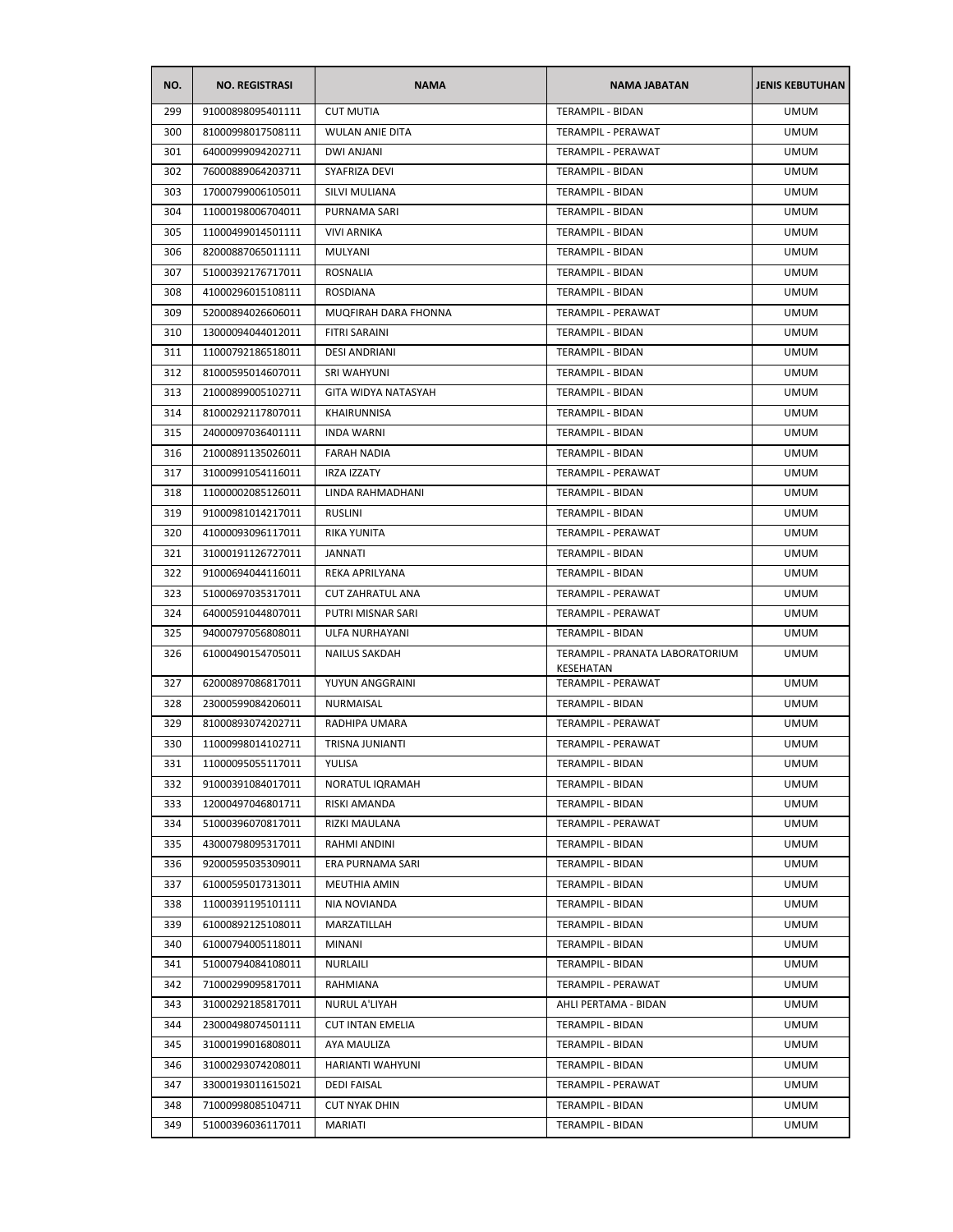| NO. | NO. REGISTRASI | NAMA | NAMA JABATAN | JENIS KEBUTUHAN |
|---|---|---|---|---|
| 299 | 91000898095401111 | CUT MUTIA | TERAMPIL - BIDAN | UMUM |
| 300 | 81000998017508111 | WULAN ANIE DITA | TERAMPIL - PERAWAT | UMUM |
| 301 | 64000999094202711 | DWI ANJANI | TERAMPIL - PERAWAT | UMUM |
| 302 | 76000889064203711 | SYAFRIZA DEVI | TERAMPIL - BIDAN | UMUM |
| 303 | 17000799006105011 | SILVI MULIANA | TERAMPIL - BIDAN | UMUM |
| 304 | 11000198006704011 | PURNAMA SARI | TERAMPIL - BIDAN | UMUM |
| 305 | 11000499014501111 | VIVI ARNIKA | TERAMPIL - BIDAN | UMUM |
| 306 | 82000887065011111 | MULYANI | TERAMPIL - BIDAN | UMUM |
| 307 | 51000392176717011 | ROSNALIA | TERAMPIL - BIDAN | UMUM |
| 308 | 41000296015108111 | ROSDIANA | TERAMPIL - BIDAN | UMUM |
| 309 | 52000894026606011 | MUQFIRAH DARA FHONNA | TERAMPIL - PERAWAT | UMUM |
| 310 | 13000094044012011 | FITRI SARAINI | TERAMPIL - BIDAN | UMUM |
| 311 | 11000792186518011 | DESI ANDRIANI | TERAMPIL - BIDAN | UMUM |
| 312 | 81000595014607011 | SRI WAHYUNI | TERAMPIL - BIDAN | UMUM |
| 313 | 21000899005102711 | GITA WIDYA NATASYAH | TERAMPIL - BIDAN | UMUM |
| 314 | 81000292117807011 | KHAIRUNNISA | TERAMPIL - BIDAN | UMUM |
| 315 | 24000097036401111 | INDA WARNI | TERAMPIL - BIDAN | UMUM |
| 316 | 21000891135026011 | FARAH NADIA | TERAMPIL - BIDAN | UMUM |
| 317 | 31000991054116011 | IRZA IZZATY | TERAMPIL - PERAWAT | UMUM |
| 318 | 11000002085126011 | LINDA RAHMADHANI | TERAMPIL - BIDAN | UMUM |
| 319 | 91000981014217011 | RUSLINI | TERAMPIL - BIDAN | UMUM |
| 320 | 41000093096117011 | RIKA YUNITA | TERAMPIL - PERAWAT | UMUM |
| 321 | 31000191126727011 | JANNATI | TERAMPIL - BIDAN | UMUM |
| 322 | 91000694044116011 | REKA APRILYANA | TERAMPIL - BIDAN | UMUM |
| 323 | 51000697035317011 | CUT ZAHRATUL ANA | TERAMPIL - PERAWAT | UMUM |
| 324 | 64000591044807011 | PUTRI MISNAR SARI | TERAMPIL - PERAWAT | UMUM |
| 325 | 94000797056808011 | ULFA NURHAYANI | TERAMPIL - BIDAN | UMUM |
| 326 | 61000490154705011 | NAILUS SAKDAH | TERAMPIL - PRANATA LABORATORIUM KESEHATAN | UMUM |
| 327 | 62000897086817011 | YUYUN ANGGRAINI | TERAMPIL - PERAWAT | UMUM |
| 328 | 23000599084206011 | NURMAISAL | TERAMPIL - BIDAN | UMUM |
| 329 | 81000893074202711 | RADHIPA UMARA | TERAMPIL - PERAWAT | UMUM |
| 330 | 11000998014102711 | TRISNA JUNIANTI | TERAMPIL - PERAWAT | UMUM |
| 331 | 11000095055117011 | YULISA | TERAMPIL - BIDAN | UMUM |
| 332 | 91000391084017011 | NORATUL IQRAMAH | TERAMPIL - BIDAN | UMUM |
| 333 | 12000497046801711 | RISKI AMANDA | TERAMPIL - BIDAN | UMUM |
| 334 | 51000396070817011 | RIZKI MAULANA | TERAMPIL - PERAWAT | UMUM |
| 335 | 43000798095317011 | RAHMI ANDINI | TERAMPIL - BIDAN | UMUM |
| 336 | 92000595035309011 | ERA PURNAMA SARI | TERAMPIL - BIDAN | UMUM |
| 337 | 61000595017313011 | MEUTHIA AMIN | TERAMPIL - BIDAN | UMUM |
| 338 | 11000391195101111 | NIA NOVIANDA | TERAMPIL - BIDAN | UMUM |
| 339 | 61000892125108011 | MARZATILLAH | TERAMPIL - BIDAN | UMUM |
| 340 | 61000794005118011 | MINANI | TERAMPIL - BIDAN | UMUM |
| 341 | 51000794084108011 | NURLAILI | TERAMPIL - BIDAN | UMUM |
| 342 | 71000299095817011 | RAHMIANA | TERAMPIL - PERAWAT | UMUM |
| 343 | 31000292185817011 | NURUL A'LIYAH | AHLI PERTAMA - BIDAN | UMUM |
| 344 | 23000498074501111 | CUT INTAN EMELIA | TERAMPIL - BIDAN | UMUM |
| 345 | 31000199016808011 | AYA MAULIZA | TERAMPIL - BIDAN | UMUM |
| 346 | 31000293074208011 | HARIANTI WAHYUNI | TERAMPIL - BIDAN | UMUM |
| 347 | 33000193011615021 | DEDI FAISAL | TERAMPIL - PERAWAT | UMUM |
| 348 | 71000998085104711 | CUT NYAK DHIN | TERAMPIL - BIDAN | UMUM |
| 349 | 51000396036117011 | MARIATI | TERAMPIL - BIDAN | UMUM |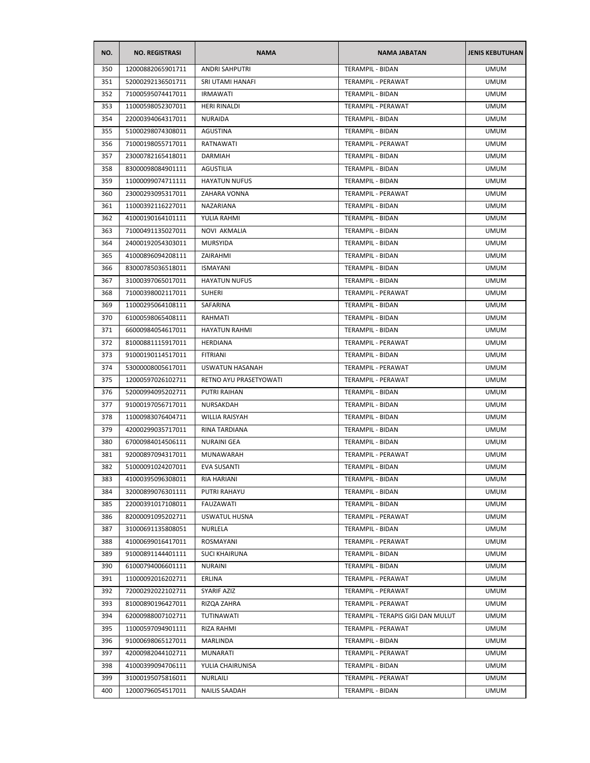| NO. | NO. REGISTRASI | NAMA | NAMA JABATAN | JENIS KEBUTUHAN |
|---|---|---|---|---|
| 350 | 12000882065901711 | ANDRI SAHPUTRI | TERAMPIL - BIDAN | UMUM |
| 351 | 52000292136501711 | SRI UTAMI HANAFI | TERAMPIL - PERAWAT | UMUM |
| 352 | 71000595074417011 | IRMAWATI | TERAMPIL - BIDAN | UMUM |
| 353 | 11000598052307011 | HERI RINALDI | TERAMPIL - PERAWAT | UMUM |
| 354 | 22000394064317011 | NURAIDA | TERAMPIL - BIDAN | UMUM |
| 355 | 51000298074308011 | AGUSTINA | TERAMPIL - BIDAN | UMUM |
| 356 | 71000198055717011 | RATNAWATI | TERAMPIL - PERAWAT | UMUM |
| 357 | 23000782165418011 | DARMIAH | TERAMPIL - BIDAN | UMUM |
| 358 | 83000098084901111 | AGUSTILIA | TERAMPIL - BIDAN | UMUM |
| 359 | 11000099074711111 | HAYATUN NUFUS | TERAMPIL - BIDAN | UMUM |
| 360 | 23000293095317011 | ZAHARA VONNA | TERAMPIL - PERAWAT | UMUM |
| 361 | 11000392116227011 | NAZARIANA | TERAMPIL - BIDAN | UMUM |
| 362 | 41000190164101111 | YULIA RAHMI | TERAMPIL - BIDAN | UMUM |
| 363 | 71000491135027011 | NOVI AKMALIA | TERAMPIL - BIDAN | UMUM |
| 364 | 24000192054303011 | MURSYIDA | TERAMPIL - BIDAN | UMUM |
| 365 | 41000896094208111 | ZAIRAHMI | TERAMPIL - BIDAN | UMUM |
| 366 | 83000785036518011 | ISMAYANI | TERAMPIL - BIDAN | UMUM |
| 367 | 31000397065017011 | HAYATUN NUFUS | TERAMPIL - BIDAN | UMUM |
| 368 | 71000398002117011 | SUHERI | TERAMPIL - PERAWAT | UMUM |
| 369 | 11000295064108111 | SAFARINA | TERAMPIL - BIDAN | UMUM |
| 370 | 61000598065408111 | RAHMATI | TERAMPIL - BIDAN | UMUM |
| 371 | 66000984054617011 | HAYATUN RAHMI | TERAMPIL - BIDAN | UMUM |
| 372 | 81000881115917011 | HERDIANA | TERAMPIL - PERAWAT | UMUM |
| 373 | 91000190114517011 | FITRIANI | TERAMPIL - BIDAN | UMUM |
| 374 | 53000008005617011 | USWATUN HASANAH | TERAMPIL - PERAWAT | UMUM |
| 375 | 12000597026102711 | RETNO AYU PRASETYOWATI | TERAMPIL - PERAWAT | UMUM |
| 376 | 52000994095202711 | PUTRI RAIHAN | TERAMPIL - BIDAN | UMUM |
| 377 | 91000197056717011 | NURSAKDAH | TERAMPIL - BIDAN | UMUM |
| 378 | 11000983076404711 | WILLIA RAISYAH | TERAMPIL - BIDAN | UMUM |
| 379 | 42000299035717011 | RINA TARDIANA | TERAMPIL - BIDAN | UMUM |
| 380 | 67000984014506111 | NURAINI GEA | TERAMPIL - BIDAN | UMUM |
| 381 | 92000897094317011 | MUNAWARAH | TERAMPIL - PERAWAT | UMUM |
| 382 | 51000091024207011 | EVA SUSANTI | TERAMPIL - BIDAN | UMUM |
| 383 | 41000395096308011 | RIA HARIANI | TERAMPIL - BIDAN | UMUM |
| 384 | 32000899076301111 | PUTRI RAHAYU | TERAMPIL - BIDAN | UMUM |
| 385 | 22000391017108011 | FAUZAWATI | TERAMPIL - BIDAN | UMUM |
| 386 | 82000091095202711 | USWATUL HUSNA | TERAMPIL - PERAWAT | UMUM |
| 387 | 31000691135808051 | NURLELA | TERAMPIL - BIDAN | UMUM |
| 388 | 41000699016417011 | ROSMAYANI | TERAMPIL - PERAWAT | UMUM |
| 389 | 91000891144401111 | SUCI KHAIRUNA | TERAMPIL - BIDAN | UMUM |
| 390 | 61000794006601111 | NURAINI | TERAMPIL - BIDAN | UMUM |
| 391 | 11000092016202711 | ERLINA | TERAMPIL - PERAWAT | UMUM |
| 392 | 72000292022102711 | SYARIF AZIZ | TERAMPIL - PERAWAT | UMUM |
| 393 | 81000890196427011 | RIZQA ZAHRA | TERAMPIL - PERAWAT | UMUM |
| 394 | 62000988007102711 | TUTINAWATI | TERAMPIL - TERAPIS GIGI DAN MULUT | UMUM |
| 395 | 11000597094901111 | RIZA RAHMI | TERAMPIL - PERAWAT | UMUM |
| 396 | 91000698065127011 | MARLINDA | TERAMPIL - BIDAN | UMUM |
| 397 | 42000982044102711 | MUNARATI | TERAMPIL - PERAWAT | UMUM |
| 398 | 41000399094706111 | YULIA CHAIRUNISA | TERAMPIL - BIDAN | UMUM |
| 399 | 31000195075816011 | NURLAILI | TERAMPIL - PERAWAT | UMUM |
| 400 | 12000796054517011 | NAILIS SAADAH | TERAMPIL - BIDAN | UMUM |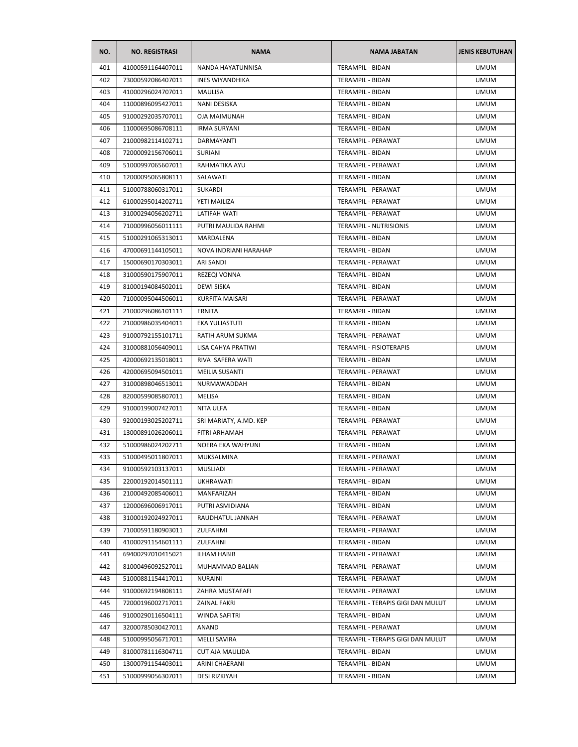| NO. | NO. REGISTRASI | NAMA | NAMA JABATAN | JENIS KEBUTUHAN |
|---|---|---|---|---|
| 401 | 41000591164407011 | NANDA HAYATUNNISA | TERAMPIL - BIDAN | UMUM |
| 402 | 73000592086407011 | INES WIYANDHIKA | TERAMPIL - BIDAN | UMUM |
| 403 | 41000296024707011 | MAULISA | TERAMPIL - BIDAN | UMUM |
| 404 | 11000896095427011 | NANI DESISKA | TERAMPIL - BIDAN | UMUM |
| 405 | 91000292035707011 | OJA MAIMUNAH | TERAMPIL - BIDAN | UMUM |
| 406 | 11000695086708111 | IRMA SURYANI | TERAMPIL - BIDAN | UMUM |
| 407 | 21000982114102711 | DARMAYANTI | TERAMPIL - PERAWAT | UMUM |
| 408 | 72000092156706011 | SURIANI | TERAMPIL - BIDAN | UMUM |
| 409 | 51000997065607011 | RAHMATIKA AYU | TERAMPIL - PERAWAT | UMUM |
| 410 | 12000095065808111 | SALAWATI | TERAMPIL - BIDAN | UMUM |
| 411 | 51000788060317011 | SUKARDI | TERAMPIL - PERAWAT | UMUM |
| 412 | 61000295014202711 | YETI MAILIZA | TERAMPIL - PERAWAT | UMUM |
| 413 | 31000294056202711 | LATIFAH WATI | TERAMPIL - PERAWAT | UMUM |
| 414 | 71000996056011111 | PUTRI MAULIDA RAHMI | TERAMPIL - NUTRISIONIS | UMUM |
| 415 | 51000291065313011 | MARDALENA | TERAMPIL - BIDAN | UMUM |
| 416 | 47000691144105011 | NOVA INDRIANI HARAHAP | TERAMPIL - BIDAN | UMUM |
| 417 | 15000690170303011 | ARI SANDI | TERAMPIL - PERAWAT | UMUM |
| 418 | 31000590175907011 | REZEQI VONNA | TERAMPIL - BIDAN | UMUM |
| 419 | 81000194084502011 | DEWI SISKA | TERAMPIL - BIDAN | UMUM |
| 420 | 71000095044506011 | KURFITA MAISARI | TERAMPIL - PERAWAT | UMUM |
| 421 | 21000296086101111 | ERNITA | TERAMPIL - BIDAN | UMUM |
| 422 | 21000986035404011 | EKA YULIASTUTI | TERAMPIL - BIDAN | UMUM |
| 423 | 91000792155101711 | RATIH ARUM SUKMA | TERAMPIL - PERAWAT | UMUM |
| 424 | 31000881056409011 | LISA CAHYA PRATIWI | TERAMPIL - FISIOTERAPIS | UMUM |
| 425 | 42000692135018011 | RIVA SAFERA WATI | TERAMPIL - BIDAN | UMUM |
| 426 | 42000695094501011 | MEILIA SUSANTI | TERAMPIL - PERAWAT | UMUM |
| 427 | 31000898046513011 | NURMAWADDAH | TERAMPIL - BIDAN | UMUM |
| 428 | 82000599085807011 | MELISA | TERAMPIL - BIDAN | UMUM |
| 429 | 91000199007427011 | NITA ULFA | TERAMPIL - BIDAN | UMUM |
| 430 | 92000193025202711 | SRI MARIATY, A.MD. KEP | TERAMPIL - PERAWAT | UMUM |
| 431 | 13000891026206011 | FITRI ARHAMAH | TERAMPIL - PERAWAT | UMUM |
| 432 | 51000986024202711 | NOERA EKA WAHYUNI | TERAMPIL - BIDAN | UMUM |
| 433 | 51000495011807011 | MUKSALMINA | TERAMPIL - PERAWAT | UMUM |
| 434 | 91000592103137011 | MUSLIADI | TERAMPIL - PERAWAT | UMUM |
| 435 | 22000192014501111 | UKHRAWATI | TERAMPIL - BIDAN | UMUM |
| 436 | 21000492085406011 | MANFARIZAH | TERAMPIL - BIDAN | UMUM |
| 437 | 12000696006917011 | PUTRI ASMIDIANA | TERAMPIL - BIDAN | UMUM |
| 438 | 31000192024927011 | RAUDHATUL JANNAH | TERAMPIL - PERAWAT | UMUM |
| 439 | 71000591180903011 | ZULFAHMI | TERAMPIL - PERAWAT | UMUM |
| 440 | 41000291154601111 | ZULFAHNI | TERAMPIL - BIDAN | UMUM |
| 441 | 69400297010415021 | ILHAM HABIB | TERAMPIL - PERAWAT | UMUM |
| 442 | 81000496092527011 | MUHAMMAD BALIAN | TERAMPIL - PERAWAT | UMUM |
| 443 | 51000881154417011 | NURAINI | TERAMPIL - PERAWAT | UMUM |
| 444 | 91000692194808111 | ZAHRA MUSTAFAFI | TERAMPIL - PERAWAT | UMUM |
| 445 | 72000196002717011 | ZAINAL FAKRI | TERAMPIL - TERAPIS GIGI DAN MULUT | UMUM |
| 446 | 91000290116504111 | WINDA SAFITRI | TERAMPIL - BIDAN | UMUM |
| 447 | 32000785030427011 | ANAND | TERAMPIL - PERAWAT | UMUM |
| 448 | 51000995056717011 | MELLI SAVIRA | TERAMPIL - TERAPIS GIGI DAN MULUT | UMUM |
| 449 | 81000781116304711 | CUT AJA MAULIDA | TERAMPIL - BIDAN | UMUM |
| 450 | 13000791154403011 | ARINI CHAERANI | TERAMPIL - BIDAN | UMUM |
| 451 | 51000999056307011 | DESI RIZKIYAH | TERAMPIL - BIDAN | UMUM |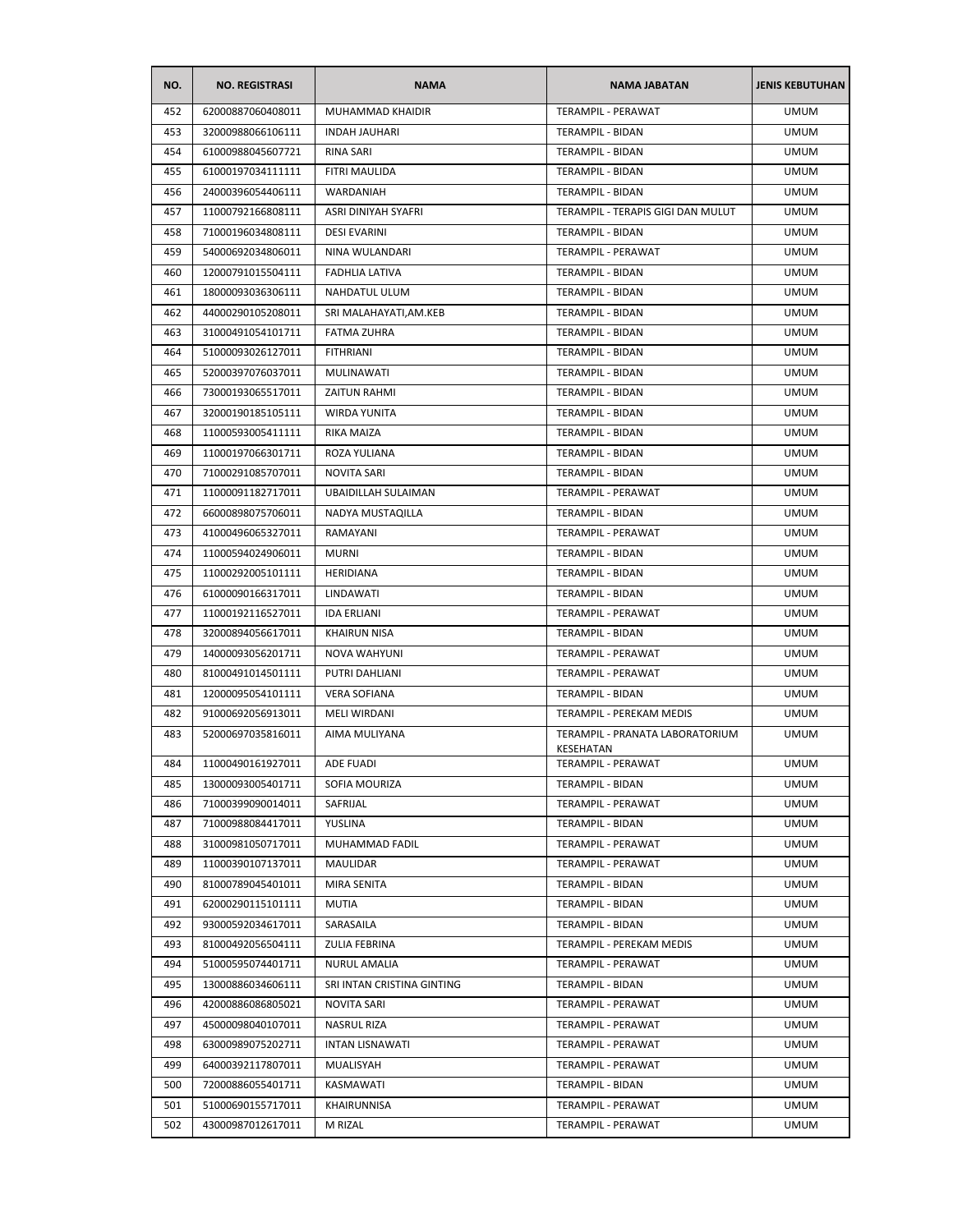| NO. | NO. REGISTRASI | NAMA | NAMA JABATAN | JENIS KEBUTUHAN |
|---|---|---|---|---|
| 452 | 62000887060408011 | MUHAMMAD KHAIDIR | TERAMPIL - PERAWAT | UMUM |
| 453 | 32000988066106111 | INDAH JAUHARI | TERAMPIL - BIDAN | UMUM |
| 454 | 61000988045607721 | RINA SARI | TERAMPIL - BIDAN | UMUM |
| 455 | 61000197034111111 | FITRI MAULIDA | TERAMPIL - BIDAN | UMUM |
| 456 | 24000396054406111 | WARDANIAH | TERAMPIL - BIDAN | UMUM |
| 457 | 11000792166808111 | ASRI DINIYAH SYAFRI | TERAMPIL - TERAPIS GIGI DAN MULUT | UMUM |
| 458 | 71000196034808111 | DESI EVARINI | TERAMPIL - BIDAN | UMUM |
| 459 | 54000692034806011 | NINA WULANDARI | TERAMPIL - PERAWAT | UMUM |
| 460 | 12000791015504111 | FADHLIA LATIVA | TERAMPIL - BIDAN | UMUM |
| 461 | 18000093036306111 | NAHDATUL ULUM | TERAMPIL - BIDAN | UMUM |
| 462 | 44000290105208011 | SRI MALAHAYATI,AM.KEB | TERAMPIL - BIDAN | UMUM |
| 463 | 31000491054101711 | FATMA ZUHRA | TERAMPIL - BIDAN | UMUM |
| 464 | 51000093026127011 | FITHRIANI | TERAMPIL - BIDAN | UMUM |
| 465 | 52000397076037011 | MULINAWATI | TERAMPIL - BIDAN | UMUM |
| 466 | 73000193065517011 | ZAITUN RAHMI | TERAMPIL - BIDAN | UMUM |
| 467 | 32000190185105111 | WIRDA YUNITA | TERAMPIL - BIDAN | UMUM |
| 468 | 11000593005411111 | RIKA MAIZA | TERAMPIL - BIDAN | UMUM |
| 469 | 11000197066301711 | ROZA YULIANA | TERAMPIL - BIDAN | UMUM |
| 470 | 71000291085707011 | NOVITA SARI | TERAMPIL - BIDAN | UMUM |
| 471 | 11000091182717011 | UBAIDILLAH SULAIMAN | TERAMPIL - PERAWAT | UMUM |
| 472 | 66000898075706011 | NADYA MUSTAQILLA | TERAMPIL - BIDAN | UMUM |
| 473 | 41000496065327011 | RAMAYANI | TERAMPIL - PERAWAT | UMUM |
| 474 | 11000594024906011 | MURNI | TERAMPIL - BIDAN | UMUM |
| 475 | 11000292005101111 | HERIDIANA | TERAMPIL - BIDAN | UMUM |
| 476 | 61000090166317011 | LINDAWATI | TERAMPIL - BIDAN | UMUM |
| 477 | 11000192116527011 | IDA ERLIANI | TERAMPIL - PERAWAT | UMUM |
| 478 | 32000894056617011 | KHAIRUN NISA | TERAMPIL - BIDAN | UMUM |
| 479 | 14000093056201711 | NOVA WAHYUNI | TERAMPIL - PERAWAT | UMUM |
| 480 | 81000491014501111 | PUTRI DAHLIANI | TERAMPIL - PERAWAT | UMUM |
| 481 | 12000095054101111 | VERA SOFIANA | TERAMPIL - BIDAN | UMUM |
| 482 | 91000692056913011 | MELI WIRDANI | TERAMPIL - PEREKAM MEDIS | UMUM |
| 483 | 52000697035816011 | AIMA MULIYANA | TERAMPIL - PRANATA LABORATORIUM KESEHATAN | UMUM |
| 484 | 11000490161927011 | ADE FUADI | TERAMPIL - PERAWAT | UMUM |
| 485 | 13000093005401711 | SOFIA MOURIZA | TERAMPIL - BIDAN | UMUM |
| 486 | 71000399090014011 | SAFRIJAL | TERAMPIL - PERAWAT | UMUM |
| 487 | 71000988084417011 | YUSLINA | TERAMPIL - BIDAN | UMUM |
| 488 | 31000981050717011 | MUHAMMAD FADIL | TERAMPIL - PERAWAT | UMUM |
| 489 | 11000390107137011 | MAULIDAR | TERAMPIL - PERAWAT | UMUM |
| 490 | 81000789045401011 | MIRA SENITA | TERAMPIL - BIDAN | UMUM |
| 491 | 62000290115101111 | MUTIA | TERAMPIL - BIDAN | UMUM |
| 492 | 93000592034617011 | SARASAILA | TERAMPIL - BIDAN | UMUM |
| 493 | 81000492056504111 | ZULIA FEBRINA | TERAMPIL - PEREKAM MEDIS | UMUM |
| 494 | 51000595074401711 | NURUL AMALIA | TERAMPIL - PERAWAT | UMUM |
| 495 | 13000886034606111 | SRI INTAN CRISTINA GINTING | TERAMPIL - BIDAN | UMUM |
| 496 | 42000886086805021 | NOVITA SARI | TERAMPIL - PERAWAT | UMUM |
| 497 | 45000098040107011 | NASRUL RIZA | TERAMPIL - PERAWAT | UMUM |
| 498 | 63000989075202711 | INTAN LISNAWATI | TERAMPIL - PERAWAT | UMUM |
| 499 | 64000392117807011 | MUALISYAH | TERAMPIL - PERAWAT | UMUM |
| 500 | 72000886055401711 | KASMAWATI | TERAMPIL - BIDAN | UMUM |
| 501 | 51000690155717011 | KHAIRUNNISA | TERAMPIL - PERAWAT | UMUM |
| 502 | 43000987012617011 | M RIZAL | TERAMPIL - PERAWAT | UMUM |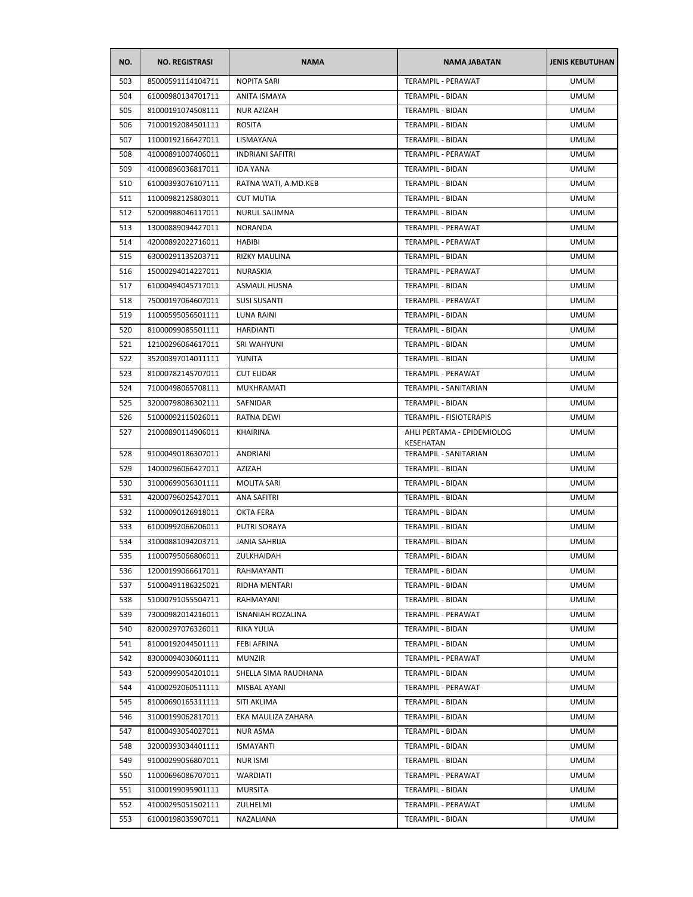| NO. | NO. REGISTRASI | NAMA | NAMA JABATAN | JENIS KEBUTUHAN |
| --- | --- | --- | --- | --- |
| 503 | 85000591114104711 | NOPITA SARI | TERAMPIL - PERAWAT | UMUM |
| 504 | 61000980134701711 | ANITA ISMAYA | TERAMPIL - BIDAN | UMUM |
| 505 | 81000191074508111 | NUR AZIZAH | TERAMPIL - BIDAN | UMUM |
| 506 | 71000192084501111 | ROSITA | TERAMPIL - BIDAN | UMUM |
| 507 | 11000192166427011 | LISMAYANA | TERAMPIL - BIDAN | UMUM |
| 508 | 41000891007406011 | INDRIANI SAFITRI | TERAMPIL - PERAWAT | UMUM |
| 509 | 41000896036817011 | IDA YANA | TERAMPIL - BIDAN | UMUM |
| 510 | 61000393076107111 | RATNA WATI, A.MD.KEB | TERAMPIL - BIDAN | UMUM |
| 511 | 11000982125803011 | CUT MUTIA | TERAMPIL - BIDAN | UMUM |
| 512 | 52000988046117011 | NURUL SALIMNA | TERAMPIL - BIDAN | UMUM |
| 513 | 13000889094427011 | NORANDA | TERAMPIL - PERAWAT | UMUM |
| 514 | 42000892022716011 | HABIBI | TERAMPIL - PERAWAT | UMUM |
| 515 | 63000291135203711 | RIZKY MAULINA | TERAMPIL - BIDAN | UMUM |
| 516 | 15000294014227011 | NURASKIA | TERAMPIL - PERAWAT | UMUM |
| 517 | 61000494045717011 | ASMAUL HUSNA | TERAMPIL - BIDAN | UMUM |
| 518 | 75000197064607011 | SUSI SUSANTI | TERAMPIL - PERAWAT | UMUM |
| 519 | 11000595056501111 | LUNA RAINI | TERAMPIL - BIDAN | UMUM |
| 520 | 81000099085501111 | HARDIANTI | TERAMPIL - BIDAN | UMUM |
| 521 | 12100296064617011 | SRI WAHYUNI | TERAMPIL - BIDAN | UMUM |
| 522 | 35200397014011111 | YUNITA | TERAMPIL - BIDAN | UMUM |
| 523 | 81000782145707011 | CUT ELIDAR | TERAMPIL - PERAWAT | UMUM |
| 524 | 71000498065708111 | MUKHRAMATI | TERAMPIL - SANITARIAN | UMUM |
| 525 | 32000798086302111 | SAFNIDAR | TERAMPIL - BIDAN | UMUM |
| 526 | 51000092115026011 | RATNA DEWI | TERAMPIL - FISIOTERAPIS | UMUM |
| 527 | 21000890114906011 | KHAIRINA | AHLI PERTAMA - EPIDEMIOLOG KESEHATAN | UMUM |
| 528 | 91000490186307011 | ANDRIANI | TERAMPIL - SANITARIAN | UMUM |
| 529 | 14000296066427011 | AZIZAH | TERAMPIL - BIDAN | UMUM |
| 530 | 31000699056301111 | MOLITA SARI | TERAMPIL - BIDAN | UMUM |
| 531 | 42000796025427011 | ANA SAFITRI | TERAMPIL - BIDAN | UMUM |
| 532 | 11000090126918011 | OKTA FERA | TERAMPIL - BIDAN | UMUM |
| 533 | 61000992066206011 | PUTRI SORAYA | TERAMPIL - BIDAN | UMUM |
| 534 | 31000881094203711 | JANIA SAHRIJA | TERAMPIL - BIDAN | UMUM |
| 535 | 11000795066806011 | ZULKHAIDAH | TERAMPIL - BIDAN | UMUM |
| 536 | 12000199066617011 | RAHMAYANTI | TERAMPIL - BIDAN | UMUM |
| 537 | 51000491186325021 | RIDHA MENTARI | TERAMPIL - BIDAN | UMUM |
| 538 | 51000791055504711 | RAHMAYANI | TERAMPIL - BIDAN | UMUM |
| 539 | 73000982014216011 | ISNANIAH ROZALINA | TERAMPIL - PERAWAT | UMUM |
| 540 | 82000297076326011 | RIKA YULIA | TERAMPIL - BIDAN | UMUM |
| 541 | 81000192044501111 | FEBI AFRINA | TERAMPIL - BIDAN | UMUM |
| 542 | 83000094030601111 | MUNZIR | TERAMPIL - PERAWAT | UMUM |
| 543 | 52000999054201011 | SHELLA SIMA RAUDHANA | TERAMPIL - BIDAN | UMUM |
| 544 | 41000292060511111 | MISBAL AYANI | TERAMPIL - PERAWAT | UMUM |
| 545 | 81000690165311111 | SITI AKLIMA | TERAMPIL - BIDAN | UMUM |
| 546 | 31000199062817011 | EKA MAULIZA ZAHARA | TERAMPIL - BIDAN | UMUM |
| 547 | 81000493054027011 | NUR ASMA | TERAMPIL - BIDAN | UMUM |
| 548 | 32000393034401111 | ISMAYANTI | TERAMPIL - BIDAN | UMUM |
| 549 | 91000299056807011 | NUR ISMI | TERAMPIL - BIDAN | UMUM |
| 550 | 11000696086707011 | WARDIATI | TERAMPIL - PERAWAT | UMUM |
| 551 | 31000199095901111 | MURSITA | TERAMPIL - BIDAN | UMUM |
| 552 | 41000295051502111 | ZULHELMI | TERAMPIL - PERAWAT | UMUM |
| 553 | 61000198035907011 | NAZALIANA | TERAMPIL - BIDAN | UMUM |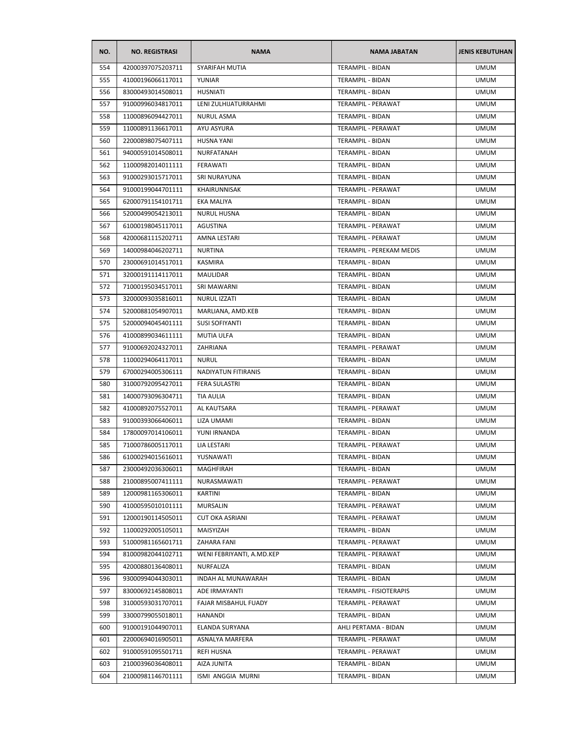| NO. | NO. REGISTRASI | NAMA | NAMA JABATAN | JENIS KEBUTUHAN |
|---|---|---|---|---|
| 554 | 42000397075203711 | SYARIFAH MUTIA | TERAMPIL - BIDAN | UMUM |
| 555 | 41000196066117011 | YUNIAR | TERAMPIL - BIDAN | UMUM |
| 556 | 83000493014508011 | HUSNIATI | TERAMPIL - BIDAN | UMUM |
| 557 | 91000996034817011 | LENI ZULHIJATURRAHMI | TERAMPIL - PERAWAT | UMUM |
| 558 | 11000896094427011 | NURUL ASMA | TERAMPIL - BIDAN | UMUM |
| 559 | 11000891136617011 | AYU ASYURA | TERAMPIL - PERAWAT | UMUM |
| 560 | 22000898075407111 | HUSNA YANI | TERAMPIL - BIDAN | UMUM |
| 561 | 94000591014508011 | NURFATANAH | TERAMPIL - BIDAN | UMUM |
| 562 | 11000982014011111 | FERAWATI | TERAMPIL - BIDAN | UMUM |
| 563 | 91000293015717011 | SRI NURAYUNA | TERAMPIL - BIDAN | UMUM |
| 564 | 91000199044701111 | KHAIRUNNISAK | TERAMPIL - PERAWAT | UMUM |
| 565 | 62000791154101711 | EKA MALIYA | TERAMPIL - BIDAN | UMUM |
| 566 | 52000499054213011 | NURUL HUSNA | TERAMPIL - BIDAN | UMUM |
| 567 | 61000198045117011 | AGUSTINA | TERAMPIL - PERAWAT | UMUM |
| 568 | 42000681115202711 | AMNA LESTARI | TERAMPIL - PERAWAT | UMUM |
| 569 | 14000984046202711 | NURTINA | TERAMPIL - PEREKAM MEDIS | UMUM |
| 570 | 23000691014517011 | KASMIRA | TERAMPIL - BIDAN | UMUM |
| 571 | 32000191114117011 | MAULIDAR | TERAMPIL - BIDAN | UMUM |
| 572 | 71000195034517011 | SRI MAWARNI | TERAMPIL - BIDAN | UMUM |
| 573 | 32000093035816011 | NURUL IZZATI | TERAMPIL - BIDAN | UMUM |
| 574 | 52000881054907011 | MARLIANA, AMD.KEB | TERAMPIL - BIDAN | UMUM |
| 575 | 52000094045401111 | SUSI SOFIYANTI | TERAMPIL - BIDAN | UMUM |
| 576 | 41000899034611111 | MUTIA ULFA | TERAMPIL - BIDAN | UMUM |
| 577 | 91000692024327011 | ZAHRIANA | TERAMPIL - PERAWAT | UMUM |
| 578 | 11000294064117011 | NURUL | TERAMPIL - BIDAN | UMUM |
| 579 | 67000294005306111 | NADIYATUN FITIRANIS | TERAMPIL - BIDAN | UMUM |
| 580 | 31000792095427011 | FERA SULASTRI | TERAMPIL - BIDAN | UMUM |
| 581 | 14000793096304711 | TIA AULIA | TERAMPIL - BIDAN | UMUM |
| 582 | 41000892075527011 | AL KAUTSARA | TERAMPIL - PERAWAT | UMUM |
| 583 | 91000393066406011 | LIZA UMAMI | TERAMPIL - BIDAN | UMUM |
| 584 | 17800097014106011 | YUNI IRNANDA | TERAMPIL - BIDAN | UMUM |
| 585 | 71000786005117011 | LIA LESTARI | TERAMPIL - PERAWAT | UMUM |
| 586 | 61000294015616011 | YUSNAWATI | TERAMPIL - BIDAN | UMUM |
| 587 | 23000492036306011 | MAGHFIRAH | TERAMPIL - BIDAN | UMUM |
| 588 | 21000895007411111 | NURASMAWATI | TERAMPIL - PERAWAT | UMUM |
| 589 | 12000981165306011 | KARTINI | TERAMPIL - BIDAN | UMUM |
| 590 | 41000595010101111 | MURSALIN | TERAMPIL - PERAWAT | UMUM |
| 591 | 12000190114505011 | CUT OKA ASRIANI | TERAMPIL - PERAWAT | UMUM |
| 592 | 11000292005105011 | MAISYIZAH | TERAMPIL - BIDAN | UMUM |
| 593 | 51000981165601711 | ZAHARA FANI | TERAMPIL - PERAWAT | UMUM |
| 594 | 81000982044102711 | WENI FEBRIYANTI, A.MD.KEP | TERAMPIL - PERAWAT | UMUM |
| 595 | 42000880136408011 | NURFALIZA | TERAMPIL - BIDAN | UMUM |
| 596 | 93000994044303011 | INDAH AL MUNAWARAH | TERAMPIL - BIDAN | UMUM |
| 597 | 83000692145808011 | ADE IRMAYANTI | TERAMPIL - FISIOTERAPIS | UMUM |
| 598 | 31000593031707011 | FAJAR MISBAHUL FUADY | TERAMPIL - PERAWAT | UMUM |
| 599 | 33000799055018011 | HANANDI | TERAMPIL - BIDAN | UMUM |
| 600 | 91000191044907011 | ELANDA SURYANA | AHLI PERTAMA - BIDAN | UMUM |
| 601 | 22000694016905011 | ASNALYA MARFERA | TERAMPIL - PERAWAT | UMUM |
| 602 | 91000591095501711 | REFI HUSNA | TERAMPIL - PERAWAT | UMUM |
| 603 | 21000396036408011 | AIZA JUNITA | TERAMPIL - BIDAN | UMUM |
| 604 | 21000981146701111 | ISMI ANGGIA MURNI | TERAMPIL - BIDAN | UMUM |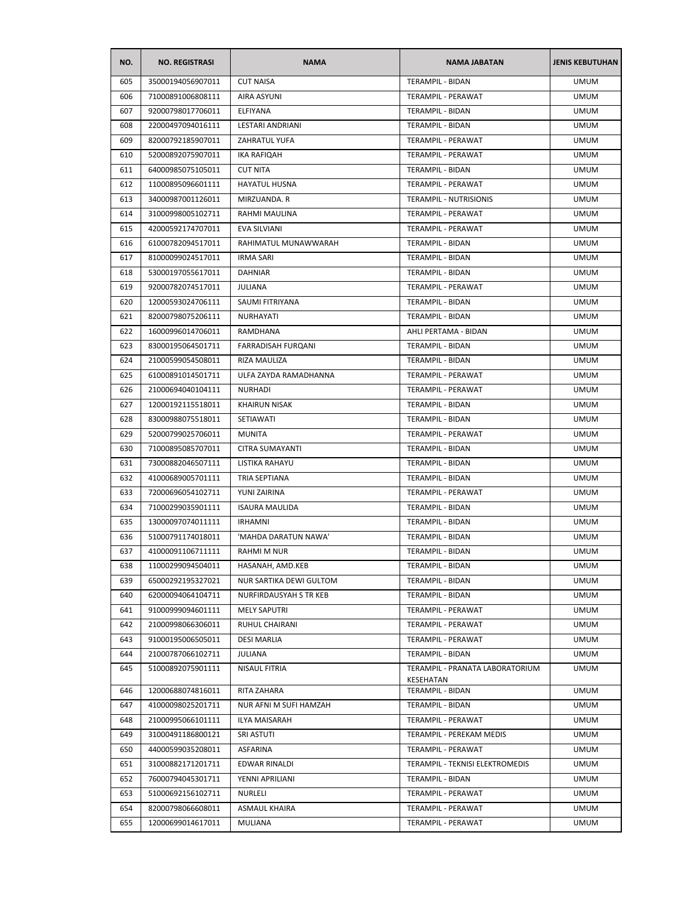| NO. | NO. REGISTRASI | NAMA | NAMA JABATAN | JENIS KEBUTUHAN |
|---|---|---|---|---|
| 605 | 35000194056907011 | CUT NAISA | TERAMPIL - BIDAN | UMUM |
| 606 | 71000891006808111 | AIRA ASYUNI | TERAMPIL - PERAWAT | UMUM |
| 607 | 92000798017706011 | ELFIYANA | TERAMPIL - BIDAN | UMUM |
| 608 | 22000497094016111 | LESTARI ANDRIANI | TERAMPIL - BIDAN | UMUM |
| 609 | 82000792185907011 | ZAHRATUL YUFA | TERAMPIL - PERAWAT | UMUM |
| 610 | 52000892075907011 | IKA RAFIQAH | TERAMPIL - PERAWAT | UMUM |
| 611 | 64000985075105011 | CUT NITA | TERAMPIL - BIDAN | UMUM |
| 612 | 11000895096601111 | HAYATUL HUSNA | TERAMPIL - PERAWAT | UMUM |
| 613 | 34000987001126011 | MIRZUANDA. R | TERAMPIL - NUTRISIONIS | UMUM |
| 614 | 31000998005102711 | RAHMI MAULINA | TERAMPIL - PERAWAT | UMUM |
| 615 | 42000592174707011 | EVA SILVIANI | TERAMPIL - PERAWAT | UMUM |
| 616 | 61000782094517011 | RAHIMATUL MUNAWWARAH | TERAMPIL - BIDAN | UMUM |
| 617 | 81000099024517011 | IRMA SARI | TERAMPIL - BIDAN | UMUM |
| 618 | 53000197055617011 | DAHNIAR | TERAMPIL - BIDAN | UMUM |
| 619 | 92000782074517011 | JULIANA | TERAMPIL - PERAWAT | UMUM |
| 620 | 12000593024706111 | SAUMI FITRIYANA | TERAMPIL - BIDAN | UMUM |
| 621 | 82000798075206111 | NURHAYATI | TERAMPIL - BIDAN | UMUM |
| 622 | 16000996014706011 | RAMDHANA | AHLI PERTAMA - BIDAN | UMUM |
| 623 | 83000195064501711 | FARRADISAH FURQANI | TERAMPIL - BIDAN | UMUM |
| 624 | 21000599054508011 | RIZA MAULIZA | TERAMPIL - BIDAN | UMUM |
| 625 | 61000891014501711 | ULFA ZAYDA RAMADHANNA | TERAMPIL - PERAWAT | UMUM |
| 626 | 21000694040104111 | NURHADI | TERAMPIL - PERAWAT | UMUM |
| 627 | 12000192115518011 | KHAIRUN NISAK | TERAMPIL - BIDAN | UMUM |
| 628 | 83000988075518011 | SETIAWATI | TERAMPIL - BIDAN | UMUM |
| 629 | 52000799025706011 | MUNITA | TERAMPIL - PERAWAT | UMUM |
| 630 | 71000895085707011 | CITRA SUMAYANTI | TERAMPIL - BIDAN | UMUM |
| 631 | 73000882046507111 | LISTIKA RAHAYU | TERAMPIL - BIDAN | UMUM |
| 632 | 41000689005701111 | TRIA SEPTIANA | TERAMPIL - BIDAN | UMUM |
| 633 | 72000696054102711 | YUNI ZAIRINA | TERAMPIL - PERAWAT | UMUM |
| 634 | 71000299035901111 | ISAURA MAULIDA | TERAMPIL - BIDAN | UMUM |
| 635 | 13000097074011111 | IRHAMNI | TERAMPIL - BIDAN | UMUM |
| 636 | 51000791174018011 | 'MAHDA DARATUN NAWA' | TERAMPIL - BIDAN | UMUM |
| 637 | 41000091106711111 | RAHMI M NUR | TERAMPIL - BIDAN | UMUM |
| 638 | 11000299094504011 | HASANAH, AMD.KEB | TERAMPIL - BIDAN | UMUM |
| 639 | 65000292195327021 | NUR SARTIKA DEWI GULTOM | TERAMPIL - BIDAN | UMUM |
| 640 | 62000094064104711 | NURFIRDAUSYAH S TR KEB | TERAMPIL - BIDAN | UMUM |
| 641 | 91000999094601111 | MELY SAPUTRI | TERAMPIL - PERAWAT | UMUM |
| 642 | 21000998066306011 | RUHUL CHAIRANI | TERAMPIL - PERAWAT | UMUM |
| 643 | 91000195006505011 | DESI MARLIA | TERAMPIL - PERAWAT | UMUM |
| 644 | 21000787066102711 | JULIANA | TERAMPIL - BIDAN | UMUM |
| 645 | 51000892075901111 | NISAUL FITRIA | TERAMPIL - PRANATA LABORATORIUM KESEHATAN | UMUM |
| 646 | 12000688074816011 | RITA ZAHARA | TERAMPIL - BIDAN | UMUM |
| 647 | 41000098025201711 | NUR AFNI M SUFI HAMZAH | TERAMPIL - BIDAN | UMUM |
| 648 | 21000995066101111 | ILYA MAISARAH | TERAMPIL - PERAWAT | UMUM |
| 649 | 31000491186800121 | SRI ASTUTI | TERAMPIL - PEREKAM MEDIS | UMUM |
| 650 | 44000599035208011 | ASFARINA | TERAMPIL - PERAWAT | UMUM |
| 651 | 31000882171201711 | EDWAR RINALDI | TERAMPIL - TEKNISI ELEKTROMEDIS | UMUM |
| 652 | 76000794045301711 | YENNI APRILIANI | TERAMPIL - BIDAN | UMUM |
| 653 | 51000692156102711 | NURLELI | TERAMPIL - PERAWAT | UMUM |
| 654 | 82000798066608011 | ASMAUL KHAIRA | TERAMPIL - PERAWAT | UMUM |
| 655 | 12000699014617011 | MULIANA | TERAMPIL - PERAWAT | UMUM |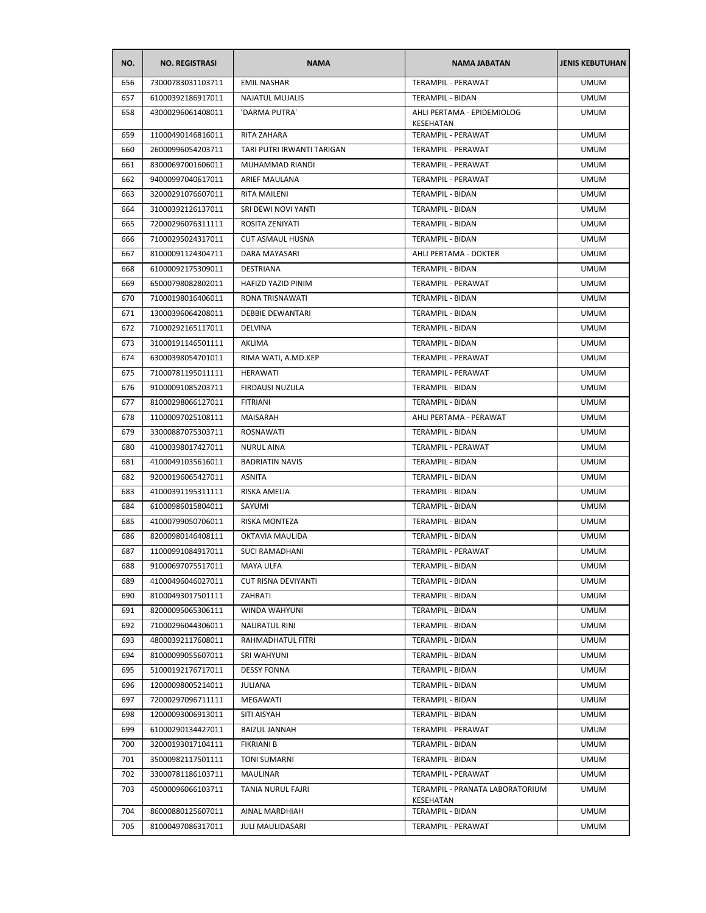| NO. | NO. REGISTRASI | NAMA | NAMA JABATAN | JENIS KEBUTUHAN |
|---|---|---|---|---|
| 656 | 73000783031103711 | EMIL NASHAR | TERAMPIL - PERAWAT | UMUM |
| 657 | 61000392186917011 | NAJATUL MUJALIS | TERAMPIL - BIDAN | UMUM |
| 658 | 43000296061408011 | 'DARMA PUTRA' | AHLI PERTAMA - EPIDEMIOLOG KESEHATAN | UMUM |
| 659 | 11000490146816011 | RITA ZAHARA | TERAMPIL - PERAWAT | UMUM |
| 660 | 26000996054203711 | TARI PUTRI IRWANTI TARIGAN | TERAMPIL - PERAWAT | UMUM |
| 661 | 83000697001606011 | MUHAMMAD RIANDI | TERAMPIL - PERAWAT | UMUM |
| 662 | 94000997040617011 | ARIEF MAULANA | TERAMPIL - PERAWAT | UMUM |
| 663 | 32000291076607011 | RITA MAILENI | TERAMPIL - BIDAN | UMUM |
| 664 | 31000392126137011 | SRI DEWI NOVI YANTI | TERAMPIL - BIDAN | UMUM |
| 665 | 72000296076311111 | ROSITA ZENIYATI | TERAMPIL - BIDAN | UMUM |
| 666 | 71000295024317011 | CUT ASMAUL HUSNA | TERAMPIL - BIDAN | UMUM |
| 667 | 81000091124304711 | DARA MAYASARI | AHLI PERTAMA - DOKTER | UMUM |
| 668 | 61000092175309011 | DESTRIANA | TERAMPIL - BIDAN | UMUM |
| 669 | 65000798082802011 | HAFIZD YAZID PINIM | TERAMPIL - PERAWAT | UMUM |
| 670 | 71000198016406011 | RONA TRISNAWATI | TERAMPIL - BIDAN | UMUM |
| 671 | 13000396064208011 | DEBBIE DEWANTARI | TERAMPIL - BIDAN | UMUM |
| 672 | 71000292165117011 | DELVINA | TERAMPIL - BIDAN | UMUM |
| 673 | 31000191146501111 | AKLIMA | TERAMPIL - BIDAN | UMUM |
| 674 | 63000398054701011 | RIMA WATI, A.MD.KEP | TERAMPIL - PERAWAT | UMUM |
| 675 | 71000781195011111 | HERAWATI | TERAMPIL - PERAWAT | UMUM |
| 676 | 91000091085203711 | FIRDAUSI NUZULA | TERAMPIL - BIDAN | UMUM |
| 677 | 81000298066127011 | FITRIANI | TERAMPIL - BIDAN | UMUM |
| 678 | 11000097025108111 | MAISARAH | AHLI PERTAMA - PERAWAT | UMUM |
| 679 | 33000887075303711 | ROSNAWATI | TERAMPIL - BIDAN | UMUM |
| 680 | 41000398017427011 | NURUL AINA | TERAMPIL - PERAWAT | UMUM |
| 681 | 41000491035616011 | BADRIATIN NAVIS | TERAMPIL - BIDAN | UMUM |
| 682 | 92000196065427011 | ASNITA | TERAMPIL - BIDAN | UMUM |
| 683 | 41000391195311111 | RISKA AMELIA | TERAMPIL - BIDAN | UMUM |
| 684 | 61000986015804011 | SAYUMI | TERAMPIL - BIDAN | UMUM |
| 685 | 41000799050706011 | RISKA MONTEZA | TERAMPIL - BIDAN | UMUM |
| 686 | 82000980146408111 | OKTAVIA MAULIDA | TERAMPIL - BIDAN | UMUM |
| 687 | 11000991084917011 | SUCI RAMADHANI | TERAMPIL - PERAWAT | UMUM |
| 688 | 91000697075517011 | MAYA ULFA | TERAMPIL - BIDAN | UMUM |
| 689 | 41000496046027011 | CUT RISNA DEVIYANTI | TERAMPIL - BIDAN | UMUM |
| 690 | 81000493017501111 | ZAHRATI | TERAMPIL - BIDAN | UMUM |
| 691 | 82000095065306111 | WINDA WAHYUNI | TERAMPIL - BIDAN | UMUM |
| 692 | 71000296044306011 | NAURATUL RINI | TERAMPIL - BIDAN | UMUM |
| 693 | 48000392117608011 | RAHMADHATUL FITRI | TERAMPIL - BIDAN | UMUM |
| 694 | 81000099055607011 | SRI WAHYUNI | TERAMPIL - BIDAN | UMUM |
| 695 | 51000192176717011 | DESSY FONNA | TERAMPIL - BIDAN | UMUM |
| 696 | 12000098005214011 | JULIANA | TERAMPIL - BIDAN | UMUM |
| 697 | 72000297096711111 | MEGAWATI | TERAMPIL - BIDAN | UMUM |
| 698 | 12000093006913011 | SITI AISYAH | TERAMPIL - BIDAN | UMUM |
| 699 | 61000290134427011 | BAIZUL JANNAH | TERAMPIL - PERAWAT | UMUM |
| 700 | 32000193017104111 | FIKRIANI B | TERAMPIL - BIDAN | UMUM |
| 701 | 35000982117501111 | TONI SUMARNI | TERAMPIL - BIDAN | UMUM |
| 702 | 33000781186103711 | MAULINAR | TERAMPIL - PERAWAT | UMUM |
| 703 | 45000096066103711 | TANIA NURUL FAJRI | TERAMPIL - PRANATA LABORATORIUM KESEHATAN | UMUM |
| 704 | 86000880125607011 | AINAL MARDHIAH | TERAMPIL - BIDAN | UMUM |
| 705 | 81000497086317011 | JULI MAULIDASARI | TERAMPIL - PERAWAT | UMUM |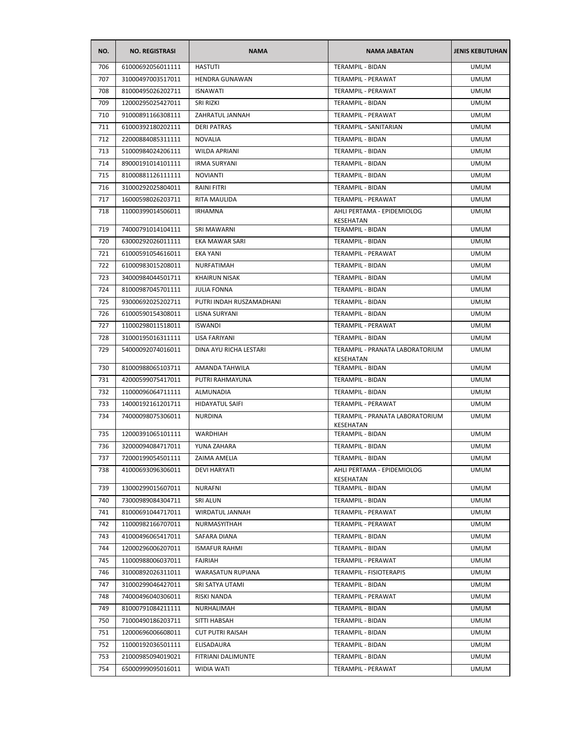| NO. | NO. REGISTRASI | NAMA | NAMA JABATAN | JENIS KEBUTUHAN |
|---|---|---|---|---|
| 706 | 61000692056011111 | HASTUTI | TERAMPIL - BIDAN | UMUM |
| 707 | 31000497003517011 | HENDRA GUNAWAN | TERAMPIL - PERAWAT | UMUM |
| 708 | 81000495026202711 | ISNAWATI | TERAMPIL - PERAWAT | UMUM |
| 709 | 12000295025427011 | SRI RIZKI | TERAMPIL - BIDAN | UMUM |
| 710 | 91000891166308111 | ZAHRATUL JANNAH | TERAMPIL - PERAWAT | UMUM |
| 711 | 61000392180202111 | DERI PATRAS | TERAMPIL - SANITARIAN | UMUM |
| 712 | 22000884085311111 | NOVALIA | TERAMPIL - BIDAN | UMUM |
| 713 | 51000984024206111 | WILDA APRIANI | TERAMPIL - BIDAN | UMUM |
| 714 | 89000191014101111 | IRMA SURYANI | TERAMPIL - BIDAN | UMUM |
| 715 | 81000881126111111 | NOVIANTI | TERAMPIL - BIDAN | UMUM |
| 716 | 31000292025804011 | RAINI FITRI | TERAMPIL - BIDAN | UMUM |
| 717 | 16000598026203711 | RITA MAULIDA | TERAMPIL - PERAWAT | UMUM |
| 718 | 11000399014506011 | IRHAMNA | AHLI PERTAMA - EPIDEMIOLOG KESEHATAN | UMUM |
| 719 | 74000791014104111 | SRI MAWARNI | TERAMPIL - BIDAN | UMUM |
| 720 | 63000292026011111 | EKA MAWAR SARI | TERAMPIL - BIDAN | UMUM |
| 721 | 61000591054616011 | EKA YANI | TERAMPIL - PERAWAT | UMUM |
| 722 | 61000983015208011 | NURFATIMAH | TERAMPIL - BIDAN | UMUM |
| 723 | 34000984044501711 | KHAIRUN NISAK | TERAMPIL - BIDAN | UMUM |
| 724 | 81000987045701111 | JULIA FONNA | TERAMPIL - BIDAN | UMUM |
| 725 | 93000692025202711 | PUTRI INDAH RUSZAMADHANI | TERAMPIL - BIDAN | UMUM |
| 726 | 61000590154308011 | LISNA SURYANI | TERAMPIL - BIDAN | UMUM |
| 727 | 11000298011518011 | ISWANDI | TERAMPIL - PERAWAT | UMUM |
| 728 | 31000195016311111 | LISA FARIYANI | TERAMPIL - BIDAN | UMUM |
| 729 | 54000092074016011 | DINA AYU RICHA LESTARI | TERAMPIL - PRANATA LABORATORIUM KESEHATAN | UMUM |
| 730 | 81000988065103711 | AMANDA TAHWILA | TERAMPIL - BIDAN | UMUM |
| 731 | 42000599075417011 | PUTRI RAHMAYUNA | TERAMPIL - BIDAN | UMUM |
| 732 | 11000096064711111 | ALMUNADIA | TERAMPIL - BIDAN | UMUM |
| 733 | 14000192161201711 | HIDAYATUL SAIFI | TERAMPIL - PERAWAT | UMUM |
| 734 | 74000098075306011 | NURDINA | TERAMPIL - PRANATA LABORATORIUM KESEHATAN | UMUM |
| 735 | 12000391065101111 | WARDHIAH | TERAMPIL - BIDAN | UMUM |
| 736 | 32000094084717011 | YUNA ZAHARA | TERAMPIL - BIDAN | UMUM |
| 737 | 72000199054501111 | ZAIMA AMELIA | TERAMPIL - BIDAN | UMUM |
| 738 | 41000693096306011 | DEVI HARYATI | AHLI PERTAMA - EPIDEMIOLOG KESEHATAN | UMUM |
| 739 | 13000299015607011 | NURAFNI | TERAMPIL - BIDAN | UMUM |
| 740 | 73000989084304711 | SRI ALUN | TERAMPIL - BIDAN | UMUM |
| 741 | 81000691044717011 | WIRDATUL JANNAH | TERAMPIL - PERAWAT | UMUM |
| 742 | 11000982166707011 | NURMASYITHAH | TERAMPIL - PERAWAT | UMUM |
| 743 | 41000496065417011 | SAFARA DIANA | TERAMPIL - BIDAN | UMUM |
| 744 | 12000296006207011 | ISMAFUR RAHMI | TERAMPIL - BIDAN | UMUM |
| 745 | 11000988006037011 | FAJRIAH | TERAMPIL - PERAWAT | UMUM |
| 746 | 31000892026311011 | WARASATUN RUPIANA | TERAMPIL - FISIOTERAPIS | UMUM |
| 747 | 31000299046427011 | SRI SATYA UTAMI | TERAMPIL - BIDAN | UMUM |
| 748 | 74000496040306011 | RISKI NANDA | TERAMPIL - PERAWAT | UMUM |
| 749 | 81000791084211111 | NURHALIMAH | TERAMPIL - BIDAN | UMUM |
| 750 | 71000490186203711 | SITTI HABSAH | TERAMPIL - BIDAN | UMUM |
| 751 | 12000696006608011 | CUT PUTRI RAISAH | TERAMPIL - BIDAN | UMUM |
| 752 | 11000192036501111 | ELISADAURA | TERAMPIL - BIDAN | UMUM |
| 753 | 21000985094019021 | FITRIANI DALIMUNTE | TERAMPIL - BIDAN | UMUM |
| 754 | 65000999095016011 | WIDIA WATI | TERAMPIL - PERAWAT | UMUM |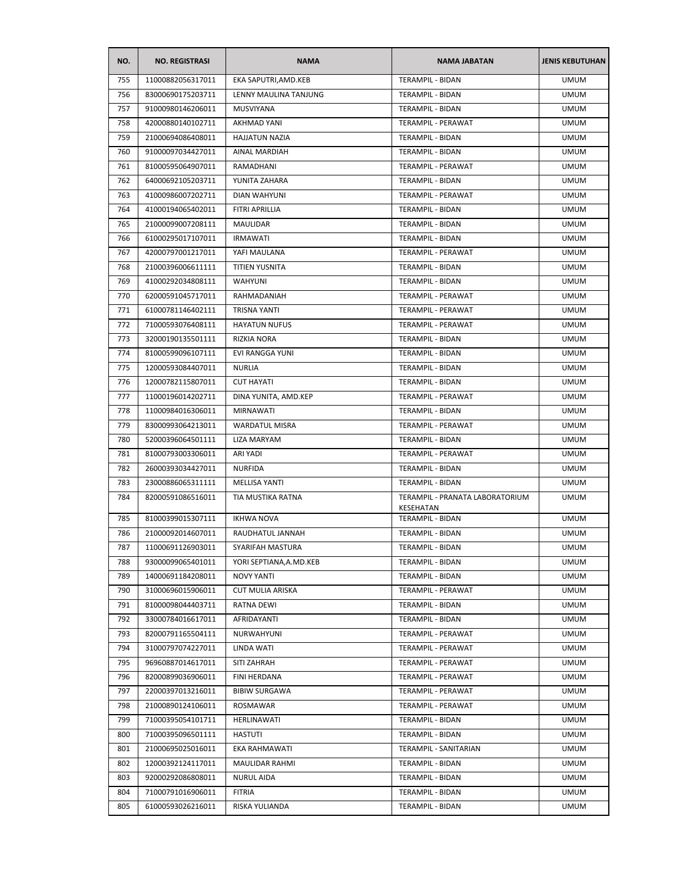| NO. | NO. REGISTRASI | NAMA | NAMA JABATAN | JENIS KEBUTUHAN |
|---|---|---|---|---|
| 755 | 11000882056317011 | EKA SAPUTRI,AMD.KEB | TERAMPIL - BIDAN | UMUM |
| 756 | 83000690175203711 | LENNY MAULINA TANJUNG | TERAMPIL - BIDAN | UMUM |
| 757 | 91000980146206011 | MUSVIYANA | TERAMPIL - BIDAN | UMUM |
| 758 | 42000880140102711 | AKHMAD YANI | TERAMPIL - PERAWAT | UMUM |
| 759 | 21000694086408011 | HAJJATUN NAZIA | TERAMPIL - BIDAN | UMUM |
| 760 | 91000097034427011 | AINAL MARDIAH | TERAMPIL - BIDAN | UMUM |
| 761 | 81000595064907011 | RAMADHANI | TERAMPIL - PERAWAT | UMUM |
| 762 | 64000692105203711 | YUNITA ZAHARA | TERAMPIL - BIDAN | UMUM |
| 763 | 41000986007202711 | DIAN WAHYUNI | TERAMPIL - PERAWAT | UMUM |
| 764 | 41000194065402011 | FITRI APRILLIA | TERAMPIL - BIDAN | UMUM |
| 765 | 21000099007208111 | MAULIDAR | TERAMPIL - BIDAN | UMUM |
| 766 | 61000295017107011 | IRMAWATI | TERAMPIL - BIDAN | UMUM |
| 767 | 42000797001217011 | YAFI MAULANA | TERAMPIL - PERAWAT | UMUM |
| 768 | 21000396006611111 | TITIEN YUSNITA | TERAMPIL - BIDAN | UMUM |
| 769 | 41000292034808111 | WAHYUNI | TERAMPIL - BIDAN | UMUM |
| 770 | 62000591045717011 | RAHMADANIAH | TERAMPIL - PERAWAT | UMUM |
| 771 | 61000781146402111 | TRISNA YANTI | TERAMPIL - PERAWAT | UMUM |
| 772 | 71000593076408111 | HAYATUN NUFUS | TERAMPIL - PERAWAT | UMUM |
| 773 | 32000190135501111 | RIZKIA NORA | TERAMPIL - BIDAN | UMUM |
| 774 | 81000599096107111 | EVI RANGGA YUNI | TERAMPIL - BIDAN | UMUM |
| 775 | 12000593084407011 | NURLIA | TERAMPIL - BIDAN | UMUM |
| 776 | 12000782115807011 | CUT HAYATI | TERAMPIL - BIDAN | UMUM |
| 777 | 11000196014202711 | DINA YUNITA, AMD.KEP | TERAMPIL - PERAWAT | UMUM |
| 778 | 11000984016306011 | MIRNAWATI | TERAMPIL - BIDAN | UMUM |
| 779 | 83000993064213011 | WARDATUL MISRA | TERAMPIL - PERAWAT | UMUM |
| 780 | 52000396064501111 | LIZA MARYAM | TERAMPIL - BIDAN | UMUM |
| 781 | 81000793003306011 | ARI YADI | TERAMPIL - PERAWAT | UMUM |
| 782 | 26000393034427011 | NURFIDA | TERAMPIL - BIDAN | UMUM |
| 783 | 23000886065311111 | MELLISA YANTI | TERAMPIL - BIDAN | UMUM |
| 784 | 82000591086516011 | TIA MUSTIKA RATNA | TERAMPIL - PRANATA LABORATORIUM KESEHATAN | UMUM |
| 785 | 81000399015307111 | IKHWA NOVA | TERAMPIL - BIDAN | UMUM |
| 786 | 21000092014607011 | RAUDHATUL JANNAH | TERAMPIL - BIDAN | UMUM |
| 787 | 11000691126903011 | SYARIFAH MASTURA | TERAMPIL - BIDAN | UMUM |
| 788 | 93000099065401011 | YORI SEPTIANA,A.MD.KEB | TERAMPIL - BIDAN | UMUM |
| 789 | 14000691184208011 | NOVY YANTI | TERAMPIL - BIDAN | UMUM |
| 790 | 31000696015906011 | CUT MULIA ARISKA | TERAMPIL - PERAWAT | UMUM |
| 791 | 81000098044403711 | RATNA DEWI | TERAMPIL - BIDAN | UMUM |
| 792 | 33000784016617011 | AFRIDAYANTI | TERAMPIL - BIDAN | UMUM |
| 793 | 82000791165504111 | NURWAHYUNI | TERAMPIL - PERAWAT | UMUM |
| 794 | 31000797074227011 | LINDA WATI | TERAMPIL - PERAWAT | UMUM |
| 795 | 96960887014617011 | SITI ZAHRAH | TERAMPIL - PERAWAT | UMUM |
| 796 | 82000899036906011 | FINI HERDANA | TERAMPIL - PERAWAT | UMUM |
| 797 | 22000397013216011 | BIBIW SURGAWA | TERAMPIL - PERAWAT | UMUM |
| 798 | 21000890124106011 | ROSMAWAR | TERAMPIL - PERAWAT | UMUM |
| 799 | 71000395054101711 | HERLINAWATI | TERAMPIL - BIDAN | UMUM |
| 800 | 71000395096501111 | HASTUTI | TERAMPIL - BIDAN | UMUM |
| 801 | 21000695025016011 | EKA RAHMAWATI | TERAMPIL - SANITARIAN | UMUM |
| 802 | 12000392124117011 | MAULIDAR RAHMI | TERAMPIL - BIDAN | UMUM |
| 803 | 92000292086808011 | NURUL AIDA | TERAMPIL - BIDAN | UMUM |
| 804 | 71000791016906011 | FITRIA | TERAMPIL - BIDAN | UMUM |
| 805 | 61000593026216011 | RISKA YULIANDA | TERAMPIL - BIDAN | UMUM |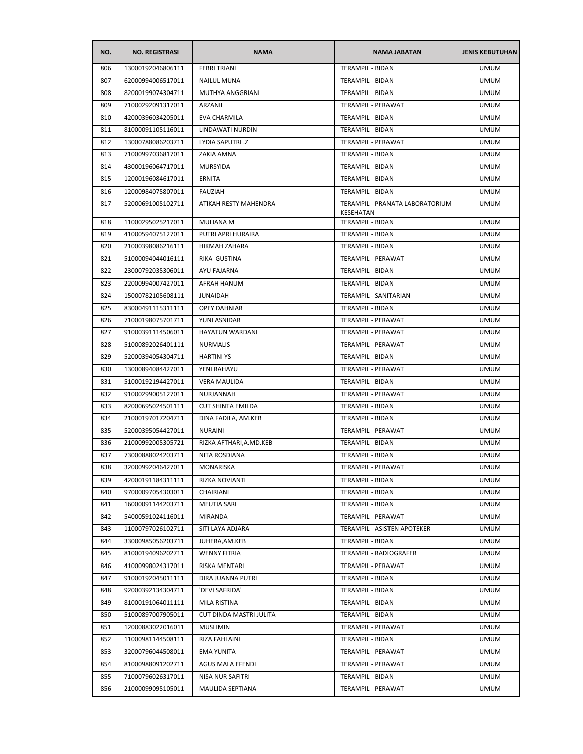| NO. | NO. REGISTRASI | NAMA | NAMA JABATAN | JENIS KEBUTUHAN |
|---|---|---|---|---|
| 806 | 13000192046806111 | FEBRI TRIANI | TERAMPIL - BIDAN | UMUM |
| 807 | 62000994006517011 | NAILUL MUNA | TERAMPIL - BIDAN | UMUM |
| 808 | 82000199074304711 | MUTHYA ANGGRIANI | TERAMPIL - BIDAN | UMUM |
| 809 | 71000292091317011 | ARZANIL | TERAMPIL - PERAWAT | UMUM |
| 810 | 42000396034205011 | EVA CHARMILA | TERAMPIL - BIDAN | UMUM |
| 811 | 81000091105116011 | LINDAWATI NURDIN | TERAMPIL - BIDAN | UMUM |
| 812 | 13000788086203711 | LYDIA SAPUTRI .Z | TERAMPIL - PERAWAT | UMUM |
| 813 | 71000997036817011 | ZAKIA AMNA | TERAMPIL - BIDAN | UMUM |
| 814 | 43000196064717011 | MURSYIDA | TERAMPIL - BIDAN | UMUM |
| 815 | 12000196084617011 | ERNITA | TERAMPIL - BIDAN | UMUM |
| 816 | 12000984075807011 | FAUZIAH | TERAMPIL - BIDAN | UMUM |
| 817 | 52000691005102711 | ATIKAH RESTY MAHENDRA | TERAMPIL - PRANATA LABORATORIUM KESEHATAN | UMUM |
| 818 | 11000295025217011 | MULIANA M | TERAMPIL - BIDAN | UMUM |
| 819 | 41000594075127011 | PUTRI APRI HURAIRA | TERAMPIL - BIDAN | UMUM |
| 820 | 21000398086216111 | HIKMAH ZAHARA | TERAMPIL - BIDAN | UMUM |
| 821 | 51000094044016111 | RIKA GUSTINA | TERAMPIL - PERAWAT | UMUM |
| 822 | 23000792035306011 | AYU FAJARNA | TERAMPIL - BIDAN | UMUM |
| 823 | 22000994007427011 | AFRAH HANUM | TERAMPIL - BIDAN | UMUM |
| 824 | 15000782105608111 | JUNAIDAH | TERAMPIL - SANITARIAN | UMUM |
| 825 | 83000491115311111 | OPEY DAHNIAR | TERAMPIL - BIDAN | UMUM |
| 826 | 71000198075701711 | YUNI ASNIDAR | TERAMPIL - PERAWAT | UMUM |
| 827 | 91000391114506011 | HAYATUN WARDANI | TERAMPIL - PERAWAT | UMUM |
| 828 | 51000892026401111 | NURMALIS | TERAMPIL - PERAWAT | UMUM |
| 829 | 52000394054304711 | HARTINI YS | TERAMPIL - BIDAN | UMUM |
| 830 | 13000894084427011 | YENI RAHAYU | TERAMPIL - PERAWAT | UMUM |
| 831 | 51000192194427011 | VERA MAULIDA | TERAMPIL - BIDAN | UMUM |
| 832 | 91000299005127011 | NURJANNAH | TERAMPIL - PERAWAT | UMUM |
| 833 | 82000695024501111 | CUT SHINTA EMILDA | TERAMPIL - BIDAN | UMUM |
| 834 | 21000197017204711 | DINA FADILA, AM.KEB | TERAMPIL - BIDAN | UMUM |
| 835 | 52000395054427011 | NURAINI | TERAMPIL - PERAWAT | UMUM |
| 836 | 21000992005305721 | RIZKA AFTHARI,A.MD.KEB | TERAMPIL - BIDAN | UMUM |
| 837 | 73000888024203711 | NITA ROSDIANA | TERAMPIL - BIDAN | UMUM |
| 838 | 32000992046427011 | MONARISKA | TERAMPIL - PERAWAT | UMUM |
| 839 | 42000191184311111 | RIZKA NOVIANTI | TERAMPIL - BIDAN | UMUM |
| 840 | 97000097054303011 | CHAIRIANI | TERAMPIL - BIDAN | UMUM |
| 841 | 16000091144203711 | MEUTIA SARI | TERAMPIL - BIDAN | UMUM |
| 842 | 54000591024116011 | MIRANDA | TERAMPIL - PERAWAT | UMUM |
| 843 | 11000797026102711 | SITI LAYA ADJARA | TERAMPIL - ASISTEN APOTEKER | UMUM |
| 844 | 33000985056203711 | JUHERA,AM.KEB | TERAMPIL - BIDAN | UMUM |
| 845 | 81000194096202711 | WENNY FITRIA | TERAMPIL - RADIOGRAFER | UMUM |
| 846 | 41000998024317011 | RISKA MENTARI | TERAMPIL - PERAWAT | UMUM |
| 847 | 91000192045011111 | DIRA JUANNA PUTRI | TERAMPIL - BIDAN | UMUM |
| 848 | 92000392134304711 | 'DEVI SAFRIDA' | TERAMPIL - BIDAN | UMUM |
| 849 | 81000191064011111 | MILA RISTINA | TERAMPIL - BIDAN | UMUM |
| 850 | 51000897007905011 | CUT DINDA MASTRI JULITA | TERAMPIL - BIDAN | UMUM |
| 851 | 12000883022016011 | MUSLIMIN | TERAMPIL - PERAWAT | UMUM |
| 852 | 11000981144508111 | RIZA FAHLAINI | TERAMPIL - BIDAN | UMUM |
| 853 | 32000796044508011 | EMA YUNITA | TERAMPIL - PERAWAT | UMUM |
| 854 | 81000988091202711 | AGUS MALA EFENDI | TERAMPIL - PERAWAT | UMUM |
| 855 | 71000796026317011 | NISA NUR SAFITRI | TERAMPIL - BIDAN | UMUM |
| 856 | 21000099095105011 | MAULIDA SEPTIANA | TERAMPIL - PERAWAT | UMUM |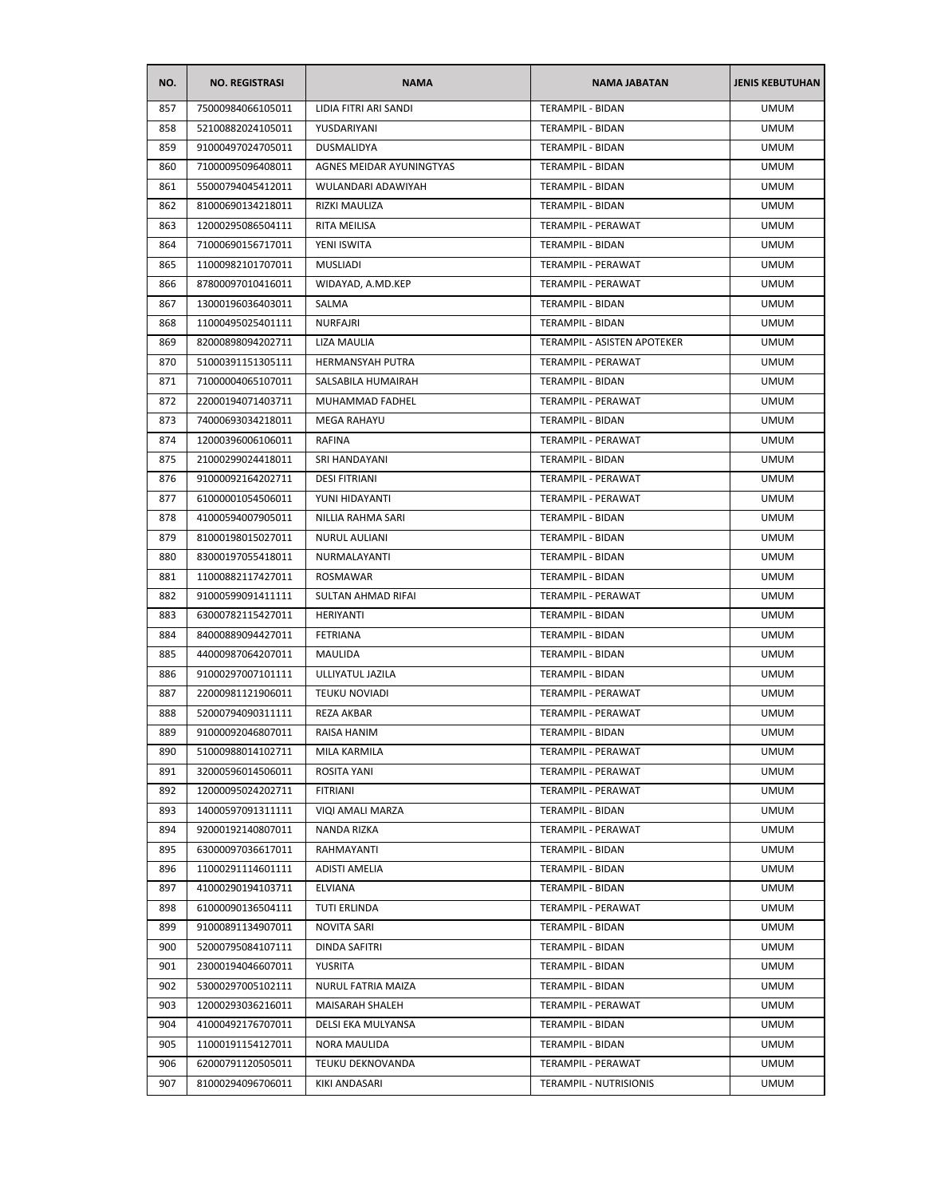| NO. | NO. REGISTRASI | NAMA | NAMA JABATAN | JENIS KEBUTUHAN |
|---|---|---|---|---|
| 857 | 75000984066105011 | LIDIA FITRI ARI SANDI | TERAMPIL - BIDAN | UMUM |
| 858 | 52100882024105011 | YUSDARIYANI | TERAMPIL - BIDAN | UMUM |
| 859 | 91000497024705011 | DUSMALIDYA | TERAMPIL - BIDAN | UMUM |
| 860 | 71000095096408011 | AGNES MEIDAR AYUNINGTYAS | TERAMPIL - BIDAN | UMUM |
| 861 | 55000794045412011 | WULANDARI ADAWIYAH | TERAMPIL - BIDAN | UMUM |
| 862 | 81000690134218011 | RIZKI MAULIZA | TERAMPIL - BIDAN | UMUM |
| 863 | 12000295086504111 | RITA MEILISA | TERAMPIL - PERAWAT | UMUM |
| 864 | 71000690156717011 | YENI ISWITA | TERAMPIL - BIDAN | UMUM |
| 865 | 11000982101707011 | MUSLIADI | TERAMPIL - PERAWAT | UMUM |
| 866 | 87800097010416011 | WIDAYAD, A.MD.KEP | TERAMPIL - PERAWAT | UMUM |
| 867 | 13000196036403011 | SALMA | TERAMPIL - BIDAN | UMUM |
| 868 | 11000495025401111 | NURFAJRI | TERAMPIL - BIDAN | UMUM |
| 869 | 82000898094202711 | LIZA MAULIA | TERAMPIL - ASISTEN APOTEKER | UMUM |
| 870 | 51000391151305111 | HERMANSYAH PUTRA | TERAMPIL - PERAWAT | UMUM |
| 871 | 71000004065107011 | SALSABILA HUMAIRAH | TERAMPIL - BIDAN | UMUM |
| 872 | 22000194071403711 | MUHAMMAD FADHEL | TERAMPIL - PERAWAT | UMUM |
| 873 | 74000693034218011 | MEGA RAHAYU | TERAMPIL - BIDAN | UMUM |
| 874 | 12000396006106011 | RAFINA | TERAMPIL - PERAWAT | UMUM |
| 875 | 21000299024418011 | SRI HANDAYANI | TERAMPIL - BIDAN | UMUM |
| 876 | 91000092164202711 | DESI FITRIANI | TERAMPIL - PERAWAT | UMUM |
| 877 | 61000001054506011 | YUNI HIDAYANTI | TERAMPIL - PERAWAT | UMUM |
| 878 | 41000594007905011 | NILLIA RAHMA SARI | TERAMPIL - BIDAN | UMUM |
| 879 | 81000198015027011 | NURUL AULIANI | TERAMPIL - BIDAN | UMUM |
| 880 | 83000197055418011 | NURMALAYANTI | TERAMPIL - BIDAN | UMUM |
| 881 | 11000882117427011 | ROSMAWAR | TERAMPIL - BIDAN | UMUM |
| 882 | 91000599091411111 | SULTAN AHMAD RIFAI | TERAMPIL - PERAWAT | UMUM |
| 883 | 63000782115427011 | HERIYANTI | TERAMPIL - BIDAN | UMUM |
| 884 | 84000889094427011 | FETRIANA | TERAMPIL - BIDAN | UMUM |
| 885 | 44000987064207011 | MAULIDA | TERAMPIL - BIDAN | UMUM |
| 886 | 91000297007101111 | ULLIYATUL JAZILA | TERAMPIL - BIDAN | UMUM |
| 887 | 22000981121906011 | TEUKU NOVIADI | TERAMPIL - PERAWAT | UMUM |
| 888 | 52000794090311111 | REZA AKBAR | TERAMPIL - PERAWAT | UMUM |
| 889 | 91000092046807011 | RAISA HANIM | TERAMPIL - BIDAN | UMUM |
| 890 | 51000988014102711 | MILA KARMILA | TERAMPIL - PERAWAT | UMUM |
| 891 | 32000596014506011 | ROSITA YANI | TERAMPIL - PERAWAT | UMUM |
| 892 | 12000095024202711 | FITRIANI | TERAMPIL - PERAWAT | UMUM |
| 893 | 14000597091311111 | VIQI AMALI MARZA | TERAMPIL - BIDAN | UMUM |
| 894 | 92000192140807011 | NANDA RIZKA | TERAMPIL - PERAWAT | UMUM |
| 895 | 63000097036617011 | RAHMAYANTI | TERAMPIL - BIDAN | UMUM |
| 896 | 11000291114601111 | ADISTI AMELIA | TERAMPIL - BIDAN | UMUM |
| 897 | 41000290194103711 | ELVIANA | TERAMPIL - BIDAN | UMUM |
| 898 | 61000090136504111 | TUTI ERLINDA | TERAMPIL - PERAWAT | UMUM |
| 899 | 91000891134907011 | NOVITA SARI | TERAMPIL - BIDAN | UMUM |
| 900 | 52000795084107111 | DINDA SAFITRI | TERAMPIL - BIDAN | UMUM |
| 901 | 23000194046607011 | YUSRITA | TERAMPIL - BIDAN | UMUM |
| 902 | 53000297005102111 | NURUL FATRIA MAIZA | TERAMPIL - BIDAN | UMUM |
| 903 | 12000293036216011 | MAISARAH SHALEH | TERAMPIL - PERAWAT | UMUM |
| 904 | 41000492176707011 | DELSI EKA MULYANSA | TERAMPIL - BIDAN | UMUM |
| 905 | 11000191154127011 | NORA MAULIDA | TERAMPIL - BIDAN | UMUM |
| 906 | 62000791120505011 | TEUKU DEKNOVANDA | TERAMPIL - PERAWAT | UMUM |
| 907 | 81000294096706011 | KIKI ANDASARI | TERAMPIL - NUTRISIONIS | UMUM |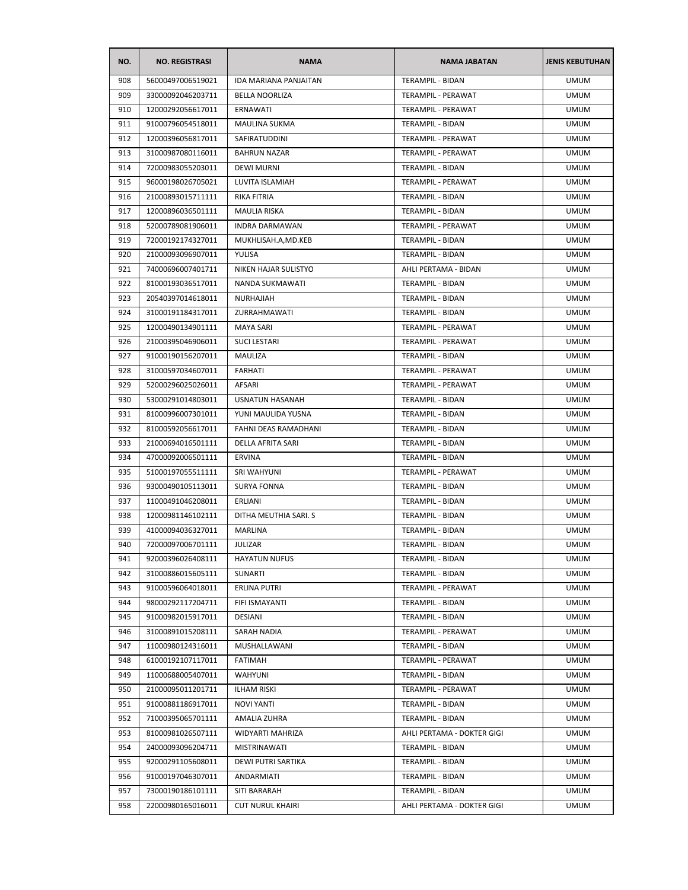| NO. | NO. REGISTRASI | NAMA | NAMA JABATAN | JENIS KEBUTUHAN |
|---|---|---|---|---|
| 908 | 56000497006519021 | IDA MARIANA PANJAITAN | TERAMPIL - BIDAN | UMUM |
| 909 | 33000092046203711 | BELLA NOORLIZA | TERAMPIL - PERAWAT | UMUM |
| 910 | 12000292056617011 | ERNAWATI | TERAMPIL - PERAWAT | UMUM |
| 911 | 91000796054518011 | MAULINA SUKMA | TERAMPIL - BIDAN | UMUM |
| 912 | 12000396056817011 | SAFIRATUDDINI | TERAMPIL - PERAWAT | UMUM |
| 913 | 31000987080116011 | BAHRUN NAZAR | TERAMPIL - PERAWAT | UMUM |
| 914 | 72000983055203011 | DEWI MURNI | TERAMPIL - BIDAN | UMUM |
| 915 | 96000198026705021 | LUVITA ISLAMIAH | TERAMPIL - PERAWAT | UMUM |
| 916 | 21000893015711111 | RIKA FITRIA | TERAMPIL - BIDAN | UMUM |
| 917 | 12000896036501111 | MAULIA RISKA | TERAMPIL - BIDAN | UMUM |
| 918 | 52000789081906011 | INDRA DARMAWAN | TERAMPIL - PERAWAT | UMUM |
| 919 | 72000192174327011 | MUKHLISAH.A,MD.KEB | TERAMPIL - BIDAN | UMUM |
| 920 | 21000093096907011 | YULISA | TERAMPIL - BIDAN | UMUM |
| 921 | 74000696007401711 | NIKEN HAJAR SULISTYO | AHLI PERTAMA - BIDAN | UMUM |
| 922 | 81000193036517011 | NANDA SUKMAWATI | TERAMPIL - BIDAN | UMUM |
| 923 | 20540397014618011 | NURHAJIAH | TERAMPIL - BIDAN | UMUM |
| 924 | 31000191184317011 | ZURRAHMAWATI | TERAMPIL - BIDAN | UMUM |
| 925 | 12000490134901111 | MAYA SARI | TERAMPIL - PERAWAT | UMUM |
| 926 | 21000395046906011 | SUCI LESTARI | TERAMPIL - PERAWAT | UMUM |
| 927 | 91000190156207011 | MAULIZA | TERAMPIL - BIDAN | UMUM |
| 928 | 31000597034607011 | FARHATI | TERAMPIL - PERAWAT | UMUM |
| 929 | 52000296025026011 | AFSARI | TERAMPIL - PERAWAT | UMUM |
| 930 | 53000291014803011 | USNATUN HASANAH | TERAMPIL - BIDAN | UMUM |
| 931 | 81000996007301011 | YUNI MAULIDA YUSNA | TERAMPIL - BIDAN | UMUM |
| 932 | 81000592056617011 | FAHNI DEAS RAMADHANI | TERAMPIL - BIDAN | UMUM |
| 933 | 21000694016501111 | DELLA AFRITA SARI | TERAMPIL - BIDAN | UMUM |
| 934 | 47000092006501111 | ERVINA | TERAMPIL - BIDAN | UMUM |
| 935 | 51000197055511111 | SRI WAHYUNI | TERAMPIL - PERAWAT | UMUM |
| 936 | 93000490105113011 | SURYA FONNA | TERAMPIL - BIDAN | UMUM |
| 937 | 11000491046208011 | ERLIANI | TERAMPIL - BIDAN | UMUM |
| 938 | 12000981146102111 | DITHA MEUTHIA SARI. S | TERAMPIL - BIDAN | UMUM |
| 939 | 41000094036327011 | MARLINA | TERAMPIL - BIDAN | UMUM |
| 940 | 72000097006701111 | JULIZAR | TERAMPIL - BIDAN | UMUM |
| 941 | 92000396026408111 | HAYATUN NUFUS | TERAMPIL - BIDAN | UMUM |
| 942 | 31000886015605111 | SUNARTI | TERAMPIL - BIDAN | UMUM |
| 943 | 91000596064018011 | ERLINA PUTRI | TERAMPIL - PERAWAT | UMUM |
| 944 | 98000292117204711 | FIFI ISMAYANTI | TERAMPIL - BIDAN | UMUM |
| 945 | 91000982015917011 | DESIANI | TERAMPIL - BIDAN | UMUM |
| 946 | 31000891015208111 | SARAH NADIA | TERAMPIL - PERAWAT | UMUM |
| 947 | 11000980124316011 | MUSHALLAWANI | TERAMPIL - BIDAN | UMUM |
| 948 | 61000192107117011 | FATIMAH | TERAMPIL - PERAWAT | UMUM |
| 949 | 11000688005407011 | WAHYUNI | TERAMPIL - BIDAN | UMUM |
| 950 | 21000095011201711 | ILHAM RISKI | TERAMPIL - PERAWAT | UMUM |
| 951 | 91000881186917011 | NOVI YANTI | TERAMPIL - BIDAN | UMUM |
| 952 | 71000395065701111 | AMALIA ZUHRA | TERAMPIL - BIDAN | UMUM |
| 953 | 81000981026507111 | WIDYARTI MAHRIZA | AHLI PERTAMA - DOKTER GIGI | UMUM |
| 954 | 24000093096204711 | MISTRINAWATI | TERAMPIL - BIDAN | UMUM |
| 955 | 92000291105608011 | DEWI PUTRI SARTIKA | TERAMPIL - BIDAN | UMUM |
| 956 | 91000197046307011 | ANDARMIATI | TERAMPIL - BIDAN | UMUM |
| 957 | 73000190186101111 | SITI BARARAH | TERAMPIL - BIDAN | UMUM |
| 958 | 22000980165016011 | CUT NURUL KHAIRI | AHLI PERTAMA - DOKTER GIGI | UMUM |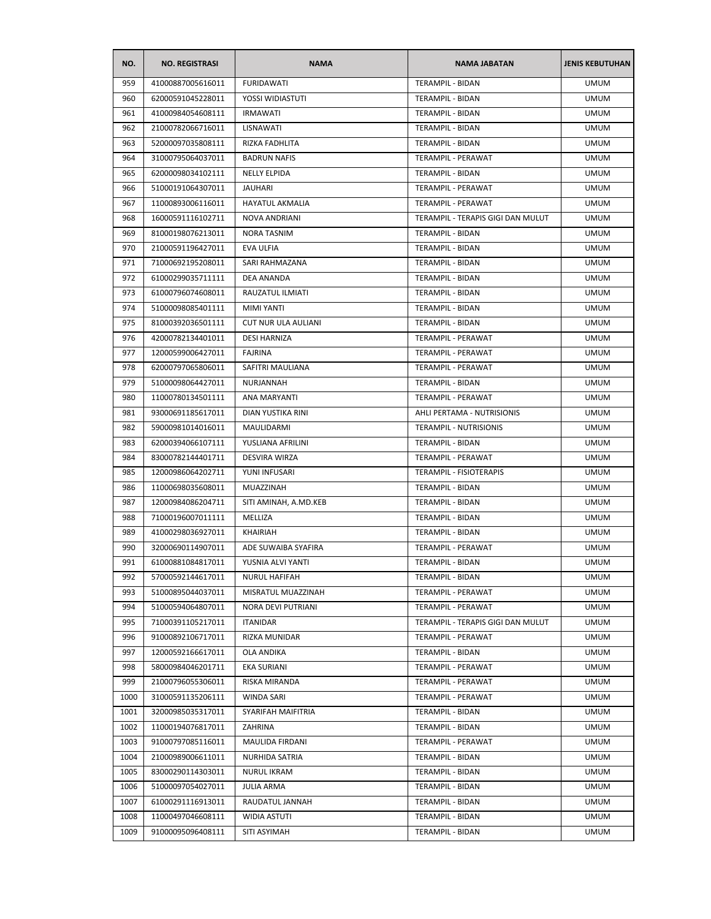| NO. | NO. REGISTRASI | NAMA | NAMA JABATAN | JENIS KEBUTUHAN |
|---|---|---|---|---|
| 959 | 41000887005616011 | FURIDAWATI | TERAMPIL - BIDAN | UMUM |
| 960 | 62000591045228011 | YOSSI WIDIASTUTI | TERAMPIL - BIDAN | UMUM |
| 961 | 41000984054608111 | IRMAWATI | TERAMPIL - BIDAN | UMUM |
| 962 | 21000782066716011 | LISNAWATI | TERAMPIL - BIDAN | UMUM |
| 963 | 52000097035808111 | RIZKA FADHLITA | TERAMPIL - BIDAN | UMUM |
| 964 | 31000795064037011 | BADRUN NAFIS | TERAMPIL - PERAWAT | UMUM |
| 965 | 62000098034102111 | NELLY ELPIDA | TERAMPIL - BIDAN | UMUM |
| 966 | 51000191064307011 | JAUHARI | TERAMPIL - PERAWAT | UMUM |
| 967 | 11000893006116011 | HAYATUL AKMALIA | TERAMPIL - PERAWAT | UMUM |
| 968 | 16000591116102711 | NOVA ANDRIANI | TERAMPIL - TERAPIS GIGI DAN MULUT | UMUM |
| 969 | 81000198076213011 | NORA TASNIM | TERAMPIL - BIDAN | UMUM |
| 970 | 21000591196427011 | EVA ULFIA | TERAMPIL - BIDAN | UMUM |
| 971 | 71000692195208011 | SARI RAHMAZANA | TERAMPIL - BIDAN | UMUM |
| 972 | 61000299035711111 | DEA ANANDA | TERAMPIL - BIDAN | UMUM |
| 973 | 61000796074608011 | RAUZATUL ILMIATI | TERAMPIL - BIDAN | UMUM |
| 974 | 51000098085401111 | MIMI YANTI | TERAMPIL - BIDAN | UMUM |
| 975 | 81000392036501111 | CUT NUR ULA AULIANI | TERAMPIL - BIDAN | UMUM |
| 976 | 42000782134401011 | DESI HARNIZA | TERAMPIL - PERAWAT | UMUM |
| 977 | 12000599006427011 | FAJRINA | TERAMPIL - PERAWAT | UMUM |
| 978 | 62000797065806011 | SAFITRI MAULIANA | TERAMPIL - PERAWAT | UMUM |
| 979 | 51000098064427011 | NURJANNAH | TERAMPIL - BIDAN | UMUM |
| 980 | 11000780134501111 | ANA MARYANTI | TERAMPIL - PERAWAT | UMUM |
| 981 | 93000691185617011 | DIAN YUSTIKA RINI | AHLI PERTAMA - NUTRISIONIS | UMUM |
| 982 | 59000981014016011 | MAULIDARMI | TERAMPIL - NUTRISIONIS | UMUM |
| 983 | 62000394066107111 | YUSLIANA AFRILINI | TERAMPIL - BIDAN | UMUM |
| 984 | 83000782144401711 | DESVIRA WIRZA | TERAMPIL - PERAWAT | UMUM |
| 985 | 12000986064202711 | YUNI INFUSARI | TERAMPIL - FISIOTERAPIS | UMUM |
| 986 | 11000698035608011 | MUAZZINAH | TERAMPIL - BIDAN | UMUM |
| 987 | 12000984086204711 | SITI AMINAH, A.MD.KEB | TERAMPIL - BIDAN | UMUM |
| 988 | 71000196007011111 | MELLIZA | TERAMPIL - BIDAN | UMUM |
| 989 | 41000298036927011 | KHAIRIAH | TERAMPIL - BIDAN | UMUM |
| 990 | 32000690114907011 | ADE SUWAIBA SYAFIRA | TERAMPIL - PERAWAT | UMUM |
| 991 | 61000881084817011 | YUSNIA ALVI YANTI | TERAMPIL - BIDAN | UMUM |
| 992 | 57000592144617011 | NURUL HAFIFAH | TERAMPIL - BIDAN | UMUM |
| 993 | 51000895044037011 | MISRATUL MUAZZINAH | TERAMPIL - PERAWAT | UMUM |
| 994 | 51000594064807011 | NORA DEVI PUTRIANI | TERAMPIL - PERAWAT | UMUM |
| 995 | 71000391105217011 | ITANIDAR | TERAMPIL - TERAPIS GIGI DAN MULUT | UMUM |
| 996 | 91000892106717011 | RIZKA MUNIDAR | TERAMPIL - PERAWAT | UMUM |
| 997 | 12000592166617011 | OLA ANDIKA | TERAMPIL - BIDAN | UMUM |
| 998 | 58000984046201711 | EKA SURIANI | TERAMPIL - PERAWAT | UMUM |
| 999 | 21000796055306011 | RISKA MIRANDA | TERAMPIL - PERAWAT | UMUM |
| 1000 | 31000591135206111 | WINDA SARI | TERAMPIL - PERAWAT | UMUM |
| 1001 | 32000985035317011 | SYARIFAH MAIFITRIA | TERAMPIL - BIDAN | UMUM |
| 1002 | 11000194076817011 | ZAHRINA | TERAMPIL - BIDAN | UMUM |
| 1003 | 91000797085116011 | MAULIDA FIRDANI | TERAMPIL - PERAWAT | UMUM |
| 1004 | 21000989006611011 | NURHIDA SATRIA | TERAMPIL - BIDAN | UMUM |
| 1005 | 83000290114303011 | NURUL IKRAM | TERAMPIL - BIDAN | UMUM |
| 1006 | 51000097054027011 | JULIA ARMA | TERAMPIL - BIDAN | UMUM |
| 1007 | 61000291116913011 | RAUDATUL JANNAH | TERAMPIL - BIDAN | UMUM |
| 1008 | 11000497046608111 | WIDIA ASTUTI | TERAMPIL - BIDAN | UMUM |
| 1009 | 91000095096408111 | SITI ASYIMAH | TERAMPIL - BIDAN | UMUM |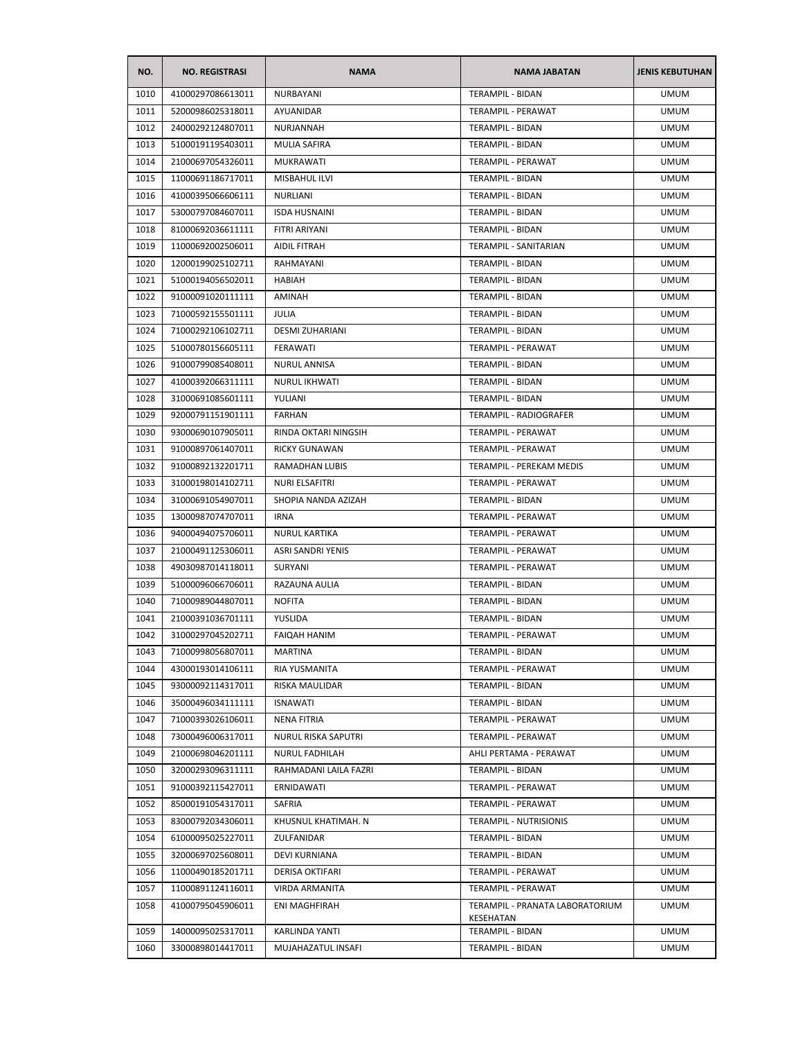| NO. | NO. REGISTRASI | NAMA | NAMA JABATAN | JENIS KEBUTUHAN |
|---|---|---|---|---|
| 1010 | 41000297086613011 | NURBAYANI | TERAMPIL - BIDAN | UMUM |
| 1011 | 52000986025318011 | AYUANIDAR | TERAMPIL - PERAWAT | UMUM |
| 1012 | 24000292124807011 | NURJANNAH | TERAMPIL - BIDAN | UMUM |
| 1013 | 51000191195403011 | MULIA SAFIRA | TERAMPIL - BIDAN | UMUM |
| 1014 | 21000697054326011 | MUKRAWATI | TERAMPIL - PERAWAT | UMUM |
| 1015 | 11000691186717011 | MISBAHUL ILVI | TERAMPIL - BIDAN | UMUM |
| 1016 | 41000395066606111 | NURLIANI | TERAMPIL - BIDAN | UMUM |
| 1017 | 53000797084607011 | ISDA HUSNAINI | TERAMPIL - BIDAN | UMUM |
| 1018 | 81000692036611111 | FITRI ARIYANI | TERAMPIL - BIDAN | UMUM |
| 1019 | 11000692002506011 | AIDIL FITRAH | TERAMPIL - SANITARIAN | UMUM |
| 1020 | 12000199025102711 | RAHMAYANI | TERAMPIL - BIDAN | UMUM |
| 1021 | 51000194056502011 | HABIAH | TERAMPIL - BIDAN | UMUM |
| 1022 | 91000091020111111 | AMINAH | TERAMPIL - BIDAN | UMUM |
| 1023 | 71000592155501111 | JULIA | TERAMPIL - BIDAN | UMUM |
| 1024 | 71000292106102711 | DESMI ZUHARIANI | TERAMPIL - BIDAN | UMUM |
| 1025 | 51000780156605111 | FERAWATI | TERAMPIL - PERAWAT | UMUM |
| 1026 | 91000799085408011 | NURUL ANNISA | TERAMPIL - BIDAN | UMUM |
| 1027 | 41000392066311111 | NURUL IKHWATI | TERAMPIL - BIDAN | UMUM |
| 1028 | 31000691085601111 | YULIANI | TERAMPIL - BIDAN | UMUM |
| 1029 | 92000791151901111 | FARHAN | TERAMPIL - RADIOGRAFER | UMUM |
| 1030 | 93000690107905011 | RINDA OKTARI NINGSIH | TERAMPIL - PERAWAT | UMUM |
| 1031 | 91000897061407011 | RICKY GUNAWAN | TERAMPIL - PERAWAT | UMUM |
| 1032 | 91000892132201711 | RAMADHAN LUBIS | TERAMPIL - PEREKAM MEDIS | UMUM |
| 1033 | 31000198014102711 | NURI ELSAFITRI | TERAMPIL - PERAWAT | UMUM |
| 1034 | 31000691054907011 | SHOPIA NANDA AZIZAH | TERAMPIL - BIDAN | UMUM |
| 1035 | 13000987074707011 | IRNA | TERAMPIL - PERAWAT | UMUM |
| 1036 | 94000494075706011 | NURUL KARTIKA | TERAMPIL - PERAWAT | UMUM |
| 1037 | 21000491125306011 | ASRI SANDRI YENIS | TERAMPIL - PERAWAT | UMUM |
| 1038 | 49030987014118011 | SURYANI | TERAMPIL - PERAWAT | UMUM |
| 1039 | 51000096066706011 | RAZAUNA AULIA | TERAMPIL - BIDAN | UMUM |
| 1040 | 71000989044807011 | NOFITA | TERAMPIL - BIDAN | UMUM |
| 1041 | 21000391036701111 | YUSLIDA | TERAMPIL - BIDAN | UMUM |
| 1042 | 31000297045202711 | FAIQAH HANIM | TERAMPIL - PERAWAT | UMUM |
| 1043 | 71000998056807011 | MARTINA | TERAMPIL - BIDAN | UMUM |
| 1044 | 43000193014106111 | RIA YUSMANITA | TERAMPIL - PERAWAT | UMUM |
| 1045 | 93000092114317011 | RISKA MAULIDAR | TERAMPIL - BIDAN | UMUM |
| 1046 | 35000496034111111 | ISNAWATI | TERAMPIL - BIDAN | UMUM |
| 1047 | 71000393026106011 | NENA FITRIA | TERAMPIL - PERAWAT | UMUM |
| 1048 | 73000496006317011 | NURUL RISKA SAPUTRI | TERAMPIL - PERAWAT | UMUM |
| 1049 | 21000698046201111 | NURUL FADHILAH | AHLI PERTAMA - PERAWAT | UMUM |
| 1050 | 32000293096311111 | RAHMADANI LAILA FAZRI | TERAMPIL - BIDAN | UMUM |
| 1051 | 91000392115427011 | ERNIDAWATI | TERAMPIL - PERAWAT | UMUM |
| 1052 | 85000191054317011 | SAFRIA | TERAMPIL - PERAWAT | UMUM |
| 1053 | 83000792034306011 | KHUSNUL KHATIMAH. N | TERAMPIL - NUTRISIONIS | UMUM |
| 1054 | 61000095025227011 | ZULFANIDAR | TERAMPIL - BIDAN | UMUM |
| 1055 | 32000697025608011 | DEVI KURNIANA | TERAMPIL - BIDAN | UMUM |
| 1056 | 11000490185201711 | DERISA OKTIFARI | TERAMPIL - PERAWAT | UMUM |
| 1057 | 11000891124116011 | VIRDA ARMANITA | TERAMPIL - PERAWAT | UMUM |
| 1058 | 41000795045906011 | ENI MAGHFIRAH | TERAMPIL - PRANATA LABORATORIUM KESEHATAN | UMUM |
| 1059 | 14000095025317011 | KARLINDA YANTI | TERAMPIL - BIDAN | UMUM |
| 1060 | 33000898014417011 | MUJAHAZATUL INSAFI | TERAMPIL - BIDAN | UMUM |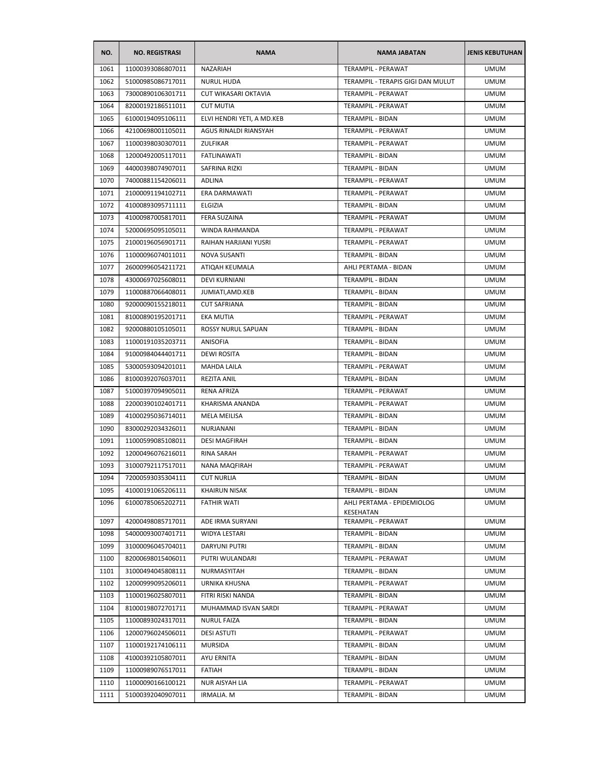| NO. | NO. REGISTRASI | NAMA | NAMA JABATAN | JENIS KEBUTUHAN |
|---|---|---|---|---|
| 1061 | 11000393086807011 | NAZARIAH | TERAMPIL - PERAWAT | UMUM |
| 1062 | 51000985086717011 | NURUL HUDA | TERAMPIL - TERAPIS GIGI DAN MULUT | UMUM |
| 1063 | 73000890106301711 | CUT WIKASARI OKTAVIA | TERAMPIL - PERAWAT | UMUM |
| 1064 | 82000192186511011 | CUT MUTIA | TERAMPIL - PERAWAT | UMUM |
| 1065 | 61000194095106111 | ELVI HENDRI YETI, A MD.KEB | TERAMPIL - BIDAN | UMUM |
| 1066 | 42100698001105011 | AGUS RINALDI RIANSYAH | TERAMPIL - PERAWAT | UMUM |
| 1067 | 11000398030307011 | ZULFIKAR | TERAMPIL - PERAWAT | UMUM |
| 1068 | 12000492005117011 | FATLINAWATI | TERAMPIL - BIDAN | UMUM |
| 1069 | 44000398074907011 | SAFRINA RIZKI | TERAMPIL - BIDAN | UMUM |
| 1070 | 74000881154206011 | ADLINA | TERAMPIL - PERAWAT | UMUM |
| 1071 | 21000091194102711 | ERA DARMAWATI | TERAMPIL - PERAWAT | UMUM |
| 1072 | 41000893095711111 | ELGIZIA | TERAMPIL - BIDAN | UMUM |
| 1073 | 41000987005817011 | FERA SUZAINA | TERAMPIL - PERAWAT | UMUM |
| 1074 | 52000695095105011 | WINDA RAHMANDA | TERAMPIL - PERAWAT | UMUM |
| 1075 | 21000196056901711 | RAIHAN HARJIANI YUSRI | TERAMPIL - PERAWAT | UMUM |
| 1076 | 11000096074011011 | NOVA SUSANTI | TERAMPIL - BIDAN | UMUM |
| 1077 | 26000996054211721 | ATIQAH KEUMALA | AHLI PERTAMA - BIDAN | UMUM |
| 1078 | 43000697025608011 | DEVI KURNIANI | TERAMPIL - BIDAN | UMUM |
| 1079 | 11000887066408011 | JUMIATI,AMD.KEB | TERAMPIL - BIDAN | UMUM |
| 1080 | 92000090155218011 | CUT SAFRIANA | TERAMPIL - BIDAN | UMUM |
| 1081 | 81000890195201711 | EKA MUTIA | TERAMPIL - PERAWAT | UMUM |
| 1082 | 92000880105105011 | ROSSY NURUL SAPUAN | TERAMPIL - BIDAN | UMUM |
| 1083 | 11000191035203711 | ANISOFIA | TERAMPIL - BIDAN | UMUM |
| 1084 | 91000984044401711 | DEWI ROSITA | TERAMPIL - BIDAN | UMUM |
| 1085 | 53000593094201011 | MAHDA LAILA | TERAMPIL - PERAWAT | UMUM |
| 1086 | 81000392076037011 | REZITA ANIL | TERAMPIL - BIDAN | UMUM |
| 1087 | 51000397094905011 | RENA AFRIZA | TERAMPIL - PERAWAT | UMUM |
| 1088 | 22000390102401711 | KHARISMA ANANDA | TERAMPIL - PERAWAT | UMUM |
| 1089 | 41000295036714011 | MELA MEILISA | TERAMPIL - BIDAN | UMUM |
| 1090 | 83000292034326011 | NURJANANI | TERAMPIL - BIDAN | UMUM |
| 1091 | 11000599085108011 | DESI MAGFIRAH | TERAMPIL - BIDAN | UMUM |
| 1092 | 12000496076216011 | RINA SARAH | TERAMPIL - PERAWAT | UMUM |
| 1093 | 31000792117517011 | NANA MAQFIRAH | TERAMPIL - PERAWAT | UMUM |
| 1094 | 72000593035304111 | CUT NURLIA | TERAMPIL - BIDAN | UMUM |
| 1095 | 41000191065206111 | KHAIRUN NISAK | TERAMPIL - BIDAN | UMUM |
| 1096 | 61000785065202711 | FATHIR WATI | AHLI PERTAMA - EPIDEMIOLOG KESEHATAN | UMUM |
| 1097 | 42000498085717011 | ADE IRMA SURYANI | TERAMPIL - PERAWAT | UMUM |
| 1098 | 54000093007401711 | WIDYA LESTARI | TERAMPIL - BIDAN | UMUM |
| 1099 | 31000096045704011 | DARYUNI PUTRI | TERAMPIL - BIDAN | UMUM |
| 1100 | 82000698015406011 | PUTRI WULANDARI | TERAMPIL - PERAWAT | UMUM |
| 1101 | 31000494045808111 | NURMASYITAH | TERAMPIL - BIDAN | UMUM |
| 1102 | 12000999095206011 | URNIKA KHUSNA | TERAMPIL - PERAWAT | UMUM |
| 1103 | 11000196025807011 | FITRI RISKI NANDA | TERAMPIL - BIDAN | UMUM |
| 1104 | 81000198072701711 | MUHAMMAD ISVAN SARDI | TERAMPIL - PERAWAT | UMUM |
| 1105 | 11000893024317011 | NURUL FAIZA | TERAMPIL - BIDAN | UMUM |
| 1106 | 12000796024506011 | DESI ASTUTI | TERAMPIL - PERAWAT | UMUM |
| 1107 | 11000192174106111 | MURSIDA | TERAMPIL - BIDAN | UMUM |
| 1108 | 41000392105807011 | AYU ERNITA | TERAMPIL - BIDAN | UMUM |
| 1109 | 11000989076517011 | FATIAH | TERAMPIL - BIDAN | UMUM |
| 1110 | 11000090166100121 | NUR AISYAH LIA | TERAMPIL - PERAWAT | UMUM |
| 1111 | 51000392040907011 | IRMALIA. M | TERAMPIL - BIDAN | UMUM |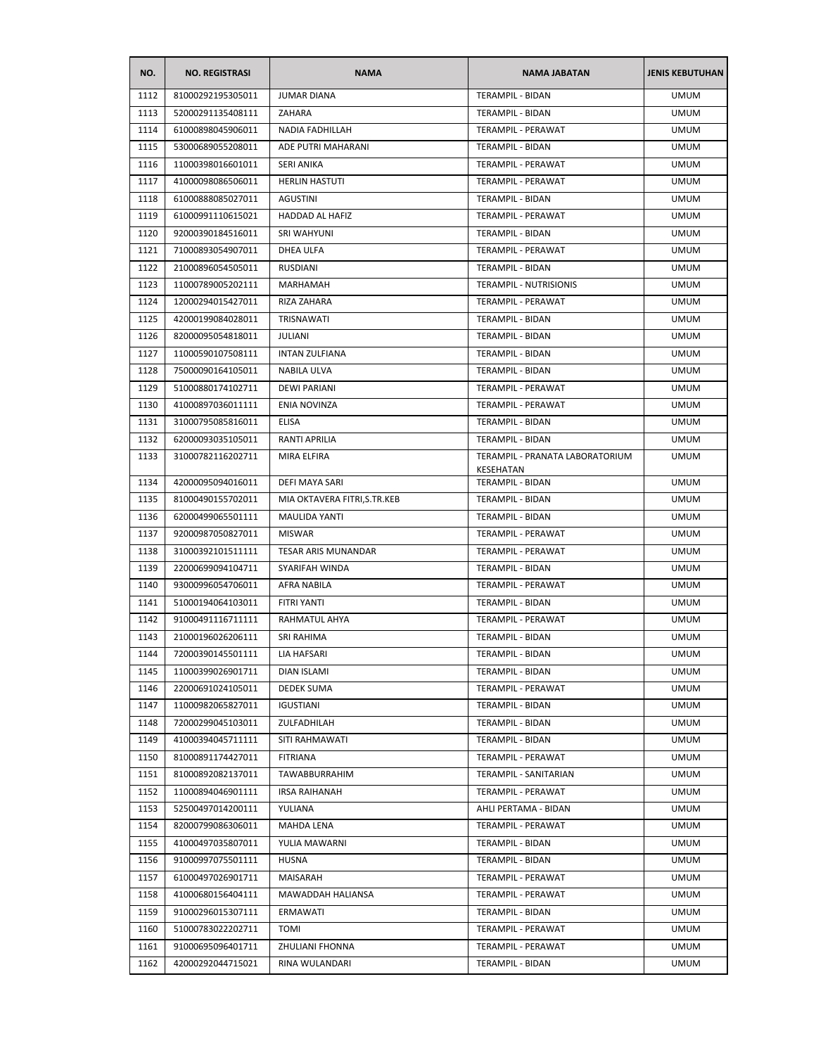| NO. | NO. REGISTRASI | NAMA | NAMA JABATAN | JENIS KEBUTUHAN |
|---|---|---|---|---|
| 1112 | 81000292195305011 | JUMAR DIANA | TERAMPIL - BIDAN | UMUM |
| 1113 | 52000291135408111 | ZAHARA | TERAMPIL - BIDAN | UMUM |
| 1114 | 61000898045906011 | NADIA FADHILLAH | TERAMPIL - PERAWAT | UMUM |
| 1115 | 53000689055208011 | ADE PUTRI MAHARANI | TERAMPIL - BIDAN | UMUM |
| 1116 | 11000398016601011 | SERI ANIKA | TERAMPIL - PERAWAT | UMUM |
| 1117 | 41000098086506011 | HERLIN HASTUTI | TERAMPIL - PERAWAT | UMUM |
| 1118 | 61000888085027011 | AGUSTINI | TERAMPIL - BIDAN | UMUM |
| 1119 | 61000991110615021 | HADDAD AL HAFIZ | TERAMPIL - PERAWAT | UMUM |
| 1120 | 92000390184516011 | SRI WAHYUNI | TERAMPIL - BIDAN | UMUM |
| 1121 | 71000893054907011 | DHEA ULFA | TERAMPIL - PERAWAT | UMUM |
| 1122 | 21000896054505011 | RUSDIANI | TERAMPIL - BIDAN | UMUM |
| 1123 | 11000789005202111 | MARHAMAH | TERAMPIL - NUTRISIONIS | UMUM |
| 1124 | 12000294015427011 | RIZA ZAHARA | TERAMPIL - PERAWAT | UMUM |
| 1125 | 42000199084028011 | TRISNAWATI | TERAMPIL - BIDAN | UMUM |
| 1126 | 82000095054818011 | JULIANI | TERAMPIL - BIDAN | UMUM |
| 1127 | 11000590107508111 | INTAN ZULFIANA | TERAMPIL - BIDAN | UMUM |
| 1128 | 75000090164105011 | NABILA ULVA | TERAMPIL - BIDAN | UMUM |
| 1129 | 51000880174102711 | DEWI PARIANI | TERAMPIL - PERAWAT | UMUM |
| 1130 | 41000897036011111 | ENIA NOVINZA | TERAMPIL - PERAWAT | UMUM |
| 1131 | 31000795085816011 | ELISA | TERAMPIL - BIDAN | UMUM |
| 1132 | 62000093035105011 | RANTI APRILIA | TERAMPIL - BIDAN | UMUM |
| 1133 | 31000782116202711 | MIRA ELFIRA | TERAMPIL - PRANATA LABORATORIUM KESEHATAN | UMUM |
| 1134 | 42000095094016011 | DEFI MAYA SARI | TERAMPIL - BIDAN | UMUM |
| 1135 | 81000490155702011 | MIA OKTAVERA FITRI,S.TR.KEB | TERAMPIL - BIDAN | UMUM |
| 1136 | 62000499065501111 | MAULIDA YANTI | TERAMPIL - BIDAN | UMUM |
| 1137 | 92000987050827011 | MISWAR | TERAMPIL - PERAWAT | UMUM |
| 1138 | 31000392101511111 | TESAR ARIS MUNANDAR | TERAMPIL - PERAWAT | UMUM |
| 1139 | 22000699094104711 | SYARIFAH WINDA | TERAMPIL - BIDAN | UMUM |
| 1140 | 93000996054706011 | AFRA NABILA | TERAMPIL - PERAWAT | UMUM |
| 1141 | 51000194064103011 | FITRI YANTI | TERAMPIL - BIDAN | UMUM |
| 1142 | 91000491116711111 | RAHMATUL AHYA | TERAMPIL - PERAWAT | UMUM |
| 1143 | 21000196026206111 | SRI RAHIMA | TERAMPIL - BIDAN | UMUM |
| 1144 | 72000390145501111 | LIA HAFSARI | TERAMPIL - BIDAN | UMUM |
| 1145 | 11000399026901711 | DIAN ISLAMI | TERAMPIL - BIDAN | UMUM |
| 1146 | 22000691024105011 | DEDEK SUMA | TERAMPIL - PERAWAT | UMUM |
| 1147 | 11000982065827011 | IGUSTIANI | TERAMPIL - BIDAN | UMUM |
| 1148 | 72000299045103011 | ZULFADHILAH | TERAMPIL - BIDAN | UMUM |
| 1149 | 41000394045711111 | SITI RAHMAWATI | TERAMPIL - BIDAN | UMUM |
| 1150 | 81000891174427011 | FITRIANA | TERAMPIL - PERAWAT | UMUM |
| 1151 | 81000892082137011 | TAWABBURRAHIM | TERAMPIL - SANITARIAN | UMUM |
| 1152 | 11000894046901111 | IRSA RAIHANAH | TERAMPIL - PERAWAT | UMUM |
| 1153 | 52500497014200111 | YULIANA | AHLI PERTAMA - BIDAN | UMUM |
| 1154 | 82000799086306011 | MAHDA LENA | TERAMPIL - PERAWAT | UMUM |
| 1155 | 41000497035807011 | YULIA MAWARNI | TERAMPIL - BIDAN | UMUM |
| 1156 | 91000997075501111 | HUSNA | TERAMPIL - BIDAN | UMUM |
| 1157 | 61000497026901711 | MAISARAH | TERAMPIL - PERAWAT | UMUM |
| 1158 | 41000680156404111 | MAWADDAH HALIANSA | TERAMPIL - PERAWAT | UMUM |
| 1159 | 91000296015307111 | ERMAWATI | TERAMPIL - BIDAN | UMUM |
| 1160 | 51000783022202711 | TOMI | TERAMPIL - PERAWAT | UMUM |
| 1161 | 91000695096401711 | ZHULIANI FHONNA | TERAMPIL - PERAWAT | UMUM |
| 1162 | 42000292044715021 | RINA WULANDARI | TERAMPIL - BIDAN | UMUM |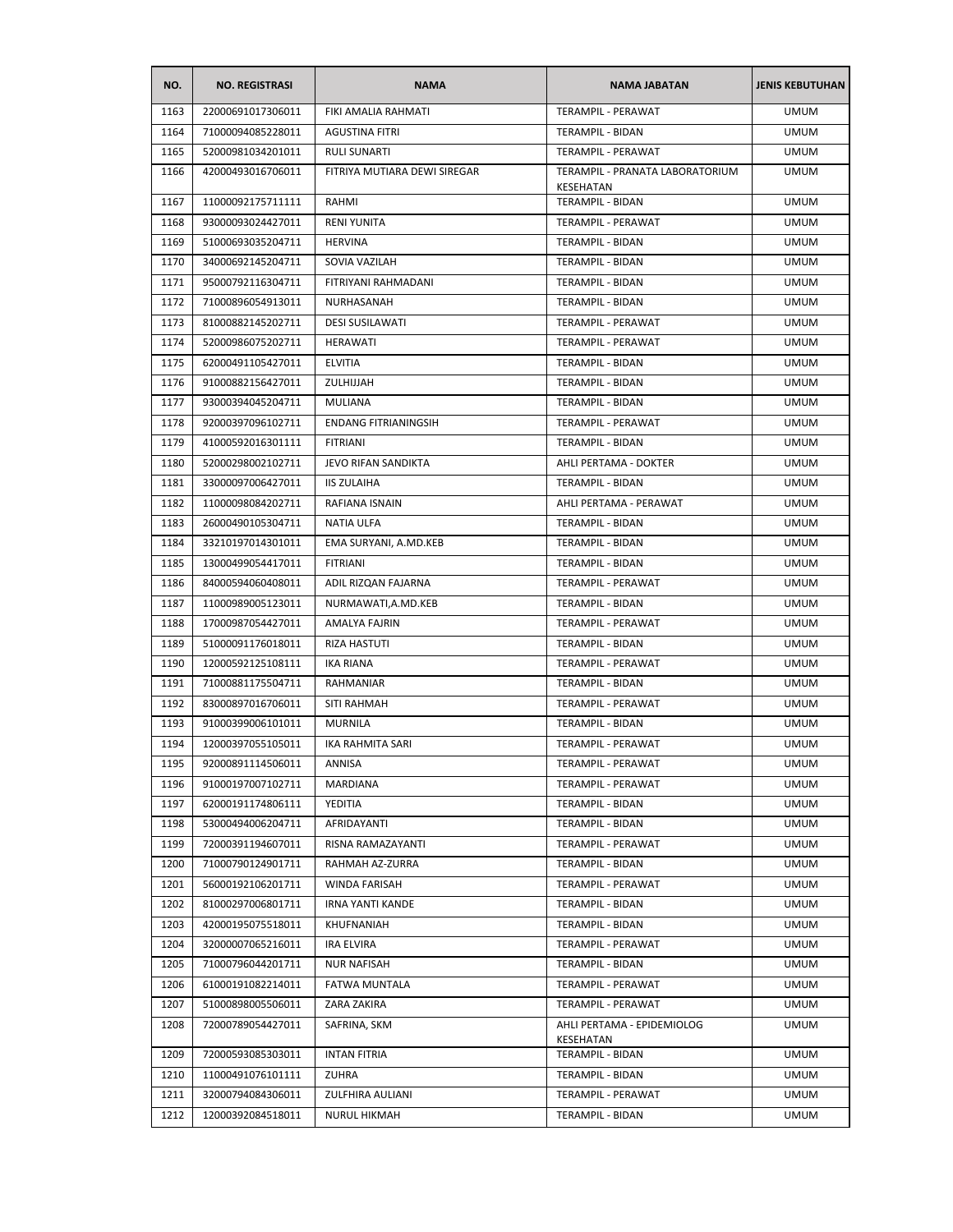| NO. | NO. REGISTRASI | NAMA | NAMA JABATAN | JENIS KEBUTUHAN |
|---|---|---|---|---|
| 1163 | 22000691017306011 | FIKI AMALIA RAHMATI | TERAMPIL - PERAWAT | UMUM |
| 1164 | 71000094085228011 | AGUSTINA FITRI | TERAMPIL - BIDAN | UMUM |
| 1165 | 52000981034201011 | RULI SUNARTI | TERAMPIL - PERAWAT | UMUM |
| 1166 | 42000493016706011 | FITRIYA MUTIARA DEWI SIREGAR | TERAMPIL - PRANATA LABORATORIUM KESEHATAN | UMUM |
| 1167 | 11000092175711111 | RAHMI | TERAMPIL - BIDAN | UMUM |
| 1168 | 93000093024427011 | RENI YUNITA | TERAMPIL - PERAWAT | UMUM |
| 1169 | 51000693035204711 | HERVINA | TERAMPIL - BIDAN | UMUM |
| 1170 | 34000692145204711 | SOVIA VAZILAH | TERAMPIL - BIDAN | UMUM |
| 1171 | 95000792116304711 | FITRIYANI RAHMADANI | TERAMPIL - BIDAN | UMUM |
| 1172 | 71000896054913011 | NURHASANAH | TERAMPIL - BIDAN | UMUM |
| 1173 | 81000882145202711 | DESI SUSILAWATI | TERAMPIL - PERAWAT | UMUM |
| 1174 | 52000986075202711 | HERAWATI | TERAMPIL - PERAWAT | UMUM |
| 1175 | 62000491105427011 | ELVITIA | TERAMPIL - BIDAN | UMUM |
| 1176 | 91000882156427011 | ZULHIJJAH | TERAMPIL - BIDAN | UMUM |
| 1177 | 93000394045204711 | MULIANA | TERAMPIL - BIDAN | UMUM |
| 1178 | 92000397096102711 | ENDANG FITRIANINGSIH | TERAMPIL - PERAWAT | UMUM |
| 1179 | 41000592016301111 | FITRIANI | TERAMPIL - BIDAN | UMUM |
| 1180 | 52000298002102711 | JEVO RIFAN SANDIKTA | AHLI PERTAMA - DOKTER | UMUM |
| 1181 | 33000097006427011 | IIS ZULAIHA | TERAMPIL - BIDAN | UMUM |
| 1182 | 11000098084202711 | RAFIANA ISNAIN | AHLI PERTAMA - PERAWAT | UMUM |
| 1183 | 26000490105304711 | NATIA ULFA | TERAMPIL - BIDAN | UMUM |
| 1184 | 33210197014301011 | EMA SURYANI, A.MD.KEB | TERAMPIL - BIDAN | UMUM |
| 1185 | 13000499054417011 | FITRIANI | TERAMPIL - BIDAN | UMUM |
| 1186 | 84000594060408011 | ADIL RIZQAN FAJARNA | TERAMPIL - PERAWAT | UMUM |
| 1187 | 11000989005123011 | NURMAWATI,A.MD.KEB | TERAMPIL - BIDAN | UMUM |
| 1188 | 17000987054427011 | AMALYA FAJRIN | TERAMPIL - PERAWAT | UMUM |
| 1189 | 51000091176018011 | RIZA HASTUTI | TERAMPIL - BIDAN | UMUM |
| 1190 | 12000592125108111 | IKA RIANA | TERAMPIL - PERAWAT | UMUM |
| 1191 | 71000881175504711 | RAHMANIAR | TERAMPIL - BIDAN | UMUM |
| 1192 | 83000897016706011 | SITI RAHMAH | TERAMPIL - PERAWAT | UMUM |
| 1193 | 91000399006101011 | MURNILA | TERAMPIL - BIDAN | UMUM |
| 1194 | 12000397055105011 | IKA RAHMITA SARI | TERAMPIL - PERAWAT | UMUM |
| 1195 | 92000891114506011 | ANNISA | TERAMPIL - PERAWAT | UMUM |
| 1196 | 91000197007102711 | MARDIANA | TERAMPIL - PERAWAT | UMUM |
| 1197 | 62000191174806111 | YEDITIA | TERAMPIL - BIDAN | UMUM |
| 1198 | 53000494006204711 | AFRIDAYANTI | TERAMPIL - BIDAN | UMUM |
| 1199 | 72000391194607011 | RISNA RAMAZAYANTI | TERAMPIL - PERAWAT | UMUM |
| 1200 | 71000790124901711 | RAHMAH AZ-ZURRA | TERAMPIL - BIDAN | UMUM |
| 1201 | 56000192106201711 | WINDA FARISAH | TERAMPIL - PERAWAT | UMUM |
| 1202 | 81000297006801711 | IRNA YANTI KANDE | TERAMPIL - BIDAN | UMUM |
| 1203 | 42000195075518011 | KHUFNANIAH | TERAMPIL - BIDAN | UMUM |
| 1204 | 32000007065216011 | IRA ELVIRA | TERAMPIL - PERAWAT | UMUM |
| 1205 | 71000796044201711 | NUR NAFISAH | TERAMPIL - BIDAN | UMUM |
| 1206 | 61000191082214011 | FATWA MUNTALA | TERAMPIL - PERAWAT | UMUM |
| 1207 | 51000898005506011 | ZARA ZAKIRA | TERAMPIL - PERAWAT | UMUM |
| 1208 | 72000789054427011 | SAFRINA, SKM | AHLI PERTAMA - EPIDEMIOLOG KESEHATAN | UMUM |
| 1209 | 72000593085303011 | INTAN FITRIA | TERAMPIL - BIDAN | UMUM |
| 1210 | 11000491076101111 | ZUHRA | TERAMPIL - BIDAN | UMUM |
| 1211 | 32000794084306011 | ZULFHIRA AULIANI | TERAMPIL - PERAWAT | UMUM |
| 1212 | 12000392084518011 | NURUL HIKMAH | TERAMPIL - BIDAN | UMUM |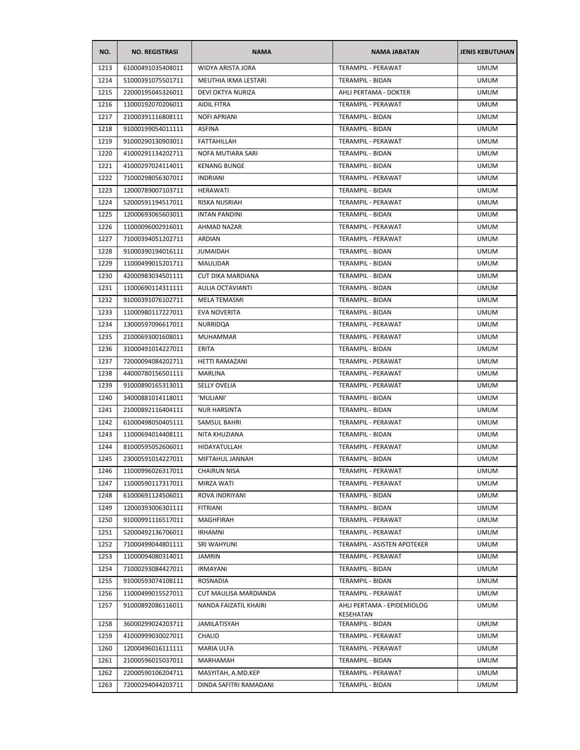| NO. | NO. REGISTRASI | NAMA | NAMA JABATAN | JENIS KEBUTUHAN |
|---|---|---|---|---|
| 1213 | 61000491035408011 | WIDYA ARISTA JORA | TERAMPIL - PERAWAT | UMUM |
| 1214 | 51000391075501711 | MEUTHIA IKMA LESTARI | TERAMPIL - BIDAN | UMUM |
| 1215 | 22000195045326011 | DEVI OKTYA NURIZA | AHLI PERTAMA - DOKTER | UMUM |
| 1216 | 11000192070206011 | AIDIL FITRA | TERAMPIL - PERAWAT | UMUM |
| 1217 | 21000391116808111 | NOFI APRIANI | TERAMPIL - BIDAN | UMUM |
| 1218 | 91000199054011111 | ASFINA | TERAMPIL - BIDAN | UMUM |
| 1219 | 91000290130903011 | FATTAHILLAH | TERAMPIL - PERAWAT | UMUM |
| 1220 | 41000291134202711 | NOFA MUTIARA SARI | TERAMPIL - BIDAN | UMUM |
| 1221 | 41000297024114011 | KENANG BUNGE | TERAMPIL - BIDAN | UMUM |
| 1222 | 71000298056307011 | INDRIANI | TERAMPIL - PERAWAT | UMUM |
| 1223 | 12000789007103711 | HERAWATI | TERAMPIL - BIDAN | UMUM |
| 1224 | 52000591194517011 | RISKA NUSRIAH | TERAMPIL - PERAWAT | UMUM |
| 1225 | 12000693065603011 | INTAN PANDINI | TERAMPIL - BIDAN | UMUM |
| 1226 | 11000096002916011 | AHMAD NAZAR | TERAMPIL - PERAWAT | UMUM |
| 1227 | 71000394051202711 | ARDIAN | TERAMPIL - PERAWAT | UMUM |
| 1228 | 91000390194016111 | JUMAIDAH | TERAMPIL - BIDAN | UMUM |
| 1229 | 11000499015201711 | MAULIDAR | TERAMPIL - BIDAN | UMUM |
| 1230 | 42000983034501111 | CUT DIKA MARDIANA | TERAMPIL - BIDAN | UMUM |
| 1231 | 11000690114311111 | AULIA OCTAVIANTI | TERAMPIL - BIDAN | UMUM |
| 1232 | 91000391076102711 | MELA TEMASMI | TERAMPIL - BIDAN | UMUM |
| 1233 | 11000980117227011 | EVA NOVERITA | TERAMPIL - BIDAN | UMUM |
| 1234 | 13000597096617011 | NURRIDQA | TERAMPIL - PERAWAT | UMUM |
| 1235 | 21000693001608011 | MUHAMMAR | TERAMPIL - PERAWAT | UMUM |
| 1236 | 31000491014227011 | ERITA | TERAMPIL - BIDAN | UMUM |
| 1237 | 72000094084202711 | HETTI RAMAZANI | TERAMPIL - PERAWAT | UMUM |
| 1238 | 44000780156501111 | MARLINA | TERAMPIL - PERAWAT | UMUM |
| 1239 | 91000890165313011 | SELLY OVELIA | TERAMPIL - PERAWAT | UMUM |
| 1240 | 34000881014118011 | 'MULIANI' | TERAMPIL - BIDAN | UMUM |
| 1241 | 21000892116404111 | NUR HARSINTA | TERAMPIL - BIDAN | UMUM |
| 1242 | 61000498050405111 | SAMSUL BAHRI | TERAMPIL - PERAWAT | UMUM |
| 1243 | 11000694014408111 | NITA KHUZIANA | TERAMPIL - BIDAN | UMUM |
| 1244 | 81000595052606011 | HIDAYATULLAH | TERAMPIL - PERAWAT | UMUM |
| 1245 | 23000591014227011 | MIFTAHUL JANNAH | TERAMPIL - BIDAN | UMUM |
| 1246 | 11000996026317011 | CHAIRUN NISA | TERAMPIL - PERAWAT | UMUM |
| 1247 | 11000590117317011 | MIRZA WATI | TERAMPIL - PERAWAT | UMUM |
| 1248 | 61000691124506011 | ROVA INDRIYANI | TERAMPIL - BIDAN | UMUM |
| 1249 | 12000393006301111 | FITRIANI | TERAMPIL - BIDAN | UMUM |
| 1250 | 91000991116517011 | MAGHFIRAH | TERAMPIL - PERAWAT | UMUM |
| 1251 | 52000492136706011 | IRHAMNI | TERAMPIL - PERAWAT | UMUM |
| 1252 | 71000499044801111 | SRI WAHYUNI | TERAMPIL - ASISTEN APOTEKER | UMUM |
| 1253 | 11000094080314011 | JAMRIN | TERAMPIL - PERAWAT | UMUM |
| 1254 | 71000293084427011 | IRMAYANI | TERAMPIL - BIDAN | UMUM |
| 1255 | 91000593074108111 | ROSNADIA | TERAMPIL - BIDAN | UMUM |
| 1256 | 11000499015527011 | CUT MAULISA MARDIANDA | TERAMPIL - PERAWAT | UMUM |
| 1257 | 91000892086116011 | NANDA FAIZATIL KHAIRI | AHLI PERTAMA - EPIDEMIOLOG KESEHATAN | UMUM |
| 1258 | 36000299024203711 | JAMILATISYAH | TERAMPIL - BIDAN | UMUM |
| 1259 | 41000999030027011 | CHALID | TERAMPIL - PERAWAT | UMUM |
| 1260 | 12000496016111111 | MARIA ULFA | TERAMPIL - PERAWAT | UMUM |
| 1261 | 21000596015037011 | MARHAMAH | TERAMPIL - BIDAN | UMUM |
| 1262 | 22000590106204711 | MASYITAH, A.MD.KEP | TERAMPIL - PERAWAT | UMUM |
| 1263 | 72000294044203711 | DINDA SAFITRI RAMADANI | TERAMPIL - BIDAN | UMUM |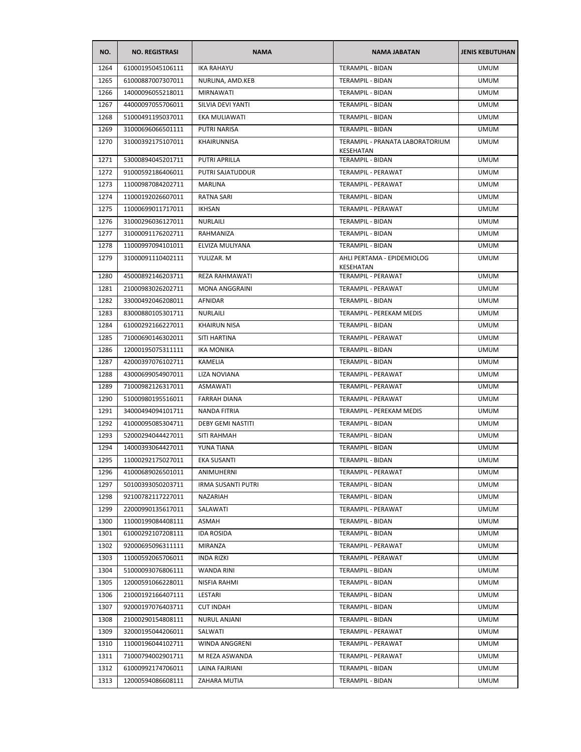| NO. | NO. REGISTRASI | NAMA | NAMA JABATAN | JENIS KEBUTUHAN |
|---|---|---|---|---|
| 1264 | 61000195045106111 | IKA RAHAYU | TERAMPIL - BIDAN | UMUM |
| 1265 | 61000887007307011 | NURLINA, AMD.KEB | TERAMPIL - BIDAN | UMUM |
| 1266 | 14000096055218011 | MIRNAWATI | TERAMPIL - BIDAN | UMUM |
| 1267 | 44000097055706011 | SILVIA DEVI YANTI | TERAMPIL - BIDAN | UMUM |
| 1268 | 51000491195037011 | EKA MULIAWATI | TERAMPIL - BIDAN | UMUM |
| 1269 | 31000696066501111 | PUTRI NARISA | TERAMPIL - BIDAN | UMUM |
| 1270 | 31000392175107011 | KHAIRUNNISA | TERAMPIL - PRANATA LABORATORIUM KESEHATAN | UMUM |
| 1271 | 53000894045201711 | PUTRI APRILLA | TERAMPIL - BIDAN | UMUM |
| 1272 | 91000592186406011 | PUTRI SAJATUDDUR | TERAMPIL - PERAWAT | UMUM |
| 1273 | 11000987084202711 | MARLINA | TERAMPIL - PERAWAT | UMUM |
| 1274 | 11000192026607011 | RATNA SARI | TERAMPIL - BIDAN | UMUM |
| 1275 | 11000699011717011 | IKHSAN | TERAMPIL - PERAWAT | UMUM |
| 1276 | 31000296036127011 | NURLAILI | TERAMPIL - BIDAN | UMUM |
| 1277 | 31000091176202711 | RAHMANIZA | TERAMPIL - BIDAN | UMUM |
| 1278 | 11000997094101011 | ELVIZA MULIYANA | TERAMPIL - BIDAN | UMUM |
| 1279 | 31000091110402111 | YULIZAR. M | AHLI PERTAMA - EPIDEMIOLOG KESEHATAN | UMUM |
| 1280 | 45000892146203711 | REZA RAHMAWATI | TERAMPIL - PERAWAT | UMUM |
| 1281 | 21000983026202711 | MONA ANGGRAINI | TERAMPIL - PERAWAT | UMUM |
| 1282 | 33000492046208011 | AFNIDAR | TERAMPIL - BIDAN | UMUM |
| 1283 | 83000880105301711 | NURLAILI | TERAMPIL - PEREKAM MEDIS | UMUM |
| 1284 | 61000292166227011 | KHAIRUN NISA | TERAMPIL - BIDAN | UMUM |
| 1285 | 71000690146302011 | SITI HARTINA | TERAMPIL - PERAWAT | UMUM |
| 1286 | 12000195075311111 | IKA MONIKA | TERAMPIL - BIDAN | UMUM |
| 1287 | 42000397076102711 | KAMELIA | TERAMPIL - BIDAN | UMUM |
| 1288 | 43000699054907011 | LIZA NOVIANA | TERAMPIL - PERAWAT | UMUM |
| 1289 | 71000982126317011 | ASMAWATI | TERAMPIL - PERAWAT | UMUM |
| 1290 | 51000980195516011 | FARRAH DIANA | TERAMPIL - PERAWAT | UMUM |
| 1291 | 34000494094101711 | NANDA FITRIA | TERAMPIL - PEREKAM MEDIS | UMUM |
| 1292 | 41000095085304711 | DEBY GEMI NASTITI | TERAMPIL - BIDAN | UMUM |
| 1293 | 52000294044427011 | SITI RAHMAH | TERAMPIL - BIDAN | UMUM |
| 1294 | 14000393064427011 | YUNA TIANA | TERAMPIL - BIDAN | UMUM |
| 1295 | 11000292175027011 | EKA SUSANTI | TERAMPIL - BIDAN | UMUM |
| 1296 | 41000689026501011 | ANIMUHERNI | TERAMPIL - PERAWAT | UMUM |
| 1297 | 50100393050203711 | IRMA SUSANTI PUTRI | TERAMPIL - BIDAN | UMUM |
| 1298 | 92100782117227011 | NAZARIAH | TERAMPIL - BIDAN | UMUM |
| 1299 | 22000990135617011 | SALAWATI | TERAMPIL - PERAWAT | UMUM |
| 1300 | 11000199084408111 | ASMAH | TERAMPIL - BIDAN | UMUM |
| 1301 | 61000292107208111 | IDA ROSIDA | TERAMPIL - BIDAN | UMUM |
| 1302 | 92000695096311111 | MIRANZA | TERAMPIL - PERAWAT | UMUM |
| 1303 | 11000592065706011 | INDA RIZKI | TERAMPIL - PERAWAT | UMUM |
| 1304 | 51000093076806111 | WANDA RINI | TERAMPIL - BIDAN | UMUM |
| 1305 | 12000591066228011 | NISFIA RAHMI | TERAMPIL - BIDAN | UMUM |
| 1306 | 21000192166407111 | LESTARI | TERAMPIL - BIDAN | UMUM |
| 1307 | 92000197076403711 | CUT INDAH | TERAMPIL - BIDAN | UMUM |
| 1308 | 21000290154808111 | NURUL ANJANI | TERAMPIL - BIDAN | UMUM |
| 1309 | 32000195044206011 | SALWATI | TERAMPIL - PERAWAT | UMUM |
| 1310 | 11000196044102711 | WINDA ANGGRENI | TERAMPIL - PERAWAT | UMUM |
| 1311 | 71000794002901711 | M REZA ASWANDA | TERAMPIL - PERAWAT | UMUM |
| 1312 | 61000992174706011 | LAINA FAJRIANI | TERAMPIL - BIDAN | UMUM |
| 1313 | 12000594086608111 | ZAHARA MUTIA | TERAMPIL - BIDAN | UMUM |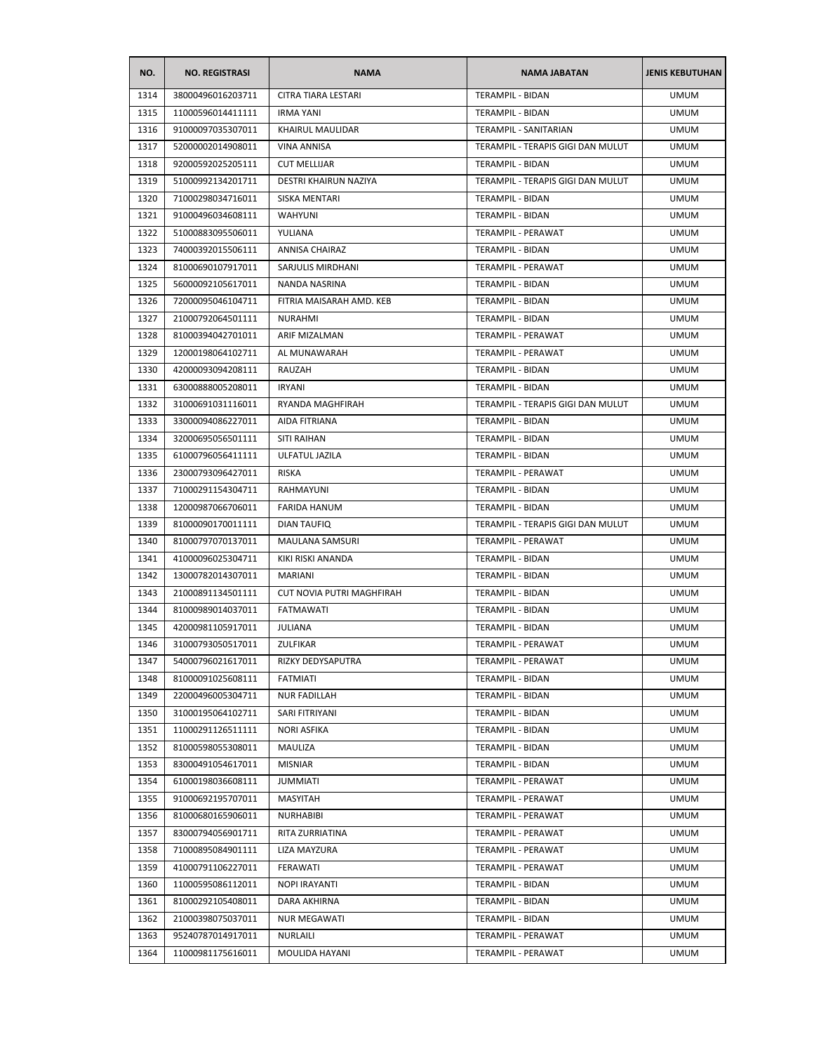| NO. | NO. REGISTRASI | NAMA | NAMA JABATAN | JENIS KEBUTUHAN |
|---|---|---|---|---|
| 1314 | 38000496016203711 | CITRA TIARA LESTARI | TERAMPIL - BIDAN | UMUM |
| 1315 | 11000596014411111 | IRMA YANI | TERAMPIL - BIDAN | UMUM |
| 1316 | 91000097035307011 | KHAIRUL MAULIDAR | TERAMPIL - SANITARIAN | UMUM |
| 1317 | 52000002014908011 | VINA ANNISA | TERAMPIL - TERAPIS GIGI DAN MULUT | UMUM |
| 1318 | 92000592025205111 | CUT MELLIJAR | TERAMPIL - BIDAN | UMUM |
| 1319 | 51000992134201711 | DESTRI KHAIRUN NAZIYA | TERAMPIL - TERAPIS GIGI DAN MULUT | UMUM |
| 1320 | 71000298034716011 | SISKA MENTARI | TERAMPIL - BIDAN | UMUM |
| 1321 | 91000496034608111 | WAHYUNI | TERAMPIL - BIDAN | UMUM |
| 1322 | 51000883095506011 | YULIANA | TERAMPIL - PERAWAT | UMUM |
| 1323 | 74000392015506111 | ANNISA CHAIRAZ | TERAMPIL - BIDAN | UMUM |
| 1324 | 81000690107917011 | SARJULIS MIRDHANI | TERAMPIL - PERAWAT | UMUM |
| 1325 | 56000092105617011 | NANDA NASRINA | TERAMPIL - BIDAN | UMUM |
| 1326 | 72000095046104711 | FITRIA MAISARAH AMD. KEB | TERAMPIL - BIDAN | UMUM |
| 1327 | 21000792064501111 | NURAHMI | TERAMPIL - BIDAN | UMUM |
| 1328 | 81000394042701011 | ARIF MIZALMAN | TERAMPIL - PERAWAT | UMUM |
| 1329 | 12000198064102711 | AL MUNAWARAH | TERAMPIL - PERAWAT | UMUM |
| 1330 | 42000093094208111 | RAUZAH | TERAMPIL - BIDAN | UMUM |
| 1331 | 63000888005208011 | IRYANI | TERAMPIL - BIDAN | UMUM |
| 1332 | 31000691031116011 | RYANDA MAGHFIRAH | TERAMPIL - TERAPIS GIGI DAN MULUT | UMUM |
| 1333 | 33000094086227011 | AIDA FITRIANA | TERAMPIL - BIDAN | UMUM |
| 1334 | 32000695056501111 | SITI RAIHAN | TERAMPIL - BIDAN | UMUM |
| 1335 | 61000796056411111 | ULFATUL JAZILA | TERAMPIL - BIDAN | UMUM |
| 1336 | 23000793096427011 | RISKA | TERAMPIL - PERAWAT | UMUM |
| 1337 | 71000291154304711 | RAHMAYUNI | TERAMPIL - BIDAN | UMUM |
| 1338 | 12000987066706011 | FARIDA HANUM | TERAMPIL - BIDAN | UMUM |
| 1339 | 81000090170011111 | DIAN TAUFIQ | TERAMPIL - TERAPIS GIGI DAN MULUT | UMUM |
| 1340 | 81000797070137011 | MAULANA SAMSURI | TERAMPIL - PERAWAT | UMUM |
| 1341 | 41000096025304711 | KIKI RISKI ANANDA | TERAMPIL - BIDAN | UMUM |
| 1342 | 13000782014307011 | MARIANI | TERAMPIL - BIDAN | UMUM |
| 1343 | 21000891134501111 | CUT NOVIA PUTRI MAGHFIRAH | TERAMPIL - BIDAN | UMUM |
| 1344 | 81000989014037011 | FATMAWATI | TERAMPIL - BIDAN | UMUM |
| 1345 | 42000981105917011 | JULIANA | TERAMPIL - BIDAN | UMUM |
| 1346 | 31000793050517011 | ZULFIKAR | TERAMPIL - PERAWAT | UMUM |
| 1347 | 54000796021617011 | RIZKY DEDYSAPUTRA | TERAMPIL - PERAWAT | UMUM |
| 1348 | 81000091025608111 | FATMIATI | TERAMPIL - BIDAN | UMUM |
| 1349 | 22000496005304711 | NUR FADILLAH | TERAMPIL - BIDAN | UMUM |
| 1350 | 31000195064102711 | SARI FITRIYANI | TERAMPIL - BIDAN | UMUM |
| 1351 | 11000291126511111 | NORI ASFIKA | TERAMPIL - BIDAN | UMUM |
| 1352 | 81000598055308011 | MAULIZA | TERAMPIL - BIDAN | UMUM |
| 1353 | 83000491054617011 | MISNIAR | TERAMPIL - BIDAN | UMUM |
| 1354 | 61000198036608111 | JUMMIATI | TERAMPIL - PERAWAT | UMUM |
| 1355 | 91000692195707011 | MASYITAH | TERAMPIL - PERAWAT | UMUM |
| 1356 | 81000680165906011 | NURHABIBI | TERAMPIL - PERAWAT | UMUM |
| 1357 | 83000794056901711 | RITA ZURRIATINA | TERAMPIL - PERAWAT | UMUM |
| 1358 | 71000895084901111 | LIZA MAYZURA | TERAMPIL - PERAWAT | UMUM |
| 1359 | 41000791106227011 | FERAWATI | TERAMPIL - PERAWAT | UMUM |
| 1360 | 11000595086112011 | NOPI IRAYANTI | TERAMPIL - BIDAN | UMUM |
| 1361 | 81000292105408011 | DARA AKHIRNA | TERAMPIL - BIDAN | UMUM |
| 1362 | 21000398075037011 | NUR MEGAWATI | TERAMPIL - BIDAN | UMUM |
| 1363 | 95240787014917011 | NURLAILI | TERAMPIL - PERAWAT | UMUM |
| 1364 | 11000981175616011 | MOULIDA HAYANI | TERAMPIL - PERAWAT | UMUM |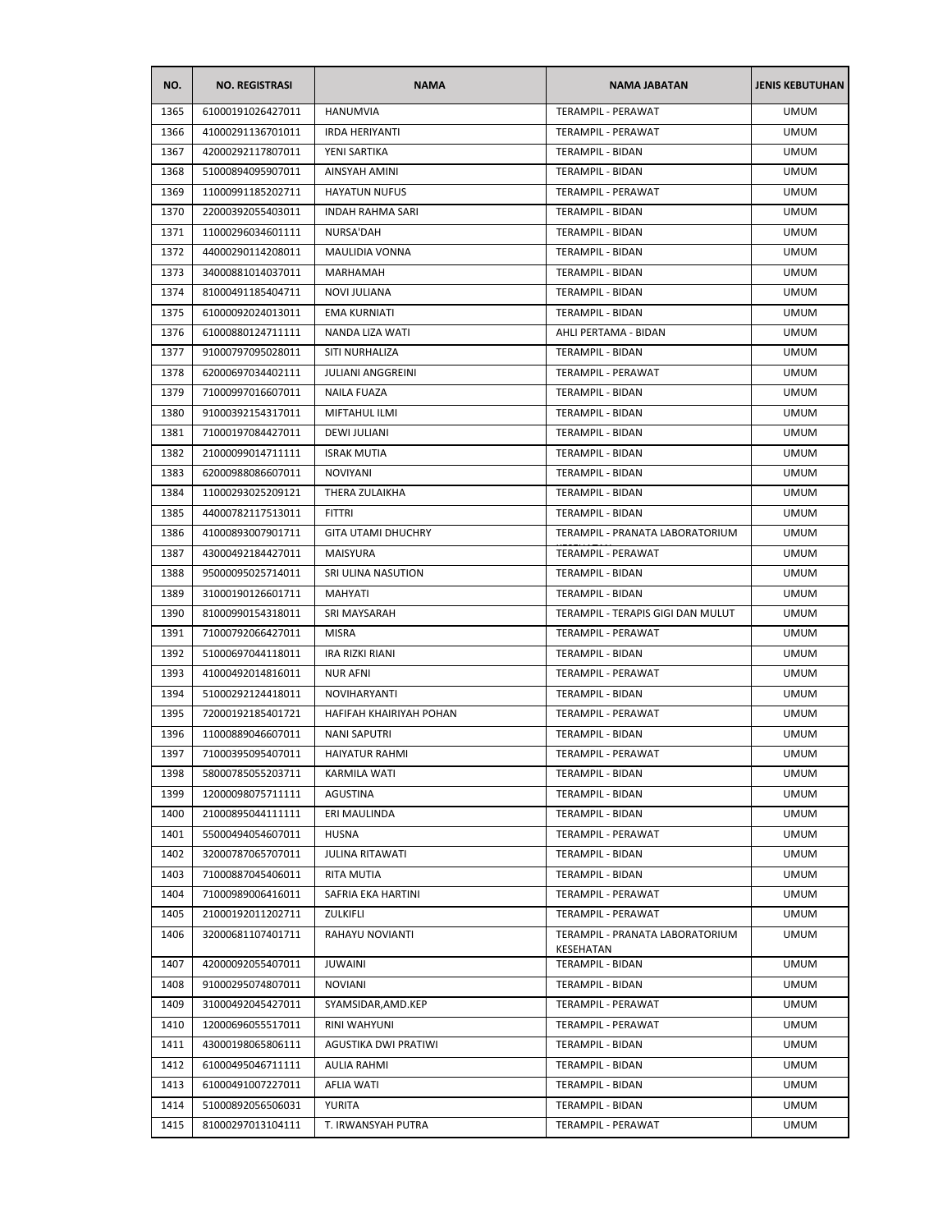| NO. | NO. REGISTRASI | NAMA | NAMA JABATAN | JENIS KEBUTUHAN |
|---|---|---|---|---|
| 1365 | 61000191026427011 | HANUMVIA | TERAMPIL - PERAWAT | UMUM |
| 1366 | 41000291136701011 | IRDA HERIYANTI | TERAMPIL - PERAWAT | UMUM |
| 1367 | 42000292117807011 | YENI SARTIKA | TERAMPIL - BIDAN | UMUM |
| 1368 | 51000894095907011 | AINSYAH AMINI | TERAMPIL - BIDAN | UMUM |
| 1369 | 11000991185202711 | HAYATUN NUFUS | TERAMPIL - PERAWAT | UMUM |
| 1370 | 22000392055403011 | INDAH RAHMA SARI | TERAMPIL - BIDAN | UMUM |
| 1371 | 11000296034601111 | NURSA'DAH | TERAMPIL - BIDAN | UMUM |
| 1372 | 44000290114208011 | MAULIDIA VONNA | TERAMPIL - BIDAN | UMUM |
| 1373 | 34000881014037011 | MARHAMAH | TERAMPIL - BIDAN | UMUM |
| 1374 | 81000491185404711 | NOVI JULIANA | TERAMPIL - BIDAN | UMUM |
| 1375 | 61000092024013011 | EMA KURNIATI | TERAMPIL - BIDAN | UMUM |
| 1376 | 61000880124711111 | NANDA LIZA WATI | AHLI PERTAMA - BIDAN | UMUM |
| 1377 | 91000797095028011 | SITI NURHALIZA | TERAMPIL - BIDAN | UMUM |
| 1378 | 62000697034402111 | JULIANI ANGGREINI | TERAMPIL - PERAWAT | UMUM |
| 1379 | 71000997016607011 | NAILA FUAZA | TERAMPIL - BIDAN | UMUM |
| 1380 | 91000392154317011 | MIFTAHUL ILMI | TERAMPIL - BIDAN | UMUM |
| 1381 | 71000197084427011 | DEWI JULIANI | TERAMPIL - BIDAN | UMUM |
| 1382 | 21000099014711111 | ISRAK MUTIA | TERAMPIL - BIDAN | UMUM |
| 1383 | 62000988086607011 | NOVIYANI | TERAMPIL - BIDAN | UMUM |
| 1384 | 11000293025209121 | THERA ZULAIKHA | TERAMPIL - BIDAN | UMUM |
| 1385 | 44000782117513011 | FITTRI | TERAMPIL - BIDAN | UMUM |
| 1386 | 41000893007901711 | GITA UTAMI DHUCHRY | TERAMPIL - PRANATA LABORATORIUM KESEHATAN | UMUM |
| 1387 | 43000492184427011 | MAISYURA | TERAMPIL - PERAWAT | UMUM |
| 1388 | 95000095025714011 | SRI ULINA NASUTION | TERAMPIL - BIDAN | UMUM |
| 1389 | 31000190126601711 | MAHYATI | TERAMPIL - BIDAN | UMUM |
| 1390 | 81000990154318011 | SRI MAYSARAH | TERAMPIL - TERAPIS GIGI DAN MULUT | UMUM |
| 1391 | 71000792066427011 | MISRA | TERAMPIL - PERAWAT | UMUM |
| 1392 | 51000697044118011 | IRA RIZKI RIANI | TERAMPIL - BIDAN | UMUM |
| 1393 | 41000492014816011 | NUR AFNI | TERAMPIL - PERAWAT | UMUM |
| 1394 | 51000292124418011 | NOVIHARYANTI | TERAMPIL - BIDAN | UMUM |
| 1395 | 72000192185401721 | HAFIFAH KHAIRIYAH POHAN | TERAMPIL - PERAWAT | UMUM |
| 1396 | 11000889046607011 | NANI SAPUTRI | TERAMPIL - BIDAN | UMUM |
| 1397 | 71000395095407011 | HAIYATUR RAHMI | TERAMPIL - PERAWAT | UMUM |
| 1398 | 58000785055203711 | KARMILA WATI | TERAMPIL - BIDAN | UMUM |
| 1399 | 12000098075711111 | AGUSTINA | TERAMPIL - BIDAN | UMUM |
| 1400 | 21000895044111111 | ERI MAULINDA | TERAMPIL - BIDAN | UMUM |
| 1401 | 55000494054607011 | HUSNA | TERAMPIL - PERAWAT | UMUM |
| 1402 | 32000787065707011 | JULINA RITAWATI | TERAMPIL - BIDAN | UMUM |
| 1403 | 71000887045406011 | RITA MUTIA | TERAMPIL - BIDAN | UMUM |
| 1404 | 71000989006416011 | SAFRIA EKA HARTINI | TERAMPIL - PERAWAT | UMUM |
| 1405 | 21000192011202711 | ZULKIFLI | TERAMPIL - PERAWAT | UMUM |
| 1406 | 32000681107401711 | RAHAYU NOVIANTI | TERAMPIL - PRANATA LABORATORIUM KESEHATAN | UMUM |
| 1407 | 42000092055407011 | JUWAINI | TERAMPIL - BIDAN | UMUM |
| 1408 | 91000295074807011 | NOVIANI | TERAMPIL - BIDAN | UMUM |
| 1409 | 31000492045427011 | SYAMSIDAR,AMD.KEP | TERAMPIL - PERAWAT | UMUM |
| 1410 | 12000696055517011 | RINI WAHYUNI | TERAMPIL - PERAWAT | UMUM |
| 1411 | 43000198065806111 | AGUSTIKA DWI PRATIWI | TERAMPIL - BIDAN | UMUM |
| 1412 | 61000495046711111 | AULIA RAHMI | TERAMPIL - BIDAN | UMUM |
| 1413 | 61000491007227011 | AFLIA WATI | TERAMPIL - BIDAN | UMUM |
| 1414 | 51000892056506031 | YURITA | TERAMPIL - BIDAN | UMUM |
| 1415 | 81000297013104111 | T. IRWANSYAH PUTRA | TERAMPIL - PERAWAT | UMUM |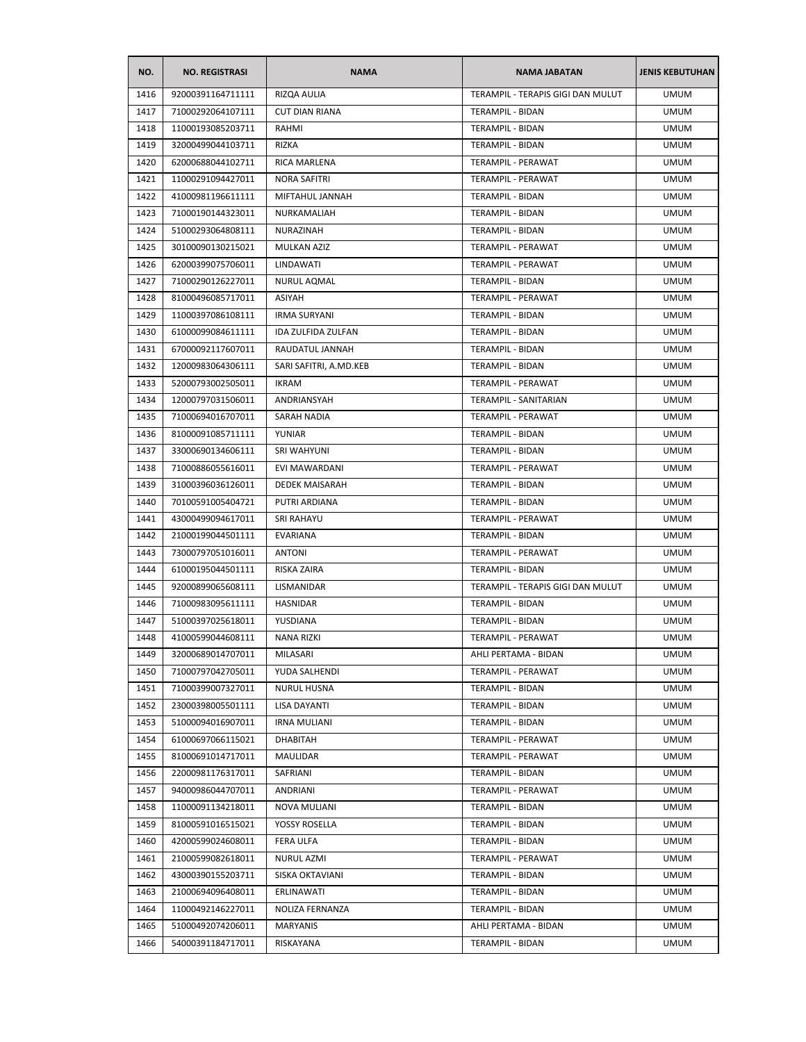| NO. | NO. REGISTRASI | NAMA | NAMA JABATAN | JENIS KEBUTUHAN |
| --- | --- | --- | --- | --- |
| 1416 | 92000391164711111 | RIZQA AULIA | TERAMPIL - TERAPIS GIGI DAN MULUT | UMUM |
| 1417 | 71000292064107111 | CUT DIAN RIANA | TERAMPIL - BIDAN | UMUM |
| 1418 | 11000193085203711 | RAHMI | TERAMPIL - BIDAN | UMUM |
| 1419 | 32000499044103711 | RIZKA | TERAMPIL - BIDAN | UMUM |
| 1420 | 62000688044102711 | RICA MARLENA | TERAMPIL - PERAWAT | UMUM |
| 1421 | 11000291094427011 | NORA SAFITRI | TERAMPIL - PERAWAT | UMUM |
| 1422 | 41000981196611111 | MIFTAHUL JANNAH | TERAMPIL - BIDAN | UMUM |
| 1423 | 71000190144323011 | NURKAMALIAH | TERAMPIL - BIDAN | UMUM |
| 1424 | 51000293064808111 | NURAZINAH | TERAMPIL - BIDAN | UMUM |
| 1425 | 30100090130215021 | MULKAN AZIZ | TERAMPIL - PERAWAT | UMUM |
| 1426 | 62000399075706011 | LINDAWATI | TERAMPIL - PERAWAT | UMUM |
| 1427 | 71000290126227011 | NURUL AQMAL | TERAMPIL - BIDAN | UMUM |
| 1428 | 81000496085717011 | ASIYAH | TERAMPIL - PERAWAT | UMUM |
| 1429 | 11000397086108111 | IRMA SURYANI | TERAMPIL - BIDAN | UMUM |
| 1430 | 61000099084611111 | IDA ZULFIDA ZULFAN | TERAMPIL - BIDAN | UMUM |
| 1431 | 67000092117607011 | RAUDATUL JANNAH | TERAMPIL - BIDAN | UMUM |
| 1432 | 12000983064306111 | SARI SAFITRI, A.MD.KEB | TERAMPIL - BIDAN | UMUM |
| 1433 | 52000793002505011 | IKRAM | TERAMPIL - PERAWAT | UMUM |
| 1434 | 12000797031506011 | ANDRIANSYAH | TERAMPIL - SANITARIAN | UMUM |
| 1435 | 71000694016707011 | SARAH NADIA | TERAMPIL - PERAWAT | UMUM |
| 1436 | 81000091085711111 | YUNIAR | TERAMPIL - BIDAN | UMUM |
| 1437 | 33000690134606111 | SRI WAHYUNI | TERAMPIL - BIDAN | UMUM |
| 1438 | 71000886055616011 | EVI MAWARDANI | TERAMPIL - PERAWAT | UMUM |
| 1439 | 31000396036126011 | DEDEK MAISARAH | TERAMPIL - BIDAN | UMUM |
| 1440 | 70100591005404721 | PUTRI ARDIANA | TERAMPIL - BIDAN | UMUM |
| 1441 | 43000499094617011 | SRI RAHAYU | TERAMPIL - PERAWAT | UMUM |
| 1442 | 21000199044501111 | EVARIANA | TERAMPIL - BIDAN | UMUM |
| 1443 | 73000797051016011 | ANTONI | TERAMPIL - PERAWAT | UMUM |
| 1444 | 61000195044501111 | RISKA ZAIRA | TERAMPIL - BIDAN | UMUM |
| 1445 | 92000899065608111 | LISMANIDAR | TERAMPIL - TERAPIS GIGI DAN MULUT | UMUM |
| 1446 | 71000983095611111 | HASNIDAR | TERAMPIL - BIDAN | UMUM |
| 1447 | 51000397025618011 | YUSDIANA | TERAMPIL - BIDAN | UMUM |
| 1448 | 41000599044608111 | NANA RIZKI | TERAMPIL - PERAWAT | UMUM |
| 1449 | 32000689014707011 | MILASARI | AHLI PERTAMA - BIDAN | UMUM |
| 1450 | 71000797042705011 | YUDA SALHENDI | TERAMPIL - PERAWAT | UMUM |
| 1451 | 71000399007327011 | NURUL HUSNA | TERAMPIL - BIDAN | UMUM |
| 1452 | 23000398005501111 | LISA DAYANTI | TERAMPIL - BIDAN | UMUM |
| 1453 | 51000094016907011 | IRNA MULIANI | TERAMPIL - BIDAN | UMUM |
| 1454 | 61000697066115021 | DHABITAH | TERAMPIL - PERAWAT | UMUM |
| 1455 | 81000691014717011 | MAULIDAR | TERAMPIL - PERAWAT | UMUM |
| 1456 | 22000981176317011 | SAFRIANI | TERAMPIL - BIDAN | UMUM |
| 1457 | 94000986044707011 | ANDRIANI | TERAMPIL - PERAWAT | UMUM |
| 1458 | 11000091134218011 | NOVA MULIANI | TERAMPIL - BIDAN | UMUM |
| 1459 | 81000591016515021 | YOSSY ROSELLA | TERAMPIL - BIDAN | UMUM |
| 1460 | 42000599024608011 | FERA ULFA | TERAMPIL - BIDAN | UMUM |
| 1461 | 21000599082618011 | NURUL AZMI | TERAMPIL - PERAWAT | UMUM |
| 1462 | 43000390155203711 | SISKA OKTAVIANI | TERAMPIL - BIDAN | UMUM |
| 1463 | 21000694096408011 | ERLINAWATI | TERAMPIL - BIDAN | UMUM |
| 1464 | 11000492146227011 | NOLIZA FERNANZA | TERAMPIL - BIDAN | UMUM |
| 1465 | 51000492074206011 | MARYANIS | AHLI PERTAMA - BIDAN | UMUM |
| 1466 | 54000391184717011 | RISKAYANA | TERAMPIL - BIDAN | UMUM |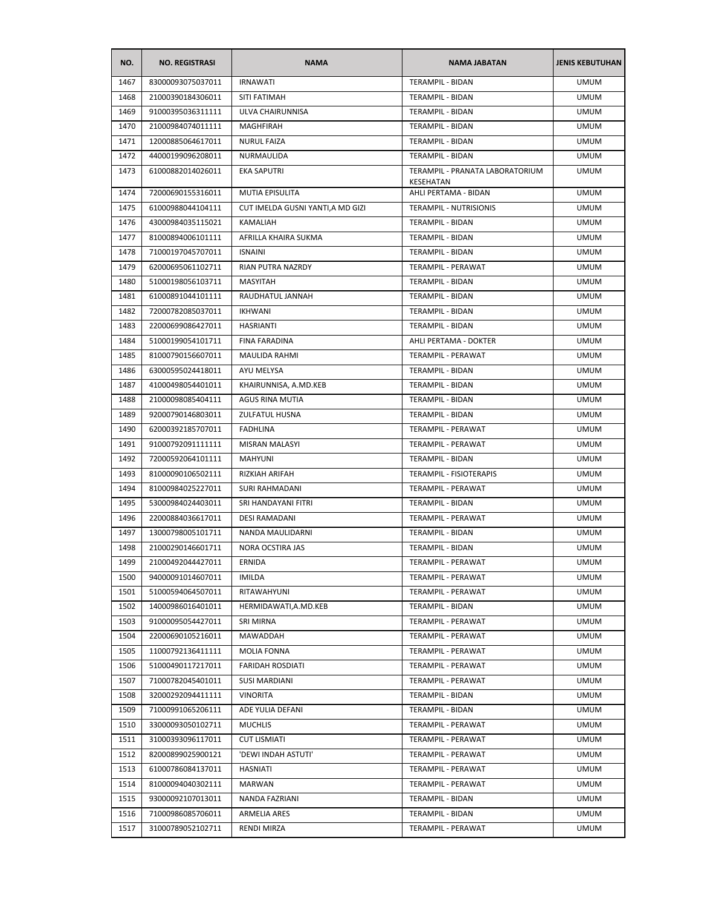| NO. | NO. REGISTRASI | NAMA | NAMA JABATAN | JENIS KEBUTUHAN |
|---|---|---|---|---|
| 1467 | 83000093075037011 | IRNAWATI | TERAMPIL - BIDAN | UMUM |
| 1468 | 21000390184306011 | SITI FATIMAH | TERAMPIL - BIDAN | UMUM |
| 1469 | 91000395036311111 | ULVA CHAIRUNNISA | TERAMPIL - BIDAN | UMUM |
| 1470 | 21000984074011111 | MAGHFIRAH | TERAMPIL - BIDAN | UMUM |
| 1471 | 12000885064617011 | NURUL FAIZA | TERAMPIL - BIDAN | UMUM |
| 1472 | 44000199096208011 | NURMAULIDA | TERAMPIL - BIDAN | UMUM |
| 1473 | 61000882014026011 | EKA SAPUTRI | TERAMPIL - PRANATA LABORATORIUM KESEHATAN | UMUM |
| 1474 | 72000690155316011 | MUTIA EPISULITA | AHLI PERTAMA - BIDAN | UMUM |
| 1475 | 61000988044104111 | CUT IMELDA GUSNI YANTI,A MD GIZI | TERAMPIL - NUTRISIONIS | UMUM |
| 1476 | 43000984035115021 | KAMALIAH | TERAMPIL - BIDAN | UMUM |
| 1477 | 81000894006101111 | AFRILLA KHAIRA SUKMA | TERAMPIL - BIDAN | UMUM |
| 1478 | 71000197045707011 | ISNAINI | TERAMPIL - BIDAN | UMUM |
| 1479 | 62000695061102711 | RIAN PUTRA NAZRDY | TERAMPIL - PERAWAT | UMUM |
| 1480 | 51000198056103711 | MASYITAH | TERAMPIL - BIDAN | UMUM |
| 1481 | 61000891044101111 | RAUDHATUL JANNAH | TERAMPIL - BIDAN | UMUM |
| 1482 | 72000782085037011 | IKHWANI | TERAMPIL - BIDAN | UMUM |
| 1483 | 22000699086427011 | HASRIANTI | TERAMPIL - BIDAN | UMUM |
| 1484 | 51000199054101711 | FINA FARADINA | AHLI PERTAMA - DOKTER | UMUM |
| 1485 | 81000790156607011 | MAULIDA RAHMI | TERAMPIL - PERAWAT | UMUM |
| 1486 | 63000595024418011 | AYU MELYSA | TERAMPIL - BIDAN | UMUM |
| 1487 | 41000498054401011 | KHAIRUNNISA, A.MD.KEB | TERAMPIL - BIDAN | UMUM |
| 1488 | 21000098085404111 | AGUS RINA MUTIA | TERAMPIL - BIDAN | UMUM |
| 1489 | 92000790146803011 | ZULFATUL HUSNA | TERAMPIL - BIDAN | UMUM |
| 1490 | 62000392185707011 | FADHLINA | TERAMPIL - PERAWAT | UMUM |
| 1491 | 91000792091111111 | MISRAN MALASYI | TERAMPIL - PERAWAT | UMUM |
| 1492 | 72000592064101111 | MAHYUNI | TERAMPIL - BIDAN | UMUM |
| 1493 | 81000090106502111 | RIZKIAH ARIFAH | TERAMPIL - FISIOTERAPIS | UMUM |
| 1494 | 81000984025227011 | SURI RAHMADANI | TERAMPIL - PERAWAT | UMUM |
| 1495 | 53000984024403011 | SRI HANDAYANI FITRI | TERAMPIL - BIDAN | UMUM |
| 1496 | 22000884036617011 | DESI RAMADANI | TERAMPIL - PERAWAT | UMUM |
| 1497 | 13000798005101711 | NANDA MAULIDARNI | TERAMPIL - BIDAN | UMUM |
| 1498 | 21000290146601711 | NORA OCSTIRA JAS | TERAMPIL - BIDAN | UMUM |
| 1499 | 21000492044427011 | ERNIDA | TERAMPIL - PERAWAT | UMUM |
| 1500 | 94000091014607011 | IMILDA | TERAMPIL - PERAWAT | UMUM |
| 1501 | 51000594064507011 | RITAWAHYUNI | TERAMPIL - PERAWAT | UMUM |
| 1502 | 14000986016401011 | HERMIDAWATI,A.MD.KEB | TERAMPIL - BIDAN | UMUM |
| 1503 | 91000095054427011 | SRI MIRNA | TERAMPIL - PERAWAT | UMUM |
| 1504 | 22000690105216011 | MAWADDAH | TERAMPIL - PERAWAT | UMUM |
| 1505 | 11000792136411111 | MOLIA FONNA | TERAMPIL - PERAWAT | UMUM |
| 1506 | 51000490117217011 | FARIDAH ROSDIATI | TERAMPIL - PERAWAT | UMUM |
| 1507 | 71000782045401011 | SUSI MARDIANI | TERAMPIL - PERAWAT | UMUM |
| 1508 | 32000292094411111 | VINORITA | TERAMPIL - BIDAN | UMUM |
| 1509 | 71000991065206111 | ADE YULIA DEFANI | TERAMPIL - BIDAN | UMUM |
| 1510 | 33000093050102711 | MUCHLIS | TERAMPIL - PERAWAT | UMUM |
| 1511 | 31000393096117011 | CUT LISMIATI | TERAMPIL - PERAWAT | UMUM |
| 1512 | 82000899025900121 | 'DEWI INDAH ASTUTI' | TERAMPIL - PERAWAT | UMUM |
| 1513 | 61000786084137011 | HASNIATI | TERAMPIL - PERAWAT | UMUM |
| 1514 | 81000094040302111 | MARWAN | TERAMPIL - PERAWAT | UMUM |
| 1515 | 93000092107013011 | NANDA FAZRIANI | TERAMPIL - BIDAN | UMUM |
| 1516 | 71000986085706011 | ARMELIA ARES | TERAMPIL - BIDAN | UMUM |
| 1517 | 31000789052102711 | RENDI MIRZA | TERAMPIL - PERAWAT | UMUM |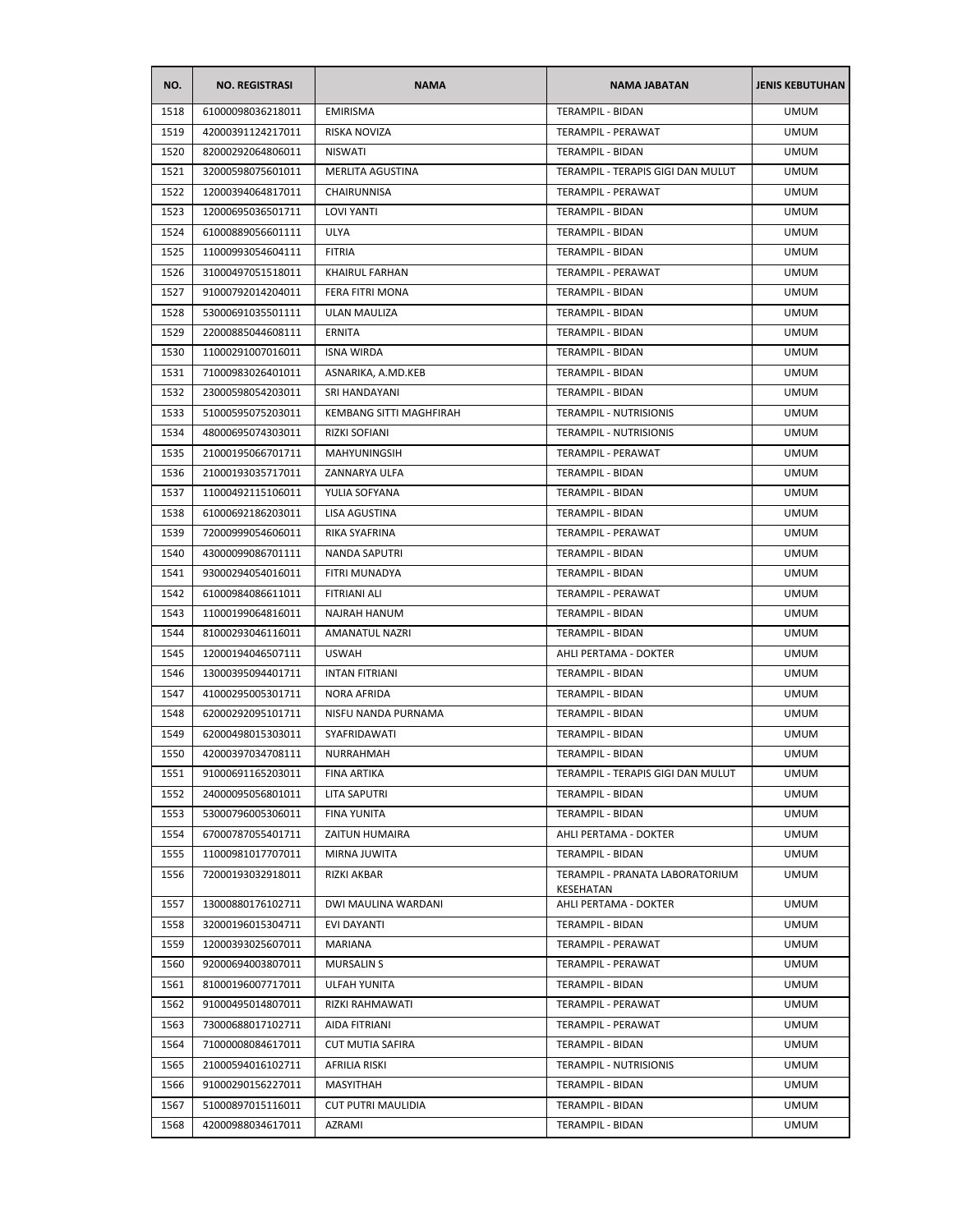| NO. | NO. REGISTRASI | NAMA | NAMA JABATAN | JENIS KEBUTUHAN |
|---|---|---|---|---|
| 1518 | 61000098036218011 | EMIRISMA | TERAMPIL - BIDAN | UMUM |
| 1519 | 42000391124217011 | RISKA NOVIZA | TERAMPIL - PERAWAT | UMUM |
| 1520 | 82000292064806011 | NISWATI | TERAMPIL - BIDAN | UMUM |
| 1521 | 32000598075601011 | MERLITA AGUSTINA | TERAMPIL - TERAPIS GIGI DAN MULUT | UMUM |
| 1522 | 12000394064817011 | CHAIRUNNISA | TERAMPIL - PERAWAT | UMUM |
| 1523 | 12000695036501711 | LOVI YANTI | TERAMPIL - BIDAN | UMUM |
| 1524 | 61000889056601111 | ULYA | TERAMPIL - BIDAN | UMUM |
| 1525 | 11000993054604111 | FITRIA | TERAMPIL - BIDAN | UMUM |
| 1526 | 31000497051518011 | KHAIRUL FARHAN | TERAMPIL - PERAWAT | UMUM |
| 1527 | 91000792014204011 | FERA FITRI MONA | TERAMPIL - BIDAN | UMUM |
| 1528 | 53000691035501111 | ULAN MAULIZA | TERAMPIL - BIDAN | UMUM |
| 1529 | 22000885044608111 | ERNITA | TERAMPIL - BIDAN | UMUM |
| 1530 | 11000291007016011 | ISNA WIRDA | TERAMPIL - BIDAN | UMUM |
| 1531 | 71000983026401011 | ASNARIKA, A.MD.KEB | TERAMPIL - BIDAN | UMUM |
| 1532 | 23000598054203011 | SRI HANDAYANI | TERAMPIL - BIDAN | UMUM |
| 1533 | 51000595075203011 | KEMBANG SITTI MAGHFIRAH | TERAMPIL - NUTRISIONIS | UMUM |
| 1534 | 48000695074303011 | RIZKI SOFIANI | TERAMPIL - NUTRISIONIS | UMUM |
| 1535 | 21000195066701711 | MAHYUNINGSIH | TERAMPIL - PERAWAT | UMUM |
| 1536 | 21000193035717011 | ZANNARYA ULFA | TERAMPIL - BIDAN | UMUM |
| 1537 | 11000492115106011 | YULIA SOFYANA | TERAMPIL - BIDAN | UMUM |
| 1538 | 61000692186203011 | LISA AGUSTINA | TERAMPIL - BIDAN | UMUM |
| 1539 | 72000999054606011 | RIKA SYAFRINA | TERAMPIL - PERAWAT | UMUM |
| 1540 | 43000099086701111 | NANDA SAPUTRI | TERAMPIL - BIDAN | UMUM |
| 1541 | 93000294054016011 | FITRI MUNADYA | TERAMPIL - BIDAN | UMUM |
| 1542 | 61000984086611011 | FITRIANI ALI | TERAMPIL - PERAWAT | UMUM |
| 1543 | 11000199064816011 | NAJRAH HANUM | TERAMPIL - BIDAN | UMUM |
| 1544 | 81000293046116011 | AMANATUL NAZRI | TERAMPIL - BIDAN | UMUM |
| 1545 | 12000194046507111 | USWAH | AHLI PERTAMA - DOKTER | UMUM |
| 1546 | 13000395094401711 | INTAN FITRIANI | TERAMPIL - BIDAN | UMUM |
| 1547 | 41000295005301711 | NORA AFRIDA | TERAMPIL - BIDAN | UMUM |
| 1548 | 62000292095101711 | NISFU NANDA PURNAMA | TERAMPIL - BIDAN | UMUM |
| 1549 | 62000498015303011 | SYAFRIDAWATI | TERAMPIL - BIDAN | UMUM |
| 1550 | 42000397034708111 | NURRAHMAH | TERAMPIL - BIDAN | UMUM |
| 1551 | 91000691165203011 | FINA ARTIKA | TERAMPIL - TERAPIS GIGI DAN MULUT | UMUM |
| 1552 | 24000095056801011 | LITA SAPUTRI | TERAMPIL - BIDAN | UMUM |
| 1553 | 53000796005306011 | FINA YUNITA | TERAMPIL - BIDAN | UMUM |
| 1554 | 67000787055401711 | ZAITUN HUMAIRA | AHLI PERTAMA - DOKTER | UMUM |
| 1555 | 11000981017707011 | MIRNA JUWITA | TERAMPIL - BIDAN | UMUM |
| 1556 | 72000193032918011 | RIZKI AKBAR | TERAMPIL - PRANATA LABORATORIUM KESEHATAN | UMUM |
| 1557 | 13000880176102711 | DWI MAULINA WARDANI | AHLI PERTAMA - DOKTER | UMUM |
| 1558 | 32000196015304711 | EVI DAYANTI | TERAMPIL - BIDAN | UMUM |
| 1559 | 12000393025607011 | MARIANA | TERAMPIL - PERAWAT | UMUM |
| 1560 | 92000694003807011 | MURSALIN S | TERAMPIL - PERAWAT | UMUM |
| 1561 | 81000196007717011 | ULFAH YUNITA | TERAMPIL - BIDAN | UMUM |
| 1562 | 91000495014807011 | RIZKI RAHMAWATI | TERAMPIL - PERAWAT | UMUM |
| 1563 | 73000688017102711 | AIDA FITRIANI | TERAMPIL - PERAWAT | UMUM |
| 1564 | 71000008084617011 | CUT MUTIA SAFIRA | TERAMPIL - BIDAN | UMUM |
| 1565 | 21000594016102711 | AFRILIA RISKI | TERAMPIL - NUTRISIONIS | UMUM |
| 1566 | 91000290156227011 | MASYITHAH | TERAMPIL - BIDAN | UMUM |
| 1567 | 51000897015116011 | CUT PUTRI MAULIDIA | TERAMPIL - BIDAN | UMUM |
| 1568 | 42000988034617011 | AZRAMI | TERAMPIL - BIDAN | UMUM |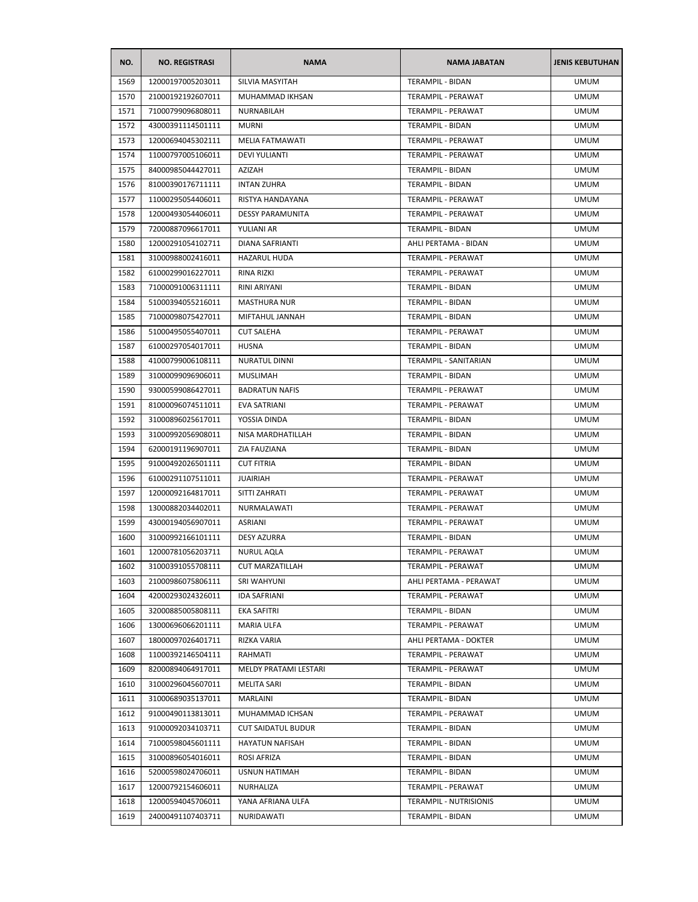| NO. | NO. REGISTRASI | NAMA | NAMA JABATAN | JENIS KEBUTUHAN |
|---|---|---|---|---|
| 1569 | 12000197005203011 | SILVIA MASYITAH | TERAMPIL - BIDAN | UMUM |
| 1570 | 21000192192607011 | MUHAMMAD IKHSAN | TERAMPIL - PERAWAT | UMUM |
| 1571 | 71000799096808011 | NURNABILAH | TERAMPIL - PERAWAT | UMUM |
| 1572 | 43000391114501111 | MURNI | TERAMPIL - BIDAN | UMUM |
| 1573 | 12000694045302111 | MELIA FATMAWATI | TERAMPIL - PERAWAT | UMUM |
| 1574 | 11000797005106011 | DEVI YULIANTI | TERAMPIL - PERAWAT | UMUM |
| 1575 | 84000985044427011 | AZIZAH | TERAMPIL - BIDAN | UMUM |
| 1576 | 81000390176711111 | INTAN ZUHRA | TERAMPIL - BIDAN | UMUM |
| 1577 | 11000295054406011 | RISTYA HANDAYANA | TERAMPIL - PERAWAT | UMUM |
| 1578 | 12000493054406011 | DESSY PARAMUNITA | TERAMPIL - PERAWAT | UMUM |
| 1579 | 72000887096617011 | YULIANI AR | TERAMPIL - BIDAN | UMUM |
| 1580 | 12000291054102711 | DIANA SAFRIANTI | AHLI PERTAMA - BIDAN | UMUM |
| 1581 | 31000988002416011 | HAZARUL HUDA | TERAMPIL - PERAWAT | UMUM |
| 1582 | 61000299016227011 | RINA RIZKI | TERAMPIL - PERAWAT | UMUM |
| 1583 | 71000091006311111 | RINI ARIYANI | TERAMPIL - BIDAN | UMUM |
| 1584 | 51000394055216011 | MASTHURA NUR | TERAMPIL - BIDAN | UMUM |
| 1585 | 71000098075427011 | MIFTAHUL JANNAH | TERAMPIL - BIDAN | UMUM |
| 1586 | 51000495055407011 | CUT SALEHA | TERAMPIL - PERAWAT | UMUM |
| 1587 | 61000297054017011 | HUSNA | TERAMPIL - BIDAN | UMUM |
| 1588 | 41000799006108111 | NURATUL DINNI | TERAMPIL - SANITARIAN | UMUM |
| 1589 | 31000099096906011 | MUSLIMAH | TERAMPIL - BIDAN | UMUM |
| 1590 | 93000599086427011 | BADRATUN NAFIS | TERAMPIL - PERAWAT | UMUM |
| 1591 | 81000096074511011 | EVA SATRIANI | TERAMPIL - PERAWAT | UMUM |
| 1592 | 31000896025617011 | YOSSIA DINDA | TERAMPIL - BIDAN | UMUM |
| 1593 | 31000992056908011 | NISA MARDHATILLAH | TERAMPIL - BIDAN | UMUM |
| 1594 | 62000191196907011 | ZIA FAUZIANA | TERAMPIL - BIDAN | UMUM |
| 1595 | 91000492026501111 | CUT FITRIA | TERAMPIL - BIDAN | UMUM |
| 1596 | 61000291107511011 | JUAIRIAH | TERAMPIL - PERAWAT | UMUM |
| 1597 | 12000092164817011 | SITTI ZAHRATI | TERAMPIL - PERAWAT | UMUM |
| 1598 | 13000882034402011 | NURMALAWATI | TERAMPIL - PERAWAT | UMUM |
| 1599 | 43000194056907011 | ASRIANI | TERAMPIL - PERAWAT | UMUM |
| 1600 | 31000992166101111 | DESY AZURRA | TERAMPIL - BIDAN | UMUM |
| 1601 | 12000781056203711 | NURUL AQLA | TERAMPIL - PERAWAT | UMUM |
| 1602 | 31000391055708111 | CUT MARZATILLAH | TERAMPIL - PERAWAT | UMUM |
| 1603 | 21000986075806111 | SRI WAHYUNI | AHLI PERTAMA - PERAWAT | UMUM |
| 1604 | 42000293024326011 | IDA SAFRIANI | TERAMPIL - PERAWAT | UMUM |
| 1605 | 32000885005808111 | EKA SAFITRI | TERAMPIL - BIDAN | UMUM |
| 1606 | 13000696066201111 | MARIA ULFA | TERAMPIL - PERAWAT | UMUM |
| 1607 | 18000097026401711 | RIZKA VARIA | AHLI PERTAMA - DOKTER | UMUM |
| 1608 | 11000392146504111 | RAHMATI | TERAMPIL - PERAWAT | UMUM |
| 1609 | 82000894064917011 | MELDY PRATAMI LESTARI | TERAMPIL - PERAWAT | UMUM |
| 1610 | 31000296045607011 | MELITA SARI | TERAMPIL - BIDAN | UMUM |
| 1611 | 31000689035137011 | MARLAINI | TERAMPIL - BIDAN | UMUM |
| 1612 | 91000490113813011 | MUHAMMAD ICHSAN | TERAMPIL - PERAWAT | UMUM |
| 1613 | 91000092034103711 | CUT SAIDATUL BUDUR | TERAMPIL - BIDAN | UMUM |
| 1614 | 71000598045601111 | HAYATUN NAFISAH | TERAMPIL - BIDAN | UMUM |
| 1615 | 31000896054016011 | ROSI AFRIZA | TERAMPIL - BIDAN | UMUM |
| 1616 | 52000598024706011 | USNUN HATIMAH | TERAMPIL - BIDAN | UMUM |
| 1617 | 12000792154606011 | NURHALIZA | TERAMPIL - PERAWAT | UMUM |
| 1618 | 12000594045706011 | YANA AFRIANA ULFA | TERAMPIL - NUTRISIONIS | UMUM |
| 1619 | 24000491107403711 | NURIDAWATI | TERAMPIL - BIDAN | UMUM |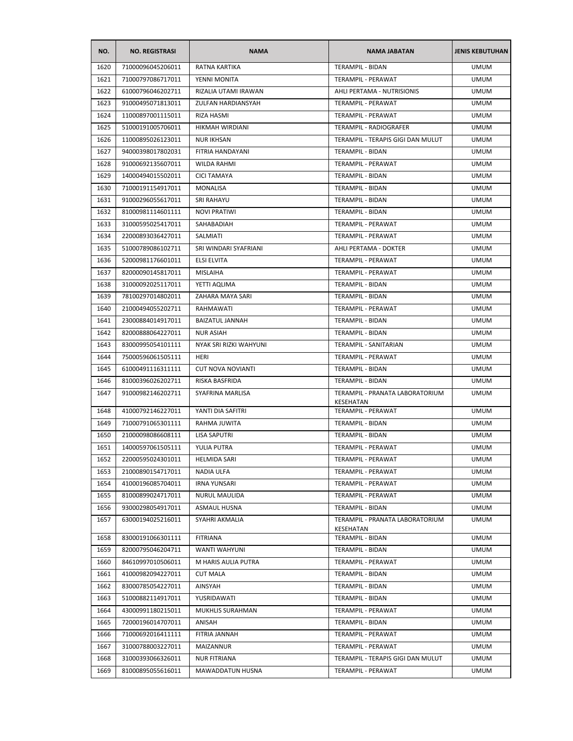| NO. | NO. REGISTRASI | NAMA | NAMA JABATAN | JENIS KEBUTUHAN |
|---|---|---|---|---|
| 1620 | 71000096045206011 | RATNA KARTIKA | TERAMPIL - BIDAN | UMUM |
| 1621 | 71000797086717011 | YENNI MONITA | TERAMPIL - PERAWAT | UMUM |
| 1622 | 61000796046202711 | RIZALIA UTAMI IRAWAN | AHLI PERTAMA - NUTRISIONIS | UMUM |
| 1623 | 91000495071813011 | ZULFAN HARDIANSYAH | TERAMPIL - PERAWAT | UMUM |
| 1624 | 11000897001115011 | RIZA HASMI | TERAMPIL - PERAWAT | UMUM |
| 1625 | 51000191005706011 | HIKMAH WIRDIANI | TERAMPIL - RADIOGRAFER | UMUM |
| 1626 | 11000895026123011 | NUR IKHSAN | TERAMPIL - TERAPIS GIGI DAN MULUT | UMUM |
| 1627 | 94000398017802031 | FITRIA HANDAYANI | TERAMPIL - BIDAN | UMUM |
| 1628 | 91000692135607011 | WILDA RAHMI | TERAMPIL - PERAWAT | UMUM |
| 1629 | 14000494015502011 | CICI TAMAYA | TERAMPIL - BIDAN | UMUM |
| 1630 | 71000191154917011 | MONALISA | TERAMPIL - BIDAN | UMUM |
| 1631 | 91000296055617011 | SRI RAHAYU | TERAMPIL - BIDAN | UMUM |
| 1632 | 81000981114601111 | NOVI PRATIWI | TERAMPIL - BIDAN | UMUM |
| 1633 | 31000595025417011 | SAHABADIAH | TERAMPIL - PERAWAT | UMUM |
| 1634 | 22000893036427011 | SALMIATI | TERAMPIL - PERAWAT | UMUM |
| 1635 | 51000789086102711 | SRI WINDARI SYAFRIANI | AHLI PERTAMA - DOKTER | UMUM |
| 1636 | 52000981176601011 | ELSI ELVITA | TERAMPIL - PERAWAT | UMUM |
| 1637 | 82000090145817011 | MISLAIHA | TERAMPIL - PERAWAT | UMUM |
| 1638 | 31000092025117011 | YETTI AQLIMA | TERAMPIL - BIDAN | UMUM |
| 1639 | 78100297014802011 | ZAHARA MAYA SARI | TERAMPIL - BIDAN | UMUM |
| 1640 | 21000494055202711 | RAHMAWATI | TERAMPIL - PERAWAT | UMUM |
| 1641 | 23000884014917011 | BAIZATUL JANNAH | TERAMPIL - BIDAN | UMUM |
| 1642 | 82000888064227011 | NUR ASIAH | TERAMPIL - BIDAN | UMUM |
| 1643 | 83000995054101111 | NYAK SRI RIZKI WAHYUNI | TERAMPIL - SANITARIAN | UMUM |
| 1644 | 75000596061505111 | HERI | TERAMPIL - PERAWAT | UMUM |
| 1645 | 61000491116311111 | CUT NOVA NOVIANTI | TERAMPIL - BIDAN | UMUM |
| 1646 | 81000396026202711 | RISKA BASFRIDA | TERAMPIL - BIDAN | UMUM |
| 1647 | 91000982146202711 | SYAFRINA MARLISA | TERAMPIL - PRANATA LABORATORIUM KESEHATAN | UMUM |
| 1648 | 41000792146227011 | YANTI DIA SAFITRI | TERAMPIL - PERAWAT | UMUM |
| 1649 | 71000791065301111 | RAHMA JUWITA | TERAMPIL - BIDAN | UMUM |
| 1650 | 21000098086608111 | LISA SAPUTRI | TERAMPIL - BIDAN | UMUM |
| 1651 | 14000597061505111 | YULIA PUTRA | TERAMPIL - PERAWAT | UMUM |
| 1652 | 22000595024301011 | HELMIDA SARI | TERAMPIL - PERAWAT | UMUM |
| 1653 | 21000890154717011 | NADIA ULFA | TERAMPIL - PERAWAT | UMUM |
| 1654 | 41000196085704011 | IRNA YUNSARI | TERAMPIL - PERAWAT | UMUM |
| 1655 | 81000899024717011 | NURUL MAULIDA | TERAMPIL - PERAWAT | UMUM |
| 1656 | 93000298054917011 | ASMAUL HUSNA | TERAMPIL - BIDAN | UMUM |
| 1657 | 63000194025216011 | SYAHRI AKMALIA | TERAMPIL - PRANATA LABORATORIUM KESEHATAN | UMUM |
| 1658 | 83000191066301111 | FITRIANA | TERAMPIL - BIDAN | UMUM |
| 1659 | 82000795046204711 | WANTI WAHYUNI | TERAMPIL - BIDAN | UMUM |
| 1660 | 84610997010506011 | M HARIS AULIA PUTRA | TERAMPIL - PERAWAT | UMUM |
| 1661 | 41000982094227011 | CUT MALA | TERAMPIL - BIDAN | UMUM |
| 1662 | 83000785054227011 | AINSYAH | TERAMPIL - BIDAN | UMUM |
| 1663 | 51000882114917011 | YUSRIDAWATI | TERAMPIL - BIDAN | UMUM |
| 1664 | 43000991180215011 | MUKHLIS SURAHMAN | TERAMPIL - PERAWAT | UMUM |
| 1665 | 72000196014707011 | ANISAH | TERAMPIL - BIDAN | UMUM |
| 1666 | 71000692016411111 | FITRIA JANNAH | TERAMPIL - PERAWAT | UMUM |
| 1667 | 31000788003227011 | MAIZANNUR | TERAMPIL - PERAWAT | UMUM |
| 1668 | 31000393066326011 | NUR FITRIANA | TERAMPIL - TERAPIS GIGI DAN MULUT | UMUM |
| 1669 | 81000895055616011 | MAWADDATUN HUSNA | TERAMPIL - PERAWAT | UMUM |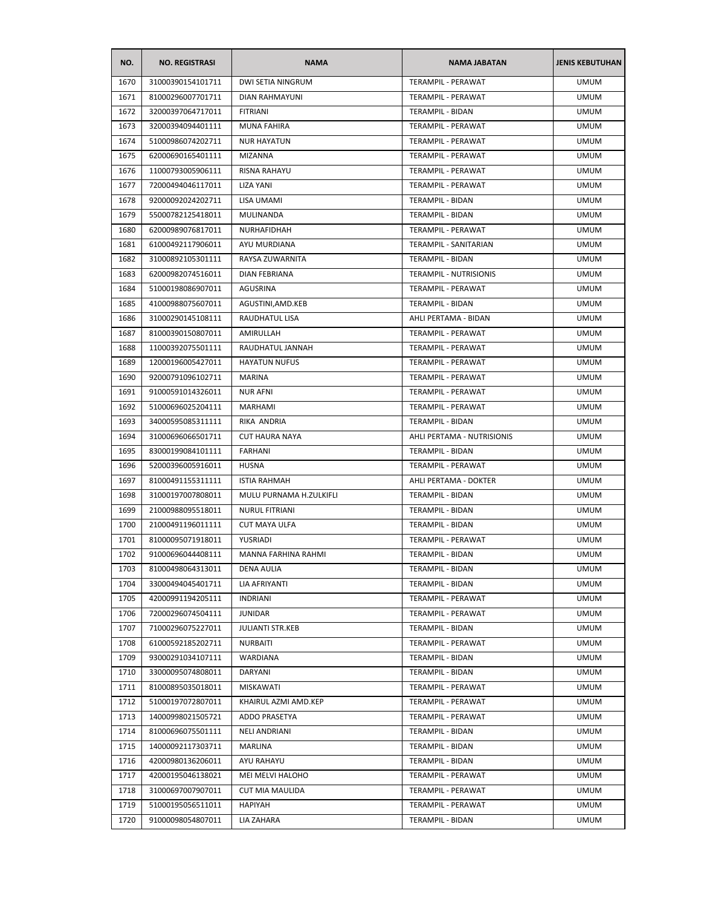| NO. | NO. REGISTRASI | NAMA | NAMA JABATAN | JENIS KEBUTUHAN |
|---|---|---|---|---|
| 1670 | 31000390154101711 | DWI SETIA NINGRUM | TERAMPIL - PERAWAT | UMUM |
| 1671 | 81000296007701711 | DIAN RAHMAYUNI | TERAMPIL - PERAWAT | UMUM |
| 1672 | 32000397064717011 | FITRIANI | TERAMPIL - BIDAN | UMUM |
| 1673 | 32000394094401111 | MUNA FAHIRA | TERAMPIL - PERAWAT | UMUM |
| 1674 | 51000986074202711 | NUR HAYATUN | TERAMPIL - PERAWAT | UMUM |
| 1675 | 62000690165401111 | MIZANNA | TERAMPIL - PERAWAT | UMUM |
| 1676 | 11000793005906111 | RISNA RAHAYU | TERAMPIL - PERAWAT | UMUM |
| 1677 | 72000494046117011 | LIZA YANI | TERAMPIL - PERAWAT | UMUM |
| 1678 | 92000092024202711 | LISA UMAMI | TERAMPIL - BIDAN | UMUM |
| 1679 | 55000782125418011 | MULINANDA | TERAMPIL - BIDAN | UMUM |
| 1680 | 62000989076817011 | NURHAFIDHAH | TERAMPIL - PERAWAT | UMUM |
| 1681 | 61000492117906011 | AYU MURDIANA | TERAMPIL - SANITARIAN | UMUM |
| 1682 | 31000892105301111 | RAYSA ZUWARNITA | TERAMPIL - BIDAN | UMUM |
| 1683 | 62000982074516011 | DIAN FEBRIANA | TERAMPIL - NUTRISIONIS | UMUM |
| 1684 | 51000198086907011 | AGUSRINA | TERAMPIL - PERAWAT | UMUM |
| 1685 | 41000988075607011 | AGUSTINI,AMD.KEB | TERAMPIL - BIDAN | UMUM |
| 1686 | 31000290145108111 | RAUDHATUL LISA | AHLI PERTAMA - BIDAN | UMUM |
| 1687 | 81000390150807011 | AMIRULLAH | TERAMPIL - PERAWAT | UMUM |
| 1688 | 11000392075501111 | RAUDHATUL JANNAH | TERAMPIL - PERAWAT | UMUM |
| 1689 | 12000196005427011 | HAYATUN NUFUS | TERAMPIL - PERAWAT | UMUM |
| 1690 | 92000791096102711 | MARINA | TERAMPIL - PERAWAT | UMUM |
| 1691 | 91000591014326011 | NUR AFNI | TERAMPIL - PERAWAT | UMUM |
| 1692 | 51000696025204111 | MARHAMI | TERAMPIL - PERAWAT | UMUM |
| 1693 | 34000595085311111 | RIKA ANDRIA | TERAMPIL - BIDAN | UMUM |
| 1694 | 31000696066501711 | CUT HAURA NAYA | AHLI PERTAMA - NUTRISIONIS | UMUM |
| 1695 | 83000199084101111 | FARHANI | TERAMPIL - BIDAN | UMUM |
| 1696 | 52000396005916011 | HUSNA | TERAMPIL - PERAWAT | UMUM |
| 1697 | 81000491155311111 | ISTIA RAHMAH | AHLI PERTAMA - DOKTER | UMUM |
| 1698 | 31000197007808011 | MULU PURNAMA H.ZULKIFLI | TERAMPIL - BIDAN | UMUM |
| 1699 | 21000988095518011 | NURUL FITRIANI | TERAMPIL - BIDAN | UMUM |
| 1700 | 21000491196011111 | CUT MAYA ULFA | TERAMPIL - BIDAN | UMUM |
| 1701 | 81000095071918011 | YUSRIADI | TERAMPIL - PERAWAT | UMUM |
| 1702 | 91000696044408111 | MANNA FARHINA RAHMI | TERAMPIL - BIDAN | UMUM |
| 1703 | 81000498064313011 | DENA AULIA | TERAMPIL - BIDAN | UMUM |
| 1704 | 33000494045401711 | LIA AFRIYANTI | TERAMPIL - BIDAN | UMUM |
| 1705 | 42000991194205111 | INDRIANI | TERAMPIL - PERAWAT | UMUM |
| 1706 | 72000296074504111 | JUNIDAR | TERAMPIL - PERAWAT | UMUM |
| 1707 | 71000296075227011 | JULIANTI STR.KEB | TERAMPIL - BIDAN | UMUM |
| 1708 | 61000592185202711 | NURBAITI | TERAMPIL - PERAWAT | UMUM |
| 1709 | 93000291034107111 | WARDIANA | TERAMPIL - BIDAN | UMUM |
| 1710 | 33000095074808011 | DARYANI | TERAMPIL - BIDAN | UMUM |
| 1711 | 81000895035018011 | MISKAWATI | TERAMPIL - PERAWAT | UMUM |
| 1712 | 51000197072807011 | KHAIRUL AZMI AMD.KEP | TERAMPIL - PERAWAT | UMUM |
| 1713 | 14000998021505721 | ADDO PRASETYA | TERAMPIL - PERAWAT | UMUM |
| 1714 | 81000696075501111 | NELI ANDRIANI | TERAMPIL - BIDAN | UMUM |
| 1715 | 14000092117303711 | MARLINA | TERAMPIL - BIDAN | UMUM |
| 1716 | 42000980136206011 | AYU RAHAYU | TERAMPIL - BIDAN | UMUM |
| 1717 | 42000195046138021 | MEI MELVI HALOHO | TERAMPIL - PERAWAT | UMUM |
| 1718 | 31000697007907011 | CUT MIA MAULIDA | TERAMPIL - PERAWAT | UMUM |
| 1719 | 51000195056511011 | HAPIYAH | TERAMPIL - PERAWAT | UMUM |
| 1720 | 91000098054807011 | LIA ZAHARA | TERAMPIL - BIDAN | UMUM |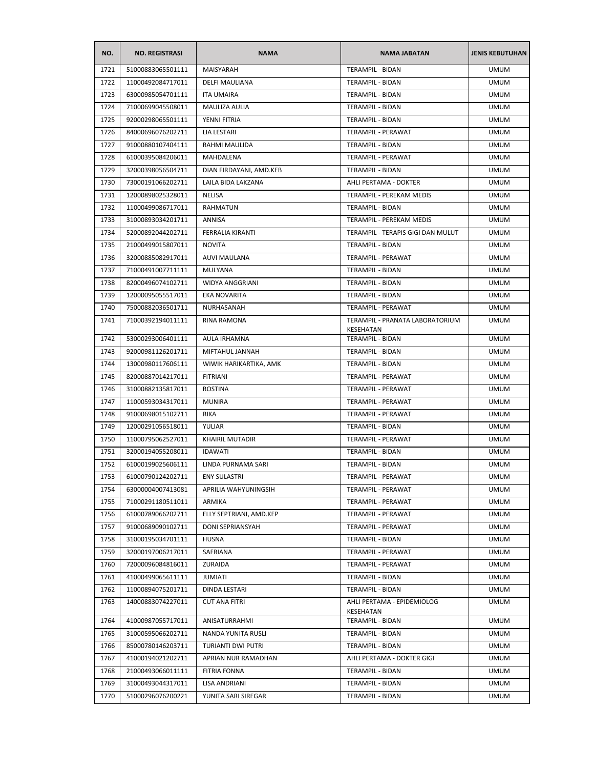| NO. | NO. REGISTRASI | NAMA | NAMA JABATAN | JENIS KEBUTUHAN |
|---|---|---|---|---|
| 1721 | 51000883065501111 | MAISYARAH | TERAMPIL - BIDAN | UMUM |
| 1722 | 11000492084717011 | DELFI MAULIANA | TERAMPIL - BIDAN | UMUM |
| 1723 | 63000985054701111 | ITA UMAIRA | TERAMPIL - BIDAN | UMUM |
| 1724 | 71000699045508011 | MAULIZA AULIA | TERAMPIL - BIDAN | UMUM |
| 1725 | 92000298065501111 | YENNI FITRIA | TERAMPIL - BIDAN | UMUM |
| 1726 | 84000696076202711 | LIA LESTARI | TERAMPIL - PERAWAT | UMUM |
| 1727 | 91000880107404111 | RAHMI MAULIDA | TERAMPIL - BIDAN | UMUM |
| 1728 | 61000395084206011 | MAHDALENA | TERAMPIL - PERAWAT | UMUM |
| 1729 | 32000398056504711 | DIAN FIRDAYANI, AMD.KEB | TERAMPIL - BIDAN | UMUM |
| 1730 | 73000191066202711 | LAILA BIDA LAKZANA | AHLI PERTAMA - DOKTER | UMUM |
| 1731 | 12000898025328011 | NELISA | TERAMPIL - PEREKAM MEDIS | UMUM |
| 1732 | 11000499086717011 | RAHMATUN | TERAMPIL - BIDAN | UMUM |
| 1733 | 31000893034201711 | ANNISA | TERAMPIL - PEREKAM MEDIS | UMUM |
| 1734 | 52000892044202711 | FERRALIA KIRANTI | TERAMPIL - TERAPIS GIGI DAN MULUT | UMUM |
| 1735 | 21000499015807011 | NOVITA | TERAMPIL - BIDAN | UMUM |
| 1736 | 32000885082917011 | AUVI MAULANA | TERAMPIL - PERAWAT | UMUM |
| 1737 | 71000491007711111 | MULYANA | TERAMPIL - BIDAN | UMUM |
| 1738 | 82000496074102711 | WIDYA ANGGRIANI | TERAMPIL - BIDAN | UMUM |
| 1739 | 12000095055517011 | EKA NOVARITA | TERAMPIL - BIDAN | UMUM |
| 1740 | 75000882036501711 | NURHASANAH | TERAMPIL - PERAWAT | UMUM |
| 1741 | 71000392194011111 | RINA RAMONA | TERAMPIL - PRANATA LABORATORIUM KESEHATAN | UMUM |
| 1742 | 53000293006401111 | AULA IRHAMNA | TERAMPIL - BIDAN | UMUM |
| 1743 | 92000981126201711 | MIFTAHUL JANNAH | TERAMPIL - BIDAN | UMUM |
| 1744 | 13000980117606111 | WIWIK HARIKARTIKA, AMK | TERAMPIL - BIDAN | UMUM |
| 1745 | 82000887014217011 | FITRIANI | TERAMPIL - PERAWAT | UMUM |
| 1746 | 31000882135817011 | ROSTINA | TERAMPIL - PERAWAT | UMUM |
| 1747 | 11000593034317011 | MUNIRA | TERAMPIL - PERAWAT | UMUM |
| 1748 | 91000698015102711 | RIKA | TERAMPIL - PERAWAT | UMUM |
| 1749 | 12000291056518011 | YULIAR | TERAMPIL - BIDAN | UMUM |
| 1750 | 11000795062527011 | KHAIRIL MUTADIR | TERAMPIL - PERAWAT | UMUM |
| 1751 | 32000194055208011 | IDAWATI | TERAMPIL - BIDAN | UMUM |
| 1752 | 61000199025606111 | LINDA PURNAMA SARI | TERAMPIL - BIDAN | UMUM |
| 1753 | 61000790124202711 | ENY SULASTRI | TERAMPIL - PERAWAT | UMUM |
| 1754 | 63000004007413081 | APRILIA WAHYUNINGSIH | TERAMPIL - PERAWAT | UMUM |
| 1755 | 71000291180511011 | ARMIKA | TERAMPIL - PERAWAT | UMUM |
| 1756 | 61000789066202711 | ELLY SEPTRIANI, AMD.KEP | TERAMPIL - PERAWAT | UMUM |
| 1757 | 91000689090102711 | DONI SEPRIANSYAH | TERAMPIL - PERAWAT | UMUM |
| 1758 | 31000195034701111 | HUSNA | TERAMPIL - BIDAN | UMUM |
| 1759 | 32000197006217011 | SAFRIANA | TERAMPIL - PERAWAT | UMUM |
| 1760 | 72000096084816011 | ZURAIDA | TERAMPIL - PERAWAT | UMUM |
| 1761 | 41000499065611111 | JUMIATI | TERAMPIL - BIDAN | UMUM |
| 1762 | 11000894075201711 | DINDA LESTARI | TERAMPIL - BIDAN | UMUM |
| 1763 | 14000883074227011 | CUT ANA FITRI | AHLI PERTAMA - EPIDEMIOLOG KESEHATAN | UMUM |
| 1764 | 41000987055717011 | ANISATURRAHMI | TERAMPIL - BIDAN | UMUM |
| 1765 | 31000595066202711 | NANDA YUNITA RUSLI | TERAMPIL - BIDAN | UMUM |
| 1766 | 85000780146203711 | TURIANTI DWI PUTRI | TERAMPIL - BIDAN | UMUM |
| 1767 | 41000194021202711 | APRIAN NUR RAMADHAN | AHLI PERTAMA - DOKTER GIGI | UMUM |
| 1768 | 21000493066011111 | FITRIA FONNA | TERAMPIL - BIDAN | UMUM |
| 1769 | 31000493044317011 | LISA ANDRIANI | TERAMPIL - BIDAN | UMUM |
| 1770 | 51000296076200221 | YUNITA SARI SIREGAR | TERAMPIL - BIDAN | UMUM |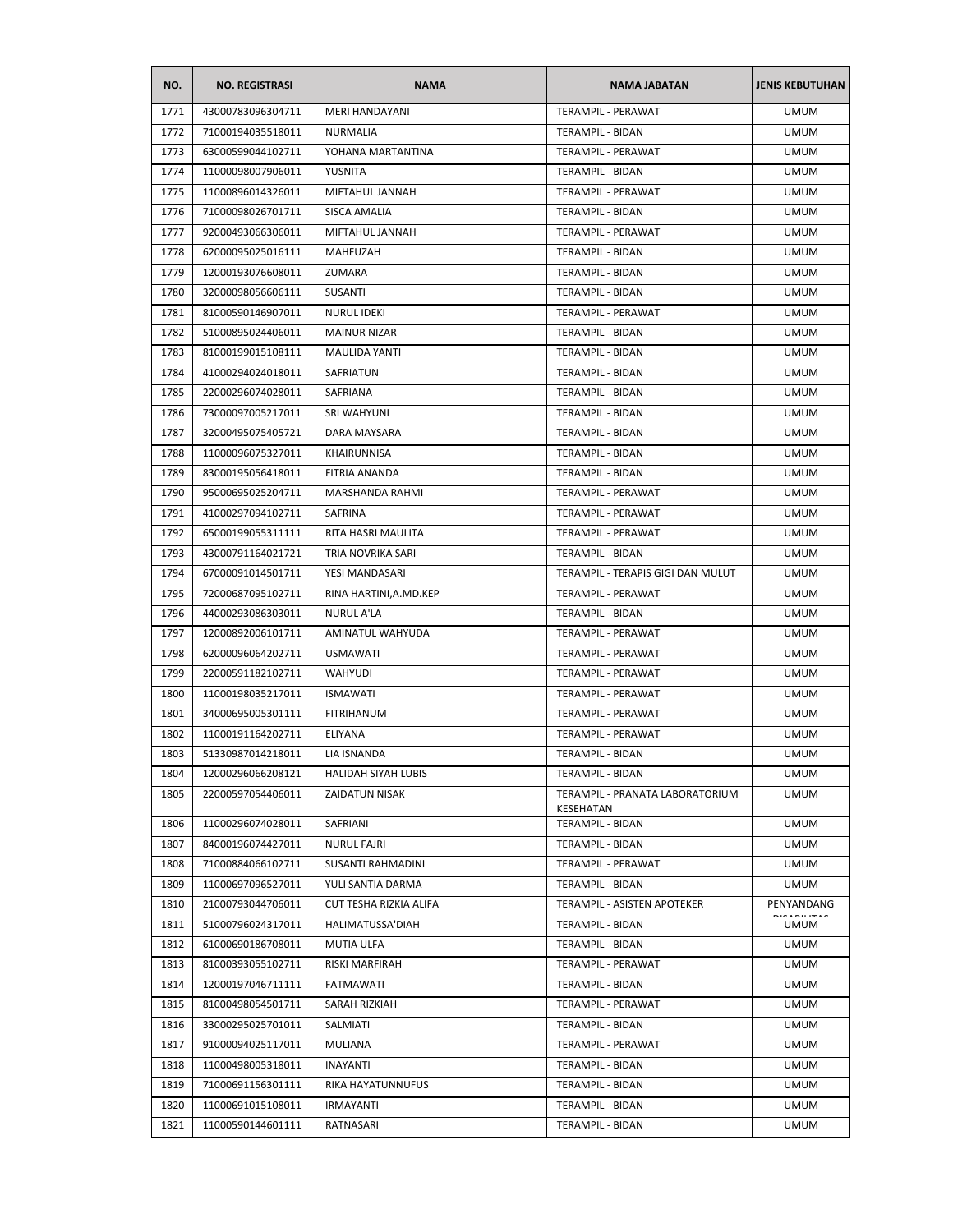| NO. | NO. REGISTRASI | NAMA | NAMA JABATAN | JENIS KEBUTUHAN |
|---|---|---|---|---|
| 1771 | 43000783096304711 | MERI HANDAYANI | TERAMPIL - PERAWAT | UMUM |
| 1772 | 71000194035518011 | NURMALIA | TERAMPIL - BIDAN | UMUM |
| 1773 | 63000599044102711 | YOHANA MARTANTINA | TERAMPIL - PERAWAT | UMUM |
| 1774 | 11000098007906011 | YUSNITA | TERAMPIL - BIDAN | UMUM |
| 1775 | 11000896014326011 | MIFTAHUL JANNAH | TERAMPIL - PERAWAT | UMUM |
| 1776 | 71000098026701711 | SISCA AMALIA | TERAMPIL - BIDAN | UMUM |
| 1777 | 92000493066306011 | MIFTAHUL JANNAH | TERAMPIL - PERAWAT | UMUM |
| 1778 | 62000095025016111 | MAHFUZAH | TERAMPIL - BIDAN | UMUM |
| 1779 | 12000193076608011 | ZUMARA | TERAMPIL - BIDAN | UMUM |
| 1780 | 32000098056606111 | SUSANTI | TERAMPIL - BIDAN | UMUM |
| 1781 | 81000590146907011 | NURUL IDEKI | TERAMPIL - PERAWAT | UMUM |
| 1782 | 51000895024406011 | MAINUR NIZAR | TERAMPIL - BIDAN | UMUM |
| 1783 | 81000199015108111 | MAULIDA YANTI | TERAMPIL - BIDAN | UMUM |
| 1784 | 41000294024018011 | SAFRIATUN | TERAMPIL - BIDAN | UMUM |
| 1785 | 22000296074028011 | SAFRIANA | TERAMPIL - BIDAN | UMUM |
| 1786 | 73000097005217011 | SRI WAHYUNI | TERAMPIL - BIDAN | UMUM |
| 1787 | 32000495075405721 | DARA MAYSARA | TERAMPIL - BIDAN | UMUM |
| 1788 | 11000096075327011 | KHAIRUNNISA | TERAMPIL - BIDAN | UMUM |
| 1789 | 83000195056418011 | FITRIA ANANDA | TERAMPIL - BIDAN | UMUM |
| 1790 | 95000695025204711 | MARSHANDA RAHMI | TERAMPIL - PERAWAT | UMUM |
| 1791 | 41000297094102711 | SAFRINA | TERAMPIL - PERAWAT | UMUM |
| 1792 | 65000199055311111 | RITA HASRI MAULITA | TERAMPIL - PERAWAT | UMUM |
| 1793 | 43000791164021721 | TRIA NOVRIKA SARI | TERAMPIL - BIDAN | UMUM |
| 1794 | 67000091014501711 | YESI MANDASARI | TERAMPIL - TERAPIS GIGI DAN MULUT | UMUM |
| 1795 | 72000687095102711 | RINA HARTINI,A.MD.KEP | TERAMPIL - PERAWAT | UMUM |
| 1796 | 44000293086303011 | NURUL A'LA | TERAMPIL - BIDAN | UMUM |
| 1797 | 12000892006101711 | AMINATUL WAHYUDA | TERAMPIL - PERAWAT | UMUM |
| 1798 | 62000096064202711 | USMAWATI | TERAMPIL - PERAWAT | UMUM |
| 1799 | 22000591182102711 | WAHYUDI | TERAMPIL - PERAWAT | UMUM |
| 1800 | 11000198035217011 | ISMAWATI | TERAMPIL - PERAWAT | UMUM |
| 1801 | 34000695005301111 | FITRIHANUM | TERAMPIL - PERAWAT | UMUM |
| 1802 | 11000191164202711 | ELIYANA | TERAMPIL - PERAWAT | UMUM |
| 1803 | 51330987014218011 | LIA ISNANDA | TERAMPIL - BIDAN | UMUM |
| 1804 | 12000296066208121 | HALIDAH SIYAH LUBIS | TERAMPIL - BIDAN | UMUM |
| 1805 | 22000597054406011 | ZAIDATUN NISAK | TERAMPIL - PRANATA LABORATORIUM KESEHATAN | UMUM |
| 1806 | 11000296074028011 | SAFRIANI | TERAMPIL - BIDAN | UMUM |
| 1807 | 84000196074427011 | NURUL FAJRI | TERAMPIL - BIDAN | UMUM |
| 1808 | 71000884066102711 | SUSANTI RAHMADINI | TERAMPIL - PERAWAT | UMUM |
| 1809 | 11000697096527011 | YULI SANTIA DARMA | TERAMPIL - BIDAN | UMUM |
| 1810 | 21000793044706011 | CUT TESHA RIZKIA ALIFA | TERAMPIL - ASISTEN APOTEKER | PENYANDANG DISABILITAS |
| 1811 | 51000796024317011 | HALIMATUSSA'DIAH | TERAMPIL - BIDAN | UMUM |
| 1812 | 61000690186708011 | MUTIA ULFA | TERAMPIL - BIDAN | UMUM |
| 1813 | 81000393055102711 | RISKI MARFIRAH | TERAMPIL - PERAWAT | UMUM |
| 1814 | 12000197046711111 | FATMAWATI | TERAMPIL - BIDAN | UMUM |
| 1815 | 81000498054501711 | SARAH RIZKIAH | TERAMPIL - PERAWAT | UMUM |
| 1816 | 33000295025701011 | SALMIATI | TERAMPIL - BIDAN | UMUM |
| 1817 | 91000094025117011 | MULIANA | TERAMPIL - PERAWAT | UMUM |
| 1818 | 11000498005318011 | INAYANTI | TERAMPIL - BIDAN | UMUM |
| 1819 | 71000691156301111 | RIKA HAYATUNNUFUS | TERAMPIL - BIDAN | UMUM |
| 1820 | 11000691015108011 | IRMAYANTI | TERAMPIL - BIDAN | UMUM |
| 1821 | 11000590144601111 | RATNASARI | TERAMPIL - BIDAN | UMUM |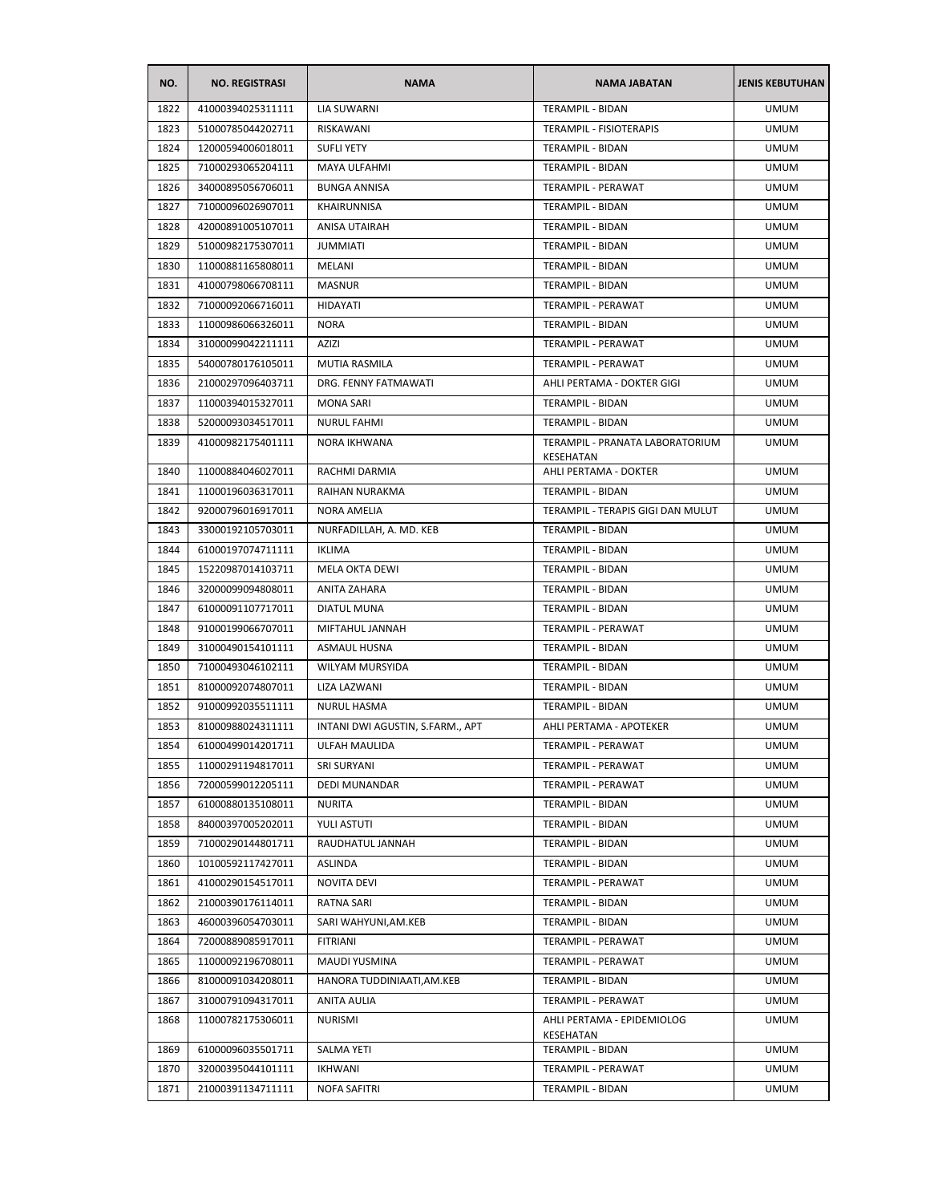| NO. | NO. REGISTRASI | NAMA | NAMA JABATAN | JENIS KEBUTUHAN |
|---|---|---|---|---|
| 1822 | 41000394025311111 | LIA SUWARNI | TERAMPIL - BIDAN | UMUM |
| 1823 | 51000785044202711 | RISKAWANI | TERAMPIL - FISIOTERAPIS | UMUM |
| 1824 | 12000594006018011 | SUFLI YETY | TERAMPIL - BIDAN | UMUM |
| 1825 | 71000293065204111 | MAYA ULFAHMI | TERAMPIL - BIDAN | UMUM |
| 1826 | 34000895056706011 | BUNGA ANNISA | TERAMPIL - PERAWAT | UMUM |
| 1827 | 71000096026907011 | KHAIRUNNISA | TERAMPIL - BIDAN | UMUM |
| 1828 | 42000891005107011 | ANISA UTAIRAH | TERAMPIL - BIDAN | UMUM |
| 1829 | 51000982175307011 | JUMMIATI | TERAMPIL - BIDAN | UMUM |
| 1830 | 11000881165808011 | MELANI | TERAMPIL - BIDAN | UMUM |
| 1831 | 41000798066708111 | MASNUR | TERAMPIL - BIDAN | UMUM |
| 1832 | 71000092066716011 | HIDAYATI | TERAMPIL - PERAWAT | UMUM |
| 1833 | 11000986066326011 | NORA | TERAMPIL - BIDAN | UMUM |
| 1834 | 31000099042211111 | AZIZI | TERAMPIL - PERAWAT | UMUM |
| 1835 | 54000780176105011 | MUTIA RASMILA | TERAMPIL - PERAWAT | UMUM |
| 1836 | 21000297096403711 | DRG. FENNY FATMAWATI | AHLI PERTAMA - DOKTER GIGI | UMUM |
| 1837 | 11000394015327011 | MONA SARI | TERAMPIL - BIDAN | UMUM |
| 1838 | 52000093034517011 | NURUL FAHMI | TERAMPIL - BIDAN | UMUM |
| 1839 | 41000982175401111 | NORA IKHWANA | TERAMPIL - PRANATA LABORATORIUM KESEHATAN | UMUM |
| 1840 | 11000884046027011 | RACHMI DARMIA | AHLI PERTAMA - DOKTER | UMUM |
| 1841 | 11000196036317011 | RAIHAN NURAKMA | TERAMPIL - BIDAN | UMUM |
| 1842 | 92000796016917011 | NORA AMELIA | TERAMPIL - TERAPIS GIGI DAN MULUT | UMUM |
| 1843 | 33000192105703011 | NURFADILLAH, A. MD. KEB | TERAMPIL - BIDAN | UMUM |
| 1844 | 61000197074711111 | IKLIMA | TERAMPIL - BIDAN | UMUM |
| 1845 | 15220987014103711 | MELA OKTA DEWI | TERAMPIL - BIDAN | UMUM |
| 1846 | 32000099094808011 | ANITA ZAHARA | TERAMPIL - BIDAN | UMUM |
| 1847 | 61000091107717011 | DIATUL MUNA | TERAMPIL - BIDAN | UMUM |
| 1848 | 91000199066707011 | MIFTAHUL JANNAH | TERAMPIL - PERAWAT | UMUM |
| 1849 | 31000490154101111 | ASMAUL HUSNA | TERAMPIL - BIDAN | UMUM |
| 1850 | 71000493046102111 | WILYAM MURSYIDA | TERAMPIL - BIDAN | UMUM |
| 1851 | 81000092074807011 | LIZA LAZWANI | TERAMPIL - BIDAN | UMUM |
| 1852 | 91000992035511111 | NURUL HASMA | TERAMPIL - BIDAN | UMUM |
| 1853 | 81000988024311111 | INTANI DWI AGUSTIN, S.FARM., APT | AHLI PERTAMA - APOTEKER | UMUM |
| 1854 | 61000499014201711 | ULFAH MAULIDA | TERAMPIL - PERAWAT | UMUM |
| 1855 | 11000291194817011 | SRI SURYANI | TERAMPIL - PERAWAT | UMUM |
| 1856 | 72000599012205111 | DEDI MUNANDAR | TERAMPIL - PERAWAT | UMUM |
| 1857 | 61000880135108011 | NURITA | TERAMPIL - BIDAN | UMUM |
| 1858 | 84000397005202011 | YULI ASTUTI | TERAMPIL - BIDAN | UMUM |
| 1859 | 71000290144801711 | RAUDHATUL JANNAH | TERAMPIL - BIDAN | UMUM |
| 1860 | 10100592117427011 | ASLINDA | TERAMPIL - BIDAN | UMUM |
| 1861 | 41000290154517011 | NOVITA DEVI | TERAMPIL - PERAWAT | UMUM |
| 1862 | 21000390176114011 | RATNA SARI | TERAMPIL - BIDAN | UMUM |
| 1863 | 46000396054703011 | SARI WAHYUNI,AM.KEB | TERAMPIL - BIDAN | UMUM |
| 1864 | 72000889085917011 | FITRIANI | TERAMPIL - PERAWAT | UMUM |
| 1865 | 11000092196708011 | MAUDI YUSMINA | TERAMPIL - PERAWAT | UMUM |
| 1866 | 81000091034208011 | HANORA TUDDINIAATI,AM.KEB | TERAMPIL - BIDAN | UMUM |
| 1867 | 31000791094317011 | ANITA AULIA | TERAMPIL - PERAWAT | UMUM |
| 1868 | 11000782175306011 | NURISMI | AHLI PERTAMA - EPIDEMIOLOG KESEHATAN | UMUM |
| 1869 | 61000096035501711 | SALMA YETI | TERAMPIL - BIDAN | UMUM |
| 1870 | 32000395044101111 | IKHWANI | TERAMPIL - PERAWAT | UMUM |
| 1871 | 21000391134711111 | NOFA SAFITRI | TERAMPIL - BIDAN | UMUM |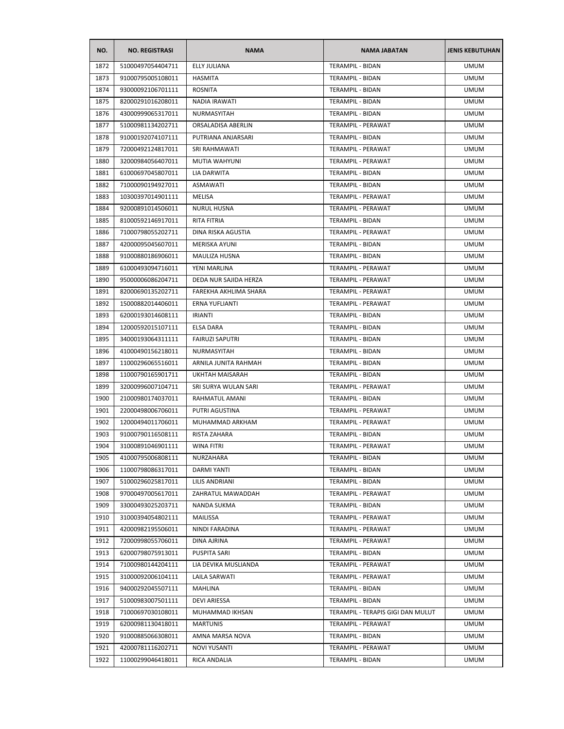| NO. | NO. REGISTRASI | NAMA | NAMA JABATAN | JENIS KEBUTUHAN |
|---|---|---|---|---|
| 1872 | 51000497054404711 | ELLY JULIANA | TERAMPIL - BIDAN | UMUM |
| 1873 | 91000795005108011 | HASMITA | TERAMPIL - BIDAN | UMUM |
| 1874 | 93000092106701111 | ROSNITA | TERAMPIL - BIDAN | UMUM |
| 1875 | 82000291016208011 | NADIA IRAWATI | TERAMPIL - BIDAN | UMUM |
| 1876 | 43000999065317011 | NURMASYITAH | TERAMPIL - BIDAN | UMUM |
| 1877 | 51000981134202711 | ORSALADISA ABERLIN | TERAMPIL - PERAWAT | UMUM |
| 1878 | 91000192074107111 | PUTRIANA ANJARSARI | TERAMPIL - BIDAN | UMUM |
| 1879 | 72000492124817011 | SRI RAHMAWATI | TERAMPIL - PERAWAT | UMUM |
| 1880 | 32000984056407011 | MUTIA WAHYUNI | TERAMPIL - PERAWAT | UMUM |
| 1881 | 61000697045807011 | LIA DARWITA | TERAMPIL - BIDAN | UMUM |
| 1882 | 71000090194927011 | ASMAWATI | TERAMPIL - BIDAN | UMUM |
| 1883 | 10300397014901111 | MELISA | TERAMPIL - PERAWAT | UMUM |
| 1884 | 92000891014506011 | NURUL HUSNA | TERAMPIL - PERAWAT | UMUM |
| 1885 | 81000592146917011 | RITA FITRIA | TERAMPIL - BIDAN | UMUM |
| 1886 | 71000798055202711 | DINA RISKA AGUSTIA | TERAMPIL - PERAWAT | UMUM |
| 1887 | 42000095045607011 | MERISKA AYUNI | TERAMPIL - BIDAN | UMUM |
| 1888 | 91000880186906011 | MAULIZA HUSNA | TERAMPIL - BIDAN | UMUM |
| 1889 | 61000493094716011 | YENI MARLINA | TERAMPIL - PERAWAT | UMUM |
| 1890 | 95000006086204711 | DEDA NUR SAJIDA HERZA | TERAMPIL - PERAWAT | UMUM |
| 1891 | 82000690135202711 | FAREKHA AKHLIMA SHARA | TERAMPIL - PERAWAT | UMUM |
| 1892 | 15000882014406011 | ERNA YUFLIANTI | TERAMPIL - PERAWAT | UMUM |
| 1893 | 62000193014608111 | IRIANTI | TERAMPIL - BIDAN | UMUM |
| 1894 | 12000592015107111 | ELSA DARA | TERAMPIL - BIDAN | UMUM |
| 1895 | 34000193064311111 | FAIRUZI SAPUTRI | TERAMPIL - BIDAN | UMUM |
| 1896 | 41000490156218011 | NURMASYITAH | TERAMPIL - BIDAN | UMUM |
| 1897 | 11000296065516011 | ARNILA JUNITA RAHMAH | TERAMPIL - BIDAN | UMUM |
| 1898 | 11000790165901711 | UKHTAH MAISARAH | TERAMPIL - BIDAN | UMUM |
| 1899 | 32000996007104711 | SRI SURYA WULAN SARI | TERAMPIL - PERAWAT | UMUM |
| 1900 | 21000980174037011 | RAHMATUL AMANI | TERAMPIL - BIDAN | UMUM |
| 1901 | 22000498006706011 | PUTRI AGUSTINA | TERAMPIL - PERAWAT | UMUM |
| 1902 | 12000494011706011 | MUHAMMAD ARKHAM | TERAMPIL - PERAWAT | UMUM |
| 1903 | 91000790116508111 | RISTA ZAHARA | TERAMPIL - BIDAN | UMUM |
| 1904 | 31000891046901111 | WINA FITRI | TERAMPIL - PERAWAT | UMUM |
| 1905 | 41000795006808111 | NURZAHARA | TERAMPIL - BIDAN | UMUM |
| 1906 | 11000798086317011 | DARMI YANTI | TERAMPIL - BIDAN | UMUM |
| 1907 | 51000296025817011 | LILIS ANDRIANI | TERAMPIL - BIDAN | UMUM |
| 1908 | 97000497005617011 | ZAHRATUL MAWADDAH | TERAMPIL - PERAWAT | UMUM |
| 1909 | 33000493025203711 | NANDA SUKMA | TERAMPIL - BIDAN | UMUM |
| 1910 | 31000394054802111 | MAILISSA | TERAMPIL - PERAWAT | UMUM |
| 1911 | 42000982195506011 | NINDI FARADINA | TERAMPIL - PERAWAT | UMUM |
| 1912 | 72000998055706011 | DINA AJRINA | TERAMPIL - PERAWAT | UMUM |
| 1913 | 62000798075913011 | PUSPITA SARI | TERAMPIL - BIDAN | UMUM |
| 1914 | 71000980144204111 | LIA DEVIKA MUSLIANDA | TERAMPIL - PERAWAT | UMUM |
| 1915 | 31000092006104111 | LAILA SARWATI | TERAMPIL - PERAWAT | UMUM |
| 1916 | 94000292045507111 | MAHLINA | TERAMPIL - BIDAN | UMUM |
| 1917 | 51000983007501111 | DEVI ARIESSA | TERAMPIL - BIDAN | UMUM |
| 1918 | 71000697030108011 | MUHAMMAD IKHSAN | TERAMPIL - TERAPIS GIGI DAN MULUT | UMUM |
| 1919 | 62000981130418011 | MARTUNIS | TERAMPIL - PERAWAT | UMUM |
| 1920 | 91000885066308011 | AMNA MARSA NOVA | TERAMPIL - BIDAN | UMUM |
| 1921 | 42000781116202711 | NOVI YUSANTI | TERAMPIL - PERAWAT | UMUM |
| 1922 | 11000299046418011 | RICA ANDALIA | TERAMPIL - BIDAN | UMUM |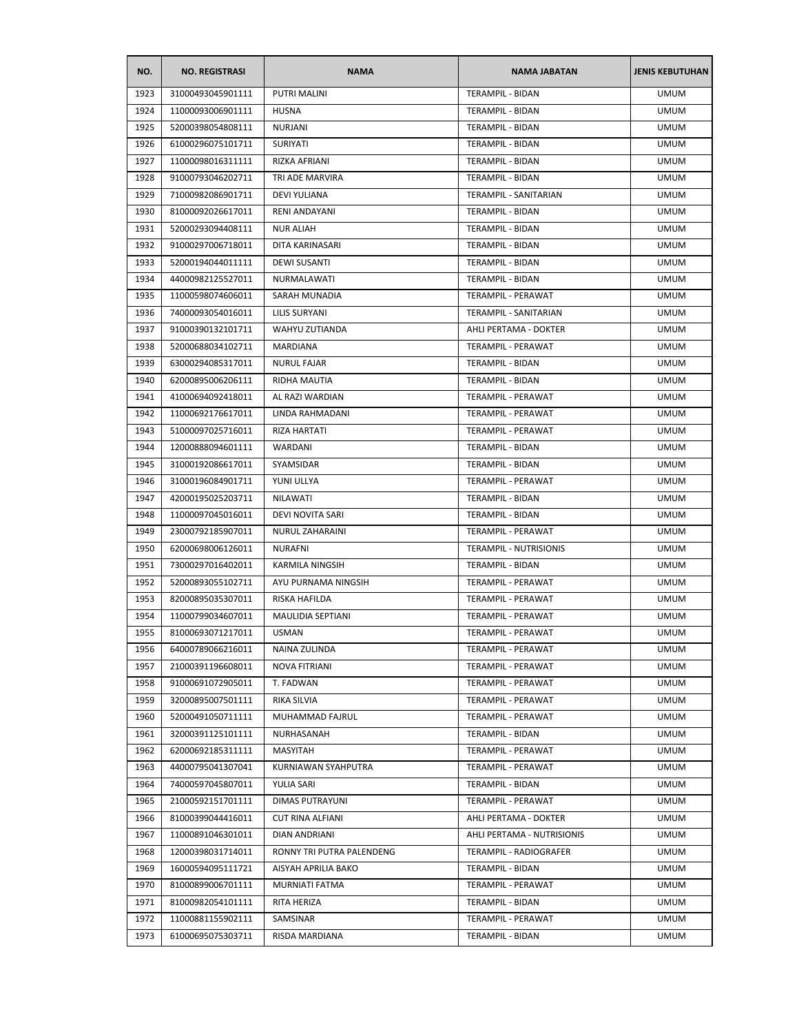| NO. | NO. REGISTRASI | NAMA | NAMA JABATAN | JENIS KEBUTUHAN |
|---|---|---|---|---|
| 1923 | 31000493045901111 | PUTRI MALINI | TERAMPIL - BIDAN | UMUM |
| 1924 | 11000093006901111 | HUSNA | TERAMPIL - BIDAN | UMUM |
| 1925 | 52000398054808111 | NURJANI | TERAMPIL - BIDAN | UMUM |
| 1926 | 61000296075101711 | SURIYATI | TERAMPIL - BIDAN | UMUM |
| 1927 | 11000098016311111 | RIZKA AFRIANI | TERAMPIL - BIDAN | UMUM |
| 1928 | 91000793046202711 | TRI ADE MARVIRA | TERAMPIL - BIDAN | UMUM |
| 1929 | 71000982086901711 | DEVI YULIANA | TERAMPIL - SANITARIAN | UMUM |
| 1930 | 81000092026617011 | RENI ANDAYANI | TERAMPIL - BIDAN | UMUM |
| 1931 | 52000293094408111 | NUR ALIAH | TERAMPIL - BIDAN | UMUM |
| 1932 | 91000297006718011 | DITA KARINASARI | TERAMPIL - BIDAN | UMUM |
| 1933 | 52000194044011111 | DEWI SUSANTI | TERAMPIL - BIDAN | UMUM |
| 1934 | 44000982125527011 | NURMALAWATI | TERAMPIL - BIDAN | UMUM |
| 1935 | 11000598074606011 | SARAH MUNADIA | TERAMPIL - PERAWAT | UMUM |
| 1936 | 74000093054016011 | LILIS SURYANI | TERAMPIL - SANITARIAN | UMUM |
| 1937 | 91000390132101711 | WAHYU ZUTIANDA | AHLI PERTAMA - DOKTER | UMUM |
| 1938 | 52000688034102711 | MARDIANA | TERAMPIL - PERAWAT | UMUM |
| 1939 | 63000294085317011 | NURUL FAJAR | TERAMPIL - BIDAN | UMUM |
| 1940 | 62000895006206111 | RIDHA MAUTIA | TERAMPIL - BIDAN | UMUM |
| 1941 | 41000694092418011 | AL RAZI WARDIAN | TERAMPIL - PERAWAT | UMUM |
| 1942 | 11000692176617011 | LINDA RAHMADANI | TERAMPIL - PERAWAT | UMUM |
| 1943 | 51000097025716011 | RIZA HARTATI | TERAMPIL - PERAWAT | UMUM |
| 1944 | 12000888094601111 | WARDANI | TERAMPIL - BIDAN | UMUM |
| 1945 | 31000192086617011 | SYAMSIDAR | TERAMPIL - BIDAN | UMUM |
| 1946 | 31000196084901711 | YUNI ULLYA | TERAMPIL - PERAWAT | UMUM |
| 1947 | 42000195025203711 | NILAWATI | TERAMPIL - BIDAN | UMUM |
| 1948 | 11000097045016011 | DEVI NOVITA SARI | TERAMPIL - BIDAN | UMUM |
| 1949 | 23000792185907011 | NURUL ZAHARAINI | TERAMPIL - PERAWAT | UMUM |
| 1950 | 62000698006126011 | NURAFNI | TERAMPIL - NUTRISIONIS | UMUM |
| 1951 | 73000297016402011 | KARMILA NINGSIH | TERAMPIL - BIDAN | UMUM |
| 1952 | 52000893055102711 | AYU PURNAMA NINGSIH | TERAMPIL - PERAWAT | UMUM |
| 1953 | 82000895035307011 | RISKA HAFILDA | TERAMPIL - PERAWAT | UMUM |
| 1954 | 11000799034607011 | MAULIDIA SEPTIANI | TERAMPIL - PERAWAT | UMUM |
| 1955 | 81000693071217011 | USMAN | TERAMPIL - PERAWAT | UMUM |
| 1956 | 64000789066216011 | NAINA ZULINDA | TERAMPIL - PERAWAT | UMUM |
| 1957 | 21000391196608011 | NOVA FITRIANI | TERAMPIL - PERAWAT | UMUM |
| 1958 | 91000691072905011 | T. FADWAN | TERAMPIL - PERAWAT | UMUM |
| 1959 | 32000895007501111 | RIKA SILVIA | TERAMPIL - PERAWAT | UMUM |
| 1960 | 52000491050711111 | MUHAMMAD FAJRUL | TERAMPIL - PERAWAT | UMUM |
| 1961 | 32000391125101111 | NURHASANAH | TERAMPIL - BIDAN | UMUM |
| 1962 | 62000692185311111 | MASYITAH | TERAMPIL - PERAWAT | UMUM |
| 1963 | 44000795041307041 | KURNIAWAN SYAHPUTRA | TERAMPIL - PERAWAT | UMUM |
| 1964 | 74000597045807011 | YULIA SARI | TERAMPIL - BIDAN | UMUM |
| 1965 | 21000592151701111 | DIMAS PUTRAYUNI | TERAMPIL - PERAWAT | UMUM |
| 1966 | 81000399044416011 | CUT RINA ALFIANI | AHLI PERTAMA - DOKTER | UMUM |
| 1967 | 11000891046301011 | DIAN ANDRIANI | AHLI PERTAMA - NUTRISIONIS | UMUM |
| 1968 | 12000398031714011 | RONNY TRI PUTRA PALENDENG | TERAMPIL - RADIOGRAFER | UMUM |
| 1969 | 16000594095111721 | AISYAH APRILIA BAKO | TERAMPIL - BIDAN | UMUM |
| 1970 | 81000899006701111 | MURNIATI FATMA | TERAMPIL - PERAWAT | UMUM |
| 1971 | 81000982054101111 | RITA HERIZA | TERAMPIL - BIDAN | UMUM |
| 1972 | 11000881155902111 | SAMSINAR | TERAMPIL - PERAWAT | UMUM |
| 1973 | 61000695075303711 | RISDA MARDIANA | TERAMPIL - BIDAN | UMUM |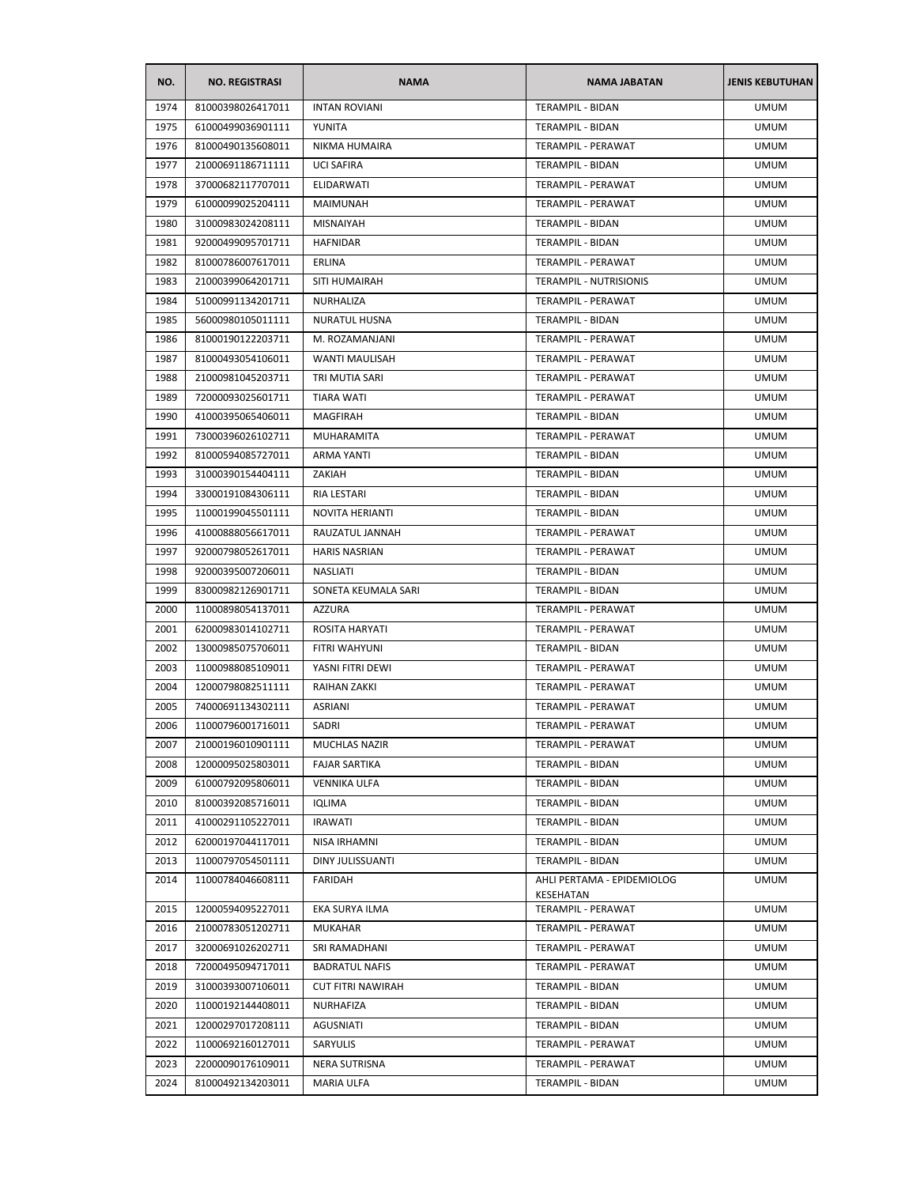| NO. | NO. REGISTRASI | NAMA | NAMA JABATAN | JENIS KEBUTUHAN |
|---|---|---|---|---|
| 1974 | 81000398026417011 | INTAN ROVIANI | TERAMPIL - BIDAN | UMUM |
| 1975 | 61000499036901111 | YUNITA | TERAMPIL - BIDAN | UMUM |
| 1976 | 81000490135608011 | NIKMA HUMAIRA | TERAMPIL - PERAWAT | UMUM |
| 1977 | 21000691186711111 | UCI SAFIRA | TERAMPIL - BIDAN | UMUM |
| 1978 | 37000682117707011 | ELIDARWATI | TERAMPIL - PERAWAT | UMUM |
| 1979 | 61000099025204111 | MAIMUNAH | TERAMPIL - PERAWAT | UMUM |
| 1980 | 31000983024208111 | MISNAIYAH | TERAMPIL - BIDAN | UMUM |
| 1981 | 92000499095701711 | HAFNIDAR | TERAMPIL - BIDAN | UMUM |
| 1982 | 81000786007617011 | ERLINA | TERAMPIL - PERAWAT | UMUM |
| 1983 | 21000399064201711 | SITI HUMAIRAH | TERAMPIL - NUTRISIONIS | UMUM |
| 1984 | 51000991134201711 | NURHALIZA | TERAMPIL - PERAWAT | UMUM |
| 1985 | 56000980105011111 | NURATUL HUSNA | TERAMPIL - BIDAN | UMUM |
| 1986 | 81000190122203711 | M. ROZAMANJANI | TERAMPIL - PERAWAT | UMUM |
| 1987 | 81000493054106011 | WANTI MAULISAH | TERAMPIL - PERAWAT | UMUM |
| 1988 | 21000981045203711 | TRI MUTIA SARI | TERAMPIL - PERAWAT | UMUM |
| 1989 | 72000093025601711 | TIARA WATI | TERAMPIL - PERAWAT | UMUM |
| 1990 | 41000395065406011 | MAGFIRAH | TERAMPIL - BIDAN | UMUM |
| 1991 | 73000396026102711 | MUHARAMITA | TERAMPIL - PERAWAT | UMUM |
| 1992 | 81000594085727011 | ARMA YANTI | TERAMPIL - BIDAN | UMUM |
| 1993 | 31000390154404111 | ZAKIAH | TERAMPIL - BIDAN | UMUM |
| 1994 | 33000191084306111 | RIA LESTARI | TERAMPIL - BIDAN | UMUM |
| 1995 | 11000199045501111 | NOVITA HERIANTI | TERAMPIL - BIDAN | UMUM |
| 1996 | 41000888056617011 | RAUZATUL JANNAH | TERAMPIL - PERAWAT | UMUM |
| 1997 | 92000798052617011 | HARIS NASRIAN | TERAMPIL - PERAWAT | UMUM |
| 1998 | 92000395007206011 | NASLIATI | TERAMPIL - BIDAN | UMUM |
| 1999 | 83000982126901711 | SONETA KEUMALA SARI | TERAMPIL - BIDAN | UMUM |
| 2000 | 11000898054137011 | AZZURA | TERAMPIL - PERAWAT | UMUM |
| 2001 | 62000983014102711 | ROSITA HARYATI | TERAMPIL - PERAWAT | UMUM |
| 2002 | 13000985075706011 | FITRI WAHYUNI | TERAMPIL - BIDAN | UMUM |
| 2003 | 11000988085109011 | YASNI FITRI DEWI | TERAMPIL - PERAWAT | UMUM |
| 2004 | 12000798082511111 | RAIHAN ZAKKI | TERAMPIL - PERAWAT | UMUM |
| 2005 | 74000691134302111 | ASRIANI | TERAMPIL - PERAWAT | UMUM |
| 2006 | 11000796001716011 | SADRI | TERAMPIL - PERAWAT | UMUM |
| 2007 | 21000196010901111 | MUCHLAS NAZIR | TERAMPIL - PERAWAT | UMUM |
| 2008 | 12000095025803011 | FAJAR SARTIKA | TERAMPIL - BIDAN | UMUM |
| 2009 | 61000792095806011 | VENNIKA ULFA | TERAMPIL - BIDAN | UMUM |
| 2010 | 81000392085716011 | IQLIMA | TERAMPIL - BIDAN | UMUM |
| 2011 | 41000291105227011 | IRAWATI | TERAMPIL - BIDAN | UMUM |
| 2012 | 62000197044117011 | NISA IRHAMNI | TERAMPIL - BIDAN | UMUM |
| 2013 | 11000797054501111 | DINY JULISSUANTI | TERAMPIL - BIDAN | UMUM |
| 2014 | 11000784046608111 | FARIDAH | AHLI PERTAMA - EPIDEMIOLOG KESEHATAN | UMUM |
| 2015 | 12000594095227011 | EKA SURYA ILMA | TERAMPIL - PERAWAT | UMUM |
| 2016 | 21000783051202711 | MUKAHAR | TERAMPIL - PERAWAT | UMUM |
| 2017 | 32000691026202711 | SRI RAMADHANI | TERAMPIL - PERAWAT | UMUM |
| 2018 | 72000495094717011 | BADRATUL NAFIS | TERAMPIL - PERAWAT | UMUM |
| 2019 | 31000393007106011 | CUT FITRI NAWIRAH | TERAMPIL - BIDAN | UMUM |
| 2020 | 11000192144408011 | NURHAFIZA | TERAMPIL - BIDAN | UMUM |
| 2021 | 12000297017208111 | AGUSNIATI | TERAMPIL - BIDAN | UMUM |
| 2022 | 11000692160127011 | SARYULIS | TERAMPIL - PERAWAT | UMUM |
| 2023 | 22000090176109011 | NERA SUTRISNA | TERAMPIL - PERAWAT | UMUM |
| 2024 | 81000492134203011 | MARIA ULFA | TERAMPIL - BIDAN | UMUM |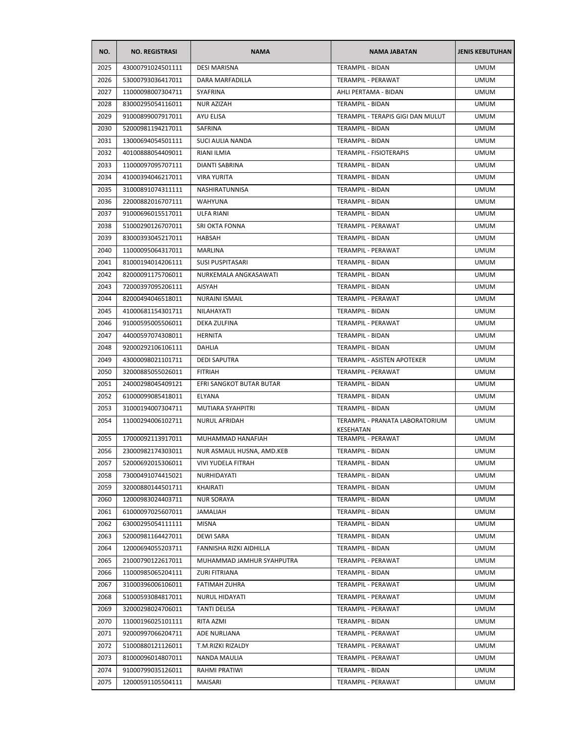| NO. | NO. REGISTRASI | NAMA | NAMA JABATAN | JENIS KEBUTUHAN |
|---|---|---|---|---|
| 2025 | 43000791024501111 | DESI MARISNA | TERAMPIL - BIDAN | UMUM |
| 2026 | 53000793036417011 | DARA MARFADILLA | TERAMPIL - PERAWAT | UMUM |
| 2027 | 11000098007304711 | SYAFRINA | AHLI PERTAMA - BIDAN | UMUM |
| 2028 | 83000295054116011 | NUR AZIZAH | TERAMPIL - BIDAN | UMUM |
| 2029 | 91000899007917011 | AYU ELISA | TERAMPIL - TERAPIS GIGI DAN MULUT | UMUM |
| 2030 | 52000981194217011 | SAFRINA | TERAMPIL - BIDAN | UMUM |
| 2031 | 13000694054501111 | SUCI AULIA NANDA | TERAMPIL - BIDAN | UMUM |
| 2032 | 40100888054409011 | RIANI ILMIA | TERAMPIL - FISIOTERAPIS | UMUM |
| 2033 | 11000097095707111 | DIANTI SABRINA | TERAMPIL - BIDAN | UMUM |
| 2034 | 41000394046217011 | VIRA YURITA | TERAMPIL - BIDAN | UMUM |
| 2035 | 31000891074311111 | NASHIRATUNNISA | TERAMPIL - BIDAN | UMUM |
| 2036 | 22000882016707111 | WAHYUNA | TERAMPIL - BIDAN | UMUM |
| 2037 | 91000696015517011 | ULFA RIANI | TERAMPIL - BIDAN | UMUM |
| 2038 | 51000290126707011 | SRI OKTA FONNA | TERAMPIL - PERAWAT | UMUM |
| 2039 | 83000393045217011 | HABSAH | TERAMPIL - BIDAN | UMUM |
| 2040 | 11000095064317011 | MARLINA | TERAMPIL - PERAWAT | UMUM |
| 2041 | 81000194014206111 | SUSI PUSPITASARI | TERAMPIL - BIDAN | UMUM |
| 2042 | 82000091175706011 | NURKEMALA ANGKASAWATI | TERAMPIL - BIDAN | UMUM |
| 2043 | 72000397095206111 | AISYAH | TERAMPIL - BIDAN | UMUM |
| 2044 | 82000494046518011 | NURAINI ISMAIL | TERAMPIL - PERAWAT | UMUM |
| 2045 | 41000681154301711 | NILAHAYATI | TERAMPIL - BIDAN | UMUM |
| 2046 | 91000595005506011 | DEKA ZULFINA | TERAMPIL - PERAWAT | UMUM |
| 2047 | 44000597074308011 | HERNITA | TERAMPIL - BIDAN | UMUM |
| 2048 | 92000292106106111 | DAHLIA | TERAMPIL - BIDAN | UMUM |
| 2049 | 43000098021101711 | DEDI SAPUTRA | TERAMPIL - ASISTEN APOTEKER | UMUM |
| 2050 | 32000885055026011 | FITRIAH | TERAMPIL - PERAWAT | UMUM |
| 2051 | 24000298045409121 | EFRI SANGKOT BUTAR BUTAR | TERAMPIL - BIDAN | UMUM |
| 2052 | 61000099085418011 | ELYANA | TERAMPIL - BIDAN | UMUM |
| 2053 | 31000194007304711 | MUTIARA SYAHPITRI | TERAMPIL - BIDAN | UMUM |
| 2054 | 11000294006102711 | NURUL AFRIDAH | TERAMPIL - PRANATA LABORATORIUM KESEHATAN | UMUM |
| 2055 | 17000092113917011 | MUHAMMAD HANAFIAH | TERAMPIL - PERAWAT | UMUM |
| 2056 | 23000982174303011 | NUR ASMAUL HUSNA, AMD.KEB | TERAMPIL - BIDAN | UMUM |
| 2057 | 52000692015306011 | VIVI YUDELA FITRAH | TERAMPIL - BIDAN | UMUM |
| 2058 | 73000491074415021 | NURHIDAYATI | TERAMPIL - BIDAN | UMUM |
| 2059 | 32000880144501711 | KHAIRATI | TERAMPIL - BIDAN | UMUM |
| 2060 | 12000983024403711 | NUR SORAYA | TERAMPIL - BIDAN | UMUM |
| 2061 | 61000097025607011 | JAMALIAH | TERAMPIL - BIDAN | UMUM |
| 2062 | 63000295054111111 | MISNA | TERAMPIL - BIDAN | UMUM |
| 2063 | 52000981164427011 | DEWI SARA | TERAMPIL - BIDAN | UMUM |
| 2064 | 12000694055203711 | FANNISHA RIZKI AIDHILLA | TERAMPIL - BIDAN | UMUM |
| 2065 | 21000790122617011 | MUHAMMAD JAMHUR SYAHPUTRA | TERAMPIL - PERAWAT | UMUM |
| 2066 | 11000985065204111 | ZURI FITRIANA | TERAMPIL - BIDAN | UMUM |
| 2067 | 31000396006106011 | FATIMAH ZUHRA | TERAMPIL - PERAWAT | UMUM |
| 2068 | 51000593084817011 | NURUL HIDAYATI | TERAMPIL - PERAWAT | UMUM |
| 2069 | 32000298024706011 | TANTI DELISA | TERAMPIL - PERAWAT | UMUM |
| 2070 | 11000196025101111 | RITA AZMI | TERAMPIL - BIDAN | UMUM |
| 2071 | 92000997066204711 | ADE NURLIANA | TERAMPIL - PERAWAT | UMUM |
| 2072 | 51000880121126011 | T.M.RIZKI RIZALDY | TERAMPIL - PERAWAT | UMUM |
| 2073 | 81000096014807011 | NANDA MAULIA | TERAMPIL - PERAWAT | UMUM |
| 2074 | 91000799035126011 | RAHMI PRATIWI | TERAMPIL - BIDAN | UMUM |
| 2075 | 12000591105504111 | MAISARI | TERAMPIL - PERAWAT | UMUM |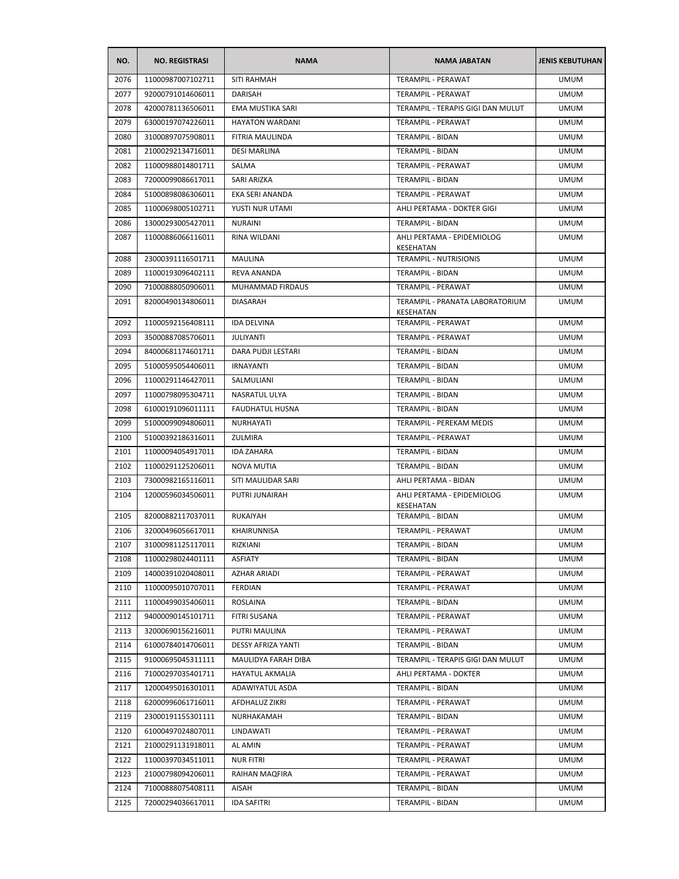| NO. | NO. REGISTRASI | NAMA | NAMA JABATAN | JENIS KEBUTUHAN |
|---|---|---|---|---|
| 2076 | 11000987007102711 | SITI RAHMAH | TERAMPIL - PERAWAT | UMUM |
| 2077 | 92000791014606011 | DARISAH | TERAMPIL - PERAWAT | UMUM |
| 2078 | 42000781136506011 | EMA MUSTIKA SARI | TERAMPIL - TERAPIS GIGI DAN MULUT | UMUM |
| 2079 | 63000197074226011 | HAYATON WARDANI | TERAMPIL - PERAWAT | UMUM |
| 2080 | 31000897075908011 | FITRIA MAULINDA | TERAMPIL - BIDAN | UMUM |
| 2081 | 21000292134716011 | DESI MARLINA | TERAMPIL - BIDAN | UMUM |
| 2082 | 11000988014801711 | SALMA | TERAMPIL - PERAWAT | UMUM |
| 2083 | 72000099086617011 | SARI ARIZKA | TERAMPIL - BIDAN | UMUM |
| 2084 | 51000898086306011 | EKA SERI ANANDA | TERAMPIL - PERAWAT | UMUM |
| 2085 | 11000698005102711 | YUSTI NUR UTAMI | AHLI PERTAMA - DOKTER GIGI | UMUM |
| 2086 | 13000293005427011 | NURAINI | TERAMPIL - BIDAN | UMUM |
| 2087 | 11000886066116011 | RINA WILDANI | AHLI PERTAMA - EPIDEMIOLOG KESEHATAN | UMUM |
| 2088 | 23000391116501711 | MAULINA | TERAMPIL - NUTRISIONIS | UMUM |
| 2089 | 11000193096402111 | REVA ANANDA | TERAMPIL - BIDAN | UMUM |
| 2090 | 71000888050906011 | MUHAMMAD FIRDAUS | TERAMPIL - PERAWAT | UMUM |
| 2091 | 82000490134806011 | DIASARAH | TERAMPIL - PRANATA LABORATORIUM KESEHATAN | UMUM |
| 2092 | 11000592156408111 | IDA DELVINA | TERAMPIL - PERAWAT | UMUM |
| 2093 | 35000887085706011 | JULIYANTI | TERAMPIL - PERAWAT | UMUM |
| 2094 | 84000681174601711 | DARA PUDJI LESTARI | TERAMPIL - BIDAN | UMUM |
| 2095 | 51000595054406011 | IRNAYANTI | TERAMPIL - BIDAN | UMUM |
| 2096 | 11000291146427011 | SALMULIANI | TERAMPIL - BIDAN | UMUM |
| 2097 | 11000798095304711 | NASRATUL ULYA | TERAMPIL - BIDAN | UMUM |
| 2098 | 61000191096011111 | FAUDHATUL HUSNA | TERAMPIL - BIDAN | UMUM |
| 2099 | 51000099094806011 | NURHAYATI | TERAMPIL - PEREKAM MEDIS | UMUM |
| 2100 | 51000392186316011 | ZULMIRA | TERAMPIL - PERAWAT | UMUM |
| 2101 | 11000094054917011 | IDA ZAHARA | TERAMPIL - BIDAN | UMUM |
| 2102 | 11000291125206011 | NOVA MUTIA | TERAMPIL - BIDAN | UMUM |
| 2103 | 73000982165116011 | SITI MAULIDAR SARI | AHLI PERTAMA - BIDAN | UMUM |
| 2104 | 12000596034506011 | PUTRI JUNAIRAH | AHLI PERTAMA - EPIDEMIOLOG KESEHATAN | UMUM |
| 2105 | 82000882117037011 | RUKAIYAH | TERAMPIL - BIDAN | UMUM |
| 2106 | 32000496056617011 | KHAIRUNNISA | TERAMPIL - PERAWAT | UMUM |
| 2107 | 31000981125117011 | RIZKIANI | TERAMPIL - BIDAN | UMUM |
| 2108 | 11000298024401111 | ASFIATY | TERAMPIL - BIDAN | UMUM |
| 2109 | 14000391020408011 | AZHAR ARIADI | TERAMPIL - PERAWAT | UMUM |
| 2110 | 11000095010707011 | FERDIAN | TERAMPIL - PERAWAT | UMUM |
| 2111 | 11000499035406011 | ROSLAINA | TERAMPIL - BIDAN | UMUM |
| 2112 | 94000090145101711 | FITRI SUSANA | TERAMPIL - PERAWAT | UMUM |
| 2113 | 32000690156216011 | PUTRI MAULINA | TERAMPIL - PERAWAT | UMUM |
| 2114 | 61000784014706011 | DESSY AFRIZA YANTI | TERAMPIL - BIDAN | UMUM |
| 2115 | 91000695045311111 | MAULIDYA FARAH DIBA | TERAMPIL - TERAPIS GIGI DAN MULUT | UMUM |
| 2116 | 71000297035401711 | HAYATUL AKMALIA | AHLI PERTAMA - DOKTER | UMUM |
| 2117 | 12000495016301011 | ADAWIYATUL ASDA | TERAMPIL - BIDAN | UMUM |
| 2118 | 62000996061716011 | AFDHALUZ ZIKRI | TERAMPIL - PERAWAT | UMUM |
| 2119 | 23000191155301111 | NURHAKAMAH | TERAMPIL - BIDAN | UMUM |
| 2120 | 61000497024807011 | LINDAWATI | TERAMPIL - PERAWAT | UMUM |
| 2121 | 21000291131918011 | AL AMIN | TERAMPIL - PERAWAT | UMUM |
| 2122 | 11000397034511011 | NUR FITRI | TERAMPIL - PERAWAT | UMUM |
| 2123 | 21000798094206011 | RAIHAN MAQFIRA | TERAMPIL - PERAWAT | UMUM |
| 2124 | 71000888075408111 | AISAH | TERAMPIL - BIDAN | UMUM |
| 2125 | 72000294036617011 | IDA SAFITRI | TERAMPIL - BIDAN | UMUM |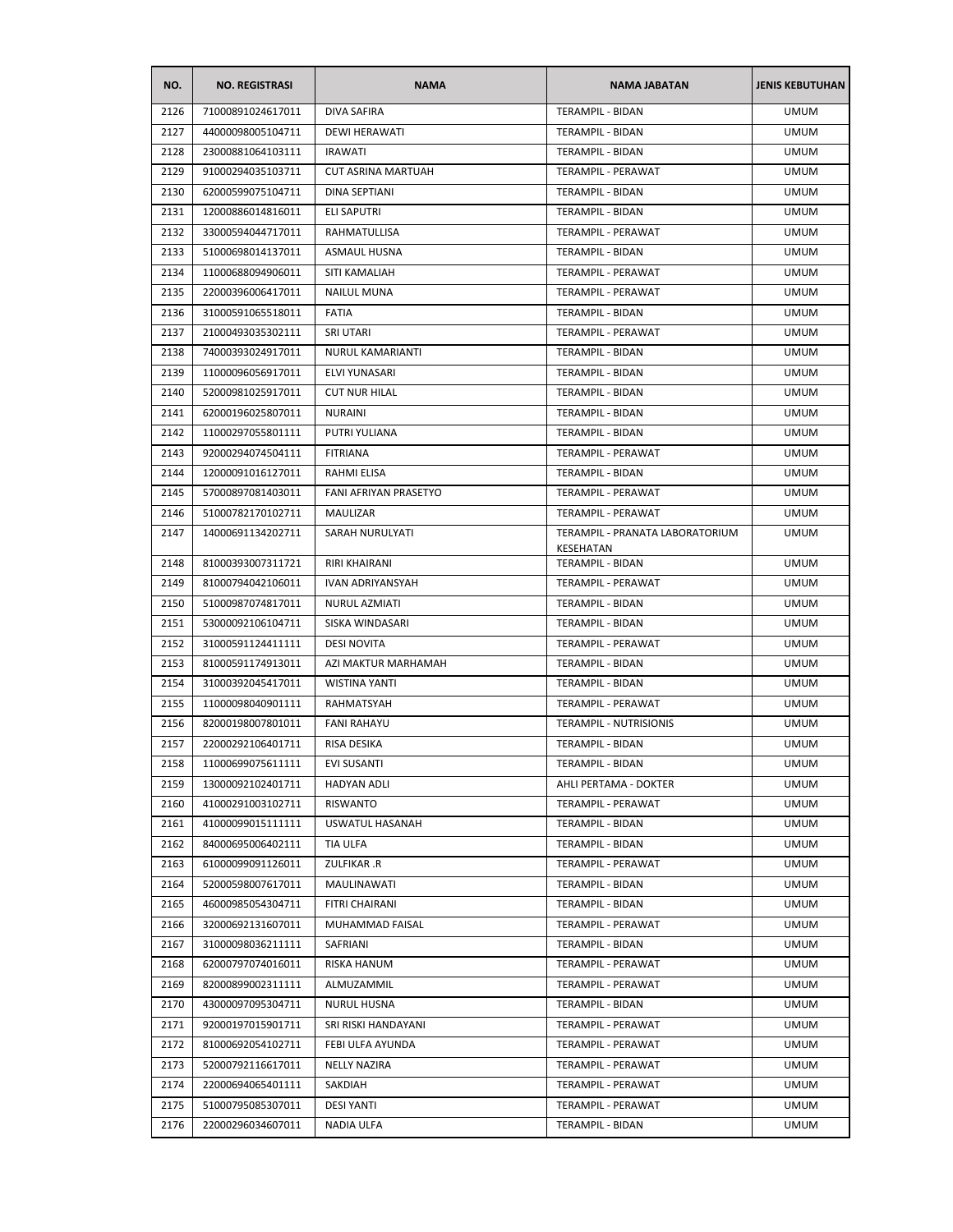| NO. | NO. REGISTRASI | NAMA | NAMA JABATAN | JENIS KEBUTUHAN |
|---|---|---|---|---|
| 2126 | 71000891024617011 | DIVA SAFIRA | TERAMPIL - BIDAN | UMUM |
| 2127 | 44000098005104711 | DEWI HERAWATI | TERAMPIL - BIDAN | UMUM |
| 2128 | 23000881064103111 | IRAWATI | TERAMPIL - BIDAN | UMUM |
| 2129 | 91000294035103711 | CUT ASRINA MARTUAH | TERAMPIL - PERAWAT | UMUM |
| 2130 | 62000599075104711 | DINA SEPTIANI | TERAMPIL - BIDAN | UMUM |
| 2131 | 12000886014816011 | ELI SAPUTRI | TERAMPIL - BIDAN | UMUM |
| 2132 | 33000594044717011 | RAHMATULLISA | TERAMPIL - PERAWAT | UMUM |
| 2133 | 51000698014137011 | ASMAUL HUSNA | TERAMPIL - BIDAN | UMUM |
| 2134 | 11000688094906011 | SITI KAMALIAH | TERAMPIL - PERAWAT | UMUM |
| 2135 | 22000396006417011 | NAILUL MUNA | TERAMPIL - PERAWAT | UMUM |
| 2136 | 31000591065518011 | FATIA | TERAMPIL - BIDAN | UMUM |
| 2137 | 21000493035302111 | SRI UTARI | TERAMPIL - PERAWAT | UMUM |
| 2138 | 74000393024917011 | NURUL KAMARIANTI | TERAMPIL - BIDAN | UMUM |
| 2139 | 11000096056917011 | ELVI YUNASARI | TERAMPIL - BIDAN | UMUM |
| 2140 | 52000981025917011 | CUT NUR HILAL | TERAMPIL - BIDAN | UMUM |
| 2141 | 62000196025807011 | NURAINI | TERAMPIL - BIDAN | UMUM |
| 2142 | 11000297055801111 | PUTRI YULIANA | TERAMPIL - BIDAN | UMUM |
| 2143 | 92000294074504111 | FITRIANA | TERAMPIL - PERAWAT | UMUM |
| 2144 | 12000091016127011 | RAHMI ELISA | TERAMPIL - BIDAN | UMUM |
| 2145 | 57000897081403011 | FANI AFRIYAN PRASETYO | TERAMPIL - PERAWAT | UMUM |
| 2146 | 51000782170102711 | MAULIZAR | TERAMPIL - PERAWAT | UMUM |
| 2147 | 14000691134202711 | SARAH NURULYATI | TERAMPIL - PRANATA LABORATORIUM KESEHATAN | UMUM |
| 2148 | 81000393007311721 | RIRI KHAIRANI | TERAMPIL - BIDAN | UMUM |
| 2149 | 81000794042106011 | IVAN ADRIYANSYAH | TERAMPIL - PERAWAT | UMUM |
| 2150 | 51000987074817011 | NURUL AZMIATI | TERAMPIL - BIDAN | UMUM |
| 2151 | 53000092106104711 | SISKA WINDASARI | TERAMPIL - BIDAN | UMUM |
| 2152 | 31000591124411111 | DESI NOVITA | TERAMPIL - PERAWAT | UMUM |
| 2153 | 81000591174913011 | AZI MAKTUR MARHAMAH | TERAMPIL - BIDAN | UMUM |
| 2154 | 31000392045417011 | WISTINA YANTI | TERAMPIL - BIDAN | UMUM |
| 2155 | 11000098040901111 | RAHMATSYAH | TERAMPIL - PERAWAT | UMUM |
| 2156 | 82000198007801011 | FANI RAHAYU | TERAMPIL - NUTRISIONIS | UMUM |
| 2157 | 22000292106401711 | RISA DESIKA | TERAMPIL - BIDAN | UMUM |
| 2158 | 11000699075611111 | EVI SUSANTI | TERAMPIL - BIDAN | UMUM |
| 2159 | 13000092102401711 | HADYAN ADLI | AHLI PERTAMA - DOKTER | UMUM |
| 2160 | 41000291003102711 | RISWANTO | TERAMPIL - PERAWAT | UMUM |
| 2161 | 41000099015111111 | USWATUL HASANAH | TERAMPIL - BIDAN | UMUM |
| 2162 | 84000695006402111 | TIA ULFA | TERAMPIL - BIDAN | UMUM |
| 2163 | 61000099091126011 | ZULFIKAR .R | TERAMPIL - PERAWAT | UMUM |
| 2164 | 52000598007617011 | MAULINAWATI | TERAMPIL - BIDAN | UMUM |
| 2165 | 46000985054304711 | FITRI CHAIRANI | TERAMPIL - BIDAN | UMUM |
| 2166 | 32000692131607011 | MUHAMMAD FAISAL | TERAMPIL - PERAWAT | UMUM |
| 2167 | 31000098036211111 | SAFRIANI | TERAMPIL - BIDAN | UMUM |
| 2168 | 62000797074016011 | RISKA HANUM | TERAMPIL - PERAWAT | UMUM |
| 2169 | 82000899002311111 | ALMUZAMMIL | TERAMPIL - PERAWAT | UMUM |
| 2170 | 43000097095304711 | NURUL HUSNA | TERAMPIL - BIDAN | UMUM |
| 2171 | 92000197015901711 | SRI RISKI HANDAYANI | TERAMPIL - PERAWAT | UMUM |
| 2172 | 81000692054102711 | FEBI ULFA AYUNDA | TERAMPIL - PERAWAT | UMUM |
| 2173 | 52000792116617011 | NELLY NAZIRA | TERAMPIL - PERAWAT | UMUM |
| 2174 | 22000694065401111 | SAKDIAH | TERAMPIL - PERAWAT | UMUM |
| 2175 | 51000795085307011 | DESI YANTI | TERAMPIL - PERAWAT | UMUM |
| 2176 | 22000296034607011 | NADIA ULFA | TERAMPIL - BIDAN | UMUM |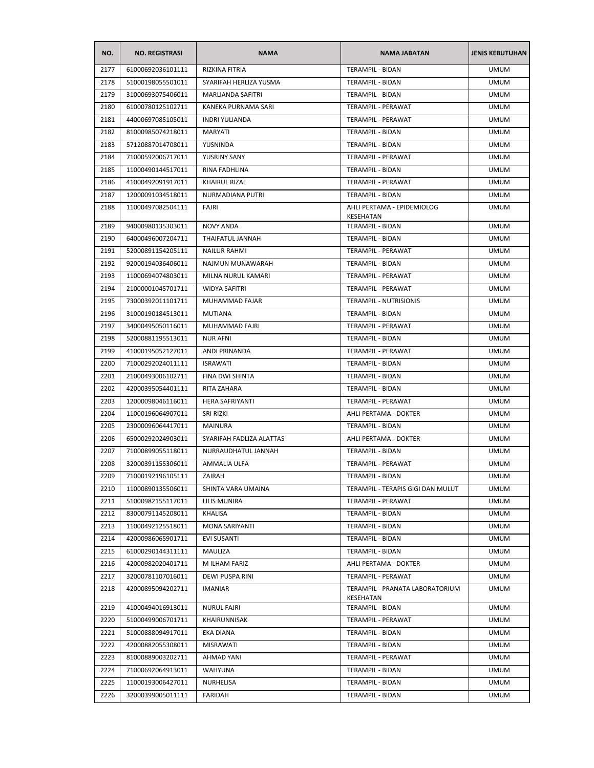| NO. | NO. REGISTRASI | NAMA | NAMA JABATAN | JENIS KEBUTUHAN |
|---|---|---|---|---|
| 2177 | 61000692036101111 | RIZKINA FITRIA | TERAMPIL - BIDAN | UMUM |
| 2178 | 51000198055501011 | SYARIFAH HERLIZA YUSMA | TERAMPIL - BIDAN | UMUM |
| 2179 | 31000693075406011 | MARLIANDA SAFITRI | TERAMPIL - BIDAN | UMUM |
| 2180 | 61000780125102711 | KANEKA PURNAMA SARI | TERAMPIL - PERAWAT | UMUM |
| 2181 | 44000697085105011 | INDRI YULIANDA | TERAMPIL - PERAWAT | UMUM |
| 2182 | 81000985074218011 | MARYATI | TERAMPIL - BIDAN | UMUM |
| 2183 | 57120887014708011 | YUSNINDA | TERAMPIL - BIDAN | UMUM |
| 2184 | 71000592006717011 | YUSRINY SANY | TERAMPIL - PERAWAT | UMUM |
| 2185 | 11000490144517011 | RINA FADHLINA | TERAMPIL - BIDAN | UMUM |
| 2186 | 41000492091917011 | KHAIRUL RIZAL | TERAMPIL - PERAWAT | UMUM |
| 2187 | 12000091034518011 | NURMADIANA PUTRI | TERAMPIL - BIDAN | UMUM |
| 2188 | 11000497082504111 | FAJRI | AHLI PERTAMA - EPIDEMIOLOG KESEHATAN | UMUM |
| 2189 | 94000980135303011 | NOVY ANDA | TERAMPIL - BIDAN | UMUM |
| 2190 | 64000496007204711 | THAIFATUL JANNAH | TERAMPIL - BIDAN | UMUM |
| 2191 | 52000891154205111 | NAILUR RAHMI | TERAMPIL - PERAWAT | UMUM |
| 2192 | 92000194036406011 | NAJMUN MUNAWARAH | TERAMPIL - BIDAN | UMUM |
| 2193 | 11000694074803011 | MILNA NURUL KAMARI | TERAMPIL - PERAWAT | UMUM |
| 2194 | 21000001045701711 | WIDYA SAFITRI | TERAMPIL - PERAWAT | UMUM |
| 2195 | 73000392011101711 | MUHAMMAD FAJAR | TERAMPIL - NUTRISIONIS | UMUM |
| 2196 | 31000190184513011 | MUTIANA | TERAMPIL - BIDAN | UMUM |
| 2197 | 34000495050116011 | MUHAMMAD FAJRI | TERAMPIL - PERAWAT | UMUM |
| 2198 | 52000881195513011 | NUR AFNI | TERAMPIL - BIDAN | UMUM |
| 2199 | 41000195052127011 | ANDI PRINANDA | TERAMPIL - PERAWAT | UMUM |
| 2200 | 71000292024011111 | ISRAWATI | TERAMPIL - BIDAN | UMUM |
| 2201 | 21000493006102711 | FINA DWI SHINTA | TERAMPIL - BIDAN | UMUM |
| 2202 | 42000395054401111 | RITA ZAHARA | TERAMPIL - BIDAN | UMUM |
| 2203 | 12000098046116011 | HERA SAFRIYANTI | TERAMPIL - PERAWAT | UMUM |
| 2204 | 11000196064907011 | SRI RIZKI | AHLI PERTAMA - DOKTER | UMUM |
| 2205 | 23000096064417011 | MAINURA | TERAMPIL - BIDAN | UMUM |
| 2206 | 65000292024903011 | SYARIFAH FADLIZA ALATTAS | AHLI PERTAMA - DOKTER | UMUM |
| 2207 | 71000899055118011 | NURRAUDHATUL JANNAH | TERAMPIL - BIDAN | UMUM |
| 2208 | 32000391155306011 | AMMALIA ULFA | TERAMPIL - PERAWAT | UMUM |
| 2209 | 71000192196105111 | ZAIRAH | TERAMPIL - BIDAN | UMUM |
| 2210 | 11000890135506011 | SHINTA VARA UMAINA | TERAMPIL - TERAPIS GIGI DAN MULUT | UMUM |
| 2211 | 51000982155117011 | LILIS MUNIRA | TERAMPIL - PERAWAT | UMUM |
| 2212 | 83000791145208011 | KHALISA | TERAMPIL - BIDAN | UMUM |
| 2213 | 11000492125518011 | MONA SARIYANTI | TERAMPIL - BIDAN | UMUM |
| 2214 | 42000986065901711 | EVI SUSANTI | TERAMPIL - BIDAN | UMUM |
| 2215 | 61000290144311111 | MAULIZA | TERAMPIL - BIDAN | UMUM |
| 2216 | 42000982020401711 | M ILHAM FARIZ | AHLI PERTAMA - DOKTER | UMUM |
| 2217 | 32000781107016011 | DEWI PUSPA RINI | TERAMPIL - PERAWAT | UMUM |
| 2218 | 42000895094202711 | IMANIAR | TERAMPIL - PRANATA LABORATORIUM KESEHATAN | UMUM |
| 2219 | 41000494016913011 | NURUL FAJRI | TERAMPIL - BIDAN | UMUM |
| 2220 | 51000499006701711 | KHAIRUNNISAK | TERAMPIL - PERAWAT | UMUM |
| 2221 | 51000888094917011 | EKA DIANA | TERAMPIL - BIDAN | UMUM |
| 2222 | 42000882055308011 | MISRAWATI | TERAMPIL - BIDAN | UMUM |
| 2223 | 81000889003202711 | AHMAD YANI | TERAMPIL - PERAWAT | UMUM |
| 2224 | 71000692064913011 | WAHYUNA | TERAMPIL - BIDAN | UMUM |
| 2225 | 11000193006427011 | NURHELISA | TERAMPIL - BIDAN | UMUM |
| 2226 | 32000399005011111 | FARIDAH | TERAMPIL - BIDAN | UMUM |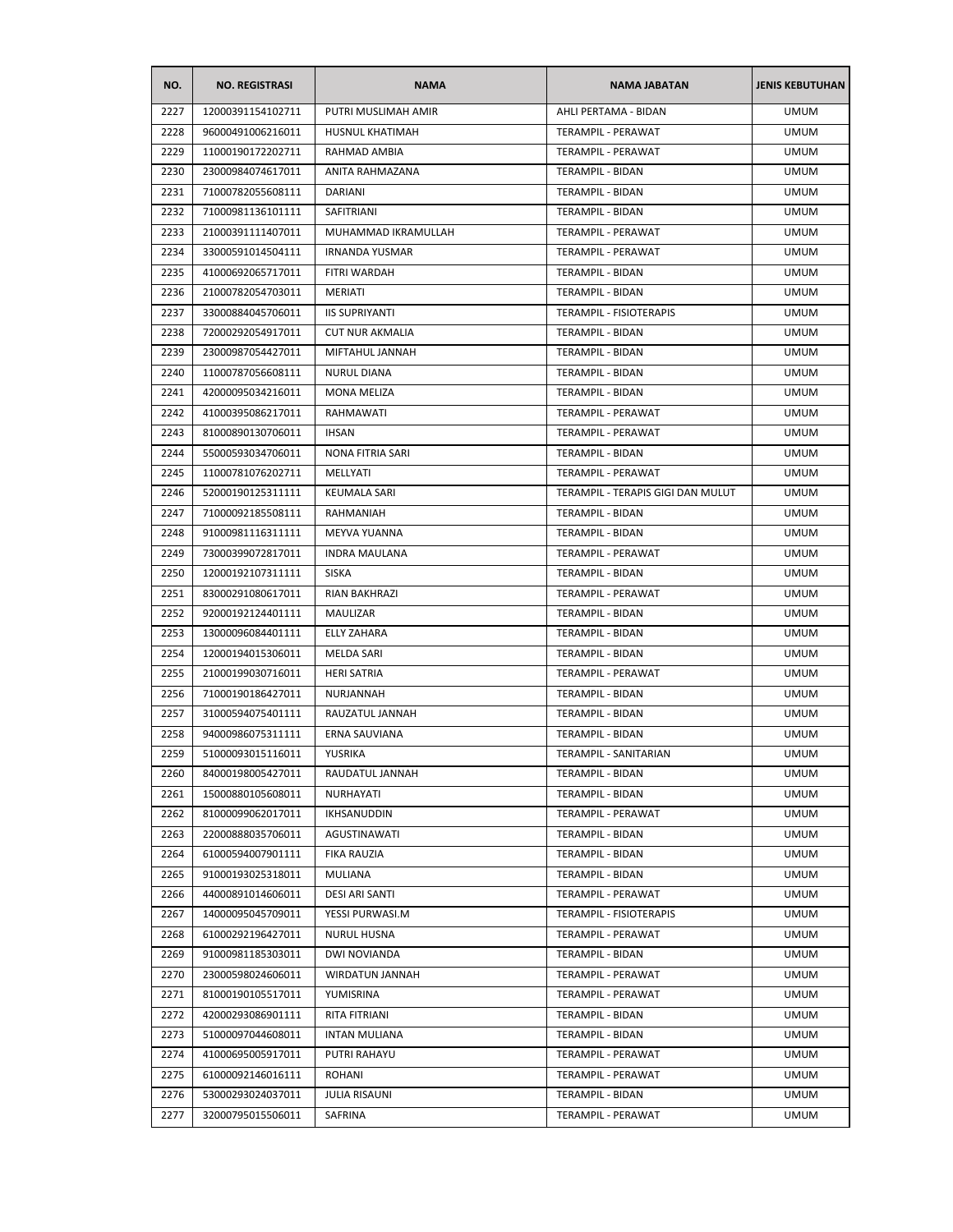| NO. | NO. REGISTRASI | NAMA | NAMA JABATAN | JENIS KEBUTUHAN |
|---|---|---|---|---|
| 2227 | 12000391154102711 | PUTRI MUSLIMAH AMIR | AHLI PERTAMA - BIDAN | UMUM |
| 2228 | 96000491006216011 | HUSNUL KHATIMAH | TERAMPIL - PERAWAT | UMUM |
| 2229 | 11000190172202711 | RAHMAD AMBIA | TERAMPIL - PERAWAT | UMUM |
| 2230 | 23000984074617011 | ANITA RAHMAZANA | TERAMPIL - BIDAN | UMUM |
| 2231 | 71000782055608111 | DARIANI | TERAMPIL - BIDAN | UMUM |
| 2232 | 71000981136101111 | SAFITRIANI | TERAMPIL - BIDAN | UMUM |
| 2233 | 21000391111407011 | MUHAMMAD IKRAMULLAH | TERAMPIL - PERAWAT | UMUM |
| 2234 | 33000591014504111 | IRNANDA YUSMAR | TERAMPIL - PERAWAT | UMUM |
| 2235 | 41000692065717011 | FITRI WARDAH | TERAMPIL - BIDAN | UMUM |
| 2236 | 21000782054703011 | MERIATI | TERAMPIL - BIDAN | UMUM |
| 2237 | 33000884045706011 | IIS SUPRIYANTI | TERAMPIL - FISIOTERAPIS | UMUM |
| 2238 | 72000292054917011 | CUT NUR AKMALIA | TERAMPIL - BIDAN | UMUM |
| 2239 | 23000987054427011 | MIFTAHUL JANNAH | TERAMPIL - BIDAN | UMUM |
| 2240 | 11000787056608111 | NURUL DIANA | TERAMPIL - BIDAN | UMUM |
| 2241 | 42000095034216011 | MONA MELIZA | TERAMPIL - BIDAN | UMUM |
| 2242 | 41000395086217011 | RAHMAWATI | TERAMPIL - PERAWAT | UMUM |
| 2243 | 81000890130706011 | IHSAN | TERAMPIL - PERAWAT | UMUM |
| 2244 | 55000593034706011 | NONA FITRIA SARI | TERAMPIL - BIDAN | UMUM |
| 2245 | 11000781076202711 | MELLYATI | TERAMPIL - PERAWAT | UMUM |
| 2246 | 52000190125311111 | KEUMALA SARI | TERAMPIL - TERAPIS GIGI DAN MULUT | UMUM |
| 2247 | 71000092185508111 | RAHMANIAH | TERAMPIL - BIDAN | UMUM |
| 2248 | 91000981116311111 | MEYVA YUANNA | TERAMPIL - BIDAN | UMUM |
| 2249 | 73000399072817011 | INDRA MAULANA | TERAMPIL - PERAWAT | UMUM |
| 2250 | 12000192107311111 | SISKA | TERAMPIL - BIDAN | UMUM |
| 2251 | 83000291080617011 | RIAN BAKHRAZI | TERAMPIL - PERAWAT | UMUM |
| 2252 | 92000192124401111 | MAULIZAR | TERAMPIL - BIDAN | UMUM |
| 2253 | 13000096084401111 | ELLY ZAHARA | TERAMPIL - BIDAN | UMUM |
| 2254 | 12000194015306011 | MELDA SARI | TERAMPIL - BIDAN | UMUM |
| 2255 | 21000199030716011 | HERI SATRIA | TERAMPIL - PERAWAT | UMUM |
| 2256 | 71000190186427011 | NURJANNAH | TERAMPIL - BIDAN | UMUM |
| 2257 | 31000594075401111 | RAUZATUL JANNAH | TERAMPIL - BIDAN | UMUM |
| 2258 | 94000986075311111 | ERNA SAUVIANA | TERAMPIL - BIDAN | UMUM |
| 2259 | 51000093015116011 | YUSRIKA | TERAMPIL - SANITARIAN | UMUM |
| 2260 | 84000198005427011 | RAUDATUL JANNAH | TERAMPIL - BIDAN | UMUM |
| 2261 | 15000880105608011 | NURHAYATI | TERAMPIL - BIDAN | UMUM |
| 2262 | 81000099062017011 | IKHSANUDDIN | TERAMPIL - PERAWAT | UMUM |
| 2263 | 22000888035706011 | AGUSTINAWATI | TERAMPIL - BIDAN | UMUM |
| 2264 | 61000594007901111 | FIKA RAUZIA | TERAMPIL - BIDAN | UMUM |
| 2265 | 91000193025318011 | MULIANA | TERAMPIL - BIDAN | UMUM |
| 2266 | 44000891014606011 | DESI ARI SANTI | TERAMPIL - PERAWAT | UMUM |
| 2267 | 14000095045709011 | YESSI PURWASI.M | TERAMPIL - FISIOTERAPIS | UMUM |
| 2268 | 61000292196427011 | NURUL HUSNA | TERAMPIL - PERAWAT | UMUM |
| 2269 | 91000981185303011 | DWI NOVIANDA | TERAMPIL - BIDAN | UMUM |
| 2270 | 23000598024606011 | WIRDATUN JANNAH | TERAMPIL - PERAWAT | UMUM |
| 2271 | 81000190105517011 | YUMISRINA | TERAMPIL - PERAWAT | UMUM |
| 2272 | 42000293086901111 | RITA FITRIANI | TERAMPIL - BIDAN | UMUM |
| 2273 | 51000097044608011 | INTAN MULIANA | TERAMPIL - BIDAN | UMUM |
| 2274 | 41000695005917011 | PUTRI RAHAYU | TERAMPIL - PERAWAT | UMUM |
| 2275 | 61000092146016111 | ROHANI | TERAMPIL - PERAWAT | UMUM |
| 2276 | 53000293024037011 | JULIA RISAUNI | TERAMPIL - BIDAN | UMUM |
| 2277 | 32000795015506011 | SAFRINA | TERAMPIL - PERAWAT | UMUM |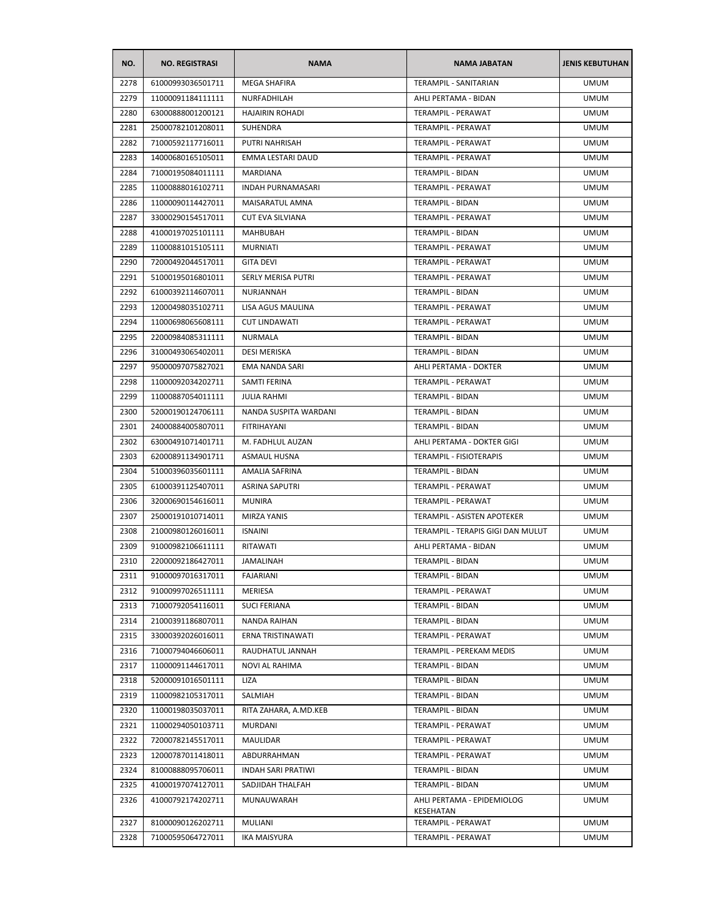| NO. | NO. REGISTRASI | NAMA | NAMA JABATAN | JENIS KEBUTUHAN |
|---|---|---|---|---|
| 2278 | 61000993036501711 | MEGA SHAFIRA | TERAMPIL - SANITARIAN | UMUM |
| 2279 | 11000091184111111 | NURFADHILAH | AHLI PERTAMA - BIDAN | UMUM |
| 2280 | 63000888001200121 | HAJAIRIN ROHADI | TERAMPIL - PERAWAT | UMUM |
| 2281 | 25000782101208011 | SUHENDRA | TERAMPIL - PERAWAT | UMUM |
| 2282 | 71000592117716011 | PUTRI NAHRISAH | TERAMPIL - PERAWAT | UMUM |
| 2283 | 14000680165105011 | EMMA LESTARI DAUD | TERAMPIL - PERAWAT | UMUM |
| 2284 | 71000195084011111 | MARDIANA | TERAMPIL - BIDAN | UMUM |
| 2285 | 11000888016102711 | INDAH PURNAMASARI | TERAMPIL - PERAWAT | UMUM |
| 2286 | 11000090114427011 | MAISARATUL AMNA | TERAMPIL - BIDAN | UMUM |
| 2287 | 33000290154517011 | CUT EVA SILVIANA | TERAMPIL - PERAWAT | UMUM |
| 2288 | 41000197025101111 | MAHBUBAH | TERAMPIL - BIDAN | UMUM |
| 2289 | 11000881015105111 | MURNIATI | TERAMPIL - PERAWAT | UMUM |
| 2290 | 72000492044517011 | GITA DEVI | TERAMPIL - PERAWAT | UMUM |
| 2291 | 51000195016801011 | SERLY MERISA PUTRI | TERAMPIL - PERAWAT | UMUM |
| 2292 | 61000392114607011 | NURJANNAH | TERAMPIL - BIDAN | UMUM |
| 2293 | 12000498035102711 | LISA AGUS MAULINA | TERAMPIL - PERAWAT | UMUM |
| 2294 | 11000698065608111 | CUT LINDAWATI | TERAMPIL - PERAWAT | UMUM |
| 2295 | 22000984085311111 | NURMALA | TERAMPIL - BIDAN | UMUM |
| 2296 | 31000493065402011 | DESI MERISKA | TERAMPIL - BIDAN | UMUM |
| 2297 | 95000097075827021 | EMA NANDA SARI | AHLI PERTAMA - DOKTER | UMUM |
| 2298 | 11000092034202711 | SAMTI FERINA | TERAMPIL - PERAWAT | UMUM |
| 2299 | 11000887054011111 | JULIA RAHMI | TERAMPIL - BIDAN | UMUM |
| 2300 | 52000190124706111 | NANDA SUSPITA WARDANI | TERAMPIL - BIDAN | UMUM |
| 2301 | 24000884005807011 | FITRIHAYANI | TERAMPIL - BIDAN | UMUM |
| 2302 | 63000491071401711 | M. FADHLUL AUZAN | AHLI PERTAMA - DOKTER GIGI | UMUM |
| 2303 | 62000891134901711 | ASMAUL HUSNA | TERAMPIL - FISIOTERAPIS | UMUM |
| 2304 | 51000396035601111 | AMALIA SAFRINA | TERAMPIL - BIDAN | UMUM |
| 2305 | 61000391125407011 | ASRINA SAPUTRI | TERAMPIL - PERAWAT | UMUM |
| 2306 | 32000690154616011 | MUNIRA | TERAMPIL - PERAWAT | UMUM |
| 2307 | 25000191010714011 | MIRZA YANIS | TERAMPIL - ASISTEN APOTEKER | UMUM |
| 2308 | 21000980126016011 | ISNAINI | TERAMPIL - TERAPIS GIGI DAN MULUT | UMUM |
| 2309 | 91000982106611111 | RITAWATI | AHLI PERTAMA - BIDAN | UMUM |
| 2310 | 22000092186427011 | JAMALINAH | TERAMPIL - BIDAN | UMUM |
| 2311 | 91000097016317011 | FAJARIANI | TERAMPIL - BIDAN | UMUM |
| 2312 | 91000997026511111 | MERIESA | TERAMPIL - PERAWAT | UMUM |
| 2313 | 71000792054116011 | SUCI FERIANA | TERAMPIL - BIDAN | UMUM |
| 2314 | 21000391186807011 | NANDA RAIHAN | TERAMPIL - BIDAN | UMUM |
| 2315 | 33000392026016011 | ERNA TRISTINAWATI | TERAMPIL - PERAWAT | UMUM |
| 2316 | 71000794046606011 | RAUDHATUL JANNAH | TERAMPIL - PEREKAM MEDIS | UMUM |
| 2317 | 11000091144617011 | NOVI AL RAHIMA | TERAMPIL - BIDAN | UMUM |
| 2318 | 52000091016501111 | LIZA | TERAMPIL - BIDAN | UMUM |
| 2319 | 11000982105317011 | SALMIAH | TERAMPIL - BIDAN | UMUM |
| 2320 | 11000198035037011 | RITA ZAHARA, A.MD.KEB | TERAMPIL - BIDAN | UMUM |
| 2321 | 11000294050103711 | MURDANI | TERAMPIL - PERAWAT | UMUM |
| 2322 | 72000782145517011 | MAULIDAR | TERAMPIL - PERAWAT | UMUM |
| 2323 | 12000787011418011 | ABDURRAHMAN | TERAMPIL - PERAWAT | UMUM |
| 2324 | 81000888095706011 | INDAH SARI PRATIWI | TERAMPIL - BIDAN | UMUM |
| 2325 | 41000197074127011 | SADJIDAH THALFAH | TERAMPIL - BIDAN | UMUM |
| 2326 | 41000792174202711 | MUNAUWARAH | AHLI PERTAMA - EPIDEMIOLOG KESEHATAN | UMUM |
| 2327 | 81000090126202711 | MULIANI | TERAMPIL - PERAWAT | UMUM |
| 2328 | 71000595064727011 | IKA MAISYURA | TERAMPIL - PERAWAT | UMUM |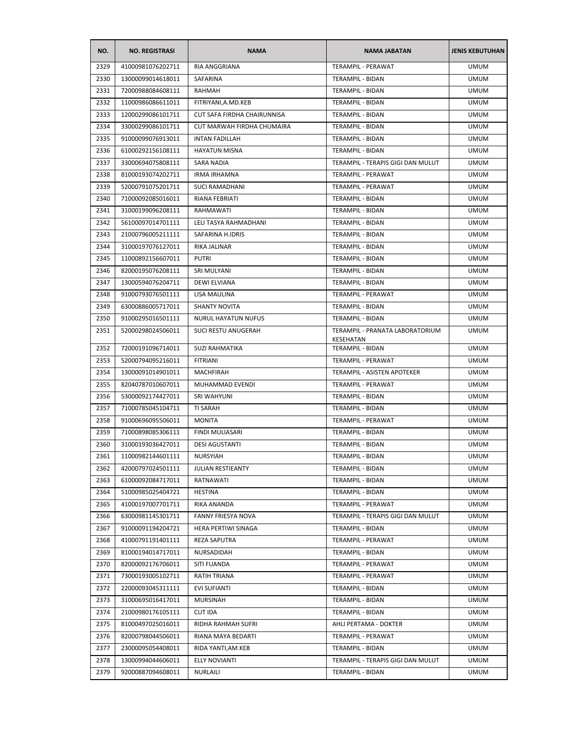| NO. | NO. REGISTRASI | NAMA | NAMA JABATAN | JENIS KEBUTUHAN |
|---|---|---|---|---|
| 2329 | 41000981076202711 | RIA ANGGRIANA | TERAMPIL - PERAWAT | UMUM |
| 2330 | 13000099014618011 | SAFARINA | TERAMPIL - BIDAN | UMUM |
| 2331 | 72000988084608111 | RAHMAH | TERAMPIL - BIDAN | UMUM |
| 2332 | 11000986086611011 | FITRIYANI,A.MD.KEB | TERAMPIL - BIDAN | UMUM |
| 2333 | 12000299086101711 | CUT SAFA FIRDHA CHAIRUNNISA | TERAMPIL - BIDAN | UMUM |
| 2334 | 33000299086101711 | CUT MARWAH FIRDHA CHUMAIRA | TERAMPIL - BIDAN | UMUM |
| 2335 | 91000099076913011 | INTAN FADILLAH | TERAMPIL - BIDAN | UMUM |
| 2336 | 61000292156108111 | HAYATUN MISNA | TERAMPIL - BIDAN | UMUM |
| 2337 | 33000694075808111 | SARA NADIA | TERAMPIL - TERAPIS GIGI DAN MULUT | UMUM |
| 2338 | 81000193074202711 | IRMA IRHAMNA | TERAMPIL - PERAWAT | UMUM |
| 2339 | 52000791075201711 | SUCI RAMADHANI | TERAMPIL - PERAWAT | UMUM |
| 2340 | 71000092085016011 | RIANA FEBRIATI | TERAMPIL - BIDAN | UMUM |
| 2341 | 31000199096208111 | RAHMAWATI | TERAMPIL - BIDAN | UMUM |
| 2342 | 56100097014701111 | LELI TASYA RAHMADHANI | TERAMPIL - BIDAN | UMUM |
| 2343 | 21000796005211111 | SAFARINA H.IDRIS | TERAMPIL - BIDAN | UMUM |
| 2344 | 31000197076127011 | RIKA JALINAR | TERAMPIL - BIDAN | UMUM |
| 2345 | 11000892156607011 | PUTRI | TERAMPIL - BIDAN | UMUM |
| 2346 | 82000195076208111 | SRI MULYANI | TERAMPIL - BIDAN | UMUM |
| 2347 | 13000594076204711 | DEWI ELVIANA | TERAMPIL - BIDAN | UMUM |
| 2348 | 91000793076501111 | LISA MAULINA | TERAMPIL - PERAWAT | UMUM |
| 2349 | 63000886005717011 | SHANTY NOVITA | TERAMPIL - BIDAN | UMUM |
| 2350 | 91000295016501111 | NURUL HAYATUN NUFUS | TERAMPIL - BIDAN | UMUM |
| 2351 | 52000298024506011 | SUCI RESTU ANUGERAH | TERAMPIL - PRANATA LABORATORIUM KESEHATAN | UMUM |
| 2352 | 72000191096714011 | SUZI RAHMATIKA | TERAMPIL - BIDAN | UMUM |
| 2353 | 52000794095216011 | FITRIANI | TERAMPIL - PERAWAT | UMUM |
| 2354 | 13000091014901011 | MACHFIRAH | TERAMPIL - ASISTEN APOTEKER | UMUM |
| 2355 | 82040787010607011 | MUHAMMAD EVENDI | TERAMPIL - PERAWAT | UMUM |
| 2356 | 53000092174427011 | SRI WAHYUNI | TERAMPIL - BIDAN | UMUM |
| 2357 | 71000785045104711 | TI SARAH | TERAMPIL - BIDAN | UMUM |
| 2358 | 91000696095506011 | MONITA | TERAMPIL - PERAWAT | UMUM |
| 2359 | 71000898085306111 | FINDI MULIASARI | TERAMPIL - BIDAN | UMUM |
| 2360 | 31000193036427011 | DESI AGUSTANTI | TERAMPIL - BIDAN | UMUM |
| 2361 | 11000982144601111 | NURSYIAH | TERAMPIL - BIDAN | UMUM |
| 2362 | 42000797024501111 | JULIAN RESTIEANTY | TERAMPIL - BIDAN | UMUM |
| 2363 | 61000092084717011 | RATNAWATI | TERAMPIL - BIDAN | UMUM |
| 2364 | 51000985025404721 | HESTINA | TERAMPIL - BIDAN | UMUM |
| 2365 | 41000197007701711 | RIKA ANANDA | TERAMPIL - PERAWAT | UMUM |
| 2366 | 63000981145301711 | FANNY FRIESYA NOVA | TERAMPIL - TERAPIS GIGI DAN MULUT | UMUM |
| 2367 | 91000091194204721 | HERA PERTIWI SINAGA | TERAMPIL - BIDAN | UMUM |
| 2368 | 41000791191401111 | REZA SAPUTRA | TERAMPIL - PERAWAT | UMUM |
| 2369 | 81000194014717011 | NURSADIDAH | TERAMPIL - BIDAN | UMUM |
| 2370 | 82000092176706011 | SITI FUANDA | TERAMPIL - PERAWAT | UMUM |
| 2371 | 73000193005102711 | RATIH TRIANA | TERAMPIL - PERAWAT | UMUM |
| 2372 | 22000093045311111 | EVI SUFIANTI | TERAMPIL - BIDAN | UMUM |
| 2373 | 31000695016417011 | MURSINAH | TERAMPIL - BIDAN | UMUM |
| 2374 | 21000980176105111 | CUT IDA | TERAMPIL - BIDAN | UMUM |
| 2375 | 81000497025016011 | RIDHA RAHMAH SUFRI | AHLI PERTAMA - DOKTER | UMUM |
| 2376 | 82000798044506011 | RIANA MAYA BEDARTI | TERAMPIL - PERAWAT | UMUM |
| 2377 | 23000095054408011 | RIDA YANTI,AM.KEB | TERAMPIL - BIDAN | UMUM |
| 2378 | 13000994044606011 | ELLY NOVIANTI | TERAMPIL - TERAPIS GIGI DAN MULUT | UMUM |
| 2379 | 92000887094608011 | NURLAILI | TERAMPIL - BIDAN | UMUM |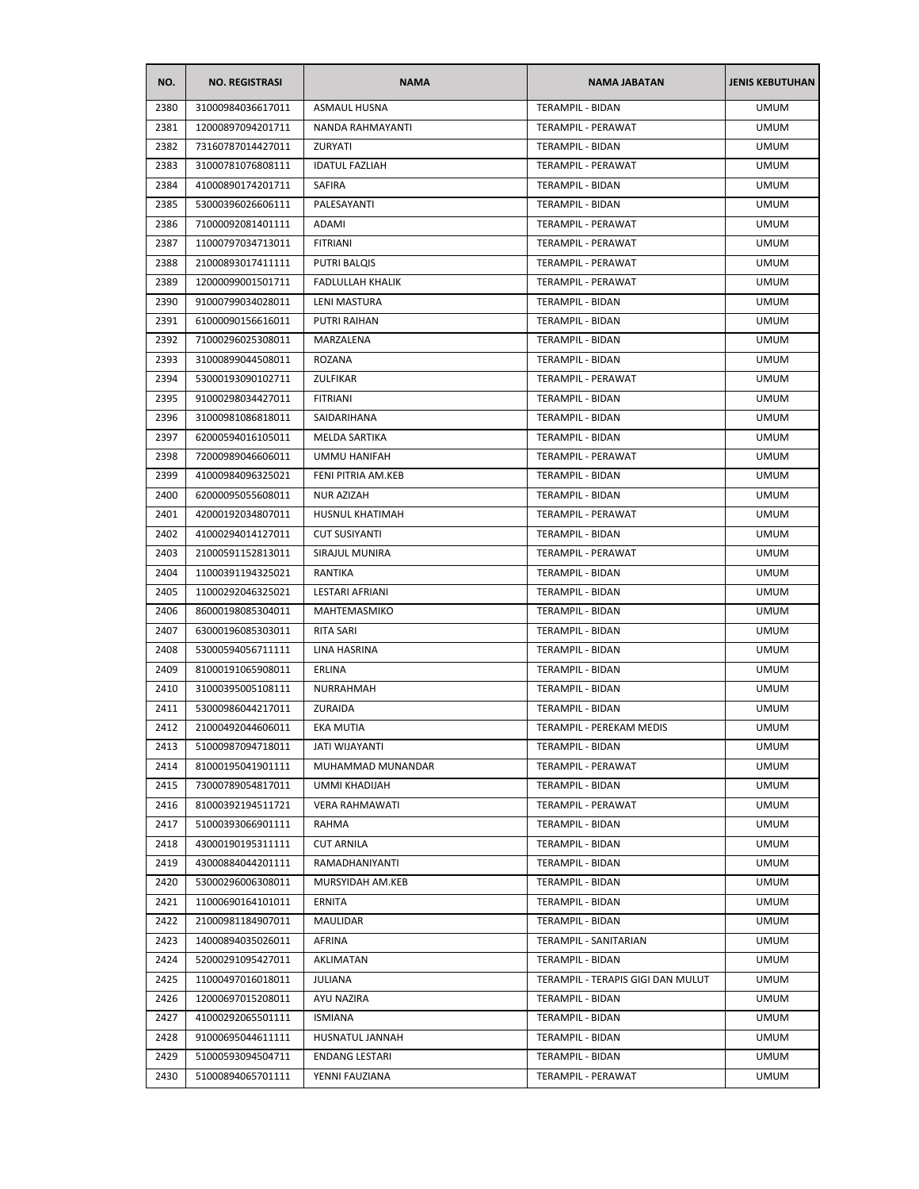| NO. | NO. REGISTRASI | NAMA | NAMA JABATAN | JENIS KEBUTUHAN |
|---|---|---|---|---|
| 2380 | 31000984036617011 | ASMAUL HUSNA | TERAMPIL - BIDAN | UMUM |
| 2381 | 12000897094201711 | NANDA RAHMAYANTI | TERAMPIL - PERAWAT | UMUM |
| 2382 | 73160787014427011 | ZURYATI | TERAMPIL - BIDAN | UMUM |
| 2383 | 31000781076808111 | IDATUL FAZLIAH | TERAMPIL - PERAWAT | UMUM |
| 2384 | 41000890174201711 | SAFIRA | TERAMPIL - BIDAN | UMUM |
| 2385 | 53000396026606111 | PALESAYANTI | TERAMPIL - BIDAN | UMUM |
| 2386 | 71000092081401111 | ADAMI | TERAMPIL - PERAWAT | UMUM |
| 2387 | 11000797034713011 | FITRIANI | TERAMPIL - PERAWAT | UMUM |
| 2388 | 21000893017411111 | PUTRI BALQIS | TERAMPIL - PERAWAT | UMUM |
| 2389 | 12000099001501711 | FADLULLAH KHALIK | TERAMPIL - PERAWAT | UMUM |
| 2390 | 91000799034028011 | LENI MASTURA | TERAMPIL - BIDAN | UMUM |
| 2391 | 61000090156616011 | PUTRI RAIHAN | TERAMPIL - BIDAN | UMUM |
| 2392 | 71000296025308011 | MARZALENA | TERAMPIL - BIDAN | UMUM |
| 2393 | 31000899044508011 | ROZANA | TERAMPIL - BIDAN | UMUM |
| 2394 | 53000193090102711 | ZULFIKAR | TERAMPIL - PERAWAT | UMUM |
| 2395 | 91000298034427011 | FITRIANI | TERAMPIL - BIDAN | UMUM |
| 2396 | 31000981086818011 | SAIDARIHANA | TERAMPIL - BIDAN | UMUM |
| 2397 | 62000594016105011 | MELDA SARTIKA | TERAMPIL - BIDAN | UMUM |
| 2398 | 72000989046606011 | UMMU HANIFAH | TERAMPIL - PERAWAT | UMUM |
| 2399 | 41000984096325021 | FENI PITRIA AM.KEB | TERAMPIL - BIDAN | UMUM |
| 2400 | 62000095055608011 | NUR AZIZAH | TERAMPIL - BIDAN | UMUM |
| 2401 | 42000192034807011 | HUSNUL KHATIMAH | TERAMPIL - PERAWAT | UMUM |
| 2402 | 41000294014127011 | CUT SUSIYANTI | TERAMPIL - BIDAN | UMUM |
| 2403 | 21000591152813011 | SIRAJUL MUNIRA | TERAMPIL - PERAWAT | UMUM |
| 2404 | 11000391194325021 | RANTIKA | TERAMPIL - BIDAN | UMUM |
| 2405 | 11000292046325021 | LESTARI AFRIANI | TERAMPIL - BIDAN | UMUM |
| 2406 | 86000198085304011 | MAHTEMASMIKO | TERAMPIL - BIDAN | UMUM |
| 2407 | 63000196085303011 | RITA SARI | TERAMPIL - BIDAN | UMUM |
| 2408 | 53000594056711111 | LINA HASRINA | TERAMPIL - BIDAN | UMUM |
| 2409 | 81000191065908011 | ERLINA | TERAMPIL - BIDAN | UMUM |
| 2410 | 31000395005108111 | NURRAHMAH | TERAMPIL - BIDAN | UMUM |
| 2411 | 53000986044217011 | ZURAIDA | TERAMPIL - BIDAN | UMUM |
| 2412 | 21000492044606011 | EKA MUTIA | TERAMPIL - PEREKAM MEDIS | UMUM |
| 2413 | 51000987094718011 | JATI WIJAYANTI | TERAMPIL - BIDAN | UMUM |
| 2414 | 81000195041901111 | MUHAMMAD MUNANDAR | TERAMPIL - PERAWAT | UMUM |
| 2415 | 73000789054817011 | UMMI KHADIJAH | TERAMPIL - BIDAN | UMUM |
| 2416 | 81000392194511721 | VERA RAHMAWATI | TERAMPIL - PERAWAT | UMUM |
| 2417 | 51000393066901111 | RAHMA | TERAMPIL - BIDAN | UMUM |
| 2418 | 43000190195311111 | CUT ARNILA | TERAMPIL - BIDAN | UMUM |
| 2419 | 43000884044201111 | RAMADHANIYANTI | TERAMPIL - BIDAN | UMUM |
| 2420 | 53000296006308011 | MURSYIDAH AM.KEB | TERAMPIL - BIDAN | UMUM |
| 2421 | 11000690164101011 | ERNITA | TERAMPIL - BIDAN | UMUM |
| 2422 | 21000981184907011 | MAULIDAR | TERAMPIL - BIDAN | UMUM |
| 2423 | 14000894035026011 | AFRINA | TERAMPIL - SANITARIAN | UMUM |
| 2424 | 52000291095427011 | AKLIMATAN | TERAMPIL - BIDAN | UMUM |
| 2425 | 11000497016018011 | JULIANA | TERAMPIL - TERAPIS GIGI DAN MULUT | UMUM |
| 2426 | 12000697015208011 | AYU NAZIRA | TERAMPIL - BIDAN | UMUM |
| 2427 | 41000292065501111 | ISMIANA | TERAMPIL - BIDAN | UMUM |
| 2428 | 91000695044611111 | HUSNATUL JANNAH | TERAMPIL - BIDAN | UMUM |
| 2429 | 51000593094504711 | ENDANG LESTARI | TERAMPIL - BIDAN | UMUM |
| 2430 | 51000894065701111 | YENNI FAUZIANA | TERAMPIL - PERAWAT | UMUM |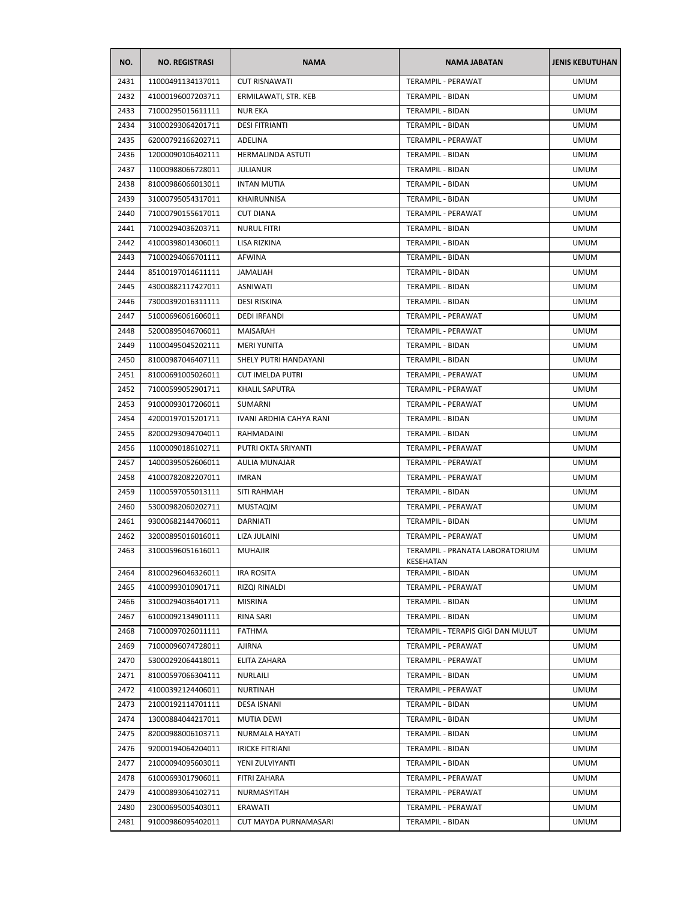| NO. | NO. REGISTRASI | NAMA | NAMA JABATAN | JENIS KEBUTUHAN |
| --- | --- | --- | --- | --- |
| 2431 | 11000491134137011 | CUT RISNAWATI | TERAMPIL - PERAWAT | UMUM |
| 2432 | 41000196007203711 | ERMILAWATI, STR. KEB | TERAMPIL - BIDAN | UMUM |
| 2433 | 71000295015611111 | NUR EKA | TERAMPIL - BIDAN | UMUM |
| 2434 | 31000293064201711 | DESI FITRIANTI | TERAMPIL - BIDAN | UMUM |
| 2435 | 62000792166202711 | ADELINA | TERAMPIL - PERAWAT | UMUM |
| 2436 | 12000090106402111 | HERMALINDA ASTUTI | TERAMPIL - BIDAN | UMUM |
| 2437 | 11000988066728011 | JULIANUR | TERAMPIL - BIDAN | UMUM |
| 2438 | 81000986066013011 | INTAN MUTIA | TERAMPIL - BIDAN | UMUM |
| 2439 | 31000795054317011 | KHAIRUNNISA | TERAMPIL - BIDAN | UMUM |
| 2440 | 71000790155617011 | CUT DIANA | TERAMPIL - PERAWAT | UMUM |
| 2441 | 71000294036203711 | NURUL FITRI | TERAMPIL - BIDAN | UMUM |
| 2442 | 41000398014306011 | LISA RIZKINA | TERAMPIL - BIDAN | UMUM |
| 2443 | 71000294066701111 | AFWINA | TERAMPIL - BIDAN | UMUM |
| 2444 | 85100197014611111 | JAMALIAH | TERAMPIL - BIDAN | UMUM |
| 2445 | 43000882117427011 | ASNIWATI | TERAMPIL - BIDAN | UMUM |
| 2446 | 73000392016311111 | DESI RISKINA | TERAMPIL - BIDAN | UMUM |
| 2447 | 51000696061606011 | DEDI IRFANDI | TERAMPIL - PERAWAT | UMUM |
| 2448 | 52000895046706011 | MAISARAH | TERAMPIL - PERAWAT | UMUM |
| 2449 | 11000495045202111 | MERI YUNITA | TERAMPIL - BIDAN | UMUM |
| 2450 | 81000987046407111 | SHELY PUTRI HANDAYANI | TERAMPIL - BIDAN | UMUM |
| 2451 | 81000691005026011 | CUT IMELDA PUTRI | TERAMPIL - PERAWAT | UMUM |
| 2452 | 71000599052901711 | KHALIL SAPUTRA | TERAMPIL - PERAWAT | UMUM |
| 2453 | 91000093017206011 | SUMARNI | TERAMPIL - PERAWAT | UMUM |
| 2454 | 42000197015201711 | IVANI ARDHIA CAHYA RANI | TERAMPIL - BIDAN | UMUM |
| 2455 | 82000293094704011 | RAHMADAINI | TERAMPIL - BIDAN | UMUM |
| 2456 | 11000090186102711 | PUTRI OKTA SRIYANTI | TERAMPIL - PERAWAT | UMUM |
| 2457 | 14000395052606011 | AULIA MUNAJAR | TERAMPIL - PERAWAT | UMUM |
| 2458 | 41000782082207011 | IMRAN | TERAMPIL - PERAWAT | UMUM |
| 2459 | 11000597055013111 | SITI RAHMAH | TERAMPIL - BIDAN | UMUM |
| 2460 | 53000982060202711 | MUSTAQIM | TERAMPIL - PERAWAT | UMUM |
| 2461 | 93000682144706011 | DARNIATI | TERAMPIL - BIDAN | UMUM |
| 2462 | 32000895016016011 | LIZA JULAINI | TERAMPIL - PERAWAT | UMUM |
| 2463 | 31000596051616011 | MUHAJIR | TERAMPIL - PRANATA LABORATORIUM KESEHATAN | UMUM |
| 2464 | 81000296046326011 | IRA ROSITA | TERAMPIL - BIDAN | UMUM |
| 2465 | 41000993010901711 | RIZQI RINALDI | TERAMPIL - PERAWAT | UMUM |
| 2466 | 31000294036401711 | MISRINA | TERAMPIL - BIDAN | UMUM |
| 2467 | 61000092134901111 | RINA SARI | TERAMPIL - BIDAN | UMUM |
| 2468 | 71000097026011111 | FATHMA | TERAMPIL - TERAPIS GIGI DAN MULUT | UMUM |
| 2469 | 71000096074728011 | AJIRNA | TERAMPIL - PERAWAT | UMUM |
| 2470 | 53000292064418011 | ELITA ZAHARA | TERAMPIL - PERAWAT | UMUM |
| 2471 | 81000597066304111 | NURLAILI | TERAMPIL - BIDAN | UMUM |
| 2472 | 41000392124406011 | NURTINAH | TERAMPIL - PERAWAT | UMUM |
| 2473 | 21000192114701111 | DESA ISNANI | TERAMPIL - BIDAN | UMUM |
| 2474 | 13000884044217011 | MUTIA DEWI | TERAMPIL - BIDAN | UMUM |
| 2475 | 82000988006103711 | NURMALA HAYATI | TERAMPIL - BIDAN | UMUM |
| 2476 | 92000194064204011 | IRICKE FITRIANI | TERAMPIL - BIDAN | UMUM |
| 2477 | 21000094095603011 | YENI ZULVIYANTI | TERAMPIL - BIDAN | UMUM |
| 2478 | 61000693017906011 | FITRI ZAHARA | TERAMPIL - PERAWAT | UMUM |
| 2479 | 41000893064102711 | NURMASYITAH | TERAMPIL - PERAWAT | UMUM |
| 2480 | 23000695005403011 | ERAWATI | TERAMPIL - PERAWAT | UMUM |
| 2481 | 91000986095402011 | CUT MAYDA PURNAMASARI | TERAMPIL - BIDAN | UMUM |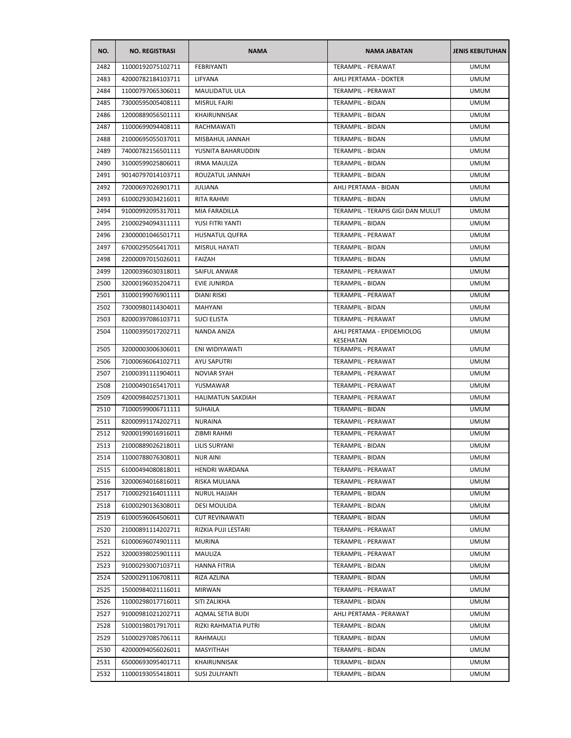| NO. | NO. REGISTRASI | NAMA | NAMA JABATAN | JENIS KEBUTUHAN |
| --- | --- | --- | --- | --- |
| 2482 | 11000192075102711 | FEBRIYANTI | TERAMPIL - PERAWAT | UMUM |
| 2483 | 42000782184103711 | LIFYANA | AHLI PERTAMA - DOKTER | UMUM |
| 2484 | 11000797065306011 | MAULIDATUL ULA | TERAMPIL - PERAWAT | UMUM |
| 2485 | 73000595005408111 | MISRUL FAJRI | TERAMPIL - BIDAN | UMUM |
| 2486 | 12000889056501111 | KHAIRUNNISAK | TERAMPIL - BIDAN | UMUM |
| 2487 | 11000699094408111 | RACHMAWATI | TERAMPIL - BIDAN | UMUM |
| 2488 | 21000695055037011 | MISBAHUL JANNAH | TERAMPIL - BIDAN | UMUM |
| 2489 | 74000782156501111 | YUSNITA BAHARUDDIN | TERAMPIL - BIDAN | UMUM |
| 2490 | 31000599025806011 | IRMA MAULIZA | TERAMPIL - BIDAN | UMUM |
| 2491 | 90140797014103711 | ROUZATUL JANNAH | TERAMPIL - BIDAN | UMUM |
| 2492 | 72000697026901711 | JULIANA | AHLI PERTAMA - BIDAN | UMUM |
| 2493 | 61000293034216011 | RITA RAHMI | TERAMPIL - BIDAN | UMUM |
| 2494 | 91000992095317011 | MIA FARADILLA | TERAMPIL - TERAPIS GIGI DAN MULUT | UMUM |
| 2495 | 21000294094311111 | YUSI FITRI YANTI | TERAMPIL - BIDAN | UMUM |
| 2496 | 23000001046501711 | HUSNATUL QUFRA | TERAMPIL - PERAWAT | UMUM |
| 2497 | 67000295056417011 | MISRUL HAYATI | TERAMPIL - BIDAN | UMUM |
| 2498 | 22000097015026011 | FAIZAH | TERAMPIL - BIDAN | UMUM |
| 2499 | 12000396030318011 | SAIFUL ANWAR | TERAMPIL - PERAWAT | UMUM |
| 2500 | 32000196035204711 | EVIE JUNIRDA | TERAMPIL - BIDAN | UMUM |
| 2501 | 31000199076901111 | DIANI RISKI | TERAMPIL - PERAWAT | UMUM |
| 2502 | 73000980114304011 | MAHYANI | TERAMPIL - BIDAN | UMUM |
| 2503 | 82000397086103711 | SUCI ELISTA | TERAMPIL - PERAWAT | UMUM |
| 2504 | 11000395017202711 | NANDA ANIZA | AHLI PERTAMA - EPIDEMIOLOG KESEHATAN | UMUM |
| 2505 | 32000003006306011 | ENI WIDIYAWATI | TERAMPIL - PERAWAT | UMUM |
| 2506 | 71000696064102711 | AYU SAPUTRI | TERAMPIL - PERAWAT | UMUM |
| 2507 | 21000391111904011 | NOVIAR SYAH | TERAMPIL - PERAWAT | UMUM |
| 2508 | 21000490165417011 | YUSMAWAR | TERAMPIL - PERAWAT | UMUM |
| 2509 | 42000984025713011 | HALIMATUN SAKDIAH | TERAMPIL - PERAWAT | UMUM |
| 2510 | 71000599006711111 | SUHAILA | TERAMPIL - BIDAN | UMUM |
| 2511 | 82000991174202711 | NURAINA | TERAMPIL - PERAWAT | UMUM |
| 2512 | 92000199016916011 | ZIBMI RAHMI | TERAMPIL - PERAWAT | UMUM |
| 2513 | 21000889026218011 | LILIS SURYANI | TERAMPIL - BIDAN | UMUM |
| 2514 | 11000788076308011 | NUR AINI | TERAMPIL - BIDAN | UMUM |
| 2515 | 61000494080818011 | HENDRI WARDANA | TERAMPIL - PERAWAT | UMUM |
| 2516 | 32000694016816011 | RISKA MULIANA | TERAMPIL - PERAWAT | UMUM |
| 2517 | 71000292164011111 | NURUL HAJJAH | TERAMPIL - BIDAN | UMUM |
| 2518 | 61000290136308011 | DESI MOULIDA | TERAMPIL - BIDAN | UMUM |
| 2519 | 61000596064506011 | CUT REVINAWATI | TERAMPIL - BIDAN | UMUM |
| 2520 | 21000891114202711 | RIZKIA PUJI LESTARI | TERAMPIL - PERAWAT | UMUM |
| 2521 | 61000696074901111 | MURINA | TERAMPIL - PERAWAT | UMUM |
| 2522 | 32000398025901111 | MAULIZA | TERAMPIL - PERAWAT | UMUM |
| 2523 | 91000293007103711 | HANNA FITRIA | TERAMPIL - BIDAN | UMUM |
| 2524 | 52000291106708111 | RIZA AZLINA | TERAMPIL - BIDAN | UMUM |
| 2525 | 15000984021116011 | MIRWAN | TERAMPIL - PERAWAT | UMUM |
| 2526 | 11000298017716011 | SITI ZALIKHA | TERAMPIL - BIDAN | UMUM |
| 2527 | 91000981021202711 | AQMAL SETIA BUDI | AHLI PERTAMA - PERAWAT | UMUM |
| 2528 | 51000198017917011 | RIZKI RAHMATIA PUTRI | TERAMPIL - BIDAN | UMUM |
| 2529 | 51000297085706111 | RAHMAULI | TERAMPIL - BIDAN | UMUM |
| 2530 | 42000094056026011 | MASYITHAH | TERAMPIL - BIDAN | UMUM |
| 2531 | 65000693095401711 | KHAIRUNNISAK | TERAMPIL - BIDAN | UMUM |
| 2532 | 11000193055418011 | SUSI ZULIYANTI | TERAMPIL - BIDAN | UMUM |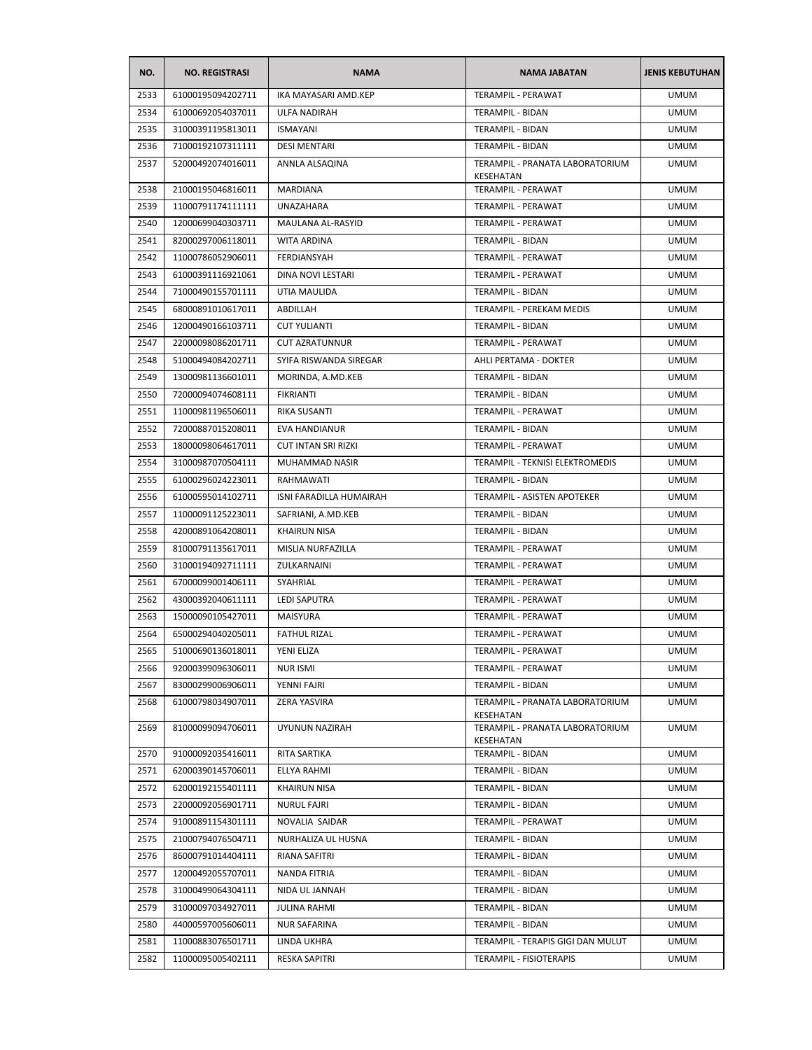| NO. | NO. REGISTRASI | NAMA | NAMA JABATAN | JENIS KEBUTUHAN |
|---|---|---|---|---|
| 2533 | 61000195094202711 | IKA MAYASARI AMD.KEP | TERAMPIL - PERAWAT | UMUM |
| 2534 | 61000692054037011 | ULFA NADIRAH | TERAMPIL - BIDAN | UMUM |
| 2535 | 31000391195813011 | ISMAYANI | TERAMPIL - BIDAN | UMUM |
| 2536 | 71000192107311111 | DESI MENTARI | TERAMPIL - BIDAN | UMUM |
| 2537 | 52000492074016011 | ANNLA ALSAQINA | TERAMPIL - PRANATA LABORATORIUM KESEHATAN | UMUM |
| 2538 | 21000195046816011 | MARDIANA | TERAMPIL - PERAWAT | UMUM |
| 2539 | 11000791174111111 | UNAZAHARA | TERAMPIL - PERAWAT | UMUM |
| 2540 | 12000699040303711 | MAULANA AL-RASYID | TERAMPIL - PERAWAT | UMUM |
| 2541 | 82000297006118011 | WITA ARDINA | TERAMPIL - BIDAN | UMUM |
| 2542 | 11000786052906011 | FERDIANSYAH | TERAMPIL - PERAWAT | UMUM |
| 2543 | 61000391116921061 | DINA NOVI LESTARI | TERAMPIL - PERAWAT | UMUM |
| 2544 | 71000490155701111 | UTIA MAULIDA | TERAMPIL - BIDAN | UMUM |
| 2545 | 68000891010617011 | ABDILLAH | TERAMPIL - PEREKAM MEDIS | UMUM |
| 2546 | 12000490166103711 | CUT YULIANTI | TERAMPIL - BIDAN | UMUM |
| 2547 | 22000098086201711 | CUT AZRATUNNUR | TERAMPIL - PERAWAT | UMUM |
| 2548 | 51000494084202711 | SYIFA RISWANDA SIREGAR | AHLI PERTAMA - DOKTER | UMUM |
| 2549 | 13000981136601011 | MORINDA, A.MD.KEB | TERAMPIL - BIDAN | UMUM |
| 2550 | 72000094074608111 | FIKRIANTI | TERAMPIL - BIDAN | UMUM |
| 2551 | 11000981196506011 | RIKA SUSANTI | TERAMPIL - PERAWAT | UMUM |
| 2552 | 72000887015208011 | EVA HANDIANUR | TERAMPIL - BIDAN | UMUM |
| 2553 | 18000098064617011 | CUT INTAN SRI RIZKI | TERAMPIL - PERAWAT | UMUM |
| 2554 | 31000987070504111 | MUHAMMAD NASIR | TERAMPIL - TEKNISI ELEKTROMEDIS | UMUM |
| 2555 | 61000296024223011 | RAHMAWATI | TERAMPIL - BIDAN | UMUM |
| 2556 | 61000595014102711 | ISNI FARADILLA HUMAIRAH | TERAMPIL - ASISTEN APOTEKER | UMUM |
| 2557 | 11000091125223011 | SAFRIANI, A.MD.KEB | TERAMPIL - BIDAN | UMUM |
| 2558 | 42000891064208011 | KHAIRUN NISA | TERAMPIL - BIDAN | UMUM |
| 2559 | 81000791135617011 | MISLIA NURFAZILLA | TERAMPIL - PERAWAT | UMUM |
| 2560 | 31000194092711111 | ZULKARNAINI | TERAMPIL - PERAWAT | UMUM |
| 2561 | 67000099001406111 | SYAHRIAL | TERAMPIL - PERAWAT | UMUM |
| 2562 | 43000392040611111 | LEDI SAPUTRA | TERAMPIL - PERAWAT | UMUM |
| 2563 | 15000090105427011 | MAISYURA | TERAMPIL - PERAWAT | UMUM |
| 2564 | 65000294040205011 | FATHUL RIZAL | TERAMPIL - PERAWAT | UMUM |
| 2565 | 51000690136018011 | YENI ELIZA | TERAMPIL - PERAWAT | UMUM |
| 2566 | 92000399096306011 | NUR ISMI | TERAMPIL - PERAWAT | UMUM |
| 2567 | 83000299006906011 | YENNI FAJRI | TERAMPIL - BIDAN | UMUM |
| 2568 | 61000798034907011 | ZERA YASVIRA | TERAMPIL - PRANATA LABORATORIUM KESEHATAN | UMUM |
| 2569 | 81000099094706011 | UYUNUN NAZIRAH | TERAMPIL - PRANATA LABORATORIUM KESEHATAN | UMUM |
| 2570 | 91000092035416011 | RITA SARTIKA | TERAMPIL - BIDAN | UMUM |
| 2571 | 62000390145706011 | ELLYA RAHMI | TERAMPIL - BIDAN | UMUM |
| 2572 | 62000192155401111 | KHAIRUN NISA | TERAMPIL - BIDAN | UMUM |
| 2573 | 22000092056901711 | NURUL FAJRI | TERAMPIL - BIDAN | UMUM |
| 2574 | 91000891154301111 | NOVALIA SAIDAR | TERAMPIL - PERAWAT | UMUM |
| 2575 | 21000794076504711 | NURHALIZA UL HUSNA | TERAMPIL - BIDAN | UMUM |
| 2576 | 86000791014404111 | RIANA SAFITRI | TERAMPIL - BIDAN | UMUM |
| 2577 | 12000492055707011 | NANDA FITRIA | TERAMPIL - BIDAN | UMUM |
| 2578 | 31000499064304111 | NIDA UL JANNAH | TERAMPIL - BIDAN | UMUM |
| 2579 | 31000097034927011 | JULINA RAHMI | TERAMPIL - BIDAN | UMUM |
| 2580 | 44000597005606011 | NUR SAFARINA | TERAMPIL - BIDAN | UMUM |
| 2581 | 11000883076501711 | LINDA UKHRA | TERAMPIL - TERAPIS GIGI DAN MULUT | UMUM |
| 2582 | 11000095005402111 | RESKA SAPITRI | TERAMPIL - FISIOTERAPIS | UMUM |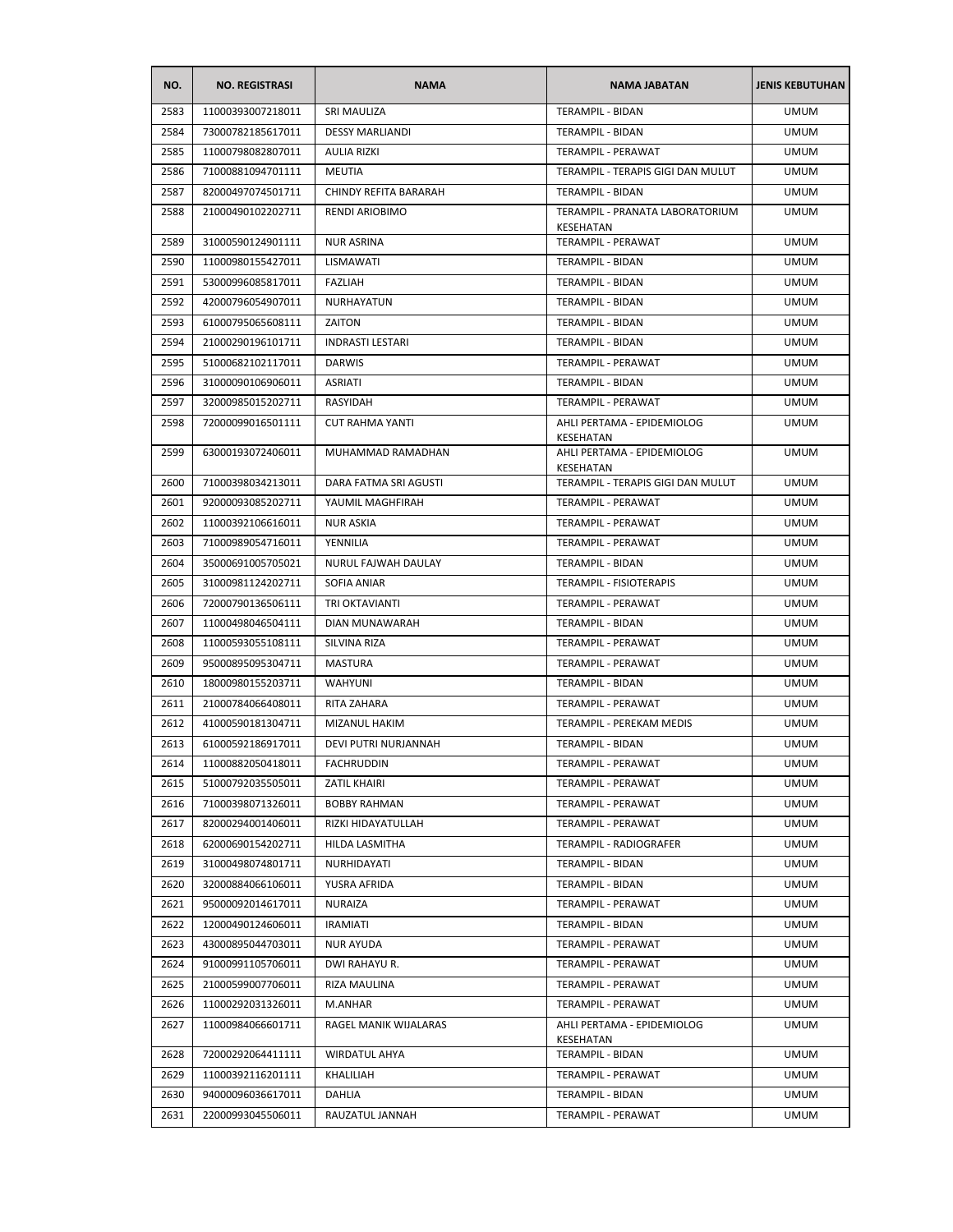| NO. | NO. REGISTRASI | NAMA | NAMA JABATAN | JENIS KEBUTUHAN |
| --- | --- | --- | --- | --- |
| 2583 | 11000393007218011 | SRI MAULIZA | TERAMPIL - BIDAN | UMUM |
| 2584 | 73000782185617011 | DESSY MARLIANDI | TERAMPIL - BIDAN | UMUM |
| 2585 | 11000798082807011 | AULIA RIZKI | TERAMPIL - PERAWAT | UMUM |
| 2586 | 71000881094701111 | MEUTIA | TERAMPIL - TERAPIS GIGI DAN MULUT | UMUM |
| 2587 | 82000497074501711 | CHINDY REFITA BARARAH | TERAMPIL - BIDAN | UMUM |
| 2588 | 21000490102202711 | RENDI ARIOBIMO | TERAMPIL - PRANATA LABORATORIUM KESEHATAN | UMUM |
| 2589 | 31000590124901111 | NUR ASRINA | TERAMPIL - PERAWAT | UMUM |
| 2590 | 11000980155427011 | LISMAWATI | TERAMPIL - BIDAN | UMUM |
| 2591 | 53000996085817011 | FAZLIAH | TERAMPIL - BIDAN | UMUM |
| 2592 | 42000796054907011 | NURHAYATUN | TERAMPIL - BIDAN | UMUM |
| 2593 | 61000795065608111 | ZAITON | TERAMPIL - BIDAN | UMUM |
| 2594 | 21000290196101711 | INDRASTI LESTARI | TERAMPIL - BIDAN | UMUM |
| 2595 | 51000682102117011 | DARWIS | TERAMPIL - PERAWAT | UMUM |
| 2596 | 31000090106906011 | ASRIATI | TERAMPIL - BIDAN | UMUM |
| 2597 | 32000985015202711 | RASYIDAH | TERAMPIL - PERAWAT | UMUM |
| 2598 | 72000099016501111 | CUT RAHMA YANTI | AHLI PERTAMA - EPIDEMIOLOG KESEHATAN | UMUM |
| 2599 | 63000193072406011 | MUHAMMAD RAMADHAN | AHLI PERTAMA - EPIDEMIOLOG KESEHATAN | UMUM |
| 2600 | 71000398034213011 | DARA FATMA SRI AGUSTI | TERAMPIL - TERAPIS GIGI DAN MULUT | UMUM |
| 2601 | 92000093085202711 | YAUMIL MAGHFIRAH | TERAMPIL - PERAWAT | UMUM |
| 2602 | 11000392106616011 | NUR ASKIA | TERAMPIL - PERAWAT | UMUM |
| 2603 | 71000989054716011 | YENNILIA | TERAMPIL - PERAWAT | UMUM |
| 2604 | 35000691005705021 | NURUL FAJWAH DAULAY | TERAMPIL - BIDAN | UMUM |
| 2605 | 31000981124202711 | SOFIA ANIAR | TERAMPIL - FISIOTERAPIS | UMUM |
| 2606 | 72000790136506111 | TRI OKTAVIANTI | TERAMPIL - PERAWAT | UMUM |
| 2607 | 11000498046504111 | DIAN MUNAWARAH | TERAMPIL - BIDAN | UMUM |
| 2608 | 11000593055108111 | SILVINA RIZA | TERAMPIL - PERAWAT | UMUM |
| 2609 | 95000895095304711 | MASTURA | TERAMPIL - PERAWAT | UMUM |
| 2610 | 18000980155203711 | WAHYUNI | TERAMPIL - BIDAN | UMUM |
| 2611 | 21000784066408011 | RITA ZAHARA | TERAMPIL - PERAWAT | UMUM |
| 2612 | 41000590181304711 | MIZANUL HAKIM | TERAMPIL - PEREKAM MEDIS | UMUM |
| 2613 | 61000592186917011 | DEVI PUTRI NURJANNAH | TERAMPIL - BIDAN | UMUM |
| 2614 | 11000882050418011 | FACHRUDDIN | TERAMPIL - PERAWAT | UMUM |
| 2615 | 51000792035505011 | ZATIL KHAIRI | TERAMPIL - PERAWAT | UMUM |
| 2616 | 71000398071326011 | BOBBY RAHMAN | TERAMPIL - PERAWAT | UMUM |
| 2617 | 82000294001406011 | RIZKI HIDAYATULLAH | TERAMPIL - PERAWAT | UMUM |
| 2618 | 62000690154202711 | HILDA LASMITHA | TERAMPIL - RADIOGRAFER | UMUM |
| 2619 | 31000498074801711 | NURHIDAYATI | TERAMPIL - BIDAN | UMUM |
| 2620 | 32000884066106011 | YUSRA AFRIDA | TERAMPIL - BIDAN | UMUM |
| 2621 | 95000092014617011 | NURAIZA | TERAMPIL - PERAWAT | UMUM |
| 2622 | 12000490124606011 | IRAMIATI | TERAMPIL - BIDAN | UMUM |
| 2623 | 43000895044703011 | NUR AYUDA | TERAMPIL - PERAWAT | UMUM |
| 2624 | 91000991105706011 | DWI RAHAYU R. | TERAMPIL - PERAWAT | UMUM |
| 2625 | 21000599007706011 | RIZA MAULINA | TERAMPIL - PERAWAT | UMUM |
| 2626 | 11000292031326011 | M.ANHAR | TERAMPIL - PERAWAT | UMUM |
| 2627 | 11000984066601711 | RAGEL MANIK WIJALARAS | AHLI PERTAMA - EPIDEMIOLOG KESEHATAN | UMUM |
| 2628 | 72000292064411111 | WIRDATUL AHYA | TERAMPIL - BIDAN | UMUM |
| 2629 | 11000392116201111 | KHALILIAH | TERAMPIL - PERAWAT | UMUM |
| 2630 | 94000096036617011 | DAHLIA | TERAMPIL - BIDAN | UMUM |
| 2631 | 22000993045506011 | RAUZATUL JANNAH | TERAMPIL - PERAWAT | UMUM |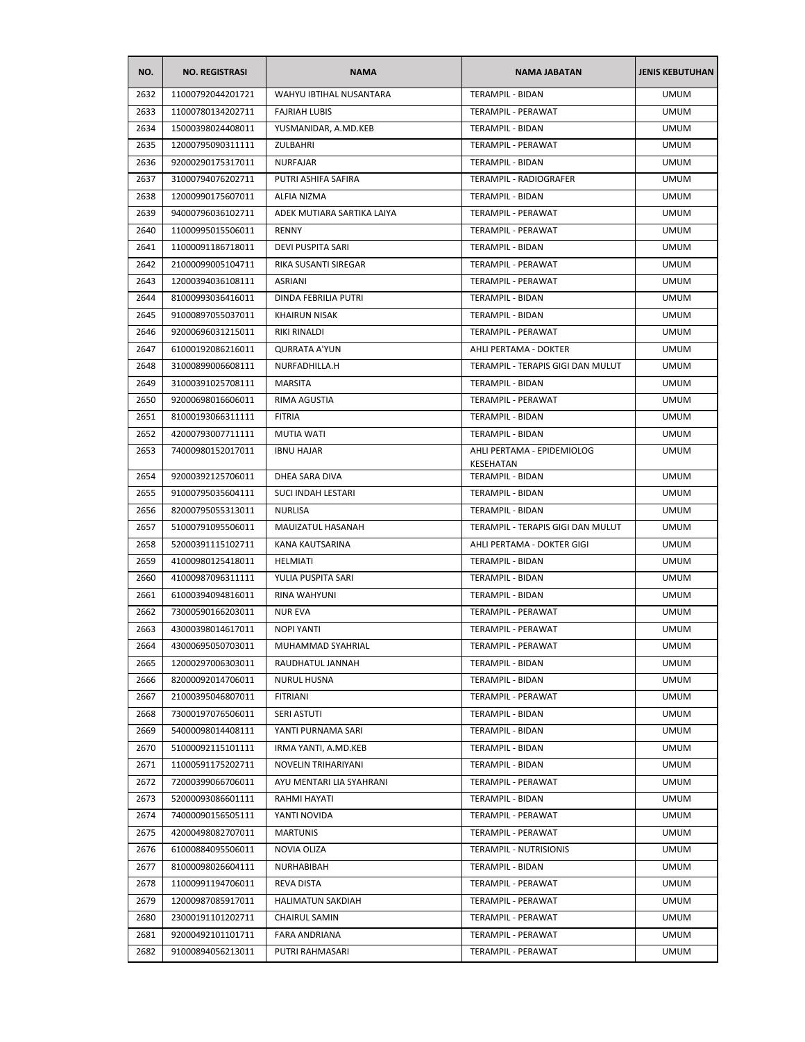| NO. | NO. REGISTRASI | NAMA | NAMA JABATAN | JENIS KEBUTUHAN |
|---|---|---|---|---|
| 2632 | 11000792044201721 | WAHYU IBTIHAL NUSANTARA | TERAMPIL - BIDAN | UMUM |
| 2633 | 11000780134202711 | FAJRIAH LUBIS | TERAMPIL - PERAWAT | UMUM |
| 2634 | 15000398024408011 | YUSMANIDAR, A.MD.KEB | TERAMPIL - BIDAN | UMUM |
| 2635 | 12000795090311111 | ZULBAHRI | TERAMPIL - PERAWAT | UMUM |
| 2636 | 92000290175317011 | NURFAJAR | TERAMPIL - BIDAN | UMUM |
| 2637 | 31000794076202711 | PUTRI ASHIFA SAFIRA | TERAMPIL - RADIOGRAFER | UMUM |
| 2638 | 12000990175607011 | ALFIA NIZMA | TERAMPIL - BIDAN | UMUM |
| 2639 | 94000796036102711 | ADEK MUTIARA SARTIKA LAIYA | TERAMPIL - PERAWAT | UMUM |
| 2640 | 11000995015506011 | RENNY | TERAMPIL - PERAWAT | UMUM |
| 2641 | 11000091186718011 | DEVI PUSPITA SARI | TERAMPIL - BIDAN | UMUM |
| 2642 | 21000099005104711 | RIKA SUSANTI SIREGAR | TERAMPIL - PERAWAT | UMUM |
| 2643 | 12000394036108111 | ASRIANI | TERAMPIL - PERAWAT | UMUM |
| 2644 | 81000993036416011 | DINDA FEBRILIA PUTRI | TERAMPIL - BIDAN | UMUM |
| 2645 | 91000897055037011 | KHAIRUN NISAK | TERAMPIL - BIDAN | UMUM |
| 2646 | 92000696031215011 | RIKI RINALDI | TERAMPIL - PERAWAT | UMUM |
| 2647 | 61000192086216011 | QURRATA A'YUN | AHLI PERTAMA - DOKTER | UMUM |
| 2648 | 31000899006608111 | NURFADHILLA.H | TERAMPIL - TERAPIS GIGI DAN MULUT | UMUM |
| 2649 | 31000391025708111 | MARSITA | TERAMPIL - BIDAN | UMUM |
| 2650 | 92000698016606011 | RIMA AGUSTIA | TERAMPIL - PERAWAT | UMUM |
| 2651 | 81000193066311111 | FITRIA | TERAMPIL - BIDAN | UMUM |
| 2652 | 42000793007711111 | MUTIA WATI | TERAMPIL - BIDAN | UMUM |
| 2653 | 74000980152017011 | IBNU HAJAR | AHLI PERTAMA - EPIDEMIOLOG KESEHATAN | UMUM |
| 2654 | 92000392125706011 | DHEA SARA DIVA | TERAMPIL - BIDAN | UMUM |
| 2655 | 91000795035604111 | SUCI INDAH LESTARI | TERAMPIL - BIDAN | UMUM |
| 2656 | 82000795055313011 | NURLISA | TERAMPIL - BIDAN | UMUM |
| 2657 | 51000791095506011 | MAUIZATUL HASANAH | TERAMPIL - TERAPIS GIGI DAN MULUT | UMUM |
| 2658 | 52000391115102711 | KANA KAUTSARINA | AHLI PERTAMA - DOKTER GIGI | UMUM |
| 2659 | 41000980125418011 | HELMIATI | TERAMPIL - BIDAN | UMUM |
| 2660 | 41000987096311111 | YULIA PUSPITA SARI | TERAMPIL - BIDAN | UMUM |
| 2661 | 61000394094816011 | RINA WAHYUNI | TERAMPIL - BIDAN | UMUM |
| 2662 | 73000590166203011 | NUR EVA | TERAMPIL - PERAWAT | UMUM |
| 2663 | 43000398014617011 | NOPI YANTI | TERAMPIL - PERAWAT | UMUM |
| 2664 | 43000695050703011 | MUHAMMAD SYAHRIAL | TERAMPIL - PERAWAT | UMUM |
| 2665 | 12000297006303011 | RAUDHATUL JANNAH | TERAMPIL - BIDAN | UMUM |
| 2666 | 82000092014706011 | NURUL HUSNA | TERAMPIL - BIDAN | UMUM |
| 2667 | 21000395046807011 | FITRIANI | TERAMPIL - PERAWAT | UMUM |
| 2668 | 73000197076506011 | SERI ASTUTI | TERAMPIL - BIDAN | UMUM |
| 2669 | 54000098014408111 | YANTI PURNAMA SARI | TERAMPIL - BIDAN | UMUM |
| 2670 | 51000092115101111 | IRMA YANTI, A.MD.KEB | TERAMPIL - BIDAN | UMUM |
| 2671 | 11000591175202711 | NOVELIN TRIHARIYANI | TERAMPIL - BIDAN | UMUM |
| 2672 | 72000399066706011 | AYU MENTARI LIA SYAHRANI | TERAMPIL - PERAWAT | UMUM |
| 2673 | 52000093086601111 | RAHMI HAYATI | TERAMPIL - BIDAN | UMUM |
| 2674 | 74000090156505111 | YANTI NOVIDA | TERAMPIL - PERAWAT | UMUM |
| 2675 | 42000498082707011 | MARTUNIS | TERAMPIL - PERAWAT | UMUM |
| 2676 | 61000884095506011 | NOVIA OLIZA | TERAMPIL - NUTRISIONIS | UMUM |
| 2677 | 81000098026604111 | NURHABIBAH | TERAMPIL - BIDAN | UMUM |
| 2678 | 11000991194706011 | REVA DISTA | TERAMPIL - PERAWAT | UMUM |
| 2679 | 12000987085917011 | HALIMATUN SAKDIAH | TERAMPIL - PERAWAT | UMUM |
| 2680 | 23000191101202711 | CHAIRUL SAMIN | TERAMPIL - PERAWAT | UMUM |
| 2681 | 92000492101101711 | FARA ANDRIANA | TERAMPIL - PERAWAT | UMUM |
| 2682 | 91000894056213011 | PUTRI RAHMASARI | TERAMPIL - PERAWAT | UMUM |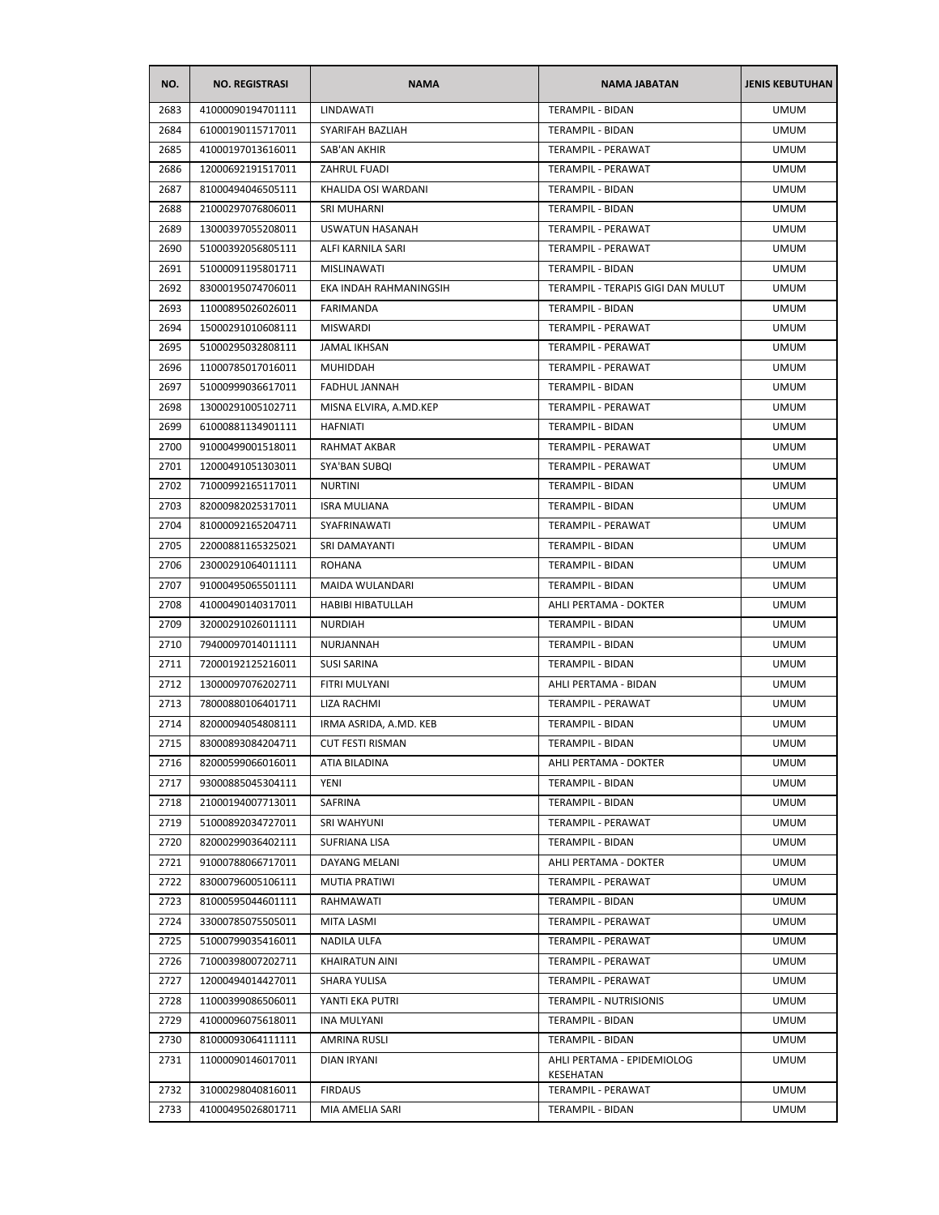| NO. | NO. REGISTRASI | NAMA | NAMA JABATAN | JENIS KEBUTUHAN |
|---|---|---|---|---|
| 2683 | 41000090194701111 | LINDAWATI | TERAMPIL - BIDAN | UMUM |
| 2684 | 61000190115717011 | SYARIFAH BAZLIAH | TERAMPIL - BIDAN | UMUM |
| 2685 | 41000197013616011 | SAB'AN AKHIR | TERAMPIL - PERAWAT | UMUM |
| 2686 | 12000692191517011 | ZAHRUL FUADI | TERAMPIL - PERAWAT | UMUM |
| 2687 | 81000494046505111 | KHALIDA OSI WARDANI | TERAMPIL - BIDAN | UMUM |
| 2688 | 21000297076806011 | SRI MUHARNI | TERAMPIL - BIDAN | UMUM |
| 2689 | 13000397055208011 | USWATUN HASANAH | TERAMPIL - PERAWAT | UMUM |
| 2690 | 51000392056805111 | ALFI KARNILA SARI | TERAMPIL - PERAWAT | UMUM |
| 2691 | 51000091195801711 | MISLINAWATI | TERAMPIL - BIDAN | UMUM |
| 2692 | 83000195074706011 | EKA INDAH RAHMANINGSIH | TERAMPIL - TERAPIS GIGI DAN MULUT | UMUM |
| 2693 | 11000895026026011 | FARIMANDA | TERAMPIL - BIDAN | UMUM |
| 2694 | 15000291010608111 | MISWARDI | TERAMPIL - PERAWAT | UMUM |
| 2695 | 51000295032808111 | JAMAL IKHSAN | TERAMPIL - PERAWAT | UMUM |
| 2696 | 11000785017016011 | MUHIDDAH | TERAMPIL - PERAWAT | UMUM |
| 2697 | 51000999036617011 | FADHUL JANNAH | TERAMPIL - BIDAN | UMUM |
| 2698 | 13000291005102711 | MISNA ELVIRA, A.MD.KEP | TERAMPIL - PERAWAT | UMUM |
| 2699 | 61000881134901111 | HAFNIATI | TERAMPIL - BIDAN | UMUM |
| 2700 | 91000499001518011 | RAHMAT AKBAR | TERAMPIL - PERAWAT | UMUM |
| 2701 | 12000491051303011 | SYA'BAN SUBQI | TERAMPIL - PERAWAT | UMUM |
| 2702 | 71000992165117011 | NURTINI | TERAMPIL - BIDAN | UMUM |
| 2703 | 82000982025317011 | ISRA MULIANA | TERAMPIL - BIDAN | UMUM |
| 2704 | 81000092165204711 | SYAFRINAWATI | TERAMPIL - PERAWAT | UMUM |
| 2705 | 22000881165325021 | SRI DAMAYANTI | TERAMPIL - BIDAN | UMUM |
| 2706 | 23000291064011111 | ROHANA | TERAMPIL - BIDAN | UMUM |
| 2707 | 91000495065501111 | MAIDA WULANDARI | TERAMPIL - BIDAN | UMUM |
| 2708 | 41000490140317011 | HABIBI HIBATULLAH | AHLI PERTAMA - DOKTER | UMUM |
| 2709 | 32000291026011111 | NURDIAH | TERAMPIL - BIDAN | UMUM |
| 2710 | 79400097014011111 | NURJANNAH | TERAMPIL - BIDAN | UMUM |
| 2711 | 72000192125216011 | SUSI SARINA | TERAMPIL - BIDAN | UMUM |
| 2712 | 13000097076202711 | FITRI MULYANI | AHLI PERTAMA - BIDAN | UMUM |
| 2713 | 78000880106401711 | LIZA RACHMI | TERAMPIL - PERAWAT | UMUM |
| 2714 | 82000094054808111 | IRMA ASRIDA, A.MD. KEB | TERAMPIL - BIDAN | UMUM |
| 2715 | 83000893084204711 | CUT FESTI RISMAN | TERAMPIL - BIDAN | UMUM |
| 2716 | 82000599066016011 | ATIA BILADINA | AHLI PERTAMA - DOKTER | UMUM |
| 2717 | 93000885045304111 | YENI | TERAMPIL - BIDAN | UMUM |
| 2718 | 21000194007713011 | SAFRINA | TERAMPIL - BIDAN | UMUM |
| 2719 | 51000892034727011 | SRI WAHYUNI | TERAMPIL - PERAWAT | UMUM |
| 2720 | 82000299036402111 | SUFRIANA LISA | TERAMPIL - BIDAN | UMUM |
| 2721 | 91000788066717011 | DAYANG MELANI | AHLI PERTAMA - DOKTER | UMUM |
| 2722 | 83000796005106111 | MUTIA PRATIWI | TERAMPIL - PERAWAT | UMUM |
| 2723 | 81000595044601111 | RAHMAWATI | TERAMPIL - BIDAN | UMUM |
| 2724 | 33000785075505011 | MITA LASMI | TERAMPIL - PERAWAT | UMUM |
| 2725 | 51000799035416011 | NADILA ULFA | TERAMPIL - PERAWAT | UMUM |
| 2726 | 71000398007202711 | KHAIRATUN AINI | TERAMPIL - PERAWAT | UMUM |
| 2727 | 12000494014427011 | SHARA YULISA | TERAMPIL - PERAWAT | UMUM |
| 2728 | 11000399086506011 | YANTI EKA PUTRI | TERAMPIL - NUTRISIONIS | UMUM |
| 2729 | 41000096075618011 | INA MULYANI | TERAMPIL - BIDAN | UMUM |
| 2730 | 81000093064111111 | AMRINA RUSLI | TERAMPIL - BIDAN | UMUM |
| 2731 | 11000090146017011 | DIAN IRYANI | AHLI PERTAMA - EPIDEMIOLOG KESEHATAN | UMUM |
| 2732 | 31000298040816011 | FIRDAUS | TERAMPIL - PERAWAT | UMUM |
| 2733 | 41000495026801711 | MIA AMELIA SARI | TERAMPIL - BIDAN | UMUM |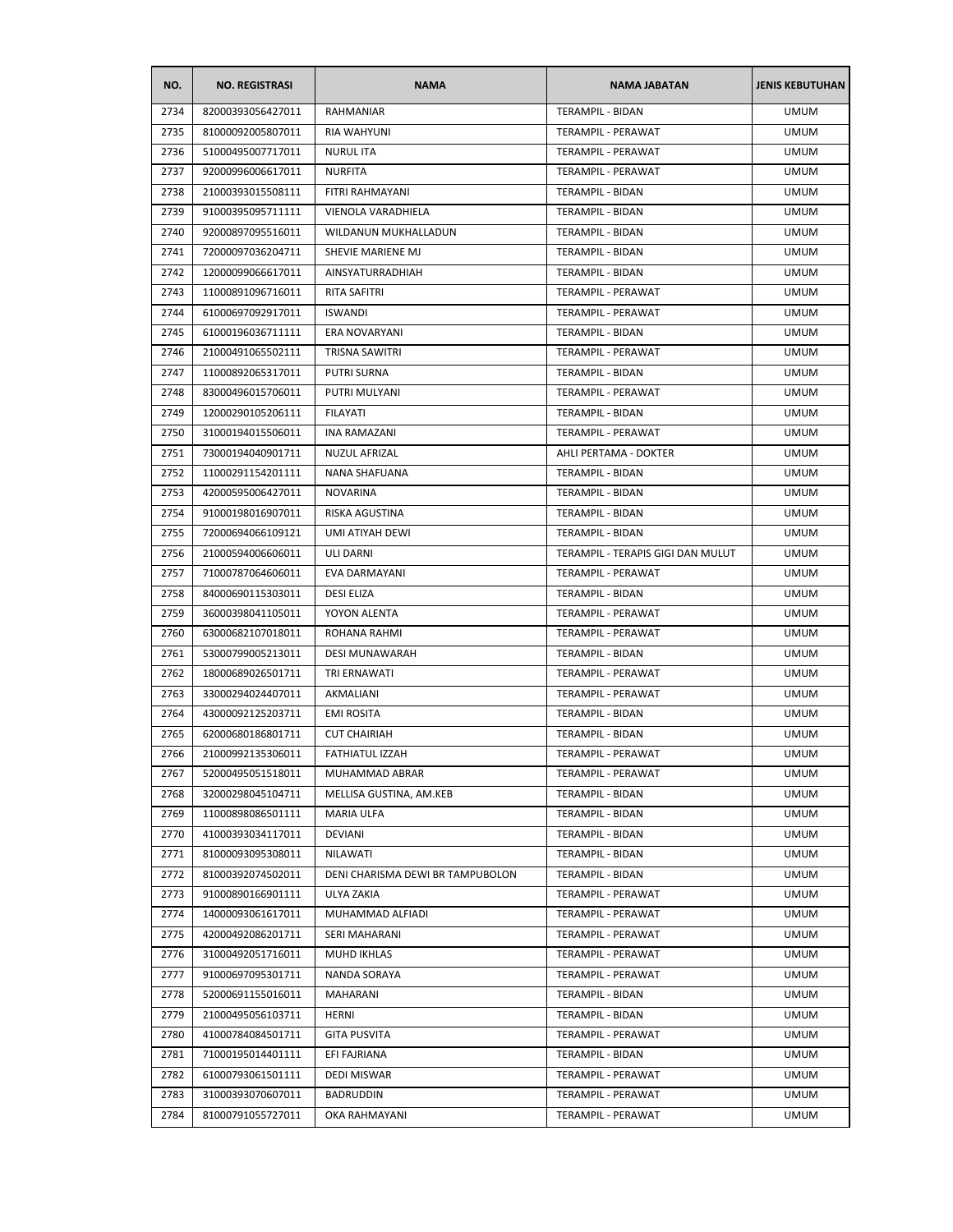| NO. | NO. REGISTRASI | NAMA | NAMA JABATAN | JENIS KEBUTUHAN |
|---|---|---|---|---|
| 2734 | 82000393056427011 | RAHMANIAR | TERAMPIL - BIDAN | UMUM |
| 2735 | 81000092005807011 | RIA WAHYUNI | TERAMPIL - PERAWAT | UMUM |
| 2736 | 51000495007717011 | NURUL ITA | TERAMPIL - PERAWAT | UMUM |
| 2737 | 92000996006617011 | NURFITA | TERAMPIL - PERAWAT | UMUM |
| 2738 | 21000393015508111 | FITRI RAHMAYANI | TERAMPIL - BIDAN | UMUM |
| 2739 | 91000395095711111 | VIENOLA VARADHIELA | TERAMPIL - BIDAN | UMUM |
| 2740 | 92000897095516011 | WILDANUN MUKHALLADUN | TERAMPIL - BIDAN | UMUM |
| 2741 | 72000097036204711 | SHEVIE MARIENE MJ | TERAMPIL - BIDAN | UMUM |
| 2742 | 12000099066617011 | AINSYATURRADHIAH | TERAMPIL - BIDAN | UMUM |
| 2743 | 11000891096716011 | RITA SAFITRI | TERAMPIL - PERAWAT | UMUM |
| 2744 | 61000697092917011 | ISWANDI | TERAMPIL - PERAWAT | UMUM |
| 2745 | 61000196036711111 | ERA NOVARYANI | TERAMPIL - BIDAN | UMUM |
| 2746 | 21000491065502111 | TRISNA SAWITRI | TERAMPIL - PERAWAT | UMUM |
| 2747 | 11000892065317011 | PUTRI SURNA | TERAMPIL - BIDAN | UMUM |
| 2748 | 83000496015706011 | PUTRI MULYANI | TERAMPIL - PERAWAT | UMUM |
| 2749 | 12000290105206111 | FILAYATI | TERAMPIL - BIDAN | UMUM |
| 2750 | 31000194015506011 | INA RAMAZANI | TERAMPIL - PERAWAT | UMUM |
| 2751 | 73000194040901711 | NUZUL AFRIZAL | AHLI PERTAMA - DOKTER | UMUM |
| 2752 | 11000291154201111 | NANA SHAFUANA | TERAMPIL - BIDAN | UMUM |
| 2753 | 42000595006427011 | NOVARINA | TERAMPIL - BIDAN | UMUM |
| 2754 | 91000198016907011 | RISKA AGUSTINA | TERAMPIL - BIDAN | UMUM |
| 2755 | 72000694066109121 | UMI ATIYAH DEWI | TERAMPIL - BIDAN | UMUM |
| 2756 | 21000594006606011 | ULI DARNI | TERAMPIL - TERAPIS GIGI DAN MULUT | UMUM |
| 2757 | 71000787064606011 | EVA DARMAYANI | TERAMPIL - PERAWAT | UMUM |
| 2758 | 84000690115303011 | DESI ELIZA | TERAMPIL - BIDAN | UMUM |
| 2759 | 36000398041105011 | YOYON ALENTA | TERAMPIL - PERAWAT | UMUM |
| 2760 | 63000682107018011 | ROHANA RAHMI | TERAMPIL - PERAWAT | UMUM |
| 2761 | 53000799005213011 | DESI MUNAWARAH | TERAMPIL - BIDAN | UMUM |
| 2762 | 18000689026501711 | TRI ERNAWATI | TERAMPIL - PERAWAT | UMUM |
| 2763 | 33000294024407011 | AKMALIANI | TERAMPIL - PERAWAT | UMUM |
| 2764 | 43000092125203711 | EMI ROSITA | TERAMPIL - BIDAN | UMUM |
| 2765 | 62000680186801711 | CUT CHAIRIAH | TERAMPIL - BIDAN | UMUM |
| 2766 | 21000992135306011 | FATHIATUL IZZAH | TERAMPIL - PERAWAT | UMUM |
| 2767 | 52000495051518011 | MUHAMMAD ABRAR | TERAMPIL - PERAWAT | UMUM |
| 2768 | 32000298045104711 | MELLISA GUSTINA, AM.KEB | TERAMPIL - BIDAN | UMUM |
| 2769 | 11000898086501111 | MARIA ULFA | TERAMPIL - BIDAN | UMUM |
| 2770 | 41000393034117011 | DEVIANI | TERAMPIL - BIDAN | UMUM |
| 2771 | 81000093095308011 | NILAWATI | TERAMPIL - BIDAN | UMUM |
| 2772 | 81000392074502011 | DENI CHARISMA DEWI BR TAMPUBOLON | TERAMPIL - BIDAN | UMUM |
| 2773 | 91000890166901111 | ULYA ZAKIA | TERAMPIL - PERAWAT | UMUM |
| 2774 | 14000093061617011 | MUHAMMAD ALFIADI | TERAMPIL - PERAWAT | UMUM |
| 2775 | 42000492086201711 | SERI MAHARANI | TERAMPIL - PERAWAT | UMUM |
| 2776 | 31000492051716011 | MUHD IKHLAS | TERAMPIL - PERAWAT | UMUM |
| 2777 | 91000697095301711 | NANDA SORAYA | TERAMPIL - PERAWAT | UMUM |
| 2778 | 52000691155016011 | MAHARANI | TERAMPIL - BIDAN | UMUM |
| 2779 | 21000495056103711 | HERNI | TERAMPIL - BIDAN | UMUM |
| 2780 | 41000784084501711 | GITA PUSVITA | TERAMPIL - PERAWAT | UMUM |
| 2781 | 71000195014401111 | EFI FAJRIANA | TERAMPIL - BIDAN | UMUM |
| 2782 | 61000793061501111 | DEDI MISWAR | TERAMPIL - PERAWAT | UMUM |
| 2783 | 31000393070607011 | BADRUDDIN | TERAMPIL - PERAWAT | UMUM |
| 2784 | 81000791055727011 | OKA RAHMAYANI | TERAMPIL - PERAWAT | UMUM |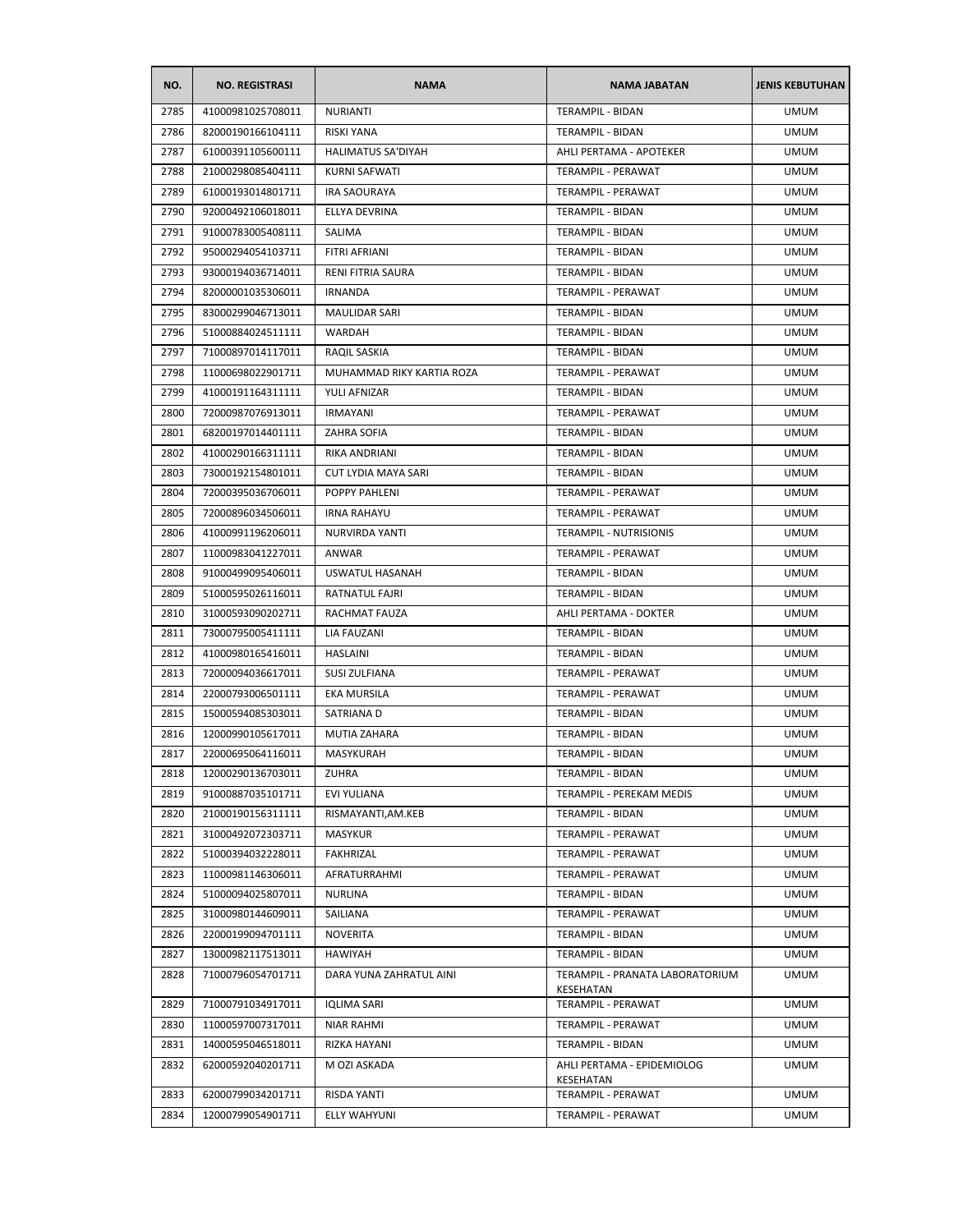| NO. | NO. REGISTRASI | NAMA | NAMA JABATAN | JENIS KEBUTUHAN |
|---|---|---|---|---|
| 2785 | 41000981025708011 | NURIANTI | TERAMPIL - BIDAN | UMUM |
| 2786 | 82000190166104111 | RISKI YANA | TERAMPIL - BIDAN | UMUM |
| 2787 | 61000391105600111 | HALIMATUS SA'DIYAH | AHLI PERTAMA - APOTEKER | UMUM |
| 2788 | 21000298085404111 | KURNI SAFWATI | TERAMPIL - PERAWAT | UMUM |
| 2789 | 61000193014801711 | IRA SAOURAYA | TERAMPIL - PERAWAT | UMUM |
| 2790 | 92000492106018011 | ELLYA DEVRINA | TERAMPIL - BIDAN | UMUM |
| 2791 | 91000783005408111 | SALIMA | TERAMPIL - BIDAN | UMUM |
| 2792 | 95000294054103711 | FITRI AFRIANI | TERAMPIL - BIDAN | UMUM |
| 2793 | 93000194036714011 | RENI FITRIA SAURA | TERAMPIL - BIDAN | UMUM |
| 2794 | 82000001035306011 | IRNANDA | TERAMPIL - PERAWAT | UMUM |
| 2795 | 83000299046713011 | MAULIDAR SARI | TERAMPIL - BIDAN | UMUM |
| 2796 | 51000884024511111 | WARDAH | TERAMPIL - BIDAN | UMUM |
| 2797 | 71000897014117011 | RAQIL SASKIA | TERAMPIL - BIDAN | UMUM |
| 2798 | 11000698022901711 | MUHAMMAD RIKY KARTIA ROZA | TERAMPIL - PERAWAT | UMUM |
| 2799 | 41000191164311111 | YULI AFNIZAR | TERAMPIL - BIDAN | UMUM |
| 2800 | 72000987076913011 | IRMAYANI | TERAMPIL - PERAWAT | UMUM |
| 2801 | 68200197014401111 | ZAHRA SOFIA | TERAMPIL - BIDAN | UMUM |
| 2802 | 41000290166311111 | RIKA ANDRIANI | TERAMPIL - BIDAN | UMUM |
| 2803 | 73000192154801011 | CUT LYDIA MAYA SARI | TERAMPIL - BIDAN | UMUM |
| 2804 | 72000395036706011 | POPPY PAHLENI | TERAMPIL - PERAWAT | UMUM |
| 2805 | 72000896034506011 | IRNA RAHAYU | TERAMPIL - PERAWAT | UMUM |
| 2806 | 41000991196206011 | NURVIRDA YANTI | TERAMPIL - NUTRISIONIS | UMUM |
| 2807 | 11000983041227011 | ANWAR | TERAMPIL - PERAWAT | UMUM |
| 2808 | 91000499095406011 | USWATUL HASANAH | TERAMPIL - BIDAN | UMUM |
| 2809 | 51000595026116011 | RATNATUL FAJRI | TERAMPIL - BIDAN | UMUM |
| 2810 | 31000593090202711 | RACHMAT FAUZA | AHLI PERTAMA - DOKTER | UMUM |
| 2811 | 73000795005411111 | LIA FAUZANI | TERAMPIL - BIDAN | UMUM |
| 2812 | 41000980165416011 | HASLAINI | TERAMPIL - BIDAN | UMUM |
| 2813 | 72000094036617011 | SUSI ZULFIANA | TERAMPIL - PERAWAT | UMUM |
| 2814 | 22000793006501111 | EKA MURSILA | TERAMPIL - PERAWAT | UMUM |
| 2815 | 15000594085303011 | SATRIANA D | TERAMPIL - BIDAN | UMUM |
| 2816 | 12000990105617011 | MUTIA ZAHARA | TERAMPIL - BIDAN | UMUM |
| 2817 | 22000695064116011 | MASYKURAH | TERAMPIL - BIDAN | UMUM |
| 2818 | 12000290136703011 | ZUHRA | TERAMPIL - BIDAN | UMUM |
| 2819 | 91000887035101711 | EVI YULIANA | TERAMPIL - PEREKAM MEDIS | UMUM |
| 2820 | 21000190156311111 | RISMAYANTI,AM.KEB | TERAMPIL - BIDAN | UMUM |
| 2821 | 31000492072303711 | MASYKUR | TERAMPIL - PERAWAT | UMUM |
| 2822 | 51000394032228011 | FAKHRIZAL | TERAMPIL - PERAWAT | UMUM |
| 2823 | 11000981146306011 | AFRATURRAHMI | TERAMPIL - PERAWAT | UMUM |
| 2824 | 51000094025807011 | NURLINA | TERAMPIL - BIDAN | UMUM |
| 2825 | 31000980144609011 | SAILIANA | TERAMPIL - PERAWAT | UMUM |
| 2826 | 22000199094701111 | NOVERITA | TERAMPIL - BIDAN | UMUM |
| 2827 | 13000982117513011 | HAWIYAH | TERAMPIL - BIDAN | UMUM |
| 2828 | 71000796054701711 | DARA YUNA ZAHRATUL AINI | TERAMPIL - PRANATA LABORATORIUM KESEHATAN | UMUM |
| 2829 | 71000791034917011 | IQLIMA SARI | TERAMPIL - PERAWAT | UMUM |
| 2830 | 11000597007317011 | NIAR RAHMI | TERAMPIL - PERAWAT | UMUM |
| 2831 | 14000595046518011 | RIZKA HAYANI | TERAMPIL - BIDAN | UMUM |
| 2832 | 62000592040201711 | M OZI ASKADA | AHLI PERTAMA - EPIDEMIOLOG KESEHATAN | UMUM |
| 2833 | 62000799034201711 | RISDA YANTI | TERAMPIL - PERAWAT | UMUM |
| 2834 | 12000799054901711 | ELLY WAHYUNI | TERAMPIL - PERAWAT | UMUM |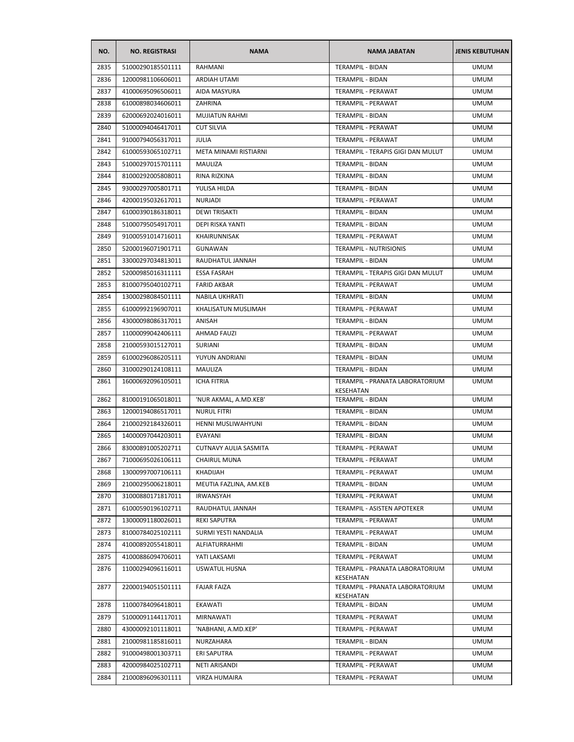| NO. | NO. REGISTRASI | NAMA | NAMA JABATAN | JENIS KEBUTUHAN |
|---|---|---|---|---|
| 2835 | 51000290185501111 | RAHMANI | TERAMPIL - BIDAN | UMUM |
| 2836 | 12000981106606011 | ARDIAH UTAMI | TERAMPIL - BIDAN | UMUM |
| 2837 | 41000695096506011 | AIDA MASYURA | TERAMPIL - PERAWAT | UMUM |
| 2838 | 61000898034606011 | ZAHRINA | TERAMPIL - PERAWAT | UMUM |
| 2839 | 62000692024016011 | MUJIATUN RAHMI | TERAMPIL - BIDAN | UMUM |
| 2840 | 51000094046417011 | CUT SILVIA | TERAMPIL - PERAWAT | UMUM |
| 2841 | 91000794056317011 | JULIA | TERAMPIL - PERAWAT | UMUM |
| 2842 | 61000593065102711 | META MINAMI RISTIARNI | TERAMPIL - TERAPIS GIGI DAN MULUT | UMUM |
| 2843 | 51000297015701111 | MAULIZA | TERAMPIL - BIDAN | UMUM |
| 2844 | 81000292005808011 | RINA RIZKINA | TERAMPIL - BIDAN | UMUM |
| 2845 | 93000297005801711 | YULISA HILDA | TERAMPIL - BIDAN | UMUM |
| 2846 | 42000195032617011 | NURJADI | TERAMPIL - PERAWAT | UMUM |
| 2847 | 61000390186318011 | DEWI TRISAKTI | TERAMPIL - BIDAN | UMUM |
| 2848 | 51000795054917011 | DEPI RISKA YANTI | TERAMPIL - BIDAN | UMUM |
| 2849 | 91000591014716011 | KHAIRUNNISAK | TERAMPIL - PERAWAT | UMUM |
| 2850 | 52000196071901711 | GUNAWAN | TERAMPIL - NUTRISIONIS | UMUM |
| 2851 | 33000297034813011 | RAUDHATUL JANNAH | TERAMPIL - BIDAN | UMUM |
| 2852 | 52000985016311111 | ESSA FASRAH | TERAMPIL - TERAPIS GIGI DAN MULUT | UMUM |
| 2853 | 81000795040102711 | FARID AKBAR | TERAMPIL - PERAWAT | UMUM |
| 2854 | 13000298084501111 | NABILA UKHRATI | TERAMPIL - BIDAN | UMUM |
| 2855 | 61000992196907011 | KHALISATUN MUSLIMAH | TERAMPIL - PERAWAT | UMUM |
| 2856 | 43000098086317011 | ANISAH | TERAMPIL - BIDAN | UMUM |
| 2857 | 11000099042406111 | AHMAD FAUZI | TERAMPIL - PERAWAT | UMUM |
| 2858 | 21000593015127011 | SURIANI | TERAMPIL - BIDAN | UMUM |
| 2859 | 61000296086205111 | YUYUN ANDRIANI | TERAMPIL - BIDAN | UMUM |
| 2860 | 31000290124108111 | MAULIZA | TERAMPIL - BIDAN | UMUM |
| 2861 | 16000692096105011 | ICHA FITRIA | TERAMPIL - PRANATA LABORATORIUM KESEHATAN | UMUM |
| 2862 | 81000191065018011 | 'NUR AKMAL, A.MD.KEB' | TERAMPIL - BIDAN | UMUM |
| 2863 | 12000194086517011 | NURUL FITRI | TERAMPIL - BIDAN | UMUM |
| 2864 | 21000292184326011 | HENNI MUSLIWAHYUNI | TERAMPIL - BIDAN | UMUM |
| 2865 | 14000097044203011 | EVAYANI | TERAMPIL - BIDAN | UMUM |
| 2866 | 83000891005202711 | CUTNAVY AULIA SASMITA | TERAMPIL - PERAWAT | UMUM |
| 2867 | 71000695026106111 | CHAIRUL MUNA | TERAMPIL - PERAWAT | UMUM |
| 2868 | 13000997007106111 | KHADIJAH | TERAMPIL - PERAWAT | UMUM |
| 2869 | 21000295006218011 | MEUTIA FAZLINA, AM.KEB | TERAMPIL - BIDAN | UMUM |
| 2870 | 31000880171817011 | IRWANSYAH | TERAMPIL - PERAWAT | UMUM |
| 2871 | 61000590196102711 | RAUDHATUL JANNAH | TERAMPIL - ASISTEN APOTEKER | UMUM |
| 2872 | 13000091180026011 | REKI SAPUTRA | TERAMPIL - PERAWAT | UMUM |
| 2873 | 81000784025102111 | SURMI YESTI NANDALIA | TERAMPIL - PERAWAT | UMUM |
| 2874 | 41000892055418011 | ALFIATURRAHMI | TERAMPIL - BIDAN | UMUM |
| 2875 | 41000886094706011 | YATI LAKSAMI | TERAMPIL - PERAWAT | UMUM |
| 2876 | 11000294096116011 | USWATUL HUSNA | TERAMPIL - PRANATA LABORATORIUM KESEHATAN | UMUM |
| 2877 | 22000194051501111 | FAJAR FAIZA | TERAMPIL - PRANATA LABORATORIUM KESEHATAN | UMUM |
| 2878 | 11000784096418011 | EKAWATI | TERAMPIL - BIDAN | UMUM |
| 2879 | 51000091144117011 | MIRNAWATI | TERAMPIL - PERAWAT | UMUM |
| 2880 | 43000092101118011 | 'NABHANI, A.MD.KEP' | TERAMPIL - PERAWAT | UMUM |
| 2881 | 21000981185816011 | NURZAHARA | TERAMPIL - BIDAN | UMUM |
| 2882 | 91000498001303711 | ERI SAPUTRA | TERAMPIL - PERAWAT | UMUM |
| 2883 | 42000984025102711 | NETI ARISANDI | TERAMPIL - PERAWAT | UMUM |
| 2884 | 21000896096301111 | VIRZA HUMAIRA | TERAMPIL - PERAWAT | UMUM |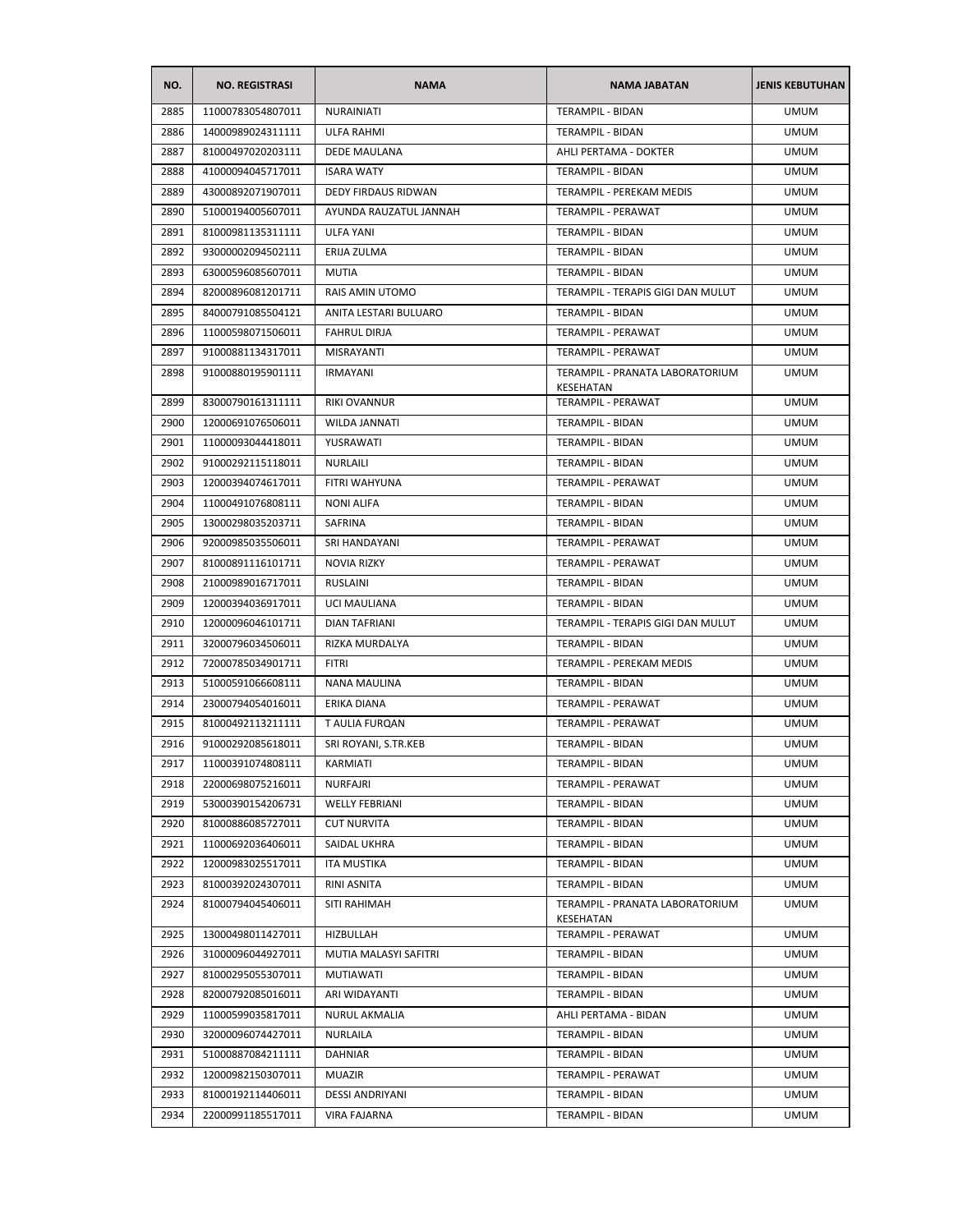| NO. | NO. REGISTRASI | NAMA | NAMA JABATAN | JENIS KEBUTUHAN |
|---|---|---|---|---|
| 2885 | 11000783054807011 | NURAINIATI | TERAMPIL - BIDAN | UMUM |
| 2886 | 14000989024311111 | ULFA RAHMI | TERAMPIL - BIDAN | UMUM |
| 2887 | 81000497020203111 | DEDE MAULANA | AHLI PERTAMA - DOKTER | UMUM |
| 2888 | 41000094045717011 | ISARA WATY | TERAMPIL - BIDAN | UMUM |
| 2889 | 43000892071907011 | DEDY FIRDAUS RIDWAN | TERAMPIL - PEREKAM MEDIS | UMUM |
| 2890 | 51000194005607011 | AYUNDA RAUZATUL JANNAH | TERAMPIL - PERAWAT | UMUM |
| 2891 | 81000981135311111 | ULFA YANI | TERAMPIL - BIDAN | UMUM |
| 2892 | 93000002094502111 | ERIJA ZULMA | TERAMPIL - BIDAN | UMUM |
| 2893 | 63000596085607011 | MUTIA | TERAMPIL - BIDAN | UMUM |
| 2894 | 82000896081201711 | RAIS AMIN UTOMO | TERAMPIL - TERAPIS GIGI DAN MULUT | UMUM |
| 2895 | 84000791085504121 | ANITA LESTARI BULUARO | TERAMPIL - BIDAN | UMUM |
| 2896 | 11000598071506011 | FAHRUL DIRJA | TERAMPIL - PERAWAT | UMUM |
| 2897 | 91000881134317011 | MISRAYANTI | TERAMPIL - PERAWAT | UMUM |
| 2898 | 91000880195901111 | IRMAYANI | TERAMPIL - PRANATA LABORATORIUM KESEHATAN | UMUM |
| 2899 | 83000790161311111 | RIKI OVANNUR | TERAMPIL - PERAWAT | UMUM |
| 2900 | 12000691076506011 | WILDA JANNATI | TERAMPIL - BIDAN | UMUM |
| 2901 | 11000093044418011 | YUSRAWATI | TERAMPIL - BIDAN | UMUM |
| 2902 | 91000292115118011 | NURLAILI | TERAMPIL - BIDAN | UMUM |
| 2903 | 12000394074617011 | FITRI WAHYUNA | TERAMPIL - PERAWAT | UMUM |
| 2904 | 11000491076808111 | NONI ALIFA | TERAMPIL - BIDAN | UMUM |
| 2905 | 13000298035203711 | SAFRINA | TERAMPIL - BIDAN | UMUM |
| 2906 | 92000985035506011 | SRI HANDAYANI | TERAMPIL - PERAWAT | UMUM |
| 2907 | 81000891116101711 | NOVIA RIZKY | TERAMPIL - PERAWAT | UMUM |
| 2908 | 21000989016717011 | RUSLAINI | TERAMPIL - BIDAN | UMUM |
| 2909 | 12000394036917011 | UCI MAULIANA | TERAMPIL - BIDAN | UMUM |
| 2910 | 12000096046101711 | DIAN TAFRIANI | TERAMPIL - TERAPIS GIGI DAN MULUT | UMUM |
| 2911 | 32000796034506011 | RIZKA MURDALYA | TERAMPIL - BIDAN | UMUM |
| 2912 | 72000785034901711 | FITRI | TERAMPIL - PEREKAM MEDIS | UMUM |
| 2913 | 51000591066608111 | NANA MAULINA | TERAMPIL - BIDAN | UMUM |
| 2914 | 23000794054016011 | ERIKA DIANA | TERAMPIL - PERAWAT | UMUM |
| 2915 | 81000492113211111 | T AULIA FURQAN | TERAMPIL - PERAWAT | UMUM |
| 2916 | 91000292085618011 | SRI ROYANI, S.TR.KEB | TERAMPIL - BIDAN | UMUM |
| 2917 | 11000391074808111 | KARMIATI | TERAMPIL - BIDAN | UMUM |
| 2918 | 22000698075216011 | NURFAJRI | TERAMPIL - PERAWAT | UMUM |
| 2919 | 53000390154206731 | WELLY FEBRIANI | TERAMPIL - BIDAN | UMUM |
| 2920 | 81000886085727011 | CUT NURVITA | TERAMPIL - BIDAN | UMUM |
| 2921 | 11000692036406011 | SAIDAL UKHRA | TERAMPIL - BIDAN | UMUM |
| 2922 | 12000983025517011 | ITA MUSTIKA | TERAMPIL - BIDAN | UMUM |
| 2923 | 81000392024307011 | RINI ASNITA | TERAMPIL - BIDAN | UMUM |
| 2924 | 81000794045406011 | SITI RAHIMAH | TERAMPIL - PRANATA LABORATORIUM KESEHATAN | UMUM |
| 2925 | 13000498011427011 | HIZBULLAH | TERAMPIL - PERAWAT | UMUM |
| 2926 | 31000096044927011 | MUTIA MALASYI SAFITRI | TERAMPIL - BIDAN | UMUM |
| 2927 | 81000295055307011 | MUTIAWATI | TERAMPIL - BIDAN | UMUM |
| 2928 | 82000792085016011 | ARI WIDAYANTI | TERAMPIL - BIDAN | UMUM |
| 2929 | 11000599035817011 | NURUL AKMALIA | AHLI PERTAMA - BIDAN | UMUM |
| 2930 | 32000096074427011 | NURLAILA | TERAMPIL - BIDAN | UMUM |
| 2931 | 51000887084211111 | DAHNIAR | TERAMPIL - BIDAN | UMUM |
| 2932 | 12000982150307011 | MUAZIR | TERAMPIL - PERAWAT | UMUM |
| 2933 | 81000192114406011 | DESSI ANDRIYANI | TERAMPIL - BIDAN | UMUM |
| 2934 | 22000991185517011 | VIRA FAJARNA | TERAMPIL - BIDAN | UMUM |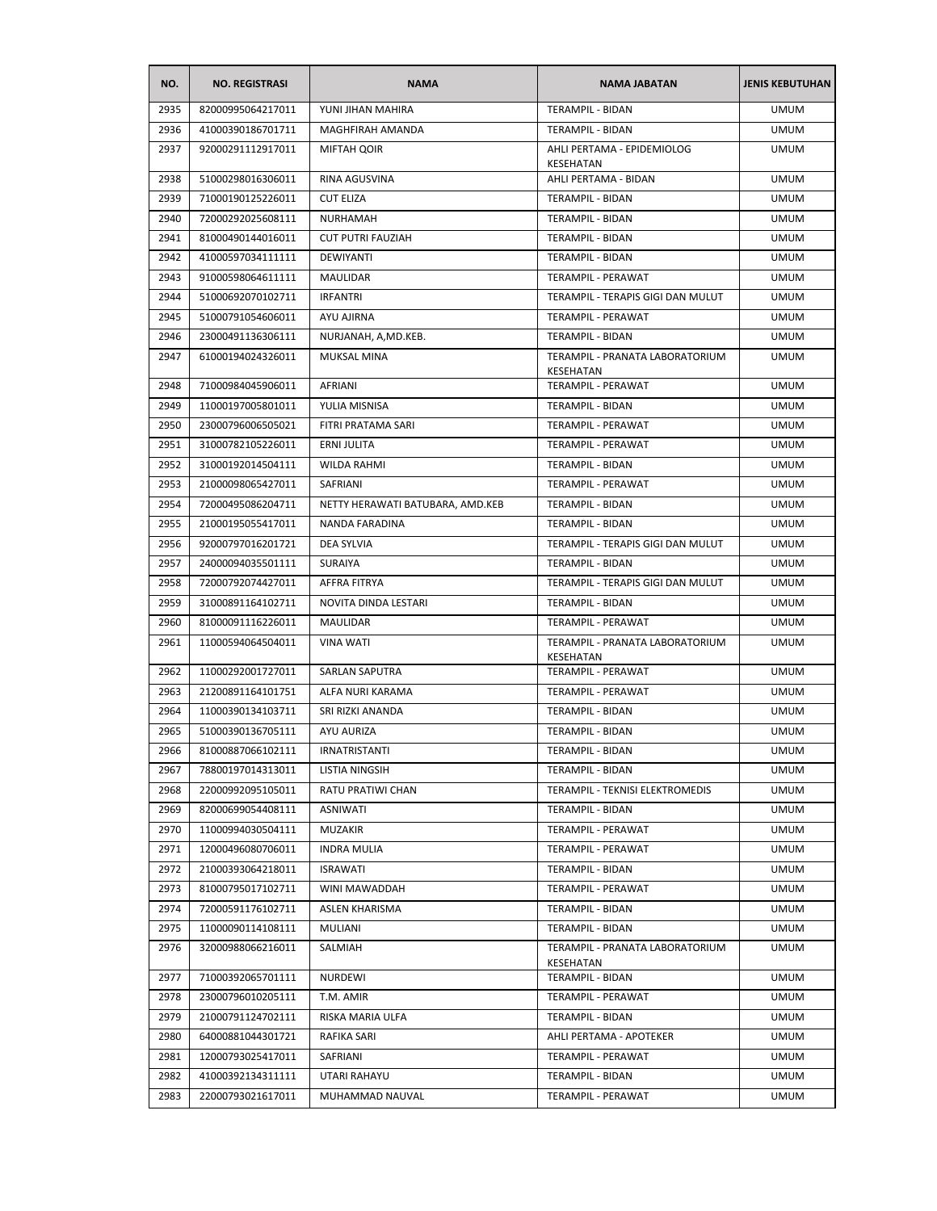| NO. | NO. REGISTRASI | NAMA | NAMA JABATAN | JENIS KEBUTUHAN |
|---|---|---|---|---|
| 2935 | 82000995064217011 | YUNI JIHAN MAHIRA | TERAMPIL - BIDAN | UMUM |
| 2936 | 41000390186701711 | MAGHFIRAH AMANDA | TERAMPIL - BIDAN | UMUM |
| 2937 | 92000291112917011 | MIFTAH QOIR | AHLI PERTAMA - EPIDEMIOLOG KESEHATAN | UMUM |
| 2938 | 51000298016306011 | RINA AGUSVINA | AHLI PERTAMA - BIDAN | UMUM |
| 2939 | 71000190125226011 | CUT ELIZA | TERAMPIL - BIDAN | UMUM |
| 2940 | 72000292025608111 | NURHAMAH | TERAMPIL - BIDAN | UMUM |
| 2941 | 81000490144016011 | CUT PUTRI FAUZIAH | TERAMPIL - BIDAN | UMUM |
| 2942 | 41000597034111111 | DEWIYANTI | TERAMPIL - BIDAN | UMUM |
| 2943 | 91000598064611111 | MAULIDAR | TERAMPIL - PERAWAT | UMUM |
| 2944 | 51000692070102711 | IRFANTRI | TERAMPIL - TERAPIS GIGI DAN MULUT | UMUM |
| 2945 | 51000791054606011 | AYU AJIRNA | TERAMPIL - PERAWAT | UMUM |
| 2946 | 23000491136306111 | NURJANAH, A,MD.KEB. | TERAMPIL - BIDAN | UMUM |
| 2947 | 61000194024326011 | MUKSAL MINA | TERAMPIL - PRANATA LABORATORIUM KESEHATAN | UMUM |
| 2948 | 71000984045906011 | AFRIANI | TERAMPIL - PERAWAT | UMUM |
| 2949 | 11000197005801011 | YULIA MISNISA | TERAMPIL - BIDAN | UMUM |
| 2950 | 23000796006505021 | FITRI PRATAMA SARI | TERAMPIL - PERAWAT | UMUM |
| 2951 | 31000782105226011 | ERNI JULITA | TERAMPIL - PERAWAT | UMUM |
| 2952 | 31000192014504111 | WILDA RAHMI | TERAMPIL - BIDAN | UMUM |
| 2953 | 21000098065427011 | SAFRIANI | TERAMPIL - PERAWAT | UMUM |
| 2954 | 72000495086204711 | NETTY HERAWATI BATUBARA, AMD.KEB | TERAMPIL - BIDAN | UMUM |
| 2955 | 21000195055417011 | NANDA FARADINA | TERAMPIL - BIDAN | UMUM |
| 2956 | 92000797016201721 | DEA SYLVIA | TERAMPIL - TERAPIS GIGI DAN MULUT | UMUM |
| 2957 | 24000094035501111 | SURAIYA | TERAMPIL - BIDAN | UMUM |
| 2958 | 72000792074427011 | AFFRA FITRYA | TERAMPIL - TERAPIS GIGI DAN MULUT | UMUM |
| 2959 | 31000891164102711 | NOVITA DINDA LESTARI | TERAMPIL - BIDAN | UMUM |
| 2960 | 81000091116226011 | MAULIDAR | TERAMPIL - PERAWAT | UMUM |
| 2961 | 11000594064504011 | VINA WATI | TERAMPIL - PRANATA LABORATORIUM KESEHATAN | UMUM |
| 2962 | 11000292001727011 | SARLAN SAPUTRA | TERAMPIL - PERAWAT | UMUM |
| 2963 | 21200891164101751 | ALFA NURI KARAMA | TERAMPIL - PERAWAT | UMUM |
| 2964 | 11000390134103711 | SRI RIZKI ANANDA | TERAMPIL - BIDAN | UMUM |
| 2965 | 51000390136705111 | AYU AURIZA | TERAMPIL - BIDAN | UMUM |
| 2966 | 81000887066102111 | IRNATRISTANTI | TERAMPIL - BIDAN | UMUM |
| 2967 | 78800197014313011 | LISTIA NINGSIH | TERAMPIL - BIDAN | UMUM |
| 2968 | 22000992095105011 | RATU PRATIWI CHAN | TERAMPIL - TEKNISI ELEKTROMEDIS | UMUM |
| 2969 | 82000699054408111 | ASNIWATI | TERAMPIL - BIDAN | UMUM |
| 2970 | 11000994030504111 | MUZAKIR | TERAMPIL - PERAWAT | UMUM |
| 2971 | 12000496080706011 | INDRA MULIA | TERAMPIL - PERAWAT | UMUM |
| 2972 | 21000393064218011 | ISRAWATI | TERAMPIL - BIDAN | UMUM |
| 2973 | 81000795017102711 | WINI MAWADDAH | TERAMPIL - PERAWAT | UMUM |
| 2974 | 72000591176102711 | ASLEN KHARISMA | TERAMPIL - BIDAN | UMUM |
| 2975 | 11000090114108111 | MULIANI | TERAMPIL - BIDAN | UMUM |
| 2976 | 32000988066216011 | SALMIAH | TERAMPIL - PRANATA LABORATORIUM KESEHATAN | UMUM |
| 2977 | 71000392065701111 | NURDEWI | TERAMPIL - BIDAN | UMUM |
| 2978 | 23000796010205111 | T.M. AMIR | TERAMPIL - PERAWAT | UMUM |
| 2979 | 21000791124702111 | RISKA MARIA ULFA | TERAMPIL - BIDAN | UMUM |
| 2980 | 64000881044301721 | RAFIKA SARI | AHLI PERTAMA - APOTEKER | UMUM |
| 2981 | 12000793025417011 | SAFRIANI | TERAMPIL - PERAWAT | UMUM |
| 2982 | 41000392134311111 | UTARI RAHAYU | TERAMPIL - BIDAN | UMUM |
| 2983 | 22000793021617011 | MUHAMMAD NAUVAL | TERAMPIL - PERAWAT | UMUM |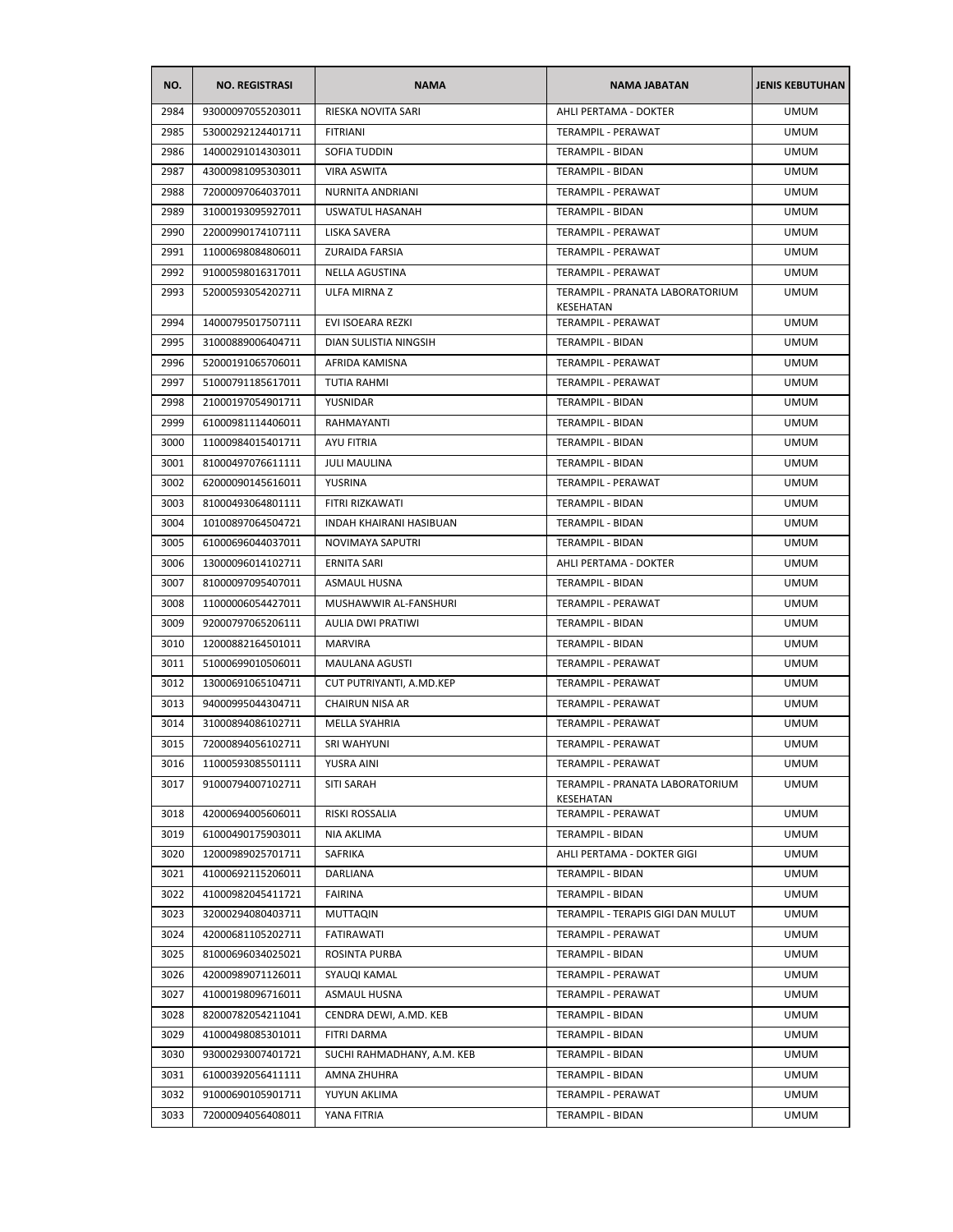| NO. | NO. REGISTRASI | NAMA | NAMA JABATAN | JENIS KEBUTUHAN |
|---|---|---|---|---|
| 2984 | 93000097055203011 | RIESKA NOVITA SARI | AHLI PERTAMA - DOKTER | UMUM |
| 2985 | 53000292124401711 | FITRIANI | TERAMPIL - PERAWAT | UMUM |
| 2986 | 14000291014303011 | SOFIA TUDDIN | TERAMPIL - BIDAN | UMUM |
| 2987 | 43000981095303011 | VIRA ASWITA | TERAMPIL - BIDAN | UMUM |
| 2988 | 72000097064037011 | NURNITA ANDRIANI | TERAMPIL - PERAWAT | UMUM |
| 2989 | 31000193095927011 | USWATUL HASANAH | TERAMPIL - BIDAN | UMUM |
| 2990 | 22000990174107111 | LISKA SAVERA | TERAMPIL - PERAWAT | UMUM |
| 2991 | 11000698084806011 | ZURAIDA FARSIA | TERAMPIL - PERAWAT | UMUM |
| 2992 | 91000598016317011 | NELLA AGUSTINA | TERAMPIL - PERAWAT | UMUM |
| 2993 | 52000593054202711 | ULFA MIRNA Z | TERAMPIL - PRANATA LABORATORIUM KESEHATAN | UMUM |
| 2994 | 14000795017507111 | EVI ISOEARA REZKI | TERAMPIL - PERAWAT | UMUM |
| 2995 | 31000889006404711 | DIAN SULISTIA NINGSIH | TERAMPIL - BIDAN | UMUM |
| 2996 | 52000191065706011 | AFRIDA KAMISNA | TERAMPIL - PERAWAT | UMUM |
| 2997 | 51000791185617011 | TUTIA RAHMI | TERAMPIL - PERAWAT | UMUM |
| 2998 | 21000197054901711 | YUSNIDAR | TERAMPIL - BIDAN | UMUM |
| 2999 | 61000981114406011 | RAHMAYANTI | TERAMPIL - BIDAN | UMUM |
| 3000 | 11000984015401711 | AYU FITRIA | TERAMPIL - BIDAN | UMUM |
| 3001 | 81000497076611111 | JULI MAULINA | TERAMPIL - BIDAN | UMUM |
| 3002 | 62000090145616011 | YUSRINA | TERAMPIL - PERAWAT | UMUM |
| 3003 | 81000493064801111 | FITRI RIZKAWATI | TERAMPIL - BIDAN | UMUM |
| 3004 | 10100897064504721 | INDAH KHAIRANI HASIBUAN | TERAMPIL - BIDAN | UMUM |
| 3005 | 61000696044037011 | NOVIMAYA SAPUTRI | TERAMPIL - BIDAN | UMUM |
| 3006 | 13000096014102711 | ERNITA SARI | AHLI PERTAMA - DOKTER | UMUM |
| 3007 | 81000097095407011 | ASMAUL HUSNA | TERAMPIL - BIDAN | UMUM |
| 3008 | 11000006054427011 | MUSHAWWIR AL-FANSHURI | TERAMPIL - PERAWAT | UMUM |
| 3009 | 92000797065206111 | AULIA DWI PRATIWI | TERAMPIL - BIDAN | UMUM |
| 3010 | 12000882164501011 | MARVIRA | TERAMPIL - BIDAN | UMUM |
| 3011 | 51000699010506011 | MAULANA AGUSTI | TERAMPIL - PERAWAT | UMUM |
| 3012 | 13000691065104711 | CUT PUTRIYANTI, A.MD.KEP | TERAMPIL - PERAWAT | UMUM |
| 3013 | 94000995044304711 | CHAIRUN NISA AR | TERAMPIL - PERAWAT | UMUM |
| 3014 | 31000894086102711 | MELLA SYAHRIA | TERAMPIL - PERAWAT | UMUM |
| 3015 | 72000894056102711 | SRI WAHYUNI | TERAMPIL - PERAWAT | UMUM |
| 3016 | 11000593085501111 | YUSRA AINI | TERAMPIL - PERAWAT | UMUM |
| 3017 | 91000794007102711 | SITI SARAH | TERAMPIL - PRANATA LABORATORIUM KESEHATAN | UMUM |
| 3018 | 42000694005606011 | RISKI ROSSALIA | TERAMPIL - PERAWAT | UMUM |
| 3019 | 61000490175903011 | NIA AKLIMA | TERAMPIL - BIDAN | UMUM |
| 3020 | 12000989025701711 | SAFRIKA | AHLI PERTAMA - DOKTER GIGI | UMUM |
| 3021 | 41000692115206011 | DARLIANA | TERAMPIL - BIDAN | UMUM |
| 3022 | 41000982045411721 | FAIRINA | TERAMPIL - BIDAN | UMUM |
| 3023 | 32000294080403711 | MUTTAQIN | TERAMPIL - TERAPIS GIGI DAN MULUT | UMUM |
| 3024 | 42000681105202711 | FATIRAWATI | TERAMPIL - PERAWAT | UMUM |
| 3025 | 81000696034025021 | ROSINTA PURBA | TERAMPIL - BIDAN | UMUM |
| 3026 | 42000989071126011 | SYAUQI KAMAL | TERAMPIL - PERAWAT | UMUM |
| 3027 | 41000198096716011 | ASMAUL HUSNA | TERAMPIL - PERAWAT | UMUM |
| 3028 | 82000782054211041 | CENDRA DEWI, A.MD. KEB | TERAMPIL - BIDAN | UMUM |
| 3029 | 41000498085301011 | FITRI DARMA | TERAMPIL - BIDAN | UMUM |
| 3030 | 93000293007401721 | SUCHI RAHMADHANY, A.M. KEB | TERAMPIL - BIDAN | UMUM |
| 3031 | 61000392056411111 | AMNA ZHUHRA | TERAMPIL - BIDAN | UMUM |
| 3032 | 91000690105901711 | YUYUN AKLIMA | TERAMPIL - PERAWAT | UMUM |
| 3033 | 72000094056408011 | YANA FITRIA | TERAMPIL - BIDAN | UMUM |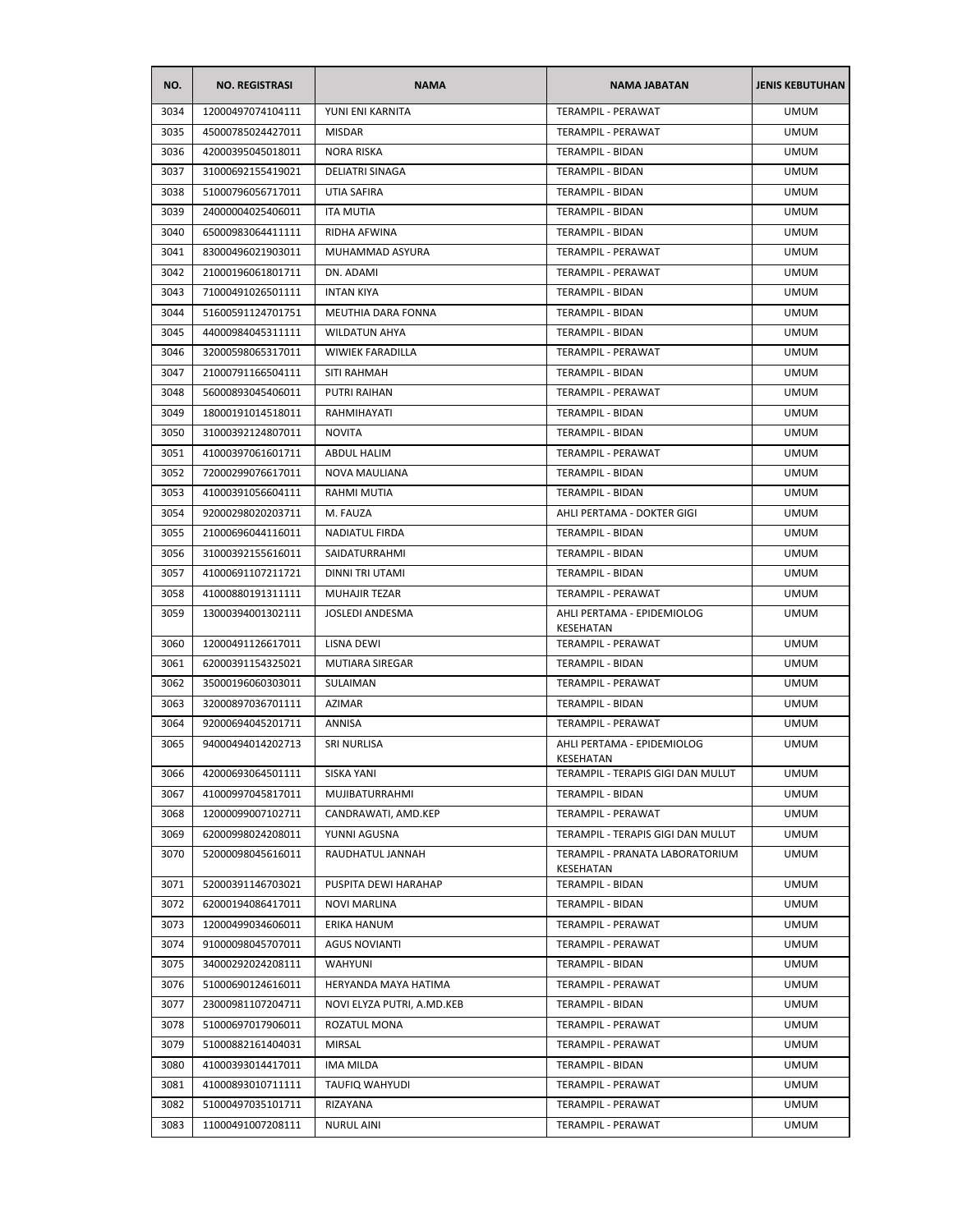| NO. | NO. REGISTRASI | NAMA | NAMA JABATAN | JENIS KEBUTUHAN |
|---|---|---|---|---|
| 3034 | 12000497074104111 | YUNI ENI KARNITA | TERAMPIL - PERAWAT | UMUM |
| 3035 | 45000785024427011 | MISDAR | TERAMPIL - PERAWAT | UMUM |
| 3036 | 42000395045018011 | NORA RISKA | TERAMPIL - BIDAN | UMUM |
| 3037 | 31000692155419021 | DELIATRI SINAGA | TERAMPIL - BIDAN | UMUM |
| 3038 | 51000796056717011 | UTIA SAFIRA | TERAMPIL - BIDAN | UMUM |
| 3039 | 24000004025406011 | ITA MUTIA | TERAMPIL - BIDAN | UMUM |
| 3040 | 65000983064411111 | RIDHA AFWINA | TERAMPIL - BIDAN | UMUM |
| 3041 | 83000496021903011 | MUHAMMAD ASYURA | TERAMPIL - PERAWAT | UMUM |
| 3042 | 21000196061801711 | DN. ADAMI | TERAMPIL - PERAWAT | UMUM |
| 3043 | 71000491026501111 | INTAN KIYA | TERAMPIL - BIDAN | UMUM |
| 3044 | 51600591124701751 | MEUTHIA DARA FONNA | TERAMPIL - BIDAN | UMUM |
| 3045 | 44000984045311111 | WILDATUN AHYA | TERAMPIL - BIDAN | UMUM |
| 3046 | 32000598065317011 | WIWIEK FARADILLA | TERAMPIL - PERAWAT | UMUM |
| 3047 | 21000791166504111 | SITI RAHMAH | TERAMPIL - BIDAN | UMUM |
| 3048 | 56000893045406011 | PUTRI RAIHAN | TERAMPIL - PERAWAT | UMUM |
| 3049 | 18000191014518011 | RAHMIHAYATI | TERAMPIL - BIDAN | UMUM |
| 3050 | 31000392124807011 | NOVITA | TERAMPIL - BIDAN | UMUM |
| 3051 | 41000397061601711 | ABDUL HALIM | TERAMPIL - PERAWAT | UMUM |
| 3052 | 72000299076617011 | NOVA MAULIANA | TERAMPIL - BIDAN | UMUM |
| 3053 | 41000391056604111 | RAHMI MUTIA | TERAMPIL - BIDAN | UMUM |
| 3054 | 92000298020203711 | M. FAUZA | AHLI PERTAMA - DOKTER GIGI | UMUM |
| 3055 | 21000696044116011 | NADIATUL FIRDA | TERAMPIL - BIDAN | UMUM |
| 3056 | 31000392155616011 | SAIDATURRAHMI | TERAMPIL - BIDAN | UMUM |
| 3057 | 41000691107211721 | DINNI TRI UTAMI | TERAMPIL - BIDAN | UMUM |
| 3058 | 41000880191311111 | MUHAJIR TEZAR | TERAMPIL - PERAWAT | UMUM |
| 3059 | 13000394001302111 | JOSLEDI ANDESMA | AHLI PERTAMA - EPIDEMIOLOG KESEHATAN | UMUM |
| 3060 | 12000491126617011 | LISNA DEWI | TERAMPIL - PERAWAT | UMUM |
| 3061 | 62000391154325021 | MUTIARA SIREGAR | TERAMPIL - BIDAN | UMUM |
| 3062 | 35000196060303011 | SULAIMAN | TERAMPIL - PERAWAT | UMUM |
| 3063 | 32000897036701111 | AZIMAR | TERAMPIL - BIDAN | UMUM |
| 3064 | 92000694045201711 | ANNISA | TERAMPIL - PERAWAT | UMUM |
| 3065 | 94000494014202713 | SRI NURLISA | AHLI PERTAMA - EPIDEMIOLOG KESEHATAN | UMUM |
| 3066 | 42000693064501111 | SISKA YANI | TERAMPIL - TERAPIS GIGI DAN MULUT | UMUM |
| 3067 | 41000997045817011 | MUJIBATURRAHMI | TERAMPIL - BIDAN | UMUM |
| 3068 | 12000099007102711 | CANDRAWATI, AMD.KEP | TERAMPIL - PERAWAT | UMUM |
| 3069 | 62000998024208011 | YUNNI AGUSNA | TERAMPIL - TERAPIS GIGI DAN MULUT | UMUM |
| 3070 | 52000098045616011 | RAUDHATUL JANNAH | TERAMPIL - PRANATA LABORATORIUM KESEHATAN | UMUM |
| 3071 | 52000391146703021 | PUSPITA DEWI HARAHAP | TERAMPIL - BIDAN | UMUM |
| 3072 | 62000194086417011 | NOVI MARLINA | TERAMPIL - BIDAN | UMUM |
| 3073 | 12000499034606011 | ERIKA HANUM | TERAMPIL - PERAWAT | UMUM |
| 3074 | 91000098045707011 | AGUS NOVIANTI | TERAMPIL - PERAWAT | UMUM |
| 3075 | 34000292024208111 | WAHYUNI | TERAMPIL - BIDAN | UMUM |
| 3076 | 51000690124616011 | HERYANDA MAYA HATIMA | TERAMPIL - PERAWAT | UMUM |
| 3077 | 23000981107204711 | NOVI ELYZA PUTRI, A.MD.KEB | TERAMPIL - BIDAN | UMUM |
| 3078 | 51000697017906011 | ROZATUL MONA | TERAMPIL - PERAWAT | UMUM |
| 3079 | 51000882161404031 | MIRSAL | TERAMPIL - PERAWAT | UMUM |
| 3080 | 41000393014417011 | IMA MILDA | TERAMPIL - BIDAN | UMUM |
| 3081 | 41000893010711111 | TAUFIQ WAHYUDI | TERAMPIL - PERAWAT | UMUM |
| 3082 | 51000497035101711 | RIZAYANA | TERAMPIL - PERAWAT | UMUM |
| 3083 | 11000491007208111 | NURUL AINI | TERAMPIL - PERAWAT | UMUM |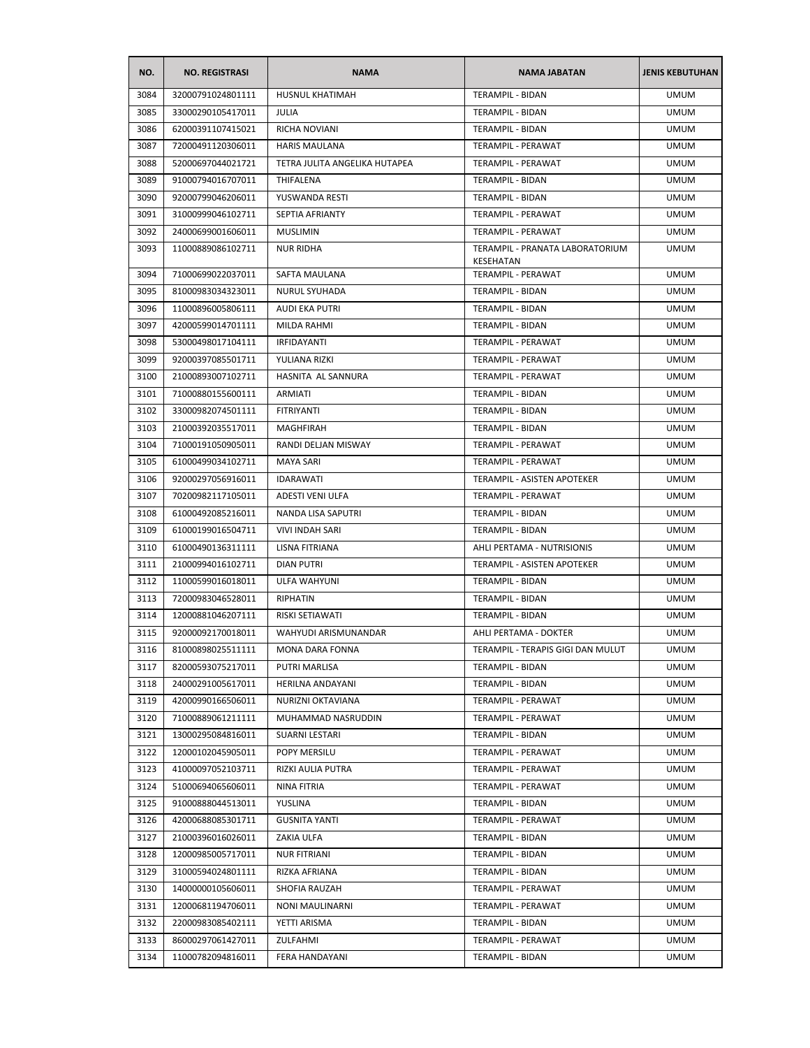| NO. | NO. REGISTRASI | NAMA | NAMA JABATAN | JENIS KEBUTUHAN |
|---|---|---|---|---|
| 3084 | 32000791024801111 | HUSNUL KHATIMAH | TERAMPIL - BIDAN | UMUM |
| 3085 | 33000290105417011 | JULIA | TERAMPIL - BIDAN | UMUM |
| 3086 | 62000391107415021 | RICHA NOVIANI | TERAMPIL - BIDAN | UMUM |
| 3087 | 72000491120306011 | HARIS MAULANA | TERAMPIL - PERAWAT | UMUM |
| 3088 | 52000697044021721 | TETRA JULITA ANGELIKA HUTAPEA | TERAMPIL - PERAWAT | UMUM |
| 3089 | 91000794016707011 | THIFALENA | TERAMPIL - BIDAN | UMUM |
| 3090 | 92000799046206011 | YUSWANDA RESTI | TERAMPIL - BIDAN | UMUM |
| 3091 | 31000999046102711 | SEPTIA AFRIANTY | TERAMPIL - PERAWAT | UMUM |
| 3092 | 24000699001606011 | MUSLIMIN | TERAMPIL - PERAWAT | UMUM |
| 3093 | 11000889086102711 | NUR RIDHA | TERAMPIL - PRANATA LABORATORIUM KESEHATAN | UMUM |
| 3094 | 71000699022037011 | SAFTA MAULANA | TERAMPIL - PERAWAT | UMUM |
| 3095 | 81000983034323011 | NURUL SYUHADA | TERAMPIL - BIDAN | UMUM |
| 3096 | 11000896005806111 | AUDI EKA PUTRI | TERAMPIL - BIDAN | UMUM |
| 3097 | 42000599014701111 | MILDA RAHMI | TERAMPIL - BIDAN | UMUM |
| 3098 | 53000498017104111 | IRFIDAYANTI | TERAMPIL - PERAWAT | UMUM |
| 3099 | 92000397085501711 | YULIANA RIZKI | TERAMPIL - PERAWAT | UMUM |
| 3100 | 21000893007102711 | HASNITA AL SANNURA | TERAMPIL - PERAWAT | UMUM |
| 3101 | 71000880155600111 | ARMIATI | TERAMPIL - BIDAN | UMUM |
| 3102 | 33000982074501111 | FITRIYANTI | TERAMPIL - BIDAN | UMUM |
| 3103 | 21000392035517011 | MAGHFIRAH | TERAMPIL - BIDAN | UMUM |
| 3104 | 71000191050905011 | RANDI DELJAN MISWAY | TERAMPIL - PERAWAT | UMUM |
| 3105 | 61000499034102711 | MAYA SARI | TERAMPIL - PERAWAT | UMUM |
| 3106 | 92000297056916011 | IDARAWATI | TERAMPIL - ASISTEN APOTEKER | UMUM |
| 3107 | 70200982117105011 | ADESTI VENI ULFA | TERAMPIL - PERAWAT | UMUM |
| 3108 | 61000492085216011 | NANDA LISA SAPUTRI | TERAMPIL - BIDAN | UMUM |
| 3109 | 61000199016504711 | VIVI INDAH SARI | TERAMPIL - BIDAN | UMUM |
| 3110 | 61000490136311111 | LISNA FITRIANA | AHLI PERTAMA - NUTRISIONIS | UMUM |
| 3111 | 21000994016102711 | DIAN PUTRI | TERAMPIL - ASISTEN APOTEKER | UMUM |
| 3112 | 11000599016018011 | ULFA WAHYUNI | TERAMPIL - BIDAN | UMUM |
| 3113 | 72000983046528011 | RIPHATIN | TERAMPIL - BIDAN | UMUM |
| 3114 | 12000881046207111 | RISKI SETIAWATI | TERAMPIL - BIDAN | UMUM |
| 3115 | 92000092170018011 | WAHYUDI ARISMUNANDAR | AHLI PERTAMA - DOKTER | UMUM |
| 3116 | 81000898025511111 | MONA DARA FONNA | TERAMPIL - TERAPIS GIGI DAN MULUT | UMUM |
| 3117 | 82000593075217011 | PUTRI MARLISA | TERAMPIL - BIDAN | UMUM |
| 3118 | 24000291005617011 | HERILNA ANDAYANI | TERAMPIL - BIDAN | UMUM |
| 3119 | 42000990166506011 | NURIZNI OKTAVIANA | TERAMPIL - PERAWAT | UMUM |
| 3120 | 71000889061211111 | MUHAMMAD NASRUDDIN | TERAMPIL - PERAWAT | UMUM |
| 3121 | 13000295084816011 | SUARNI LESTARI | TERAMPIL - BIDAN | UMUM |
| 3122 | 12000102045905011 | POPY MERSILU | TERAMPIL - PERAWAT | UMUM |
| 3123 | 41000097052103711 | RIZKI AULIA PUTRA | TERAMPIL - PERAWAT | UMUM |
| 3124 | 51000694065606011 | NINA FITRIA | TERAMPIL - PERAWAT | UMUM |
| 3125 | 91000888044513011 | YUSLINA | TERAMPIL - BIDAN | UMUM |
| 3126 | 42000688085301711 | GUSNITA YANTI | TERAMPIL - PERAWAT | UMUM |
| 3127 | 21000396016026011 | ZAKIA ULFA | TERAMPIL - BIDAN | UMUM |
| 3128 | 12000985005717011 | NUR FITRIANI | TERAMPIL - BIDAN | UMUM |
| 3129 | 31000594024801111 | RIZKA AFRIANA | TERAMPIL - BIDAN | UMUM |
| 3130 | 14000000105606011 | SHOFIA RAUZAH | TERAMPIL - PERAWAT | UMUM |
| 3131 | 12000681194706011 | NONI MAULINARNI | TERAMPIL - PERAWAT | UMUM |
| 3132 | 22000983085402111 | YETTI ARISMA | TERAMPIL - BIDAN | UMUM |
| 3133 | 86000297061427011 | ZULFAHMI | TERAMPIL - PERAWAT | UMUM |
| 3134 | 11000782094816011 | FERA HANDAYANI | TERAMPIL - BIDAN | UMUM |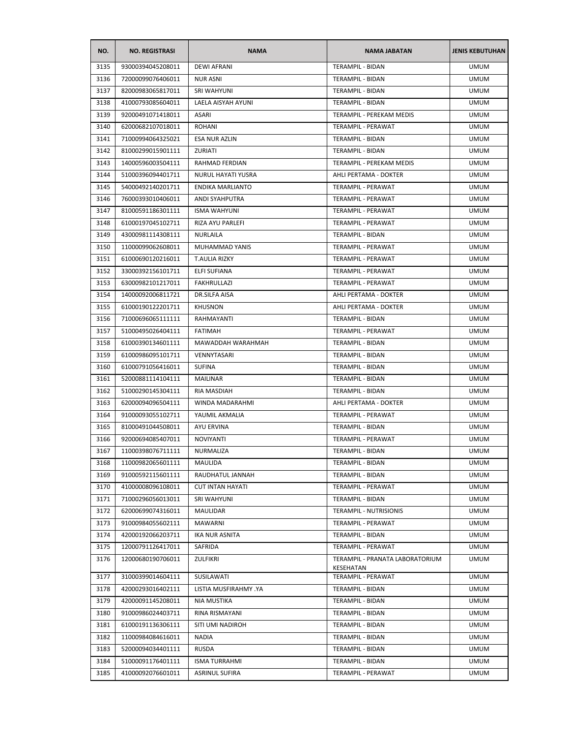| NO. | NO. REGISTRASI | NAMA | NAMA JABATAN | JENIS KEBUTUHAN |
|---|---|---|---|---|
| 3135 | 93000394045208011 | DEWI AFRANI | TERAMPIL - BIDAN | UMUM |
| 3136 | 72000099076406011 | NUR ASNI | TERAMPIL - BIDAN | UMUM |
| 3137 | 82000983065817011 | SRI WAHYUNI | TERAMPIL - BIDAN | UMUM |
| 3138 | 41000793085604011 | LAELA AISYAH AYUNI | TERAMPIL - BIDAN | UMUM |
| 3139 | 92000491071418011 | ASARI | TERAMPIL - PEREKAM MEDIS | UMUM |
| 3140 | 62000682107018011 | ROHANI | TERAMPIL - PERAWAT | UMUM |
| 3141 | 71000994064325021 | ESA NUR AZLIN | TERAMPIL - BIDAN | UMUM |
| 3142 | 81000299015901111 | ZURIATI | TERAMPIL - BIDAN | UMUM |
| 3143 | 14000596003504111 | RAHMAD FERDIAN | TERAMPIL - PEREKAM MEDIS | UMUM |
| 3144 | 51000396094401711 | NURUL HAYATI YUSRA | AHLI PERTAMA - DOKTER | UMUM |
| 3145 | 54000492140201711 | ENDIKA MARLIANTO | TERAMPIL - PERAWAT | UMUM |
| 3146 | 76000393010406011 | ANDI SYAHPUTRA | TERAMPIL - PERAWAT | UMUM |
| 3147 | 81000591186301111 | ISMA WAHYUNI | TERAMPIL - PERAWAT | UMUM |
| 3148 | 61000197045102711 | RIZA AYU PARLEFI | TERAMPIL - PERAWAT | UMUM |
| 3149 | 43000981114308111 | NURLAILA | TERAMPIL - BIDAN | UMUM |
| 3150 | 11000099062608011 | MUHAMMAD YANIS | TERAMPIL - PERAWAT | UMUM |
| 3151 | 61000690120216011 | T.AULIA RIZKY | TERAMPIL - PERAWAT | UMUM |
| 3152 | 33000392156101711 | ELFI SUFIANA | TERAMPIL - PERAWAT | UMUM |
| 3153 | 63000982101217011 | FAKHRULLAZI | TERAMPIL - PERAWAT | UMUM |
| 3154 | 14000092006811721 | DR.SILFA AISA | AHLI PERTAMA - DOKTER | UMUM |
| 3155 | 61000190122201711 | KHUSNON | AHLI PERTAMA - DOKTER | UMUM |
| 3156 | 71000696065111111 | RAHMAYANTI | TERAMPIL - BIDAN | UMUM |
| 3157 | 51000495026404111 | FATIMAH | TERAMPIL - PERAWAT | UMUM |
| 3158 | 61000390134601111 | MAWADDAH WARAHMAH | TERAMPIL - BIDAN | UMUM |
| 3159 | 61000986095101711 | VENNYTASARI | TERAMPIL - BIDAN | UMUM |
| 3160 | 61000791056416011 | SUFINA | TERAMPIL - BIDAN | UMUM |
| 3161 | 52000881114104111 | MAILINAR | TERAMPIL - BIDAN | UMUM |
| 3162 | 51000290145304111 | RIA MASDIAH | TERAMPIL - BIDAN | UMUM |
| 3163 | 62000094096504111 | WINDA MADARAHMI | AHLI PERTAMA - DOKTER | UMUM |
| 3164 | 91000093055102711 | YAUMIL AKMALIA | TERAMPIL - PERAWAT | UMUM |
| 3165 | 81000491044508011 | AYU ERVINA | TERAMPIL - BIDAN | UMUM |
| 3166 | 92000694085407011 | NOVIYANTI | TERAMPIL - PERAWAT | UMUM |
| 3167 | 11000398076711111 | NURMALIZA | TERAMPIL - BIDAN | UMUM |
| 3168 | 11000982065601111 | MAULIDA | TERAMPIL - BIDAN | UMUM |
| 3169 | 91000592115601111 | RAUDHATUL JANNAH | TERAMPIL - BIDAN | UMUM |
| 3170 | 41000008096108011 | CUT INTAN HAYATI | TERAMPIL - PERAWAT | UMUM |
| 3171 | 71000296056013011 | SRI WAHYUNI | TERAMPIL - BIDAN | UMUM |
| 3172 | 62000699074316011 | MAULIDAR | TERAMPIL - NUTRISIONIS | UMUM |
| 3173 | 91000984055602111 | MAWARNI | TERAMPIL - PERAWAT | UMUM |
| 3174 | 42000192066203711 | IKA NUR ASNITA | TERAMPIL - BIDAN | UMUM |
| 3175 | 12000791126417011 | SAFRIDA | TERAMPIL - PERAWAT | UMUM |
| 3176 | 12000680190706011 | ZULFIKRI | TERAMPIL - PRANATA LABORATORIUM KESEHATAN | UMUM |
| 3177 | 31000399014604111 | SUSILAWATI | TERAMPIL - PERAWAT | UMUM |
| 3178 | 42000293016402111 | LISTIA MUSFIRAHMY .YA | TERAMPIL - BIDAN | UMUM |
| 3179 | 42000091145208011 | NIA MUSTIKA | TERAMPIL - BIDAN | UMUM |
| 3180 | 91000986024403711 | RINA RISMAYANI | TERAMPIL - BIDAN | UMUM |
| 3181 | 61000191136306111 | SITI UMI NADIROH | TERAMPIL - BIDAN | UMUM |
| 3182 | 11000984084616011 | NADIA | TERAMPIL - BIDAN | UMUM |
| 3183 | 52000094034401111 | RUSDA | TERAMPIL - BIDAN | UMUM |
| 3184 | 51000091176401111 | ISMA TURRAHMI | TERAMPIL - BIDAN | UMUM |
| 3185 | 41000092076601011 | ASRINUL SUFIRA | TERAMPIL - PERAWAT | UMUM |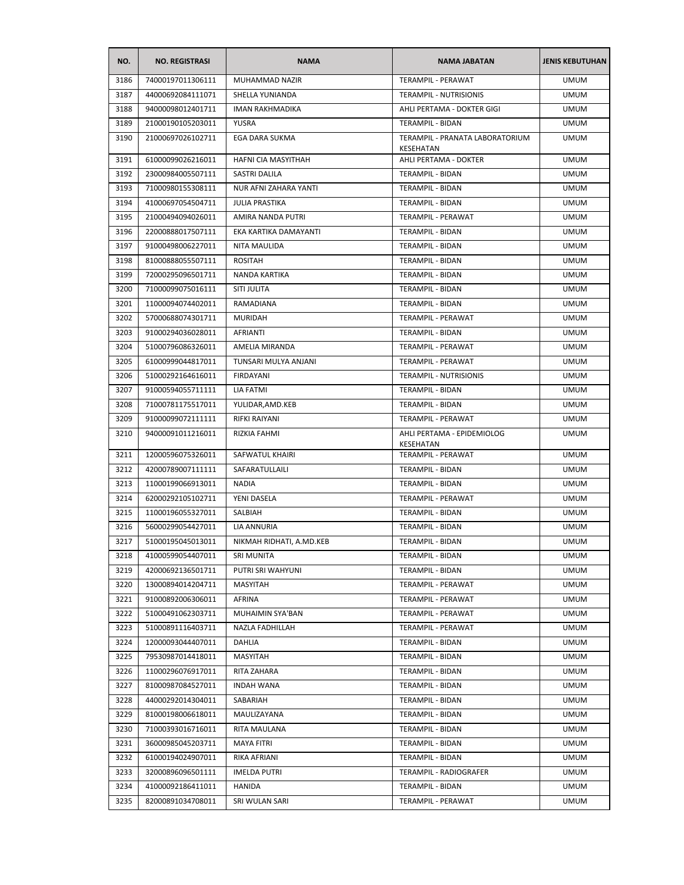| NO. | NO. REGISTRASI | NAMA | NAMA JABATAN | JENIS KEBUTUHAN |
|---|---|---|---|---|
| 3186 | 74000197011306111 | MUHAMMAD NAZIR | TERAMPIL - PERAWAT | UMUM |
| 3187 | 44000692084111071 | SHELLA YUNIANDA | TERAMPIL - NUTRISIONIS | UMUM |
| 3188 | 94000098012401711 | IMAN RAKHMADIKA | AHLI PERTAMA - DOKTER GIGI | UMUM |
| 3189 | 21000190105203011 | YUSRA | TERAMPIL - BIDAN | UMUM |
| 3190 | 21000697026102711 | EGA DARA SUKMA | TERAMPIL - PRANATA LABORATORIUM KESEHATAN | UMUM |
| 3191 | 61000099026216011 | HAFNI CIA MASYITHAH | AHLI PERTAMA - DOKTER | UMUM |
| 3192 | 23000984005507111 | SASTRI DALILA | TERAMPIL - BIDAN | UMUM |
| 3193 | 71000980155308111 | NUR AFNI ZAHARA YANTI | TERAMPIL - BIDAN | UMUM |
| 3194 | 41000697054504711 | JULIA PRASTIKA | TERAMPIL - BIDAN | UMUM |
| 3195 | 21000494094026011 | AMIRA NANDA PUTRI | TERAMPIL - PERAWAT | UMUM |
| 3196 | 22000888017507111 | EKA KARTIKA DAMAYANTI | TERAMPIL - BIDAN | UMUM |
| 3197 | 91000498006227011 | NITA MAULIDA | TERAMPIL - BIDAN | UMUM |
| 3198 | 81000888055507111 | ROSITAH | TERAMPIL - BIDAN | UMUM |
| 3199 | 72000295096501711 | NANDA KARTIKA | TERAMPIL - BIDAN | UMUM |
| 3200 | 71000099075016111 | SITI JULITA | TERAMPIL - BIDAN | UMUM |
| 3201 | 11000094074402011 | RAMADIANA | TERAMPIL - BIDAN | UMUM |
| 3202 | 57000688074301711 | MURIDAH | TERAMPIL - PERAWAT | UMUM |
| 3203 | 91000294036028011 | AFRIANTI | TERAMPIL - BIDAN | UMUM |
| 3204 | 51000796086326011 | AMELIA MIRANDA | TERAMPIL - PERAWAT | UMUM |
| 3205 | 61000999044817011 | TUNSARI MULYA ANJANI | TERAMPIL - PERAWAT | UMUM |
| 3206 | 51000292164616011 | FIRDAYANI | TERAMPIL - NUTRISIONIS | UMUM |
| 3207 | 91000594055711111 | LIA FATMI | TERAMPIL - BIDAN | UMUM |
| 3208 | 71000781175517011 | YULIDAR,AMD.KEB | TERAMPIL - BIDAN | UMUM |
| 3209 | 91000099072111111 | RIFKI RAIYANI | TERAMPIL - PERAWAT | UMUM |
| 3210 | 94000091011216011 | RIZKIA FAHMI | AHLI PERTAMA - EPIDEMIOLOG KESEHATAN | UMUM |
| 3211 | 12000596075326011 | SAFWATUL KHAIRI | TERAMPIL - PERAWAT | UMUM |
| 3212 | 42000789007111111 | SAFARATULLAILI | TERAMPIL - BIDAN | UMUM |
| 3213 | 11000199066913011 | NADIA | TERAMPIL - BIDAN | UMUM |
| 3214 | 62000292105102711 | YENI DASELA | TERAMPIL - PERAWAT | UMUM |
| 3215 | 11000196055327011 | SALBIAH | TERAMPIL - BIDAN | UMUM |
| 3216 | 56000299054427011 | LIA ANNURIA | TERAMPIL - BIDAN | UMUM |
| 3217 | 51000195045013011 | NIKMAH RIDHATI, A.MD.KEB | TERAMPIL - BIDAN | UMUM |
| 3218 | 41000599054407011 | SRI MUNITA | TERAMPIL - BIDAN | UMUM |
| 3219 | 42000692136501711 | PUTRI SRI WAHYUNI | TERAMPIL - BIDAN | UMUM |
| 3220 | 13000894014204711 | MASYITAH | TERAMPIL - PERAWAT | UMUM |
| 3221 | 91000892006306011 | AFRINA | TERAMPIL - PERAWAT | UMUM |
| 3222 | 51000491062303711 | MUHAIMIN SYA'BAN | TERAMPIL - PERAWAT | UMUM |
| 3223 | 51000891116403711 | NAZLA FADHILLAH | TERAMPIL - PERAWAT | UMUM |
| 3224 | 12000093044407011 | DAHLIA | TERAMPIL - BIDAN | UMUM |
| 3225 | 79530987014418011 | MASYITAH | TERAMPIL - BIDAN | UMUM |
| 3226 | 11000296076917011 | RITA ZAHARA | TERAMPIL - BIDAN | UMUM |
| 3227 | 81000987084527011 | INDAH WANA | TERAMPIL - BIDAN | UMUM |
| 3228 | 44000292014304011 | SABARIAH | TERAMPIL - BIDAN | UMUM |
| 3229 | 81000198006618011 | MAULIZAYANA | TERAMPIL - BIDAN | UMUM |
| 3230 | 71000393016716011 | RITA MAULANA | TERAMPIL - BIDAN | UMUM |
| 3231 | 36000985045203711 | MAYA FITRI | TERAMPIL - BIDAN | UMUM |
| 3232 | 61000194024907011 | RIKA AFRIANI | TERAMPIL - BIDAN | UMUM |
| 3233 | 32000896096501111 | IMELDA PUTRI | TERAMPIL - RADIOGRAFER | UMUM |
| 3234 | 41000092186411011 | HANIDA | TERAMPIL - BIDAN | UMUM |
| 3235 | 82000891034708011 | SRI WULAN SARI | TERAMPIL - PERAWAT | UMUM |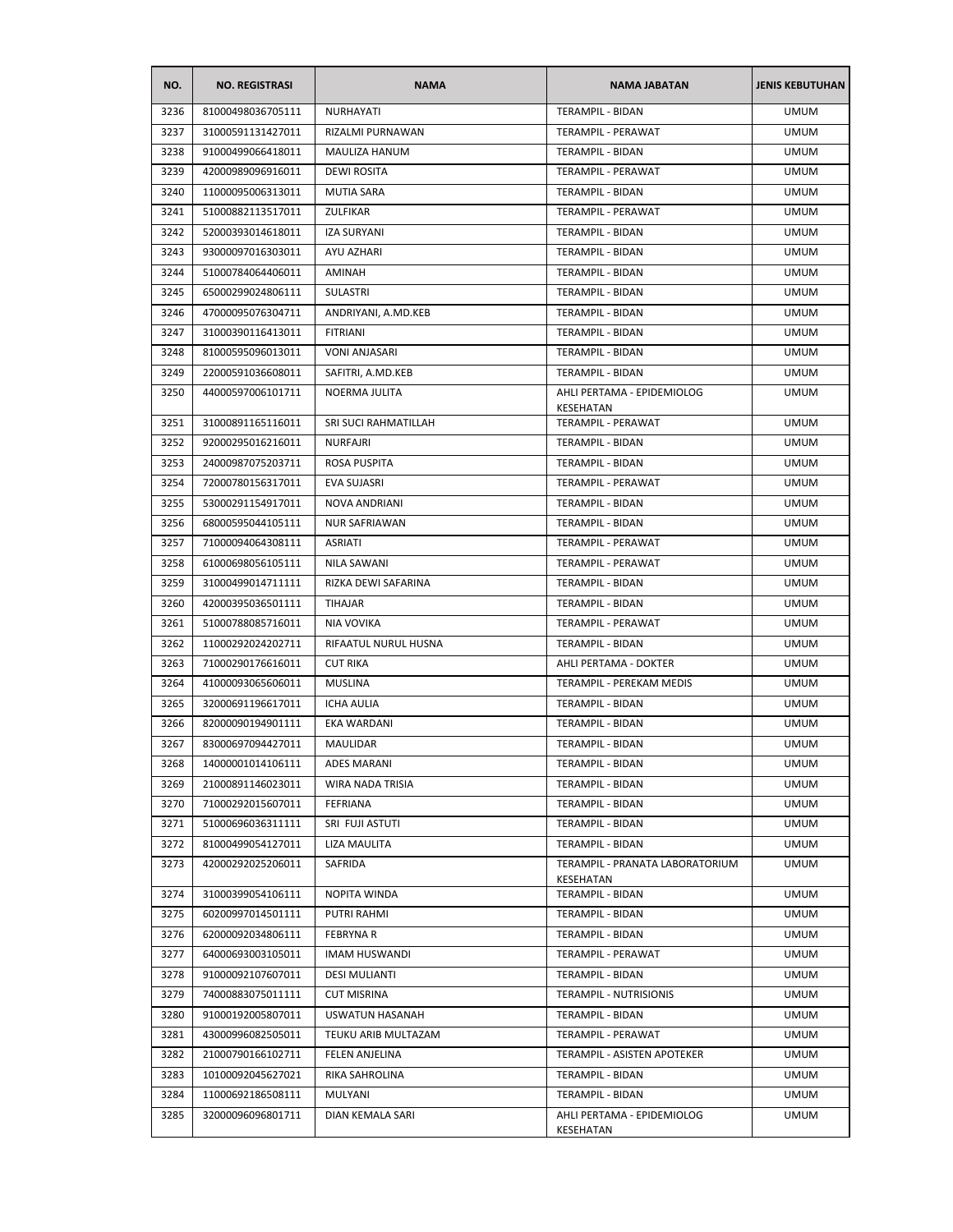| NO. | NO. REGISTRASI | NAMA | NAMA JABATAN | JENIS KEBUTUHAN |
| --- | --- | --- | --- | --- |
| 3236 | 81000498036705111 | NURHAYATI | TERAMPIL - BIDAN | UMUM |
| 3237 | 31000591131427011 | RIZALMI PURNAWAN | TERAMPIL - PERAWAT | UMUM |
| 3238 | 91000499066418011 | MAULIZA HANUM | TERAMPIL - BIDAN | UMUM |
| 3239 | 42000989096916011 | DEWI ROSITA | TERAMPIL - PERAWAT | UMUM |
| 3240 | 11000095006313011 | MUTIA SARA | TERAMPIL - BIDAN | UMUM |
| 3241 | 51000882113517011 | ZULFIKAR | TERAMPIL - PERAWAT | UMUM |
| 3242 | 52000393014618011 | IZA SURYANI | TERAMPIL - BIDAN | UMUM |
| 3243 | 93000097016303011 | AYU AZHARI | TERAMPIL - BIDAN | UMUM |
| 3244 | 51000784064406011 | AMINAH | TERAMPIL - BIDAN | UMUM |
| 3245 | 65000299024806111 | SULASTRI | TERAMPIL - BIDAN | UMUM |
| 3246 | 47000095076304711 | ANDRIYANI, A.MD.KEB | TERAMPIL - BIDAN | UMUM |
| 3247 | 31000390116413011 | FITRIANI | TERAMPIL - BIDAN | UMUM |
| 3248 | 81000595096013011 | VONI ANJASARI | TERAMPIL - BIDAN | UMUM |
| 3249 | 22000591036608011 | SAFITRI, A.MD.KEB | TERAMPIL - BIDAN | UMUM |
| 3250 | 44000597006101711 | NOERMA JULITA | AHLI PERTAMA - EPIDEMIOLOG KESEHATAN | UMUM |
| 3251 | 31000891165116011 | SRI SUCI RAHMATILLAH | TERAMPIL - PERAWAT | UMUM |
| 3252 | 92000295016216011 | NURFAJRI | TERAMPIL - BIDAN | UMUM |
| 3253 | 24000987075203711 | ROSA PUSPITA | TERAMPIL - BIDAN | UMUM |
| 3254 | 72000780156317011 | EVA SUJASRI | TERAMPIL - PERAWAT | UMUM |
| 3255 | 53000291154917011 | NOVA ANDRIANI | TERAMPIL - BIDAN | UMUM |
| 3256 | 68000595044105111 | NUR SAFRIAWAN | TERAMPIL - BIDAN | UMUM |
| 3257 | 71000094064308111 | ASRIATI | TERAMPIL - PERAWAT | UMUM |
| 3258 | 61000698056105111 | NILA SAWANI | TERAMPIL - PERAWAT | UMUM |
| 3259 | 31000499014711111 | RIZKA DEWI SAFARINA | TERAMPIL - BIDAN | UMUM |
| 3260 | 42000395036501111 | TIHAJAR | TERAMPIL - BIDAN | UMUM |
| 3261 | 51000788085716011 | NIA VOVIKA | TERAMPIL - PERAWAT | UMUM |
| 3262 | 11000292024202711 | RIFAATUL NURUL HUSNA | TERAMPIL - BIDAN | UMUM |
| 3263 | 71000290176616011 | CUT RIKA | AHLI PERTAMA - DOKTER | UMUM |
| 3264 | 41000093065606011 | MUSLINA | TERAMPIL - PEREKAM MEDIS | UMUM |
| 3265 | 32000691196617011 | ICHA AULIA | TERAMPIL - BIDAN | UMUM |
| 3266 | 82000090194901111 | EKA WARDANI | TERAMPIL - BIDAN | UMUM |
| 3267 | 83000697094427011 | MAULIDAR | TERAMPIL - BIDAN | UMUM |
| 3268 | 14000001014106111 | ADES MARANI | TERAMPIL - BIDAN | UMUM |
| 3269 | 21000891146023011 | WIRA NADA TRISIA | TERAMPIL - BIDAN | UMUM |
| 3270 | 71000292015607011 | FEFRIANA | TERAMPIL - BIDAN | UMUM |
| 3271 | 51000696036311111 | SRI FUJI ASTUTI | TERAMPIL - BIDAN | UMUM |
| 3272 | 81000499054127011 | LIZA MAULITA | TERAMPIL - BIDAN | UMUM |
| 3273 | 42000292025206011 | SAFRIDA | TERAMPIL - PRANATA LABORATORIUM KESEHATAN | UMUM |
| 3274 | 31000399054106111 | NOPITA WINDA | TERAMPIL - BIDAN | UMUM |
| 3275 | 60200997014501111 | PUTRI RAHMI | TERAMPIL - BIDAN | UMUM |
| 3276 | 62000092034806111 | FEBRYNA R | TERAMPIL - BIDAN | UMUM |
| 3277 | 64000693003105011 | IMAM HUSWANDI | TERAMPIL - PERAWAT | UMUM |
| 3278 | 91000092107607011 | DESI MULIANTI | TERAMPIL - BIDAN | UMUM |
| 3279 | 74000883075011111 | CUT MISRINA | TERAMPIL - NUTRISIONIS | UMUM |
| 3280 | 91000192005807011 | USWATUN HASANAH | TERAMPIL - BIDAN | UMUM |
| 3281 | 43000996082505011 | TEUKU ARIB MULTAZAM | TERAMPIL - PERAWAT | UMUM |
| 3282 | 21000790166102711 | FELEN ANJELINA | TERAMPIL - ASISTEN APOTEKER | UMUM |
| 3283 | 10100092045627021 | RIKA SAHROLINA | TERAMPIL - BIDAN | UMUM |
| 3284 | 11000692186508111 | MULYANI | TERAMPIL - BIDAN | UMUM |
| 3285 | 32000096096801711 | DIAN KEMALA SARI | AHLI PERTAMA - EPIDEMIOLOG KESEHATAN | UMUM |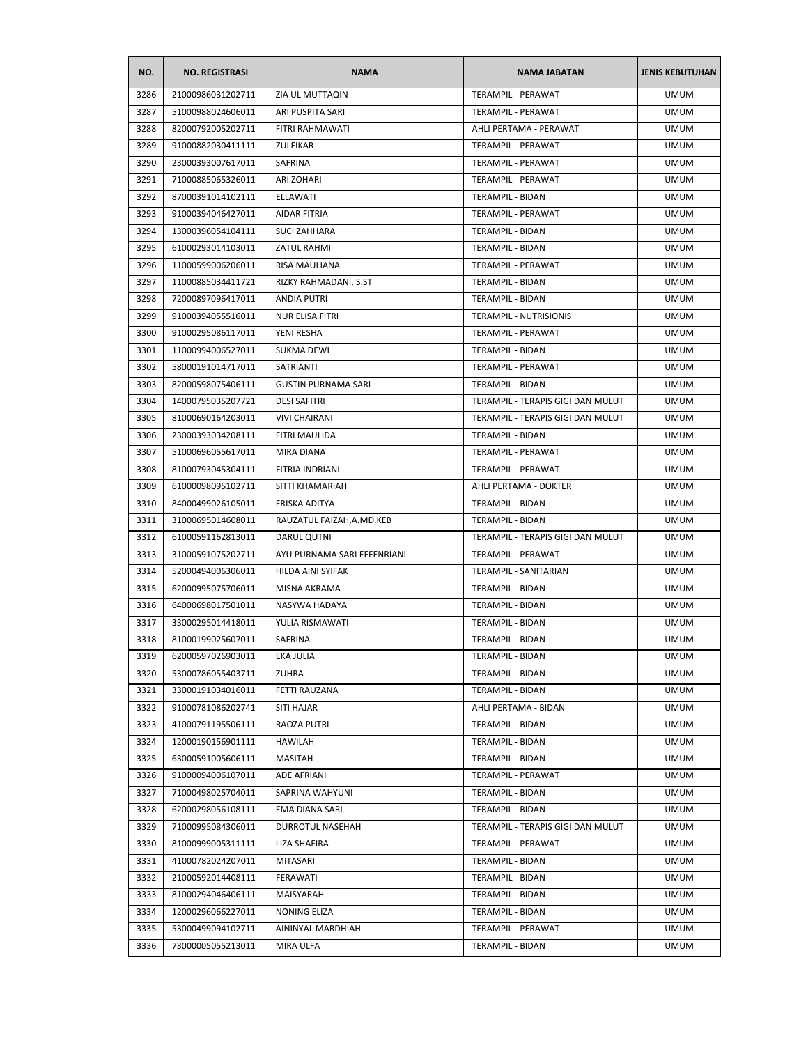| NO. | NO. REGISTRASI | NAMA | NAMA JABATAN | JENIS KEBUTUHAN |
|---|---|---|---|---|
| 3286 | 21000986031202711 | ZIA UL MUTTAQIN | TERAMPIL - PERAWAT | UMUM |
| 3287 | 51000988024606011 | ARI PUSPITA SARI | TERAMPIL - PERAWAT | UMUM |
| 3288 | 82000792005202711 | FITRI RAHMAWATI | AHLI PERTAMA - PERAWAT | UMUM |
| 3289 | 91000882030411111 | ZULFIKAR | TERAMPIL - PERAWAT | UMUM |
| 3290 | 23000393007617011 | SAFRINA | TERAMPIL - PERAWAT | UMUM |
| 3291 | 71000885065326011 | ARI ZOHARI | TERAMPIL - PERAWAT | UMUM |
| 3292 | 87000391014102111 | ELLAWATI | TERAMPIL - BIDAN | UMUM |
| 3293 | 91000394046427011 | AIDAR FITRIA | TERAMPIL - PERAWAT | UMUM |
| 3294 | 13000396054104111 | SUCI ZAHHARA | TERAMPIL - BIDAN | UMUM |
| 3295 | 61000293014103011 | ZATUL RAHMI | TERAMPIL - BIDAN | UMUM |
| 3296 | 11000599006206011 | RISA MAULIANA | TERAMPIL - PERAWAT | UMUM |
| 3297 | 11000885034411721 | RIZKY RAHMADANI, S.ST | TERAMPIL - BIDAN | UMUM |
| 3298 | 72000897096417011 | ANDIA PUTRI | TERAMPIL - BIDAN | UMUM |
| 3299 | 91000394055516011 | NUR ELISA FITRI | TERAMPIL - NUTRISIONIS | UMUM |
| 3300 | 91000295086117011 | YENI RESHA | TERAMPIL - PERAWAT | UMUM |
| 3301 | 11000994006527011 | SUKMA DEWI | TERAMPIL - BIDAN | UMUM |
| 3302 | 58000191014717011 | SATRIANTI | TERAMPIL - PERAWAT | UMUM |
| 3303 | 82000598075406111 | GUSTIN PURNAMA SARI | TERAMPIL - BIDAN | UMUM |
| 3304 | 14000795035207721 | DESI SAFITRI | TERAMPIL - TERAPIS GIGI DAN MULUT | UMUM |
| 3305 | 81000690164203011 | VIVI CHAIRANI | TERAMPIL - TERAPIS GIGI DAN MULUT | UMUM |
| 3306 | 23000393034208111 | FITRI MAULIDA | TERAMPIL - BIDAN | UMUM |
| 3307 | 51000696055617011 | MIRA DIANA | TERAMPIL - PERAWAT | UMUM |
| 3308 | 81000793045304111 | FITRIA INDRIANI | TERAMPIL - PERAWAT | UMUM |
| 3309 | 61000098095102711 | SITTI KHAMARIAH | AHLI PERTAMA - DOKTER | UMUM |
| 3310 | 84000499026105011 | FRISKA ADITYA | TERAMPIL - BIDAN | UMUM |
| 3311 | 31000695014608011 | RAUZATUL FAIZAH,A.MD.KEB | TERAMPIL - BIDAN | UMUM |
| 3312 | 61000591162813011 | DARUL QUTNI | TERAMPIL - TERAPIS GIGI DAN MULUT | UMUM |
| 3313 | 31000591075202711 | AYU PURNAMA SARI EFFENRIANI | TERAMPIL - PERAWAT | UMUM |
| 3314 | 52000494006306011 | HILDA AINI SYIFAK | TERAMPIL - SANITARIAN | UMUM |
| 3315 | 62000995075706011 | MISNA AKRAMA | TERAMPIL - BIDAN | UMUM |
| 3316 | 64000698017501011 | NASYWA HADAYA | TERAMPIL - BIDAN | UMUM |
| 3317 | 33000295014418011 | YULIA RISMAWATI | TERAMPIL - BIDAN | UMUM |
| 3318 | 81000199025607011 | SAFRINA | TERAMPIL - BIDAN | UMUM |
| 3319 | 62000597026903011 | EKA JULIA | TERAMPIL - BIDAN | UMUM |
| 3320 | 53000786055403711 | ZUHRA | TERAMPIL - BIDAN | UMUM |
| 3321 | 33000191034016011 | FETTI RAUZANA | TERAMPIL - BIDAN | UMUM |
| 3322 | 91000781086202741 | SITI HAJAR | AHLI PERTAMA - BIDAN | UMUM |
| 3323 | 41000791195506111 | RAOZA PUTRI | TERAMPIL - BIDAN | UMUM |
| 3324 | 12000190156901111 | HAWILAH | TERAMPIL - BIDAN | UMUM |
| 3325 | 63000591005606111 | MASITAH | TERAMPIL - BIDAN | UMUM |
| 3326 | 91000094006107011 | ADE AFRIANI | TERAMPIL - PERAWAT | UMUM |
| 3327 | 71000498025704011 | SAPRINA WAHYUNI | TERAMPIL - BIDAN | UMUM |
| 3328 | 62000298056108111 | EMA DIANA SARI | TERAMPIL - BIDAN | UMUM |
| 3329 | 71000995084306011 | DURROTUL NASEHAH | TERAMPIL - TERAPIS GIGI DAN MULUT | UMUM |
| 3330 | 81000999005311111 | LIZA SHAFIRA | TERAMPIL - PERAWAT | UMUM |
| 3331 | 41000782024207011 | MITASARI | TERAMPIL - BIDAN | UMUM |
| 3332 | 21000592014408111 | FERAWATI | TERAMPIL - BIDAN | UMUM |
| 3333 | 81000294046406111 | MAISYARAH | TERAMPIL - BIDAN | UMUM |
| 3334 | 12000296066227011 | NONING ELIZA | TERAMPIL - BIDAN | UMUM |
| 3335 | 53000499094102711 | AININYAL MARDHIAH | TERAMPIL - PERAWAT | UMUM |
| 3336 | 73000005055213011 | MIRA ULFA | TERAMPIL - BIDAN | UMUM |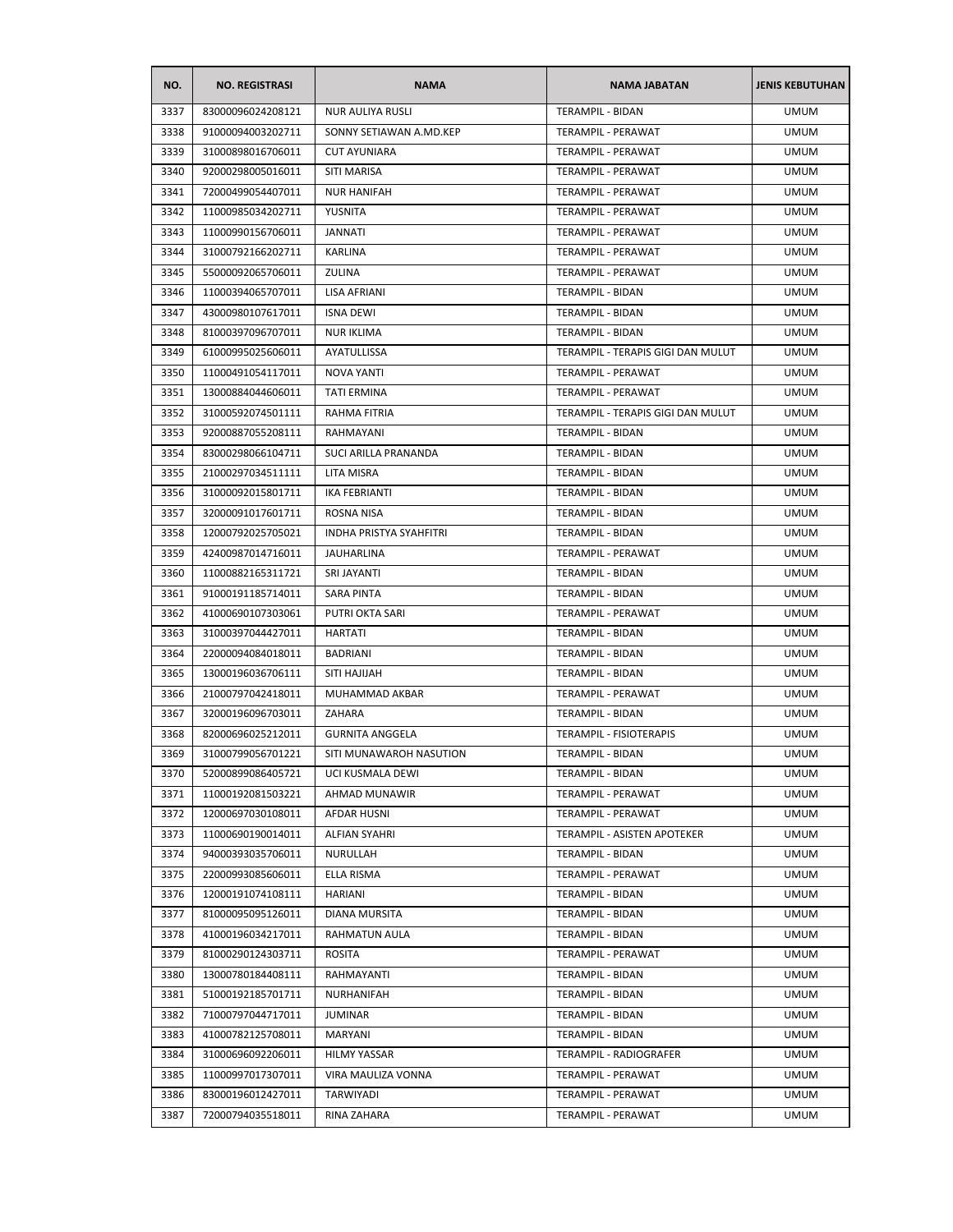| NO. | NO. REGISTRASI | NAMA | NAMA JABATAN | JENIS KEBUTUHAN |
|---|---|---|---|---|
| 3337 | 83000096024208121 | NUR AULIYA RUSLI | TERAMPIL - BIDAN | UMUM |
| 3338 | 91000094003202711 | SONNY SETIAWAN A.MD.KEP | TERAMPIL - PERAWAT | UMUM |
| 3339 | 31000898016706011 | CUT AYUNIARA | TERAMPIL - PERAWAT | UMUM |
| 3340 | 92000298005016011 | SITI MARISA | TERAMPIL - PERAWAT | UMUM |
| 3341 | 72000499054407011 | NUR HANIFAH | TERAMPIL - PERAWAT | UMUM |
| 3342 | 11000985034202711 | YUSNITA | TERAMPIL - PERAWAT | UMUM |
| 3343 | 11000990156706011 | JANNATI | TERAMPIL - PERAWAT | UMUM |
| 3344 | 31000792166202711 | KARLINA | TERAMPIL - PERAWAT | UMUM |
| 3345 | 55000092065706011 | ZULINA | TERAMPIL - PERAWAT | UMUM |
| 3346 | 11000394065707011 | LISA AFRIANI | TERAMPIL - BIDAN | UMUM |
| 3347 | 43000980107617011 | ISNA DEWI | TERAMPIL - BIDAN | UMUM |
| 3348 | 81000397096707011 | NUR IKLIMA | TERAMPIL - BIDAN | UMUM |
| 3349 | 61000995025606011 | AYATULLISSA | TERAMPIL - TERAPIS GIGI DAN MULUT | UMUM |
| 3350 | 11000491054117011 | NOVA YANTI | TERAMPIL - PERAWAT | UMUM |
| 3351 | 13000884044606011 | TATI ERMINA | TERAMPIL - PERAWAT | UMUM |
| 3352 | 31000592074501111 | RAHMA FITRIA | TERAMPIL - TERAPIS GIGI DAN MULUT | UMUM |
| 3353 | 92000887055208111 | RAHMAYANI | TERAMPIL - BIDAN | UMUM |
| 3354 | 83000298066104711 | SUCI ARILLA PRANANDA | TERAMPIL - BIDAN | UMUM |
| 3355 | 21000297034511111 | LITA MISRA | TERAMPIL - BIDAN | UMUM |
| 3356 | 31000092015801711 | IKA FEBRIANTI | TERAMPIL - BIDAN | UMUM |
| 3357 | 32000091017601711 | ROSNA NISA | TERAMPIL - BIDAN | UMUM |
| 3358 | 12000792025705021 | INDHA PRISTYA SYAHFITRI | TERAMPIL - BIDAN | UMUM |
| 3359 | 42400987014716011 | JAUHARLINA | TERAMPIL - PERAWAT | UMUM |
| 3360 | 11000882165311721 | SRI JAYANTI | TERAMPIL - BIDAN | UMUM |
| 3361 | 91000191185714011 | SARA PINTA | TERAMPIL - BIDAN | UMUM |
| 3362 | 41000690107303061 | PUTRI OKTA SARI | TERAMPIL - PERAWAT | UMUM |
| 3363 | 31000397044427011 | HARTATI | TERAMPIL - BIDAN | UMUM |
| 3364 | 22000094084018011 | BADRIANI | TERAMPIL - BIDAN | UMUM |
| 3365 | 13000196036706111 | SITI HAJIJAH | TERAMPIL - BIDAN | UMUM |
| 3366 | 21000797042418011 | MUHAMMAD AKBAR | TERAMPIL - PERAWAT | UMUM |
| 3367 | 32000196096703011 | ZAHARA | TERAMPIL - BIDAN | UMUM |
| 3368 | 82000696025212011 | GURNITA ANGGELA | TERAMPIL - FISIOTERAPIS | UMUM |
| 3369 | 31000799056701221 | SITI MUNAWAROH NASUTION | TERAMPIL - BIDAN | UMUM |
| 3370 | 52000899086405721 | UCI KUSMALA DEWI | TERAMPIL - BIDAN | UMUM |
| 3371 | 11000192081503221 | AHMAD MUNAWIR | TERAMPIL - PERAWAT | UMUM |
| 3372 | 12000697030108011 | AFDAR HUSNI | TERAMPIL - PERAWAT | UMUM |
| 3373 | 11000690190014011 | ALFIAN SYAHRI | TERAMPIL - ASISTEN APOTEKER | UMUM |
| 3374 | 94000393035706011 | NURULLAH | TERAMPIL - BIDAN | UMUM |
| 3375 | 22000993085606011 | ELLA RISMA | TERAMPIL - PERAWAT | UMUM |
| 3376 | 12000191074108111 | HARIANI | TERAMPIL - BIDAN | UMUM |
| 3377 | 81000095095126011 | DIANA MURSITA | TERAMPIL - BIDAN | UMUM |
| 3378 | 41000196034217011 | RAHMATUN AULA | TERAMPIL - BIDAN | UMUM |
| 3379 | 81000290124303711 | ROSITA | TERAMPIL - PERAWAT | UMUM |
| 3380 | 13000780184408111 | RAHMAYANTI | TERAMPIL - BIDAN | UMUM |
| 3381 | 51000192185701711 | NURHANIFAH | TERAMPIL - BIDAN | UMUM |
| 3382 | 71000797044717011 | JUMINAR | TERAMPIL - BIDAN | UMUM |
| 3383 | 41000782125708011 | MARYANI | TERAMPIL - BIDAN | UMUM |
| 3384 | 31000696092206011 | HILMY YASSAR | TERAMPIL - RADIOGRAFER | UMUM |
| 3385 | 11000997017307011 | VIRA MAULIZA VONNA | TERAMPIL - PERAWAT | UMUM |
| 3386 | 83000196012427011 | TARWIYADI | TERAMPIL - PERAWAT | UMUM |
| 3387 | 72000794035518011 | RINA ZAHARA | TERAMPIL - PERAWAT | UMUM |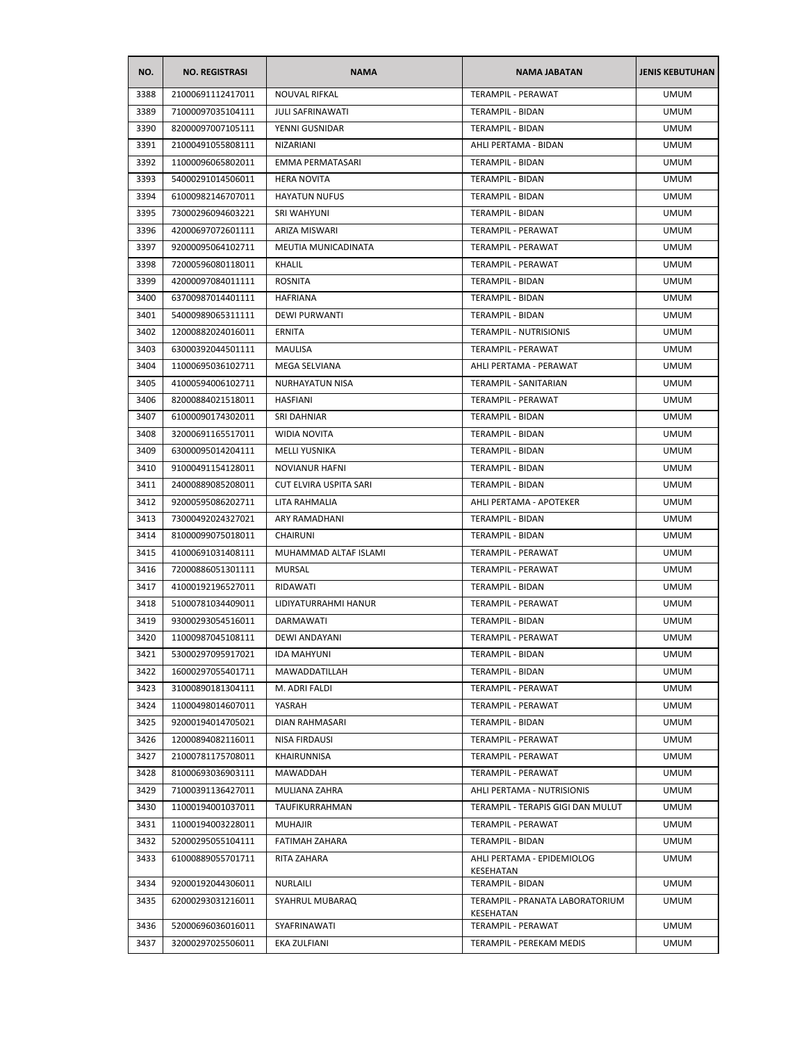| NO. | NO. REGISTRASI | NAMA | NAMA JABATAN | JENIS KEBUTUHAN |
|---|---|---|---|---|
| 3388 | 21000691112417011 | NOUVAL RIFKAL | TERAMPIL - PERAWAT | UMUM |
| 3389 | 71000097035104111 | JULI SAFRINAWATI | TERAMPIL - BIDAN | UMUM |
| 3390 | 82000097007105111 | YENNI GUSNIDAR | TERAMPIL - BIDAN | UMUM |
| 3391 | 21000491055808111 | NIZARIANI | AHLI PERTAMA - BIDAN | UMUM |
| 3392 | 11000096065802011 | EMMA PERMATASARI | TERAMPIL - BIDAN | UMUM |
| 3393 | 54000291014506011 | HERA NOVITA | TERAMPIL - BIDAN | UMUM |
| 3394 | 61000982146707011 | HAYATUN NUFUS | TERAMPIL - BIDAN | UMUM |
| 3395 | 73000296094603221 | SRI WAHYUNI | TERAMPIL - BIDAN | UMUM |
| 3396 | 42000697072601111 | ARIZA MISWARI | TERAMPIL - PERAWAT | UMUM |
| 3397 | 92000095064102711 | MEUTIA MUNICADINATA | TERAMPIL - PERAWAT | UMUM |
| 3398 | 72000596080118011 | KHALIL | TERAMPIL - PERAWAT | UMUM |
| 3399 | 42000097084011111 | ROSNITA | TERAMPIL - BIDAN | UMUM |
| 3400 | 63700987014401111 | HAFRIANA | TERAMPIL - BIDAN | UMUM |
| 3401 | 54000989065311111 | DEWI PURWANTI | TERAMPIL - BIDAN | UMUM |
| 3402 | 12000882024016011 | ERNITA | TERAMPIL - NUTRISIONIS | UMUM |
| 3403 | 63000392044501111 | MAULISA | TERAMPIL - PERAWAT | UMUM |
| 3404 | 11000695036102711 | MEGA SELVIANA | AHLI PERTAMA - PERAWAT | UMUM |
| 3405 | 41000594006102711 | NURHAYATUN NISA | TERAMPIL - SANITARIAN | UMUM |
| 3406 | 82000884021518011 | HASFIANI | TERAMPIL - PERAWAT | UMUM |
| 3407 | 61000090174302011 | SRI DAHNIAR | TERAMPIL - BIDAN | UMUM |
| 3408 | 32000691165517011 | WIDIA NOVITA | TERAMPIL - BIDAN | UMUM |
| 3409 | 63000095014204111 | MELLI YUSNIKA | TERAMPIL - BIDAN | UMUM |
| 3410 | 91000491154128011 | NOVIANUR HAFNI | TERAMPIL - BIDAN | UMUM |
| 3411 | 24000889085208011 | CUT ELVIRA USPITA SARI | TERAMPIL - BIDAN | UMUM |
| 3412 | 92000595086202711 | LITA RAHMALIA | AHLI PERTAMA - APOTEKER | UMUM |
| 3413 | 73000492024327021 | ARY RAMADHANI | TERAMPIL - BIDAN | UMUM |
| 3414 | 81000099075018011 | CHAIRUNI | TERAMPIL - BIDAN | UMUM |
| 3415 | 41000691031408111 | MUHAMMAD ALTAF ISLAMI | TERAMPIL - PERAWAT | UMUM |
| 3416 | 72000886051301111 | MURSAL | TERAMPIL - PERAWAT | UMUM |
| 3417 | 41000192196527011 | RIDAWATI | TERAMPIL - BIDAN | UMUM |
| 3418 | 51000781034409011 | LIDIYATURRAHMI HANUR | TERAMPIL - PERAWAT | UMUM |
| 3419 | 93000293054516011 | DARMAWATI | TERAMPIL - BIDAN | UMUM |
| 3420 | 11000987045108111 | DEWI ANDAYANI | TERAMPIL - PERAWAT | UMUM |
| 3421 | 53000297095917021 | IDA MAHYUNI | TERAMPIL - BIDAN | UMUM |
| 3422 | 16000297055401711 | MAWADDATILLAH | TERAMPIL - BIDAN | UMUM |
| 3423 | 31000890181304111 | M. ADRI FALDI | TERAMPIL - PERAWAT | UMUM |
| 3424 | 11000498014607011 | YASRAH | TERAMPIL - PERAWAT | UMUM |
| 3425 | 92000194014705021 | DIAN RAHMASARI | TERAMPIL - BIDAN | UMUM |
| 3426 | 12000894082116011 | NISA FIRDAUSI | TERAMPIL - PERAWAT | UMUM |
| 3427 | 21000781175708011 | KHAIRUNNISA | TERAMPIL - PERAWAT | UMUM |
| 3428 | 81000693036903111 | MAWADDAH | TERAMPIL - PERAWAT | UMUM |
| 3429 | 71000391136427011 | MULIANA ZAHRA | AHLI PERTAMA - NUTRISIONIS | UMUM |
| 3430 | 11000194001037011 | TAUFIKURRAHMAN | TERAMPIL - TERAPIS GIGI DAN MULUT | UMUM |
| 3431 | 11000194003228011 | MUHAJIR | TERAMPIL - PERAWAT | UMUM |
| 3432 | 52000295055104111 | FATIMAH ZAHARA | TERAMPIL - BIDAN | UMUM |
| 3433 | 61000889055701711 | RITA ZAHARA | AHLI PERTAMA - EPIDEMIOLOG KESEHATAN | UMUM |
| 3434 | 92000192044306011 | NURLAILI | TERAMPIL - BIDAN | UMUM |
| 3435 | 62000293031216011 | SYAHRUL MUBARAQ | TERAMPIL - PRANATA LABORATORIUM KESEHATAN | UMUM |
| 3436 | 52000696036016011 | SYAFRINAWATI | TERAMPIL - PERAWAT | UMUM |
| 3437 | 32000297025506011 | EKA ZULFIANI | TERAMPIL - PEREKAM MEDIS | UMUM |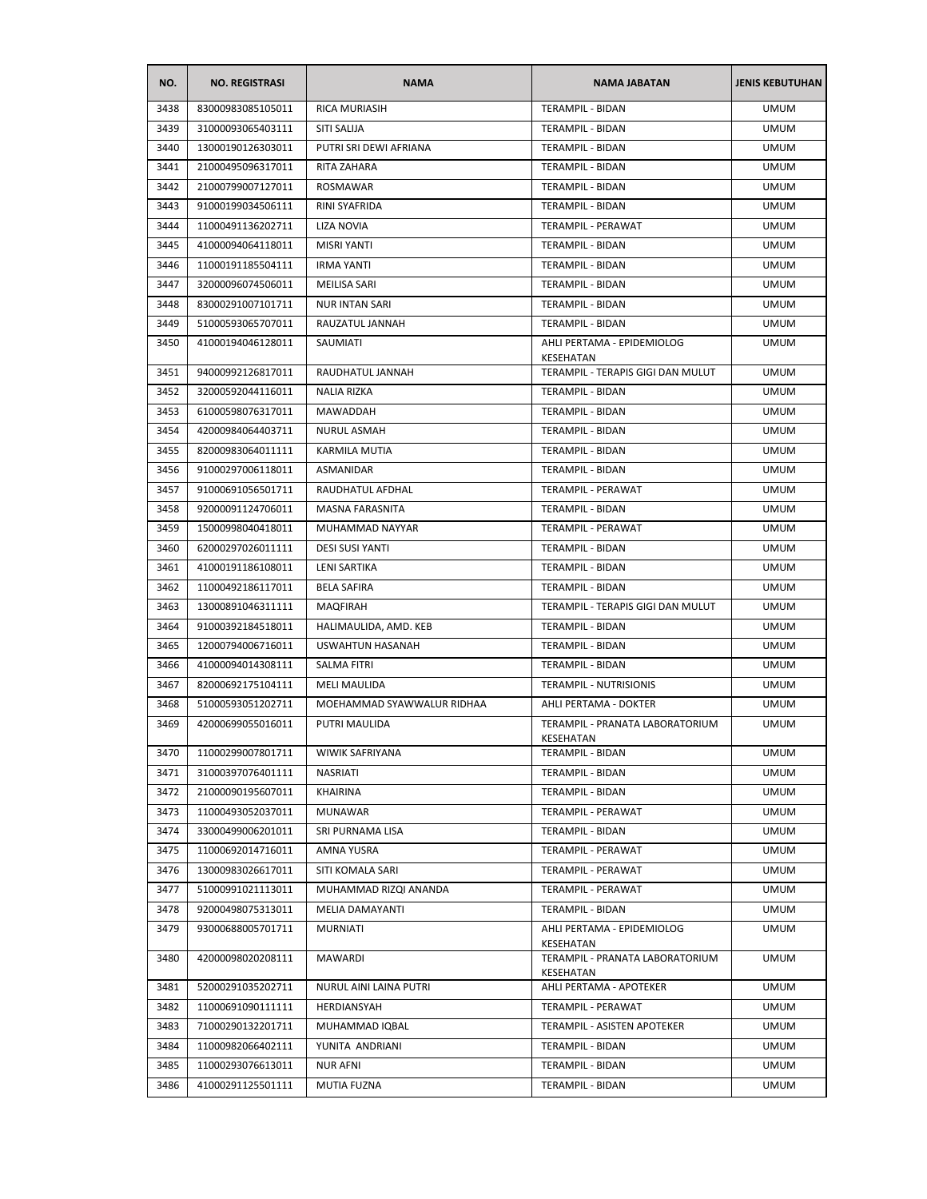| NO. | NO. REGISTRASI | NAMA | NAMA JABATAN | JENIS KEBUTUHAN |
|---|---|---|---|---|
| 3438 | 83000983085105011 | RICA MURIASIH | TERAMPIL - BIDAN | UMUM |
| 3439 | 31000093065403111 | SITI SALIJA | TERAMPIL - BIDAN | UMUM |
| 3440 | 13000190126303011 | PUTRI SRI DEWI AFRIANA | TERAMPIL - BIDAN | UMUM |
| 3441 | 21000495096317011 | RITA ZAHARA | TERAMPIL - BIDAN | UMUM |
| 3442 | 21000799007127011 | ROSMAWAR | TERAMPIL - BIDAN | UMUM |
| 3443 | 91000199034506111 | RINI SYAFRIDA | TERAMPIL - BIDAN | UMUM |
| 3444 | 11000491136202711 | LIZA NOVIA | TERAMPIL - PERAWAT | UMUM |
| 3445 | 41000094064118011 | MISRI YANTI | TERAMPIL - BIDAN | UMUM |
| 3446 | 11000191185504111 | IRMA YANTI | TERAMPIL - BIDAN | UMUM |
| 3447 | 32000096074506011 | MEILISA SARI | TERAMPIL - BIDAN | UMUM |
| 3448 | 83000291007101711 | NUR INTAN SARI | TERAMPIL - BIDAN | UMUM |
| 3449 | 51000593065707011 | RAUZATUL JANNAH | TERAMPIL - BIDAN | UMUM |
| 3450 | 41000194046128011 | SAUMIATI | AHLI PERTAMA - EPIDEMIOLOG KESEHATAN | UMUM |
| 3451 | 94000992126817011 | RAUDHATUL JANNAH | TERAMPIL - TERAPIS GIGI DAN MULUT | UMUM |
| 3452 | 32000592044116011 | NALIA RIZKA | TERAMPIL - BIDAN | UMUM |
| 3453 | 61000598076317011 | MAWADDAH | TERAMPIL - BIDAN | UMUM |
| 3454 | 42000984064403711 | NURUL ASMAH | TERAMPIL - BIDAN | UMUM |
| 3455 | 82000983064011111 | KARMILA MUTIA | TERAMPIL - BIDAN | UMUM |
| 3456 | 91000297006118011 | ASMANIDAR | TERAMPIL - BIDAN | UMUM |
| 3457 | 91000691056501711 | RAUDHATUL AFDHAL | TERAMPIL - PERAWAT | UMUM |
| 3458 | 92000091124706011 | MASNA FARASNITA | TERAMPIL - BIDAN | UMUM |
| 3459 | 15000998040418011 | MUHAMMAD NAYYAR | TERAMPIL - PERAWAT | UMUM |
| 3460 | 62000297026011111 | DESI SUSI YANTI | TERAMPIL - BIDAN | UMUM |
| 3461 | 41000191186108011 | LENI SARTIKA | TERAMPIL - BIDAN | UMUM |
| 3462 | 11000492186117011 | BELA SAFIRA | TERAMPIL - BIDAN | UMUM |
| 3463 | 13000891046311111 | MAQFIRAH | TERAMPIL - TERAPIS GIGI DAN MULUT | UMUM |
| 3464 | 91000392184518011 | HALIMAULIDA, AMD. KEB | TERAMPIL - BIDAN | UMUM |
| 3465 | 12000794006716011 | USWAHTUN HASANAH | TERAMPIL - BIDAN | UMUM |
| 3466 | 41000094014308111 | SALMA FITRI | TERAMPIL - BIDAN | UMUM |
| 3467 | 82000692175104111 | MELI MAULIDA | TERAMPIL - NUTRISIONIS | UMUM |
| 3468 | 51000593051202711 | MOEHAMMAD SYAWWALUR RIDHAA | AHLI PERTAMA - DOKTER | UMUM |
| 3469 | 42000699055016011 | PUTRI MAULIDA | TERAMPIL - PRANATA LABORATORIUM KESEHATAN | UMUM |
| 3470 | 11000299007801711 | WIWIK SAFRIYANA | TERAMPIL - BIDAN | UMUM |
| 3471 | 31000397076401111 | NASRIATI | TERAMPIL - BIDAN | UMUM |
| 3472 | 21000090195607011 | KHAIRINA | TERAMPIL - BIDAN | UMUM |
| 3473 | 11000493052037011 | MUNAWAR | TERAMPIL - PERAWAT | UMUM |
| 3474 | 33000499006201011 | SRI PURNAMA LISA | TERAMPIL - BIDAN | UMUM |
| 3475 | 11000692014716011 | AMNA YUSRA | TERAMPIL - PERAWAT | UMUM |
| 3476 | 13000983026617011 | SITI KOMALA SARI | TERAMPIL - PERAWAT | UMUM |
| 3477 | 51000991021113011 | MUHAMMAD RIZQI ANANDA | TERAMPIL - PERAWAT | UMUM |
| 3478 | 92000498075313011 | MELIA DAMAYANTI | TERAMPIL - BIDAN | UMUM |
| 3479 | 93000688005701711 | MURNIATI | AHLI PERTAMA - EPIDEMIOLOG KESEHATAN | UMUM |
| 3480 | 42000098020208111 | MAWARDI | TERAMPIL - PRANATA LABORATORIUM KESEHATAN | UMUM |
| 3481 | 52000291035202711 | NURUL AINI LAINA PUTRI | AHLI PERTAMA - APOTEKER | UMUM |
| 3482 | 11000691090111111 | HERDIANSYAH | TERAMPIL - PERAWAT | UMUM |
| 3483 | 71000290132201711 | MUHAMMAD IQBAL | TERAMPIL - ASISTEN APOTEKER | UMUM |
| 3484 | 11000982066402111 | YUNITA ANDRIANI | TERAMPIL - BIDAN | UMUM |
| 3485 | 11000293076613011 | NUR AFNI | TERAMPIL - BIDAN | UMUM |
| 3486 | 41000291125501111 | MUTIA FUZNA | TERAMPIL - BIDAN | UMUM |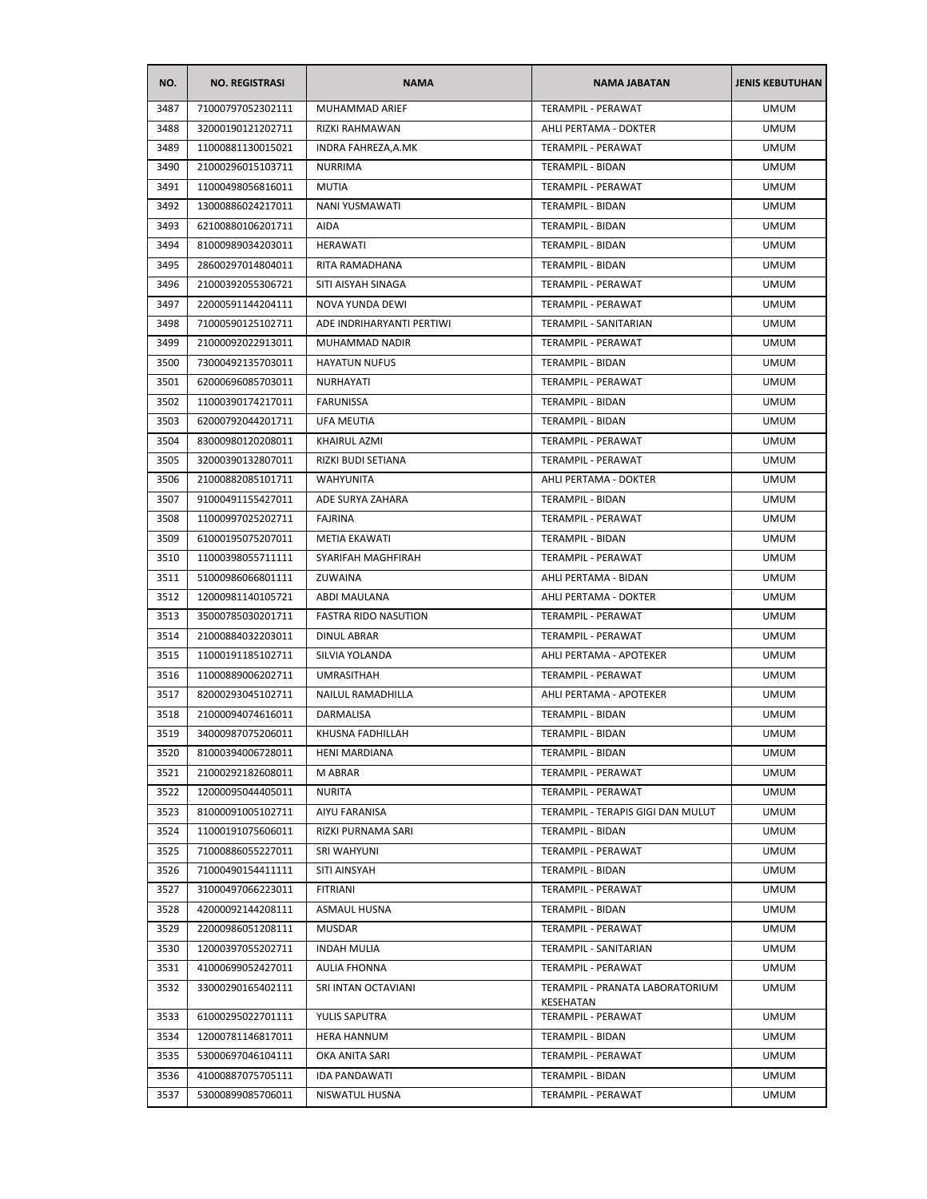| NO. | NO. REGISTRASI | NAMA | NAMA JABATAN | JENIS KEBUTUHAN |
| --- | --- | --- | --- | --- |
| 3487 | 71000797052302111 | MUHAMMAD ARIEF | TERAMPIL - PERAWAT | UMUM |
| 3488 | 32000190121202711 | RIZKI RAHMAWAN | AHLI PERTAMA - DOKTER | UMUM |
| 3489 | 11000881130015021 | INDRA FAHREZA,A.MK | TERAMPIL - PERAWAT | UMUM |
| 3490 | 21000296015103711 | NURRIMA | TERAMPIL - BIDAN | UMUM |
| 3491 | 11000498056816011 | MUTIA | TERAMPIL - PERAWAT | UMUM |
| 3492 | 13000886024217011 | NANI YUSMAWATI | TERAMPIL - BIDAN | UMUM |
| 3493 | 62100880106201711 | AIDA | TERAMPIL - BIDAN | UMUM |
| 3494 | 81000989034203011 | HERAWATI | TERAMPIL - BIDAN | UMUM |
| 3495 | 28600297014804011 | RITA RAMADHANA | TERAMPIL - BIDAN | UMUM |
| 3496 | 21000392055306721 | SITI AISYAH SINAGA | TERAMPIL - PERAWAT | UMUM |
| 3497 | 22000591144204111 | NOVA YUNDA DEWI | TERAMPIL - PERAWAT | UMUM |
| 3498 | 71000590125102711 | ADE INDRIHARYANTI PERTIWI | TERAMPIL - SANITARIAN | UMUM |
| 3499 | 21000092022913011 | MUHAMMAD NADIR | TERAMPIL - PERAWAT | UMUM |
| 3500 | 73000492135703011 | HAYATUN NUFUS | TERAMPIL - BIDAN | UMUM |
| 3501 | 62000696085703011 | NURHAYATI | TERAMPIL - PERAWAT | UMUM |
| 3502 | 11000390174217011 | FARUNISSA | TERAMPIL - BIDAN | UMUM |
| 3503 | 62000792044201711 | UFA MEUTIA | TERAMPIL - BIDAN | UMUM |
| 3504 | 83000980120208011 | KHAIRUL AZMI | TERAMPIL - PERAWAT | UMUM |
| 3505 | 32000390132807011 | RIZKI BUDI SETIANA | TERAMPIL - PERAWAT | UMUM |
| 3506 | 21000882085101711 | WAHYUNITA | AHLI PERTAMA - DOKTER | UMUM |
| 3507 | 91000491155427011 | ADE SURYA ZAHARA | TERAMPIL - BIDAN | UMUM |
| 3508 | 11000997025202711 | FAJRINA | TERAMPIL - PERAWAT | UMUM |
| 3509 | 61000195075207011 | METIA EKAWATI | TERAMPIL - BIDAN | UMUM |
| 3510 | 11000398055711111 | SYARIFAH MAGHFIRAH | TERAMPIL - PERAWAT | UMUM |
| 3511 | 51000986066801111 | ZUWAINA | AHLI PERTAMA - BIDAN | UMUM |
| 3512 | 12000981140105721 | ABDI MAULANA | AHLI PERTAMA - DOKTER | UMUM |
| 3513 | 35000785030201711 | FASTRA RIDO NASUTION | TERAMPIL - PERAWAT | UMUM |
| 3514 | 21000884032203011 | DINUL ABRAR | TERAMPIL - PERAWAT | UMUM |
| 3515 | 11000191185102711 | SILVIA YOLANDA | AHLI PERTAMA - APOTEKER | UMUM |
| 3516 | 11000889006202711 | UMRASITHAH | TERAMPIL - PERAWAT | UMUM |
| 3517 | 82000293045102711 | NAILUL RAMADHILLA | AHLI PERTAMA - APOTEKER | UMUM |
| 3518 | 21000094074616011 | DARMALISA | TERAMPIL - BIDAN | UMUM |
| 3519 | 34000987075206011 | KHUSNA FADHILLAH | TERAMPIL - BIDAN | UMUM |
| 3520 | 81000394006728011 | HENI MARDIANA | TERAMPIL - BIDAN | UMUM |
| 3521 | 21000292182608011 | M ABRAR | TERAMPIL - PERAWAT | UMUM |
| 3522 | 12000095044405011 | NURITA | TERAMPIL - PERAWAT | UMUM |
| 3523 | 81000091005102711 | AIYU FARANISA | TERAMPIL - TERAPIS GIGI DAN MULUT | UMUM |
| 3524 | 11000191075606011 | RIZKI PURNAMA SARI | TERAMPIL - BIDAN | UMUM |
| 3525 | 71000886055227011 | SRI WAHYUNI | TERAMPIL - PERAWAT | UMUM |
| 3526 | 71000490154411111 | SITI AINSYAH | TERAMPIL - BIDAN | UMUM |
| 3527 | 31000497066223011 | FITRIANI | TERAMPIL - PERAWAT | UMUM |
| 3528 | 42000092144208111 | ASMAUL HUSNA | TERAMPIL - BIDAN | UMUM |
| 3529 | 22000986051208111 | MUSDAR | TERAMPIL - PERAWAT | UMUM |
| 3530 | 12000397055202711 | INDAH MULIA | TERAMPIL - SANITARIAN | UMUM |
| 3531 | 41000699052427011 | AULIA FHONNA | TERAMPIL - PERAWAT | UMUM |
| 3532 | 33000290165402111 | SRI INTAN OCTAVIANI | TERAMPIL - PRANATA LABORATORIUM KESEHATAN | UMUM |
| 3533 | 61000295022701111 | YULIS SAPUTRA | TERAMPIL - PERAWAT | UMUM |
| 3534 | 12000781146817011 | HERA HANNUM | TERAMPIL - BIDAN | UMUM |
| 3535 | 53000697046104111 | OKA ANITA SARI | TERAMPIL - PERAWAT | UMUM |
| 3536 | 41000887075705111 | IDA PANDAWATI | TERAMPIL - BIDAN | UMUM |
| 3537 | 53000899085706011 | NISWATUL HUSNA | TERAMPIL - PERAWAT | UMUM |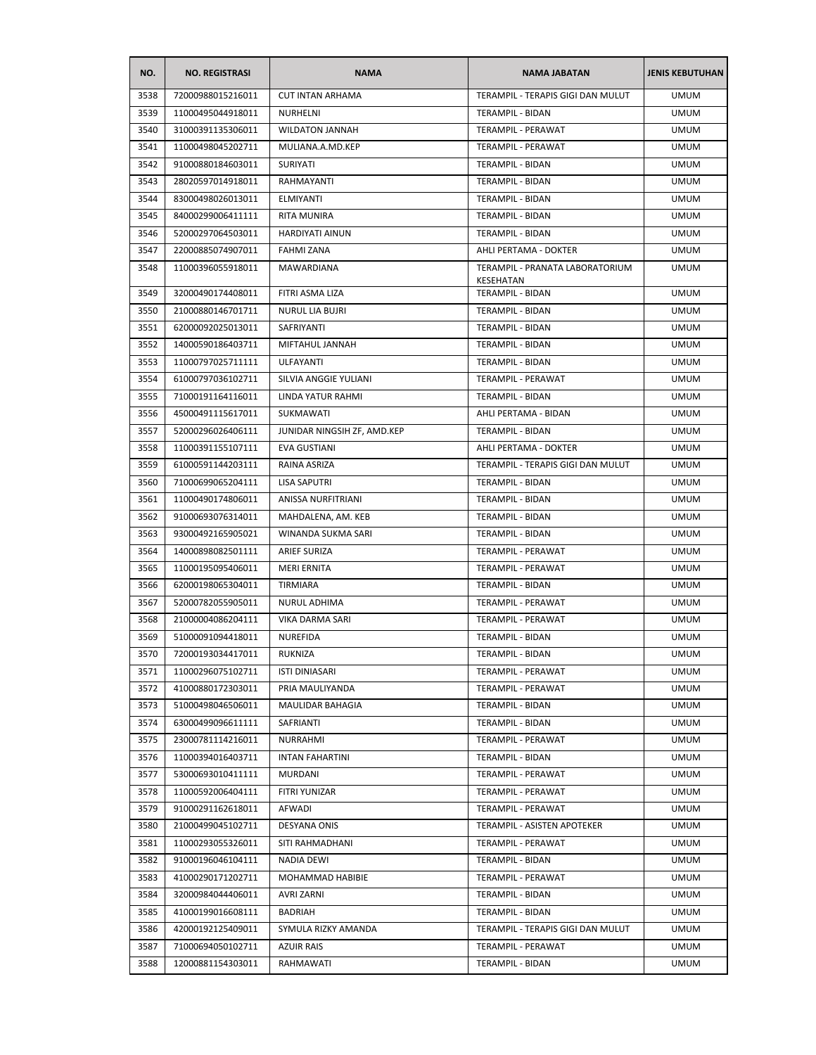| NO. | NO. REGISTRASI | NAMA | NAMA JABATAN | JENIS KEBUTUHAN |
| --- | --- | --- | --- | --- |
| 3538 | 72000988015216011 | CUT INTAN ARHAMA | TERAMPIL - TERAPIS GIGI DAN MULUT | UMUM |
| 3539 | 11000495044918011 | NURHELNI | TERAMPIL - BIDAN | UMUM |
| 3540 | 31000391135306011 | WILDATON JANNAH | TERAMPIL - PERAWAT | UMUM |
| 3541 | 11000498045202711 | MULIANA.A.MD.KEP | TERAMPIL - PERAWAT | UMUM |
| 3542 | 91000880184603011 | SURIYATI | TERAMPIL - BIDAN | UMUM |
| 3543 | 28020597014918011 | RAHMAYANTI | TERAMPIL - BIDAN | UMUM |
| 3544 | 83000498026013011 | ELMIYANTI | TERAMPIL - BIDAN | UMUM |
| 3545 | 84000299006411111 | RITA MUNIRA | TERAMPIL - BIDAN | UMUM |
| 3546 | 52000297064503011 | HARDIYATI AINUN | TERAMPIL - BIDAN | UMUM |
| 3547 | 22000885074907011 | FAHMI ZANA | AHLI PERTAMA - DOKTER | UMUM |
| 3548 | 11000396055918011 | MAWARDIANA | TERAMPIL - PRANATA LABORATORIUM KESEHATAN | UMUM |
| 3549 | 32000490174408011 | FITRI ASMA LIZA | TERAMPIL - BIDAN | UMUM |
| 3550 | 21000880146701711 | NURUL LIA BUJRI | TERAMPIL - BIDAN | UMUM |
| 3551 | 62000092025013011 | SAFRIYANTI | TERAMPIL - BIDAN | UMUM |
| 3552 | 14000590186403711 | MIFTAHUL JANNAH | TERAMPIL - BIDAN | UMUM |
| 3553 | 11000797025711111 | ULFAYANTI | TERAMPIL - BIDAN | UMUM |
| 3554 | 61000797036102711 | SILVIA ANGGIE YULIANI | TERAMPIL - PERAWAT | UMUM |
| 3555 | 71000191164116011 | LINDA YATUR RAHMI | TERAMPIL - BIDAN | UMUM |
| 3556 | 45000491115617011 | SUKMAWATI | AHLI PERTAMA - BIDAN | UMUM |
| 3557 | 52000296026406111 | JUNIDAR NINGSIH ZF, AMD.KEP | TERAMPIL - BIDAN | UMUM |
| 3558 | 11000391155107111 | EVA GUSTIANI | AHLI PERTAMA - DOKTER | UMUM |
| 3559 | 61000591144203111 | RAINA ASRIZA | TERAMPIL - TERAPIS GIGI DAN MULUT | UMUM |
| 3560 | 71000699065204111 | LISA SAPUTRI | TERAMPIL - BIDAN | UMUM |
| 3561 | 11000490174806011 | ANISSA NURFITRIANI | TERAMPIL - BIDAN | UMUM |
| 3562 | 91000693076314011 | MAHDALENA, AM. KEB | TERAMPIL - BIDAN | UMUM |
| 3563 | 93000492165905021 | WINANDA SUKMA SARI | TERAMPIL - BIDAN | UMUM |
| 3564 | 14000898082501111 | ARIEF SURIZA | TERAMPIL - PERAWAT | UMUM |
| 3565 | 11000195095406011 | MERI ERNITA | TERAMPIL - PERAWAT | UMUM |
| 3566 | 62000198065304011 | TIRMIARA | TERAMPIL - BIDAN | UMUM |
| 3567 | 52000782055905011 | NURUL ADHIMA | TERAMPIL - PERAWAT | UMUM |
| 3568 | 21000004086204111 | VIKA DARMA SARI | TERAMPIL - PERAWAT | UMUM |
| 3569 | 51000091094418011 | NUREFIDA | TERAMPIL - BIDAN | UMUM |
| 3570 | 72000193034417011 | RUKNIZA | TERAMPIL - BIDAN | UMUM |
| 3571 | 11000296075102711 | ISTI DINIASARI | TERAMPIL - PERAWAT | UMUM |
| 3572 | 41000880172303011 | PRIA MAULIYANDA | TERAMPIL - PERAWAT | UMUM |
| 3573 | 51000498046506011 | MAULIDAR BAHAGIA | TERAMPIL - BIDAN | UMUM |
| 3574 | 63000499096611111 | SAFRIANTI | TERAMPIL - BIDAN | UMUM |
| 3575 | 23000781114216011 | NURRAHMI | TERAMPIL - PERAWAT | UMUM |
| 3576 | 11000394016403711 | INTAN FAHARTINI | TERAMPIL - BIDAN | UMUM |
| 3577 | 53000693010411111 | MURDANI | TERAMPIL - PERAWAT | UMUM |
| 3578 | 11000592006404111 | FITRI YUNIZAR | TERAMPIL - PERAWAT | UMUM |
| 3579 | 91000291162618011 | AFWADI | TERAMPIL - PERAWAT | UMUM |
| 3580 | 21000499045102711 | DESYANA ONIS | TERAMPIL - ASISTEN APOTEKER | UMUM |
| 3581 | 11000293055326011 | SITI RAHMADHANI | TERAMPIL - PERAWAT | UMUM |
| 3582 | 91000196046104111 | NADIA DEWI | TERAMPIL - BIDAN | UMUM |
| 3583 | 41000290171202711 | MOHAMMAD HABIBIE | TERAMPIL - PERAWAT | UMUM |
| 3584 | 32000984044406011 | AVRI ZARNI | TERAMPIL - BIDAN | UMUM |
| 3585 | 41000199016608111 | BADRIAH | TERAMPIL - BIDAN | UMUM |
| 3586 | 42000192125409011 | SYMULA RIZKY AMANDA | TERAMPIL - TERAPIS GIGI DAN MULUT | UMUM |
| 3587 | 71000694050102711 | AZUIR RAIS | TERAMPIL - PERAWAT | UMUM |
| 3588 | 12000881154303011 | RAHMAWATI | TERAMPIL - BIDAN | UMUM |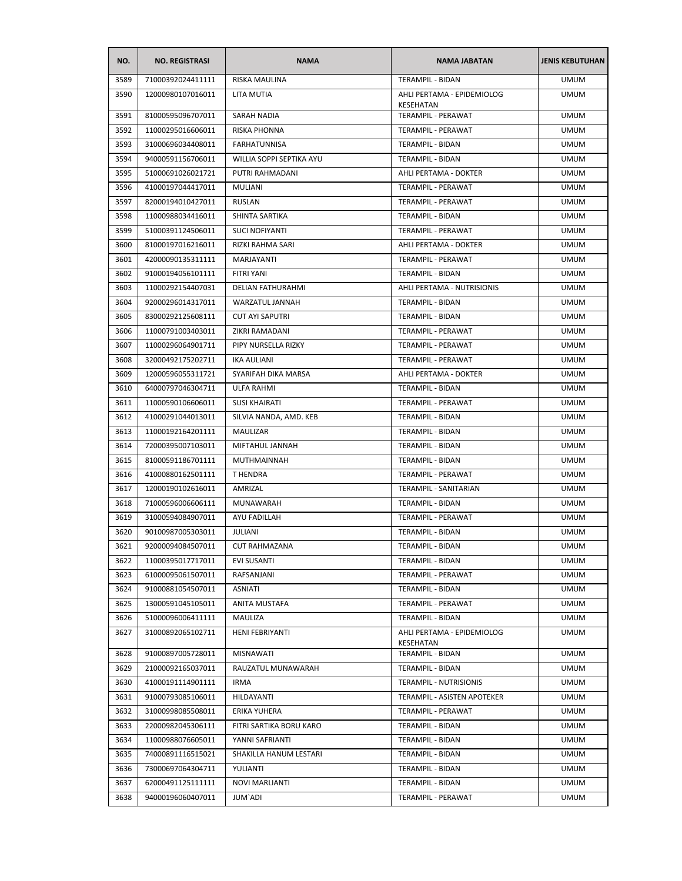| NO. | NO. REGISTRASI | NAMA | NAMA JABATAN | JENIS KEBUTUHAN |
|---|---|---|---|---|
| 3589 | 71000392024411111 | RISKA MAULINA | TERAMPIL - BIDAN | UMUM |
| 3590 | 12000980107016011 | LITA MUTIA | AHLI PERTAMA - EPIDEMIOLOG KESEHATAN | UMUM |
| 3591 | 81000595096707011 | SARAH NADIA | TERAMPIL - PERAWAT | UMUM |
| 3592 | 11000295016606011 | RISKA PHONNA | TERAMPIL - PERAWAT | UMUM |
| 3593 | 31000696034408011 | FARHATUNNISA | TERAMPIL - BIDAN | UMUM |
| 3594 | 94000591156706011 | WILLIA SOPPI SEPTIKA AYU | TERAMPIL - BIDAN | UMUM |
| 3595 | 51000691026021721 | PUTRI RAHMADANI | AHLI PERTAMA - DOKTER | UMUM |
| 3596 | 41000197044417011 | MULIANI | TERAMPIL - PERAWAT | UMUM |
| 3597 | 82000194010427011 | RUSLAN | TERAMPIL - PERAWAT | UMUM |
| 3598 | 11000988034416011 | SHINTA SARTIKA | TERAMPIL - BIDAN | UMUM |
| 3599 | 51000391124506011 | SUCI NOFIYANTI | TERAMPIL - PERAWAT | UMUM |
| 3600 | 81000197016216011 | RIZKI RAHMA SARI | AHLI PERTAMA - DOKTER | UMUM |
| 3601 | 42000090135311111 | MARJAYANTI | TERAMPIL - PERAWAT | UMUM |
| 3602 | 91000194056101111 | FITRI YANI | TERAMPIL - BIDAN | UMUM |
| 3603 | 11000292154407031 | DELIAN FATHURAHMI | AHLI PERTAMA - NUTRISIONIS | UMUM |
| 3604 | 92000296014317011 | WARZATUL JANNAH | TERAMPIL - BIDAN | UMUM |
| 3605 | 83000292125608111 | CUT AYI SAPUTRI | TERAMPIL - BIDAN | UMUM |
| 3606 | 11000791003403011 | ZIKRI RAMADANI | TERAMPIL - PERAWAT | UMUM |
| 3607 | 11000296064901711 | PIPY NURSELLA RIZKY | TERAMPIL - PERAWAT | UMUM |
| 3608 | 32000492175202711 | IKA AULIANI | TERAMPIL - PERAWAT | UMUM |
| 3609 | 12000596055311721 | SYARIFAH DIKA MARSA | AHLI PERTAMA - DOKTER | UMUM |
| 3610 | 64000797046304711 | ULFA RAHMI | TERAMPIL - BIDAN | UMUM |
| 3611 | 11000590106606011 | SUSI KHAIRATI | TERAMPIL - PERAWAT | UMUM |
| 3612 | 41000291044013011 | SILVIA NANDA, AMD. KEB | TERAMPIL - BIDAN | UMUM |
| 3613 | 11000192164201111 | MAULIZAR | TERAMPIL - BIDAN | UMUM |
| 3614 | 72000395007103011 | MIFTAHUL JANNAH | TERAMPIL - BIDAN | UMUM |
| 3615 | 81000591186701111 | MUTHMAINNAH | TERAMPIL - BIDAN | UMUM |
| 3616 | 41000880162501111 | T HENDRA | TERAMPIL - PERAWAT | UMUM |
| 3617 | 12000190102616011 | AMRIZAL | TERAMPIL - SANITARIAN | UMUM |
| 3618 | 71000596006606111 | MUNAWARAH | TERAMPIL - BIDAN | UMUM |
| 3619 | 31000594084907011 | AYU FADILLAH | TERAMPIL - PERAWAT | UMUM |
| 3620 | 90100987005303011 | JULIANI | TERAMPIL - BIDAN | UMUM |
| 3621 | 92000094084507011 | CUT RAHMAZANA | TERAMPIL - BIDAN | UMUM |
| 3622 | 11000395017717011 | EVI SUSANTI | TERAMPIL - BIDAN | UMUM |
| 3623 | 61000095061507011 | RAFSANJANI | TERAMPIL - PERAWAT | UMUM |
| 3624 | 91000881054507011 | ASNIATI | TERAMPIL - BIDAN | UMUM |
| 3625 | 13000591045105011 | ANITA MUSTAFA | TERAMPIL - PERAWAT | UMUM |
| 3626 | 51000096006411111 | MAULIZA | TERAMPIL - BIDAN | UMUM |
| 3627 | 31000892065102711 | HENI FEBRIYANTI | AHLI PERTAMA - EPIDEMIOLOG KESEHATAN | UMUM |
| 3628 | 91000897005728011 | MISNAWATI | TERAMPIL - BIDAN | UMUM |
| 3629 | 21000092165037011 | RAUZATUL MUNAWARAH | TERAMPIL - BIDAN | UMUM |
| 3630 | 41000191114901111 | IRMA | TERAMPIL - NUTRISIONIS | UMUM |
| 3631 | 91000793085106011 | HILDAYANTI | TERAMPIL - ASISTEN APOTEKER | UMUM |
| 3632 | 31000998085508011 | ERIKA YUHERA | TERAMPIL - PERAWAT | UMUM |
| 3633 | 22000982045306111 | FITRI SARTIKA BORU KARO | TERAMPIL - BIDAN | UMUM |
| 3634 | 11000988076605011 | YANNI SAFRIANTI | TERAMPIL - BIDAN | UMUM |
| 3635 | 74000891116515021 | SHAKILLA HANUM LESTARI | TERAMPIL - BIDAN | UMUM |
| 3636 | 73000697064304711 | YULIANTI | TERAMPIL - BIDAN | UMUM |
| 3637 | 62000491125111111 | NOVI MARLIANTI | TERAMPIL - BIDAN | UMUM |
| 3638 | 94000196060407011 | JUM`ADI | TERAMPIL - PERAWAT | UMUM |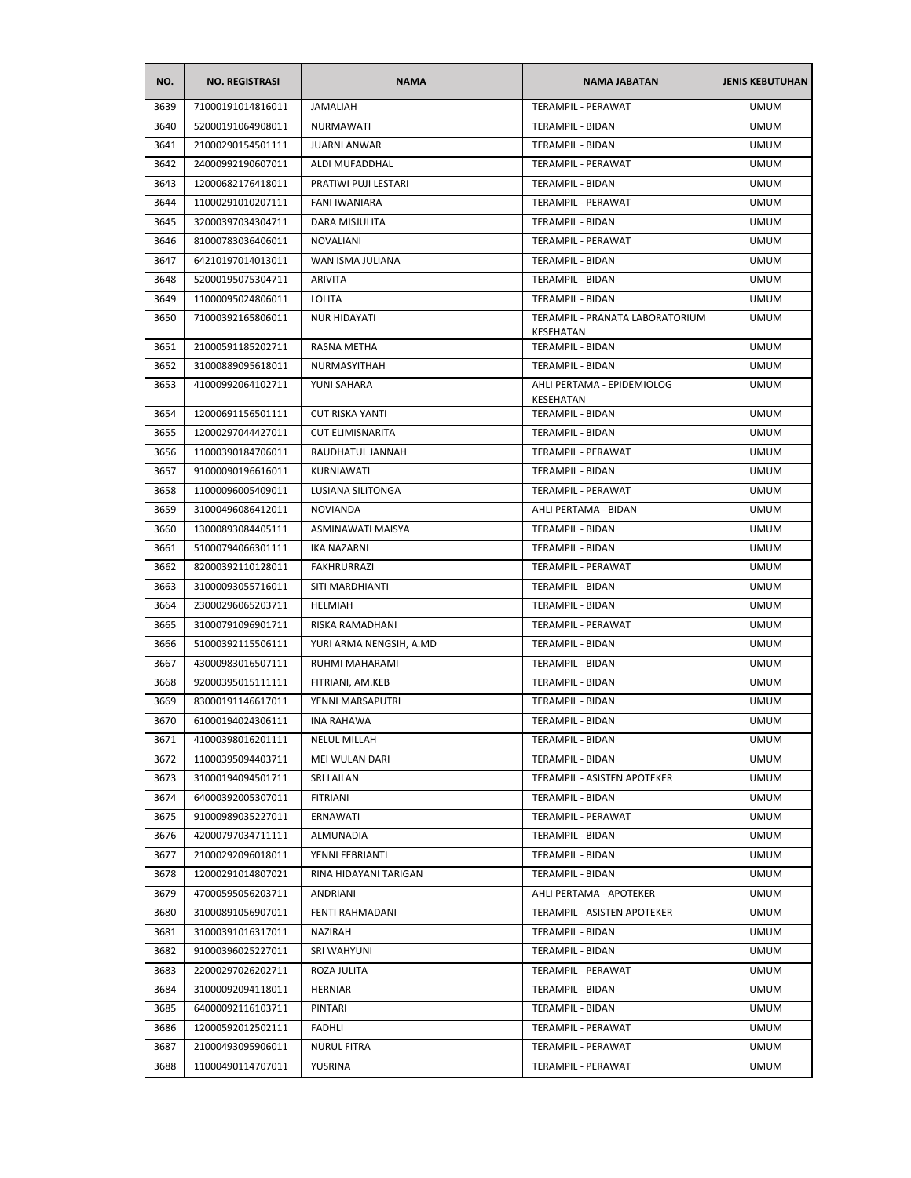| NO. | NO. REGISTRASI | NAMA | NAMA JABATAN | JENIS KEBUTUHAN |
|---|---|---|---|---|
| 3639 | 71000191014816011 | JAMALIAH | TERAMPIL - PERAWAT | UMUM |
| 3640 | 52000191064908011 | NURMAWATI | TERAMPIL - BIDAN | UMUM |
| 3641 | 21000290154501111 | JUARNI ANWAR | TERAMPIL - BIDAN | UMUM |
| 3642 | 24000992190607011 | ALDI MUFADDHAL | TERAMPIL - PERAWAT | UMUM |
| 3643 | 12000682176418011 | PRATIWI PUJI LESTARI | TERAMPIL - BIDAN | UMUM |
| 3644 | 11000291010207111 | FANI IWANIARA | TERAMPIL - PERAWAT | UMUM |
| 3645 | 32000397034304711 | DARA MISJULITA | TERAMPIL - BIDAN | UMUM |
| 3646 | 81000783036406011 | NOVALIANI | TERAMPIL - PERAWAT | UMUM |
| 3647 | 64210197014013011 | WAN ISMA JULIANA | TERAMPIL - BIDAN | UMUM |
| 3648 | 52000195075304711 | ARIVITA | TERAMPIL - BIDAN | UMUM |
| 3649 | 11000095024806011 | LOLITA | TERAMPIL - BIDAN | UMUM |
| 3650 | 71000392165806011 | NUR HIDAYATI | TERAMPIL - PRANATA LABORATORIUM KESEHATAN | UMUM |
| 3651 | 21000591185202711 | RASNA METHA | TERAMPIL - BIDAN | UMUM |
| 3652 | 31000889095618011 | NURMASYITHAH | TERAMPIL - BIDAN | UMUM |
| 3653 | 41000992064102711 | YUNI SAHARA | AHLI PERTAMA - EPIDEMIOLOG KESEHATAN | UMUM |
| 3654 | 12000691156501111 | CUT RISKA YANTI | TERAMPIL - BIDAN | UMUM |
| 3655 | 12000297044427011 | CUT ELIMISNARITA | TERAMPIL - BIDAN | UMUM |
| 3656 | 11000390184706011 | RAUDHATUL JANNAH | TERAMPIL - PERAWAT | UMUM |
| 3657 | 91000090196616011 | KURNIAWATI | TERAMPIL - BIDAN | UMUM |
| 3658 | 11000096005409011 | LUSIANA SILITONGA | TERAMPIL - PERAWAT | UMUM |
| 3659 | 31000496086412011 | NOVIANDA | AHLI PERTAMA - BIDAN | UMUM |
| 3660 | 13000893084405111 | ASMINAWATI MAISYA | TERAMPIL - BIDAN | UMUM |
| 3661 | 51000794066301111 | IKA NAZARNI | TERAMPIL - BIDAN | UMUM |
| 3662 | 82000392110128011 | FAKHRURRAZI | TERAMPIL - PERAWAT | UMUM |
| 3663 | 31000093055716011 | SITI MARDHIANTI | TERAMPIL - BIDAN | UMUM |
| 3664 | 23000296065203711 | HELMIAH | TERAMPIL - BIDAN | UMUM |
| 3665 | 31000791096901711 | RISKA RAMADHANI | TERAMPIL - PERAWAT | UMUM |
| 3666 | 51000392115506111 | YURI ARMA NENGSIH, A.MD | TERAMPIL - BIDAN | UMUM |
| 3667 | 43000983016507111 | RUHMI MAHARAMI | TERAMPIL - BIDAN | UMUM |
| 3668 | 92000395015111111 | FITRIANI, AM.KEB | TERAMPIL - BIDAN | UMUM |
| 3669 | 83000191146617011 | YENNI MARSAPUTRI | TERAMPIL - BIDAN | UMUM |
| 3670 | 61000194024306111 | INA RAHAWA | TERAMPIL - BIDAN | UMUM |
| 3671 | 41000398016201111 | NELUL MILLAH | TERAMPIL - BIDAN | UMUM |
| 3672 | 11000395094403711 | MEI WULAN DARI | TERAMPIL - BIDAN | UMUM |
| 3673 | 31000194094501711 | SRI LAILAN | TERAMPIL - ASISTEN APOTEKER | UMUM |
| 3674 | 64000392005307011 | FITRIANI | TERAMPIL - BIDAN | UMUM |
| 3675 | 91000989035227011 | ERNAWATI | TERAMPIL - PERAWAT | UMUM |
| 3676 | 42000797034711111 | ALMUNADIA | TERAMPIL - BIDAN | UMUM |
| 3677 | 21000292096018011 | YENNI FEBRIANTI | TERAMPIL - BIDAN | UMUM |
| 3678 | 12000291014807021 | RINA HIDAYANI TARIGAN | TERAMPIL - BIDAN | UMUM |
| 3679 | 47000595056203711 | ANDRIANI | AHLI PERTAMA - APOTEKER | UMUM |
| 3680 | 31000891056907011 | FENTI RAHMADANI | TERAMPIL - ASISTEN APOTEKER | UMUM |
| 3681 | 31000391016317011 | NAZIRAH | TERAMPIL - BIDAN | UMUM |
| 3682 | 91000396025227011 | SRI WAHYUNI | TERAMPIL - BIDAN | UMUM |
| 3683 | 22000297026202711 | ROZA JULITA | TERAMPIL - PERAWAT | UMUM |
| 3684 | 31000092094118011 | HERNIAR | TERAMPIL - BIDAN | UMUM |
| 3685 | 64000092116103711 | PINTARI | TERAMPIL - BIDAN | UMUM |
| 3686 | 12000592012502111 | FADHLI | TERAMPIL - PERAWAT | UMUM |
| 3687 | 21000493095906011 | NURUL FITRA | TERAMPIL - PERAWAT | UMUM |
| 3688 | 11000490114707011 | YUSRINA | TERAMPIL - PERAWAT | UMUM |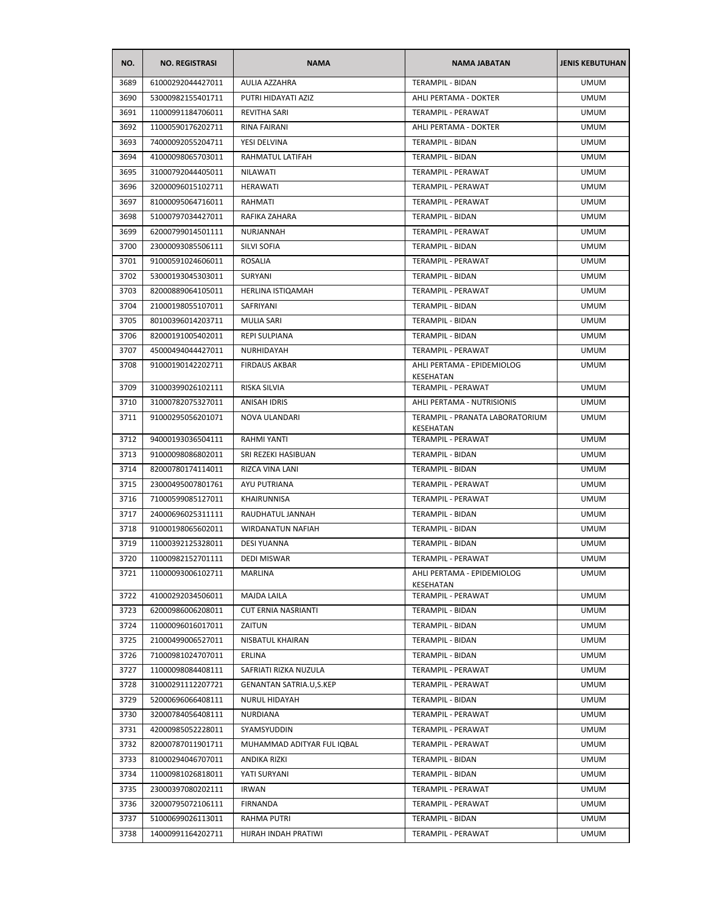| NO. | NO. REGISTRASI | NAMA | NAMA JABATAN | JENIS KEBUTUHAN |
|---|---|---|---|---|
| 3689 | 61000292044427011 | AULIA AZZAHRA | TERAMPIL - BIDAN | UMUM |
| 3690 | 53000982155401711 | PUTRI HIDAYATI AZIZ | AHLI PERTAMA - DOKTER | UMUM |
| 3691 | 11000991184706011 | REVITHA SARI | TERAMPIL - PERAWAT | UMUM |
| 3692 | 11000590176202711 | RINA FAIRANI | AHLI PERTAMA - DOKTER | UMUM |
| 3693 | 74000092055204711 | YESI DELVINA | TERAMPIL - BIDAN | UMUM |
| 3694 | 41000098065703011 | RAHMATUL LATIFAH | TERAMPIL - BIDAN | UMUM |
| 3695 | 31000792044405011 | NILAWATI | TERAMPIL - PERAWAT | UMUM |
| 3696 | 32000096015102711 | HERAWATI | TERAMPIL - PERAWAT | UMUM |
| 3697 | 81000095064716011 | RAHMATI | TERAMPIL - PERAWAT | UMUM |
| 3698 | 51000797034427011 | RAFIKA ZAHARA | TERAMPIL - BIDAN | UMUM |
| 3699 | 62000799014501111 | NURJANNAH | TERAMPIL - PERAWAT | UMUM |
| 3700 | 23000093085506111 | SILVI SOFIA | TERAMPIL - BIDAN | UMUM |
| 3701 | 91000591024606011 | ROSALIA | TERAMPIL - PERAWAT | UMUM |
| 3702 | 53000193045303011 | SURYANI | TERAMPIL - BIDAN | UMUM |
| 3703 | 82000889064105011 | HERLINA ISTIQAMAH | TERAMPIL - PERAWAT | UMUM |
| 3704 | 21000198055107011 | SAFRIYANI | TERAMPIL - BIDAN | UMUM |
| 3705 | 80100396014203711 | MULIA SARI | TERAMPIL - BIDAN | UMUM |
| 3706 | 82000191005402011 | REPI SULPIANA | TERAMPIL - BIDAN | UMUM |
| 3707 | 45000494044427011 | NURHIDAYAH | TERAMPIL - PERAWAT | UMUM |
| 3708 | 91000190142202711 | FIRDAUS AKBAR | AHLI PERTAMA - EPIDEMIOLOG KESEHATAN | UMUM |
| 3709 | 31000399026102111 | RISKA SILVIA | TERAMPIL - PERAWAT | UMUM |
| 3710 | 31000782075327011 | ANISAH IDRIS | AHLI PERTAMA - NUTRISIONIS | UMUM |
| 3711 | 91000295056201071 | NOVA ULANDARI | TERAMPIL - PRANATA LABORATORIUM KESEHATAN | UMUM |
| 3712 | 94000193036504111 | RAHMI YANTI | TERAMPIL - PERAWAT | UMUM |
| 3713 | 91000098086802011 | SRI REZEKI HASIBUAN | TERAMPIL - BIDAN | UMUM |
| 3714 | 82000780174114011 | RIZCA VINA LANI | TERAMPIL - BIDAN | UMUM |
| 3715 | 23000495007801761 | AYU PUTRIANA | TERAMPIL - PERAWAT | UMUM |
| 3716 | 71000599085127011 | KHAIRUNNISA | TERAMPIL - PERAWAT | UMUM |
| 3717 | 24000696025311111 | RAUDHATUL JANNAH | TERAMPIL - BIDAN | UMUM |
| 3718 | 91000198065602011 | WIRDANATUN NAFIAH | TERAMPIL - BIDAN | UMUM |
| 3719 | 11000392125328011 | DESI YUANNA | TERAMPIL - BIDAN | UMUM |
| 3720 | 11000982152701111 | DEDI MISWAR | TERAMPIL - PERAWAT | UMUM |
| 3721 | 11000093006102711 | MARLINA | AHLI PERTAMA - EPIDEMIOLOG KESEHATAN | UMUM |
| 3722 | 41000292034506011 | MAJDA LAILA | TERAMPIL - PERAWAT | UMUM |
| 3723 | 62000986006208011 | CUT ERNIA NASRIANTI | TERAMPIL - BIDAN | UMUM |
| 3724 | 11000096016017011 | ZAITUN | TERAMPIL - BIDAN | UMUM |
| 3725 | 21000499006527011 | NISBATUL KHAIRAN | TERAMPIL - BIDAN | UMUM |
| 3726 | 71000981024707011 | ERLINA | TERAMPIL - BIDAN | UMUM |
| 3727 | 11000098084408111 | SAFRIATI RIZKA NUZULA | TERAMPIL - PERAWAT | UMUM |
| 3728 | 31000291112207721 | GENANTAN SATRIA.U,S.KEP | TERAMPIL - PERAWAT | UMUM |
| 3729 | 52000696066408111 | NURUL HIDAYAH | TERAMPIL - BIDAN | UMUM |
| 3730 | 32000784056408111 | NURDIANA | TERAMPIL - PERAWAT | UMUM |
| 3731 | 42000985052228011 | SYAMSYUDDIN | TERAMPIL - PERAWAT | UMUM |
| 3732 | 82000787011901711 | MUHAMMAD ADITYAR FUL IQBAL | TERAMPIL - PERAWAT | UMUM |
| 3733 | 81000294046707011 | ANDIKA RIZKI | TERAMPIL - BIDAN | UMUM |
| 3734 | 11000981026818011 | YATI SURYANI | TERAMPIL - BIDAN | UMUM |
| 3735 | 23000397080202111 | IRWAN | TERAMPIL - PERAWAT | UMUM |
| 3736 | 32000795072106111 | FIRNANDA | TERAMPIL - PERAWAT | UMUM |
| 3737 | 51000699026113011 | RAHMA PUTRI | TERAMPIL - BIDAN | UMUM |
| 3738 | 14000991164202711 | HIJRAH INDAH PRATIWI | TERAMPIL - PERAWAT | UMUM |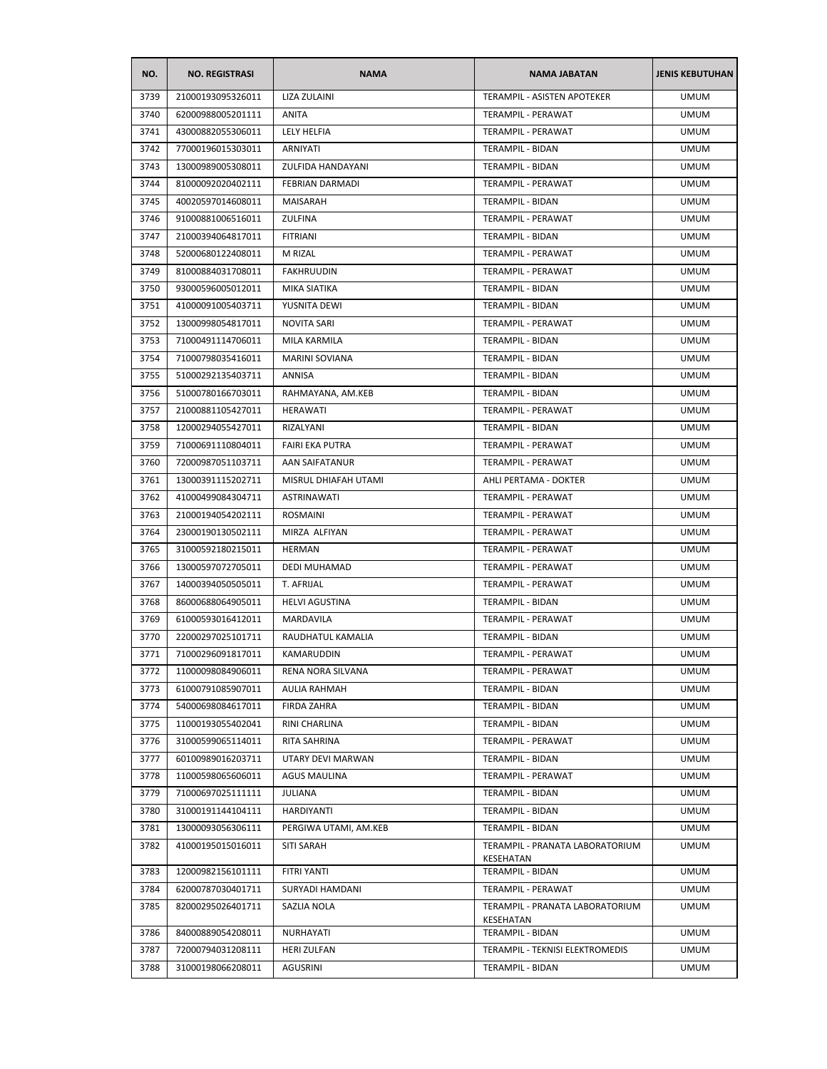| NO. | NO. REGISTRASI | NAMA | NAMA JABATAN | JENIS KEBUTUHAN |
|---|---|---|---|---|
| 3739 | 21000193095326011 | LIZA ZULAINI | TERAMPIL - ASISTEN APOTEKER | UMUM |
| 3740 | 62000988005201111 | ANITA | TERAMPIL - PERAWAT | UMUM |
| 3741 | 43000882055306011 | LELY HELFIA | TERAMPIL - PERAWAT | UMUM |
| 3742 | 77000196015303011 | ARNIYATI | TERAMPIL - BIDAN | UMUM |
| 3743 | 13000989005308011 | ZULFIDA HANDAYANI | TERAMPIL - BIDAN | UMUM |
| 3744 | 81000092020402111 | FEBRIAN DARMADI | TERAMPIL - PERAWAT | UMUM |
| 3745 | 40020597014608011 | MAISARAH | TERAMPIL - BIDAN | UMUM |
| 3746 | 91000881006516011 | ZULFINA | TERAMPIL - PERAWAT | UMUM |
| 3747 | 21000394064817011 | FITRIANI | TERAMPIL - BIDAN | UMUM |
| 3748 | 52000680122408011 | M RIZAL | TERAMPIL - PERAWAT | UMUM |
| 3749 | 81000884031708011 | FAKHRUUDIN | TERAMPIL - PERAWAT | UMUM |
| 3750 | 93000596005012011 | MIKA SIATIKA | TERAMPIL - BIDAN | UMUM |
| 3751 | 41000091005403711 | YUSNITA DEWI | TERAMPIL - BIDAN | UMUM |
| 3752 | 13000998054817011 | NOVITA SARI | TERAMPIL - PERAWAT | UMUM |
| 3753 | 71000491114706011 | MILA KARMILA | TERAMPIL - BIDAN | UMUM |
| 3754 | 71000798035416011 | MARINI SOVIANA | TERAMPIL - BIDAN | UMUM |
| 3755 | 51000292135403711 | ANNISA | TERAMPIL - BIDAN | UMUM |
| 3756 | 51000780166703011 | RAHMAYANA, AM.KEB | TERAMPIL - BIDAN | UMUM |
| 3757 | 21000881105427011 | HERAWATI | TERAMPIL - PERAWAT | UMUM |
| 3758 | 12000294055427011 | RIZALYANI | TERAMPIL - BIDAN | UMUM |
| 3759 | 71000691110804011 | FAIRI EKA PUTRA | TERAMPIL - PERAWAT | UMUM |
| 3760 | 72000987051103711 | AAN SAIFATANUR | TERAMPIL - PERAWAT | UMUM |
| 3761 | 13000391115202711 | MISRUL DHIAFAH UTAMI | AHLI PERTAMA - DOKTER | UMUM |
| 3762 | 41000499084304711 | ASTRINAWATI | TERAMPIL - PERAWAT | UMUM |
| 3763 | 21000194054202111 | ROSMAINI | TERAMPIL - PERAWAT | UMUM |
| 3764 | 23000190130502111 | MIRZA ALFIYAN | TERAMPIL - PERAWAT | UMUM |
| 3765 | 31000592180215011 | HERMAN | TERAMPIL - PERAWAT | UMUM |
| 3766 | 13000597072705011 | DEDI MUHAMAD | TERAMPIL - PERAWAT | UMUM |
| 3767 | 14000394050505011 | T. AFRIJAL | TERAMPIL - PERAWAT | UMUM |
| 3768 | 86000688064905011 | HELVI AGUSTINA | TERAMPIL - BIDAN | UMUM |
| 3769 | 61000593016412011 | MARDAVILA | TERAMPIL - PERAWAT | UMUM |
| 3770 | 22000297025101711 | RAUDHATUL KAMALIA | TERAMPIL - BIDAN | UMUM |
| 3771 | 71000296091817011 | KAMARUDDIN | TERAMPIL - PERAWAT | UMUM |
| 3772 | 11000098084906011 | RENA NORA SILVANA | TERAMPIL - PERAWAT | UMUM |
| 3773 | 61000791085907011 | AULIA RAHMAH | TERAMPIL - BIDAN | UMUM |
| 3774 | 54000698084617011 | FIRDA ZAHRA | TERAMPIL - BIDAN | UMUM |
| 3775 | 11000193055402041 | RINI CHARLINA | TERAMPIL - BIDAN | UMUM |
| 3776 | 31000599065114011 | RITA SAHRINA | TERAMPIL - PERAWAT | UMUM |
| 3777 | 60100989016203711 | UTARY DEVI MARWAN | TERAMPIL - BIDAN | UMUM |
| 3778 | 11000598065606011 | AGUS MAULINA | TERAMPIL - PERAWAT | UMUM |
| 3779 | 71000697025111111 | JULIANA | TERAMPIL - BIDAN | UMUM |
| 3780 | 31000191144104111 | HARDIYANTI | TERAMPIL - BIDAN | UMUM |
| 3781 | 13000093056306111 | PERGIWA UTAMI, AM.KEB | TERAMPIL - BIDAN | UMUM |
| 3782 | 41000195015016011 | SITI SARAH | TERAMPIL - PRANATA LABORATORIUM KESEHATAN | UMUM |
| 3783 | 12000982156101111 | FITRI YANTI | TERAMPIL - BIDAN | UMUM |
| 3784 | 62000787030401711 | SURYADI HAMDANI | TERAMPIL - PERAWAT | UMUM |
| 3785 | 82000295026401711 | SAZLIA NOLA | TERAMPIL - PRANATA LABORATORIUM KESEHATAN | UMUM |
| 3786 | 84000889054208011 | NURHAYATI | TERAMPIL - BIDAN | UMUM |
| 3787 | 72000794031208111 | HERI ZULFAN | TERAMPIL - TEKNISI ELEKTROMEDIS | UMUM |
| 3788 | 31000198066208011 | AGUSRINI | TERAMPIL - BIDAN | UMUM |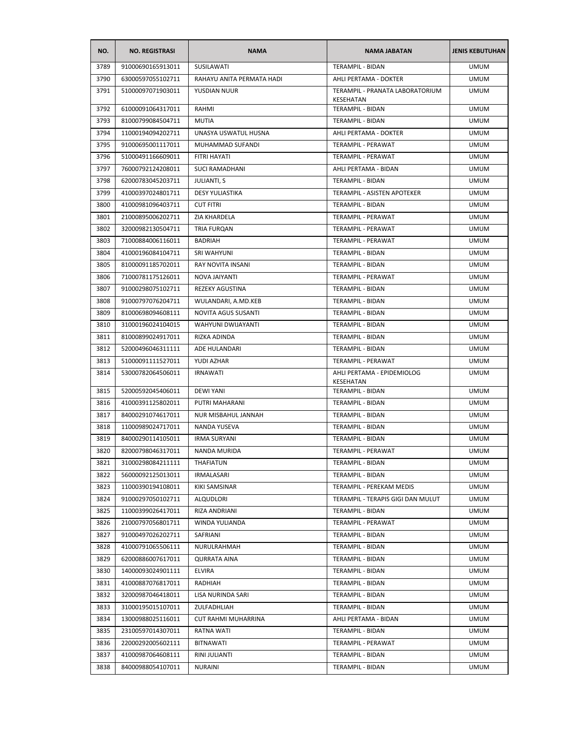| NO. | NO. REGISTRASI | NAMA | NAMA JABATAN | JENIS KEBUTUHAN |
|---|---|---|---|---|
| 3789 | 91000690165913011 | SUSILAWATI | TERAMPIL - BIDAN | UMUM |
| 3790 | 63000597055102711 | RAHAYU ANITA PERMATA HADI | AHLI PERTAMA - DOKTER | UMUM |
| 3791 | 51000097071903011 | YUSDIAN NUUR | TERAMPIL - PRANATA LABORATORIUM KESEHATAN | UMUM |
| 3792 | 61000091064317011 | RAHMI | TERAMPIL - BIDAN | UMUM |
| 3793 | 81000799084504711 | MUTIA | TERAMPIL - BIDAN | UMUM |
| 3794 | 11000194094202711 | UNASYA USWATUL HUSNA | AHLI PERTAMA - DOKTER | UMUM |
| 3795 | 91000695001117011 | MUHAMMAD SUFANDI | TERAMPIL - PERAWAT | UMUM |
| 3796 | 51000491166609011 | FITRI HAYATI | TERAMPIL - PERAWAT | UMUM |
| 3797 | 76000792124208011 | SUCI RAMADHANI | AHLI PERTAMA - BIDAN | UMUM |
| 3798 | 62000783045203711 | JULIANTI, S | TERAMPIL - BIDAN | UMUM |
| 3799 | 41000397024801711 | DESY YULIASTIKA | TERAMPIL - ASISTEN APOTEKER | UMUM |
| 3800 | 41000981096403711 | CUT FITRI | TERAMPIL - BIDAN | UMUM |
| 3801 | 21000895006202711 | ZIA KHARDELA | TERAMPIL - PERAWAT | UMUM |
| 3802 | 32000982130504711 | TRIA FURQAN | TERAMPIL - PERAWAT | UMUM |
| 3803 | 71000884006116011 | BADRIAH | TERAMPIL - PERAWAT | UMUM |
| 3804 | 41000196084104711 | SRI WAHYUNI | TERAMPIL - BIDAN | UMUM |
| 3805 | 81000091185702011 | RAY NOVITA INSANI | TERAMPIL - BIDAN | UMUM |
| 3806 | 71000781175126011 | NOVA JAIYANTI | TERAMPIL - PERAWAT | UMUM |
| 3807 | 91000298075102711 | REZEKY AGUSTINA | TERAMPIL - BIDAN | UMUM |
| 3808 | 91000797076204711 | WULANDARI, A.MD.KEB | TERAMPIL - BIDAN | UMUM |
| 3809 | 81000698094608111 | NOVITA AGUS SUSANTI | TERAMPIL - BIDAN | UMUM |
| 3810 | 31000196024104015 | WAHYUNI DWIJAYANTI | TERAMPIL - BIDAN | UMUM |
| 3811 | 81000899024917011 | RIZKA ADINDA | TERAMPIL - BIDAN | UMUM |
| 3812 | 52000496046311111 | ADE HULANDARI | TERAMPIL - BIDAN | UMUM |
| 3813 | 51000091111527011 | YUDI AZHAR | TERAMPIL - PERAWAT | UMUM |
| 3814 | 53000782064506011 | IRNAWATI | AHLI PERTAMA - EPIDEMIOLOG KESEHATAN | UMUM |
| 3815 | 52000592045406011 | DEWI YANI | TERAMPIL - BIDAN | UMUM |
| 3816 | 41000391125802011 | PUTRI MAHARANI | TERAMPIL - BIDAN | UMUM |
| 3817 | 84000291074617011 | NUR MISBAHUL JANNAH | TERAMPIL - BIDAN | UMUM |
| 3818 | 11000989024717011 | NANDA YUSEVA | TERAMPIL - BIDAN | UMUM |
| 3819 | 84000290114105011 | IRMA SURYANI | TERAMPIL - BIDAN | UMUM |
| 3820 | 82000798046317011 | NANDA MURIDA | TERAMPIL - PERAWAT | UMUM |
| 3821 | 31000298084211111 | THAFIATUN | TERAMPIL - BIDAN | UMUM |
| 3822 | 56000092125013011 | IRMALASARI | TERAMPIL - BIDAN | UMUM |
| 3823 | 11000390194108011 | KIKI SAMSINAR | TERAMPIL - PEREKAM MEDIS | UMUM |
| 3824 | 91000297050102711 | ALQUDLORI | TERAMPIL - TERAPIS GIGI DAN MULUT | UMUM |
| 3825 | 11000399026417011 | RIZA ANDRIANI | TERAMPIL - BIDAN | UMUM |
| 3826 | 21000797056801711 | WINDA YULIANDA | TERAMPIL - PERAWAT | UMUM |
| 3827 | 91000497026202711 | SAFRIANI | TERAMPIL - BIDAN | UMUM |
| 3828 | 41000791065506111 | NURULRAHMAH | TERAMPIL - BIDAN | UMUM |
| 3829 | 62000886007617011 | QURRATA AINA | TERAMPIL - BIDAN | UMUM |
| 3830 | 14000093024901111 | ELVIRA | TERAMPIL - BIDAN | UMUM |
| 3831 | 41000887076817011 | RADHIAH | TERAMPIL - BIDAN | UMUM |
| 3832 | 32000987046418011 | LISA NURINDA SARI | TERAMPIL - BIDAN | UMUM |
| 3833 | 31000195015107011 | ZULFADHLIAH | TERAMPIL - BIDAN | UMUM |
| 3834 | 13000988025116011 | CUT RAHMI MUHARRINA | AHLI PERTAMA - BIDAN | UMUM |
| 3835 | 23100597014307011 | RATNA WATI | TERAMPIL - BIDAN | UMUM |
| 3836 | 22000292005602111 | BITNAWATI | TERAMPIL - PERAWAT | UMUM |
| 3837 | 41000987064608111 | RINI JULIANTI | TERAMPIL - BIDAN | UMUM |
| 3838 | 84000988054107011 | NURAINI | TERAMPIL - BIDAN | UMUM |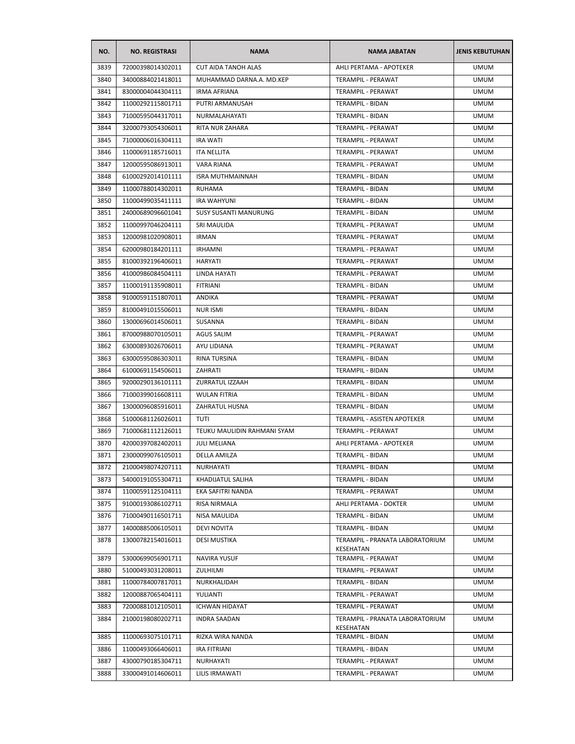| NO. | NO. REGISTRASI | NAMA | NAMA JABATAN | JENIS KEBUTUHAN |
|---|---|---|---|---|
| 3839 | 72000398014302011 | CUT AIDA TANOH ALAS | AHLI PERTAMA - APOTEKER | UMUM |
| 3840 | 34000884021418011 | MUHAMMAD DARNA.A. MD.KEP | TERAMPIL - PERAWAT | UMUM |
| 3841 | 83000004044304111 | IRMA AFRIANA | TERAMPIL - PERAWAT | UMUM |
| 3842 | 11000292115801711 | PUTRI ARMANUSAH | TERAMPIL - BIDAN | UMUM |
| 3843 | 71000595044317011 | NURMALAHAYATI | TERAMPIL - BIDAN | UMUM |
| 3844 | 32000793054306011 | RITA NUR ZAHARA | TERAMPIL - PERAWAT | UMUM |
| 3845 | 71000006016304111 | IRA WATI | TERAMPIL - PERAWAT | UMUM |
| 3846 | 11000691185716011 | ITA NELLITA | TERAMPIL - PERAWAT | UMUM |
| 3847 | 12000595086913011 | VARA RIANA | TERAMPIL - PERAWAT | UMUM |
| 3848 | 61000292014101111 | ISRA MUTHMAINNAH | TERAMPIL - BIDAN | UMUM |
| 3849 | 11000788014302011 | RUHAMA | TERAMPIL - BIDAN | UMUM |
| 3850 | 11000499035411111 | IRA WAHYUNI | TERAMPIL - BIDAN | UMUM |
| 3851 | 24000689096601041 | SUSY SUSANTI MANURUNG | TERAMPIL - BIDAN | UMUM |
| 3852 | 11000997046204111 | SRI MAULIDA | TERAMPIL - PERAWAT | UMUM |
| 3853 | 12000981020908011 | IRMAN | TERAMPIL - PERAWAT | UMUM |
| 3854 | 62000980184201111 | IRHAMNI | TERAMPIL - PERAWAT | UMUM |
| 3855 | 81000392196406011 | HARYATI | TERAMPIL - PERAWAT | UMUM |
| 3856 | 41000986084504111 | LINDA HAYATI | TERAMPIL - PERAWAT | UMUM |
| 3857 | 11000191135908011 | FITRIANI | TERAMPIL - BIDAN | UMUM |
| 3858 | 91000591151807011 | ANDIKA | TERAMPIL - PERAWAT | UMUM |
| 3859 | 81000491015506011 | NUR ISMI | TERAMPIL - BIDAN | UMUM |
| 3860 | 13000696014506011 | SUSANNA | TERAMPIL - BIDAN | UMUM |
| 3861 | 87000988070105011 | AGUS SALIM | TERAMPIL - PERAWAT | UMUM |
| 3862 | 63000893026706011 | AYU LIDIANA | TERAMPIL - PERAWAT | UMUM |
| 3863 | 63000595086303011 | RINA TURSINA | TERAMPIL - BIDAN | UMUM |
| 3864 | 61000691154506011 | ZAHRATI | TERAMPIL - BIDAN | UMUM |
| 3865 | 92000290136101111 | ZURRATUL IZZAAH | TERAMPIL - BIDAN | UMUM |
| 3866 | 71000399016608111 | WULAN FITRIA | TERAMPIL - BIDAN | UMUM |
| 3867 | 13000096085916011 | ZAHRATUL HUSNA | TERAMPIL - BIDAN | UMUM |
| 3868 | 51000681126026011 | TUTI | TERAMPIL - ASISTEN APOTEKER | UMUM |
| 3869 | 71000681112126011 | TEUKU MAULIDIN RAHMANI SYAM | TERAMPIL - PERAWAT | UMUM |
| 3870 | 42000397082402011 | JULI MELIANA | AHLI PERTAMA - APOTEKER | UMUM |
| 3871 | 23000099076105011 | DELLA AMILZA | TERAMPIL - BIDAN | UMUM |
| 3872 | 21000498074207111 | NURHAYATI | TERAMPIL - BIDAN | UMUM |
| 3873 | 54000191055304711 | KHADIJATUL SALIHA | TERAMPIL - BIDAN | UMUM |
| 3874 | 11000591125104111 | EKA SAFITRI NANDA | TERAMPIL - PERAWAT | UMUM |
| 3875 | 91000193086102711 | RISA NIRMALA | AHLI PERTAMA - DOKTER | UMUM |
| 3876 | 71000490116501711 | NISA MAULIDA | TERAMPIL - BIDAN | UMUM |
| 3877 | 14000885006105011 | DEVI NOVITA | TERAMPIL - BIDAN | UMUM |
| 3878 | 13000782154016011 | DESI MUSTIKA | TERAMPIL - PRANATA LABORATORIUM KESEHATAN | UMUM |
| 3879 | 53000699056901711 | NAVIRA YUSUF | TERAMPIL - PERAWAT | UMUM |
| 3880 | 51000493031208011 | ZULHILMI | TERAMPIL - PERAWAT | UMUM |
| 3881 | 11000784007817011 | NURKHALIDAH | TERAMPIL - BIDAN | UMUM |
| 3882 | 12000887065404111 | YULIANTI | TERAMPIL - PERAWAT | UMUM |
| 3883 | 72000881012105011 | ICHWAN HIDAYAT | TERAMPIL - PERAWAT | UMUM |
| 3884 | 21000198080202711 | INDRA SAADAN | TERAMPIL - PRANATA LABORATORIUM KESEHATAN | UMUM |
| 3885 | 11000693075101711 | RIZKA WIRA NANDA | TERAMPIL - BIDAN | UMUM |
| 3886 | 11000493066406011 | IRA FITRIANI | TERAMPIL - BIDAN | UMUM |
| 3887 | 43000790185304711 | NURHAYATI | TERAMPIL - PERAWAT | UMUM |
| 3888 | 33000491014606011 | LILIS IRMAWATI | TERAMPIL - PERAWAT | UMUM |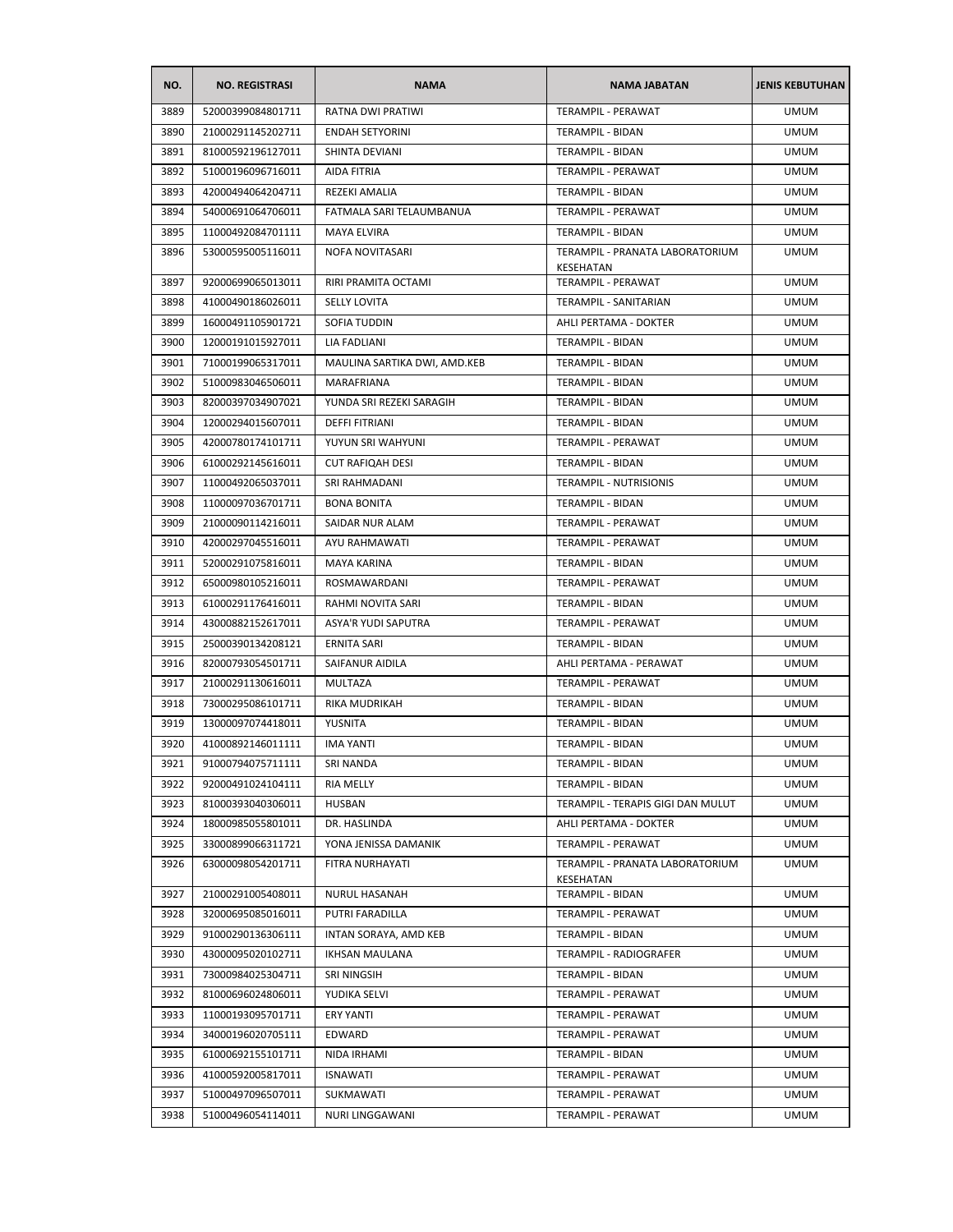| NO. | NO. REGISTRASI | NAMA | NAMA JABATAN | JENIS KEBUTUHAN |
|---|---|---|---|---|
| 3889 | 52000399084801711 | RATNA DWI PRATIWI | TERAMPIL - PERAWAT | UMUM |
| 3890 | 21000291145202711 | ENDAH SETYORINI | TERAMPIL - BIDAN | UMUM |
| 3891 | 81000592196127011 | SHINTA DEVIANI | TERAMPIL - BIDAN | UMUM |
| 3892 | 51000196096716011 | AIDA FITRIA | TERAMPIL - PERAWAT | UMUM |
| 3893 | 42000494064204711 | REZEKI AMALIA | TERAMPIL - BIDAN | UMUM |
| 3894 | 54000691064706011 | FATMALA SARI TELAUMBANUA | TERAMPIL - PERAWAT | UMUM |
| 3895 | 11000492084701111 | MAYA ELVIRA | TERAMPIL - BIDAN | UMUM |
| 3896 | 53000595005116011 | NOFA NOVITASARI | TERAMPIL - PRANATA LABORATORIUM KESEHATAN | UMUM |
| 3897 | 92000699065013011 | RIRI PRAMITA OCTAMI | TERAMPIL - PERAWAT | UMUM |
| 3898 | 41000490186026011 | SELLY LOVITA | TERAMPIL - SANITARIAN | UMUM |
| 3899 | 16000491105901721 | SOFIA TUDDIN | AHLI PERTAMA - DOKTER | UMUM |
| 3900 | 12000191015927011 | LIA FADLIANI | TERAMPIL - BIDAN | UMUM |
| 3901 | 71000199065317011 | MAULINA SARTIKA DWI, AMD.KEB | TERAMPIL - BIDAN | UMUM |
| 3902 | 51000983046506011 | MARAFRIANA | TERAMPIL - BIDAN | UMUM |
| 3903 | 82000397034907021 | YUNDA SRI REZEKI SARAGIH | TERAMPIL - BIDAN | UMUM |
| 3904 | 12000294015607011 | DEFFI FITRIANI | TERAMPIL - BIDAN | UMUM |
| 3905 | 42000780174101711 | YUYUN SRI WAHYUNI | TERAMPIL - PERAWAT | UMUM |
| 3906 | 61000292145616011 | CUT RAFIQAH DESI | TERAMPIL - BIDAN | UMUM |
| 3907 | 11000492065037011 | SRI RAHMADANI | TERAMPIL - NUTRISIONIS | UMUM |
| 3908 | 11000097036701711 | BONA BONITA | TERAMPIL - BIDAN | UMUM |
| 3909 | 21000090114216011 | SAIDAR NUR ALAM | TERAMPIL - PERAWAT | UMUM |
| 3910 | 42000297045516011 | AYU RAHMAWATI | TERAMPIL - PERAWAT | UMUM |
| 3911 | 52000291075816011 | MAYA KARINA | TERAMPIL - BIDAN | UMUM |
| 3912 | 65000980105216011 | ROSMAWARDANI | TERAMPIL - PERAWAT | UMUM |
| 3913 | 61000291176416011 | RAHMI NOVITA SARI | TERAMPIL - BIDAN | UMUM |
| 3914 | 43000882152617011 | ASYA'R YUDI SAPUTRA | TERAMPIL - PERAWAT | UMUM |
| 3915 | 25000390134208121 | ERNITA SARI | TERAMPIL - BIDAN | UMUM |
| 3916 | 82000793054501711 | SAIFANUR AIDILA | AHLI PERTAMA - PERAWAT | UMUM |
| 3917 | 21000291130616011 | MULTAZA | TERAMPIL - PERAWAT | UMUM |
| 3918 | 73000295086101711 | RIKA MUDRIKAH | TERAMPIL - BIDAN | UMUM |
| 3919 | 13000097074418011 | YUSNITA | TERAMPIL - BIDAN | UMUM |
| 3920 | 41000892146011111 | IMA YANTI | TERAMPIL - BIDAN | UMUM |
| 3921 | 91000794075711111 | SRI NANDA | TERAMPIL - BIDAN | UMUM |
| 3922 | 92000491024104111 | RIA MELLY | TERAMPIL - BIDAN | UMUM |
| 3923 | 81000393040306011 | HUSBAN | TERAMPIL - TERAPIS GIGI DAN MULUT | UMUM |
| 3924 | 18000985055801011 | DR. HASLINDA | AHLI PERTAMA - DOKTER | UMUM |
| 3925 | 33000899066311721 | YONA JENISSA DAMANIK | TERAMPIL - PERAWAT | UMUM |
| 3926 | 63000098054201711 | FITRA NURHAYATI | TERAMPIL - PRANATA LABORATORIUM KESEHATAN | UMUM |
| 3927 | 21000291005408011 | NURUL HASANAH | TERAMPIL - BIDAN | UMUM |
| 3928 | 32000695085016011 | PUTRI FARADILLA | TERAMPIL - PERAWAT | UMUM |
| 3929 | 91000290136306111 | INTAN SORAYA, AMD KEB | TERAMPIL - BIDAN | UMUM |
| 3930 | 43000095020102711 | IKHSAN MAULANA | TERAMPIL - RADIOGRAFER | UMUM |
| 3931 | 73000984025304711 | SRI NINGSIH | TERAMPIL - BIDAN | UMUM |
| 3932 | 81000696024806011 | YUDIKA SELVI | TERAMPIL - PERAWAT | UMUM |
| 3933 | 11000193095701711 | ERY YANTI | TERAMPIL - PERAWAT | UMUM |
| 3934 | 34000196020705111 | EDWARD | TERAMPIL - PERAWAT | UMUM |
| 3935 | 61000692155101711 | NIDA IRHAMI | TERAMPIL - BIDAN | UMUM |
| 3936 | 41000592005817011 | ISNAWATI | TERAMPIL - PERAWAT | UMUM |
| 3937 | 51000497096507011 | SUKMAWATI | TERAMPIL - PERAWAT | UMUM |
| 3938 | 51000496054114011 | NURI LINGGAWANI | TERAMPIL - PERAWAT | UMUM |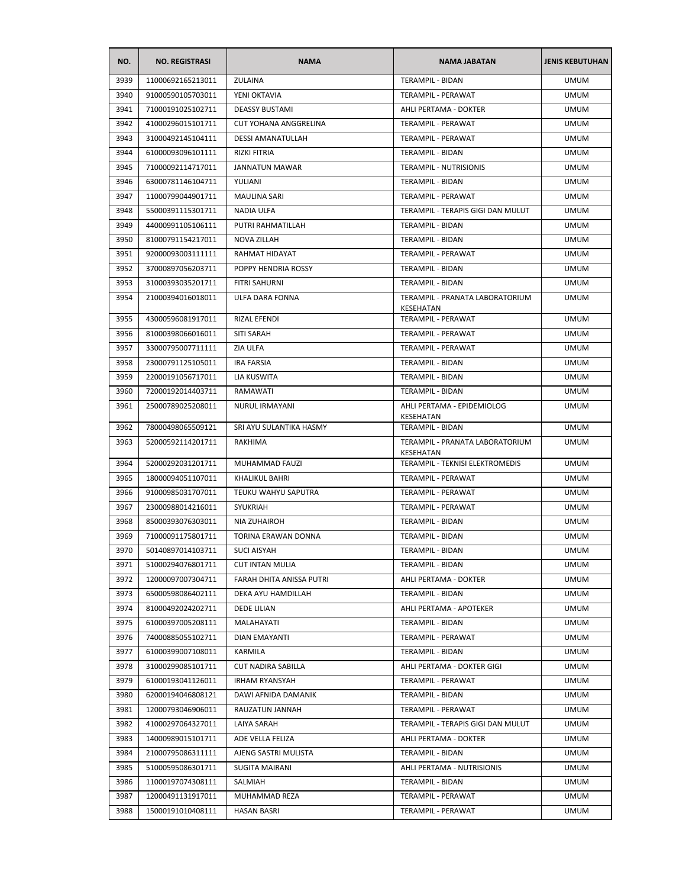| NO. | NO. REGISTRASI | NAMA | NAMA JABATAN | JENIS KEBUTUHAN |
|---|---|---|---|---|
| 3939 | 11000692165213011 | ZULAINA | TERAMPIL - BIDAN | UMUM |
| 3940 | 91000590105703011 | YENI OKTAVIA | TERAMPIL - PERAWAT | UMUM |
| 3941 | 71000191025102711 | DEASSY BUSTAMI | AHLI PERTAMA - DOKTER | UMUM |
| 3942 | 41000296015101711 | CUT YOHANA ANGGRELINA | TERAMPIL - PERAWAT | UMUM |
| 3943 | 31000492145104111 | DESSI AMANATULLAH | TERAMPIL - PERAWAT | UMUM |
| 3944 | 61000093096101111 | RIZKI FITRIA | TERAMPIL - BIDAN | UMUM |
| 3945 | 71000092114717011 | JANNATUN MAWAR | TERAMPIL - NUTRISIONIS | UMUM |
| 3946 | 63000781146104711 | YULIANI | TERAMPIL - BIDAN | UMUM |
| 3947 | 11000799044901711 | MAULINA SARI | TERAMPIL - PERAWAT | UMUM |
| 3948 | 55000391115301711 | NADIA ULFA | TERAMPIL - TERAPIS GIGI DAN MULUT | UMUM |
| 3949 | 44000991105106111 | PUTRI RAHMATILLAH | TERAMPIL - BIDAN | UMUM |
| 3950 | 81000791154217011 | NOVA ZILLAH | TERAMPIL - BIDAN | UMUM |
| 3951 | 92000093003111111 | RAHMAT HIDAYAT | TERAMPIL - PERAWAT | UMUM |
| 3952 | 37000897056203711 | POPPY HENDRIA ROSSY | TERAMPIL - BIDAN | UMUM |
| 3953 | 31000393035201711 | FITRI SAHURNI | TERAMPIL - BIDAN | UMUM |
| 3954 | 21000394016018011 | ULFA DARA FONNA | TERAMPIL - PRANATA LABORATORIUM KESEHATAN | UMUM |
| 3955 | 43000596081917011 | RIZAL EFENDI | TERAMPIL - PERAWAT | UMUM |
| 3956 | 81000398066016011 | SITI SARAH | TERAMPIL - PERAWAT | UMUM |
| 3957 | 33000795007711111 | ZIA ULFA | TERAMPIL - PERAWAT | UMUM |
| 3958 | 23000791125105011 | IRA FARSIA | TERAMPIL - BIDAN | UMUM |
| 3959 | 22000191056717011 | LIA KUSWITA | TERAMPIL - BIDAN | UMUM |
| 3960 | 72000192014403711 | RAMAWATI | TERAMPIL - BIDAN | UMUM |
| 3961 | 25000789025208011 | NURUL IRMAYANI | AHLI PERTAMA - EPIDEMIOLOG KESEHATAN | UMUM |
| 3962 | 78000498065509121 | SRI AYU SULANTIKA HASMY | TERAMPIL - BIDAN | UMUM |
| 3963 | 52000592114201711 | RAKHIMA | TERAMPIL - PRANATA LABORATORIUM KESEHATAN | UMUM |
| 3964 | 52000292031201711 | MUHAMMAD FAUZI | TERAMPIL - TEKNISI ELEKTROMEDIS | UMUM |
| 3965 | 18000094051107011 | KHALIKUL BAHRI | TERAMPIL - PERAWAT | UMUM |
| 3966 | 91000985031707011 | TEUKU WAHYU SAPUTRA | TERAMPIL - PERAWAT | UMUM |
| 3967 | 23000988014216011 | SYUKRIAH | TERAMPIL - PERAWAT | UMUM |
| 3968 | 85000393076303011 | NIA ZUHAIROH | TERAMPIL - BIDAN | UMUM |
| 3969 | 71000091175801711 | TORINA ERAWAN DONNA | TERAMPIL - BIDAN | UMUM |
| 3970 | 50140897014103711 | SUCI AISYAH | TERAMPIL - BIDAN | UMUM |
| 3971 | 51000294076801711 | CUT INTAN MULIA | TERAMPIL - BIDAN | UMUM |
| 3972 | 12000097007304711 | FARAH DHITA ANISSA PUTRI | AHLI PERTAMA - DOKTER | UMUM |
| 3973 | 65000598086402111 | DEKA AYU HAMDILLAH | TERAMPIL - BIDAN | UMUM |
| 3974 | 81000492024202711 | DEDE LILIAN | AHLI PERTAMA - APOTEKER | UMUM |
| 3975 | 61000397005208111 | MALAHAYATI | TERAMPIL - BIDAN | UMUM |
| 3976 | 74000885055102711 | DIAN EMAYANTI | TERAMPIL - PERAWAT | UMUM |
| 3977 | 61000399007108011 | KARMILA | TERAMPIL - BIDAN | UMUM |
| 3978 | 31000299085101711 | CUT NADIRA SABILLA | AHLI PERTAMA - DOKTER GIGI | UMUM |
| 3979 | 61000193041126011 | IRHAM RYANSYAH | TERAMPIL - PERAWAT | UMUM |
| 3980 | 62000194046808121 | DAWI AFNIDA DAMANIK | TERAMPIL - BIDAN | UMUM |
| 3981 | 12000793046906011 | RAUZATUN JANNAH | TERAMPIL - PERAWAT | UMUM |
| 3982 | 41000297064327011 | LAIYA SARAH | TERAMPIL - TERAPIS GIGI DAN MULUT | UMUM |
| 3983 | 14000989015101711 | ADE VELLA FELIZA | AHLI PERTAMA - DOKTER | UMUM |
| 3984 | 21000795086311111 | AJENG SASTRI MULISTA | TERAMPIL - BIDAN | UMUM |
| 3985 | 51000595086301711 | SUGITA MAIRANI | AHLI PERTAMA - NUTRISIONIS | UMUM |
| 3986 | 11000197074308111 | SALMIAH | TERAMPIL - BIDAN | UMUM |
| 3987 | 12000491131917011 | MUHAMMAD REZA | TERAMPIL - PERAWAT | UMUM |
| 3988 | 15000191010408111 | HASAN BASRI | TERAMPIL - PERAWAT | UMUM |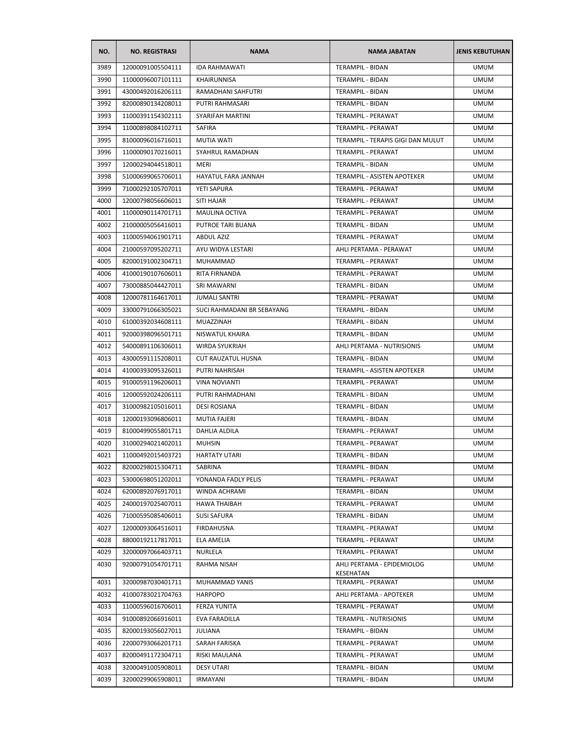| NO. | NO. REGISTRASI | NAMA | NAMA JABATAN | JENIS KEBUTUHAN |
|---|---|---|---|---|
| 3989 | 12000091005504111 | IDA RAHMAWATI | TERAMPIL - BIDAN | UMUM |
| 3990 | 11000096007101111 | KHAIRUNNISA | TERAMPIL - BIDAN | UMUM |
| 3991 | 43000492016206111 | RAMADHANI SAHFUTRI | TERAMPIL - BIDAN | UMUM |
| 3992 | 82000890134208011 | PUTRI RAHMASARI | TERAMPIL - BIDAN | UMUM |
| 3993 | 11000391154302111 | SYARIFAH MARTINI | TERAMPIL - PERAWAT | UMUM |
| 3994 | 11000898084102711 | SAFIRA | TERAMPIL - PERAWAT | UMUM |
| 3995 | 81000096016716011 | MUTIA WATI | TERAMPIL - TERAPIS GIGI DAN MULUT | UMUM |
| 3996 | 11000090170216011 | SYAHRUL RAMADHAN | TERAMPIL - PERAWAT | UMUM |
| 3997 | 12000294044518011 | MERI | TERAMPIL - BIDAN | UMUM |
| 3998 | 51000699065706011 | HAYATUL FARA JANNAH | TERAMPIL - ASISTEN APOTEKER | UMUM |
| 3999 | 71000292105707011 | YETI SAPURA | TERAMPIL - PERAWAT | UMUM |
| 4000 | 12000798056606011 | SITI HAJAR | TERAMPIL - PERAWAT | UMUM |
| 4001 | 11000090114701711 | MAULINA OCTIVA | TERAMPIL - PERAWAT | UMUM |
| 4002 | 21000005056416011 | PUTROE TARI BUANA | TERAMPIL - BIDAN | UMUM |
| 4003 | 11000594061901711 | ABDUL AZIZ | TERAMPIL - PERAWAT | UMUM |
| 4004 | 21000597095202711 | AYU WIDYA LESTARI | AHLI PERTAMA - PERAWAT | UMUM |
| 4005 | 82000191002304711 | MUHAMMAD | TERAMPIL - PERAWAT | UMUM |
| 4006 | 41000190107606011 | RITA FIRNANDA | TERAMPIL - PERAWAT | UMUM |
| 4007 | 73000885044427011 | SRI MAWARNI | TERAMPIL - BIDAN | UMUM |
| 4008 | 12000781164617011 | JUMALI SANTRI | TERAMPIL - PERAWAT | UMUM |
| 4009 | 33000791066305021 | SUCI RAHMADANI BR SEBAYANG | TERAMPIL - BIDAN | UMUM |
| 4010 | 61000392034608111 | MUAZZINAH | TERAMPIL - BIDAN | UMUM |
| 4011 | 92000398096501711 | NISWATUL KHAIRA | TERAMPIL - BIDAN | UMUM |
| 4012 | 54000891106306011 | WIRDA SYUKRIAH | AHLI PERTAMA - NUTRISIONIS | UMUM |
| 4013 | 43000591115208011 | CUT RAUZATUL HUSNA | TERAMPIL - BIDAN | UMUM |
| 4014 | 41000393095326011 | PUTRI NAHRISAH | TERAMPIL - ASISTEN APOTEKER | UMUM |
| 4015 | 91000591196206011 | VINA NOVIANTI | TERAMPIL - PERAWAT | UMUM |
| 4016 | 12000592024206111 | PUTRI RAHMADHANI | TERAMPIL - BIDAN | UMUM |
| 4017 | 31000982105016011 | DESI ROSIANA | TERAMPIL - BIDAN | UMUM |
| 4018 | 12000193096806011 | MUTIA FAJERI | TERAMPIL - BIDAN | UMUM |
| 4019 | 81000499055801711 | DAHLIA ALDILA | TERAMPIL - PERAWAT | UMUM |
| 4020 | 31000294021402011 | MUHSIN | TERAMPIL - PERAWAT | UMUM |
| 4021 | 11000492015403721 | HARTATY UTARI | TERAMPIL - BIDAN | UMUM |
| 4022 | 82000298015304711 | SABRINA | TERAMPIL - BIDAN | UMUM |
| 4023 | 53000698051202011 | YONANDA FADLY PELIS | TERAMPIL - PERAWAT | UMUM |
| 4024 | 62000892076917011 | WINDA ACHRAMI | TERAMPIL - BIDAN | UMUM |
| 4025 | 24000197025407011 | HAWA THAIBAH | TERAMPIL - PERAWAT | UMUM |
| 4026 | 71000595085406011 | SUSI SAFURA | TERAMPIL - BIDAN | UMUM |
| 4027 | 12000093064516011 | FIRDAHUSNA | TERAMPIL - PERAWAT | UMUM |
| 4028 | 88000192117817011 | ELA AMELIA | TERAMPIL - PERAWAT | UMUM |
| 4029 | 32000097066403711 | NURLELA | TERAMPIL - PERAWAT | UMUM |
| 4030 | 92000791054701711 | RAHMA NISAH | AHLI PERTAMA - EPIDEMIOLOG KESEHATAN | UMUM |
| 4031 | 32000987030401711 | MUHAMMAD YANIS | TERAMPIL - PERAWAT | UMUM |
| 4032 | 41000783021704763 | HARPOPO | AHLI PERTAMA - APOTEKER | UMUM |
| 4033 | 11000596016706011 | FERZA YUNITA | TERAMPIL - PERAWAT | UMUM |
| 4034 | 91000892066916011 | EVA FARADILLA | TERAMPIL - NUTRISIONIS | UMUM |
| 4035 | 82000193056027011 | JULIANA | TERAMPIL - BIDAN | UMUM |
| 4036 | 22000793066201711 | SARAH FARISKA | TERAMPIL - PERAWAT | UMUM |
| 4037 | 82000491172304711 | RISKI MAULANA | TERAMPIL - PERAWAT | UMUM |
| 4038 | 32000491005908011 | DESY UTARI | TERAMPIL - BIDAN | UMUM |
| 4039 | 32000299065908011 | IRMAYANI | TERAMPIL - BIDAN | UMUM |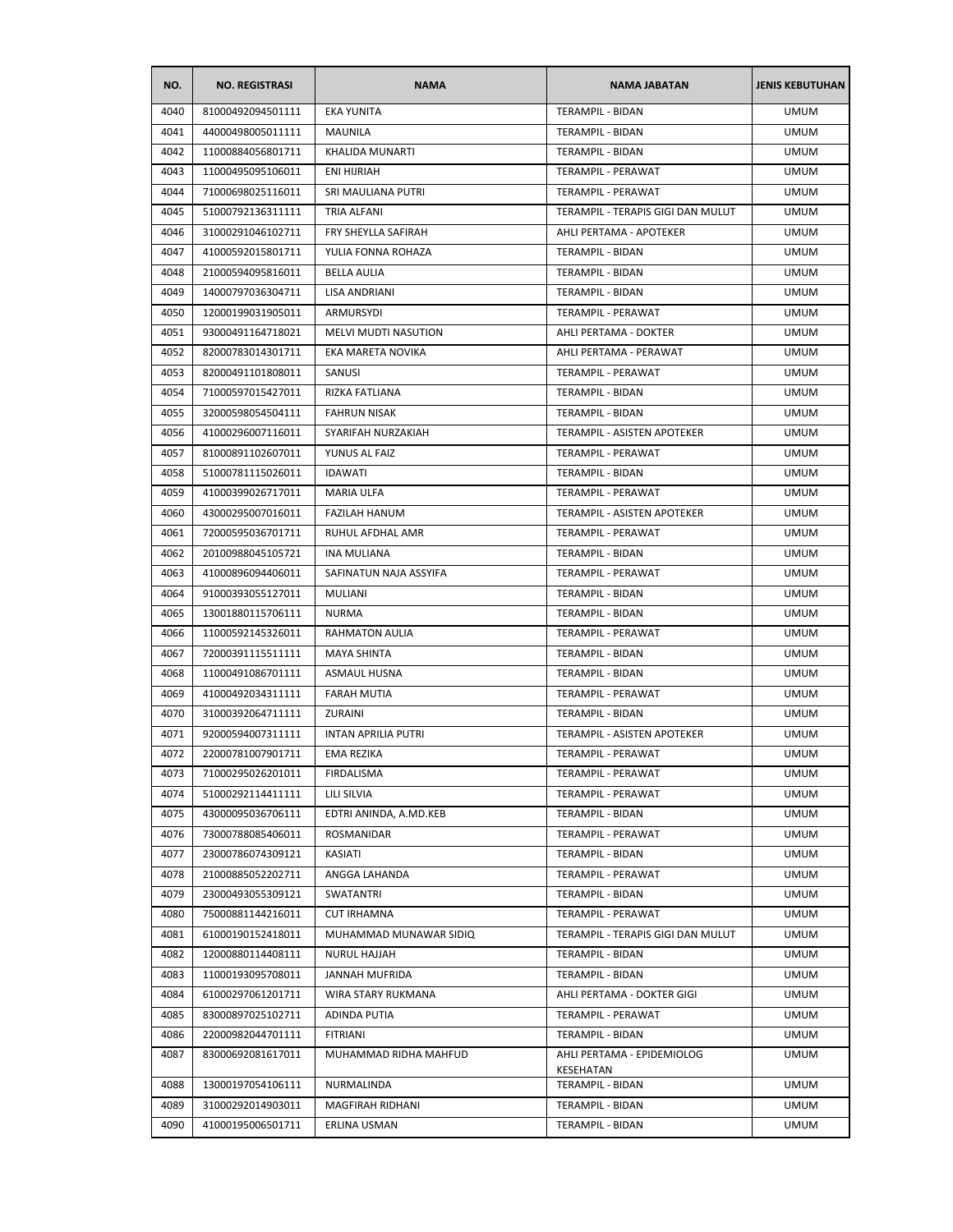| NO. | NO. REGISTRASI | NAMA | NAMA JABATAN | JENIS KEBUTUHAN |
|---|---|---|---|---|
| 4040 | 81000492094501111 | EKA YUNITA | TERAMPIL - BIDAN | UMUM |
| 4041 | 44000498005011111 | MAUNILA | TERAMPIL - BIDAN | UMUM |
| 4042 | 11000884056801711 | KHALIDA MUNARTI | TERAMPIL - BIDAN | UMUM |
| 4043 | 11000495095106011 | ENI HIJRIAH | TERAMPIL - PERAWAT | UMUM |
| 4044 | 71000698025116011 | SRI MAULIANA PUTRI | TERAMPIL - PERAWAT | UMUM |
| 4045 | 51000792136311111 | TRIA ALFANI | TERAMPIL - TERAPIS GIGI DAN MULUT | UMUM |
| 4046 | 31000291046102711 | FRY SHEYLLA SAFIRAH | AHLI PERTAMA - APOTEKER | UMUM |
| 4047 | 41000592015801711 | YULIA FONNA ROHAZA | TERAMPIL - BIDAN | UMUM |
| 4048 | 21000594095816011 | BELLA AULIA | TERAMPIL - BIDAN | UMUM |
| 4049 | 14000797036304711 | LISA ANDRIANI | TERAMPIL - BIDAN | UMUM |
| 4050 | 12000199031905011 | ARMURSYDI | TERAMPIL - PERAWAT | UMUM |
| 4051 | 93000491164718021 | MELVI MUDTI NASUTION | AHLI PERTAMA - DOKTER | UMUM |
| 4052 | 82000783014301711 | EKA MARETA NOVIKA | AHLI PERTAMA - PERAWAT | UMUM |
| 4053 | 82000491101808011 | SANUSI | TERAMPIL - PERAWAT | UMUM |
| 4054 | 71000597015427011 | RIZKA FATLIANA | TERAMPIL - BIDAN | UMUM |
| 4055 | 32000598054504111 | FAHRUN NISAK | TERAMPIL - BIDAN | UMUM |
| 4056 | 41000296007116011 | SYARIFAH NURZAKIAH | TERAMPIL - ASISTEN APOTEKER | UMUM |
| 4057 | 81000891102607011 | YUNUS AL FAIZ | TERAMPIL - PERAWAT | UMUM |
| 4058 | 51000781115026011 | IDAWATI | TERAMPIL - BIDAN | UMUM |
| 4059 | 41000399026717011 | MARIA ULFA | TERAMPIL - PERAWAT | UMUM |
| 4060 | 43000295007016011 | FAZILAH HANUM | TERAMPIL - ASISTEN APOTEKER | UMUM |
| 4061 | 72000595036701711 | RUHUL AFDHAL AMR | TERAMPIL - PERAWAT | UMUM |
| 4062 | 20100988045105721 | INA MULIANA | TERAMPIL - BIDAN | UMUM |
| 4063 | 41000896094406011 | SAFINATUN NAJA ASSYIFA | TERAMPIL - PERAWAT | UMUM |
| 4064 | 91000393055127011 | MULIANI | TERAMPIL - BIDAN | UMUM |
| 4065 | 13001880115706111 | NURMA | TERAMPIL - BIDAN | UMUM |
| 4066 | 11000592145326011 | RAHMATON AULIA | TERAMPIL - PERAWAT | UMUM |
| 4067 | 72000391115511111 | MAYA SHINTA | TERAMPIL - BIDAN | UMUM |
| 4068 | 11000491086701111 | ASMAUL HUSNA | TERAMPIL - BIDAN | UMUM |
| 4069 | 41000492034311111 | FARAH MUTIA | TERAMPIL - PERAWAT | UMUM |
| 4070 | 31000392064711111 | ZURAINI | TERAMPIL - BIDAN | UMUM |
| 4071 | 92000594007311111 | INTAN APRILIA PUTRI | TERAMPIL - ASISTEN APOTEKER | UMUM |
| 4072 | 22000781007901711 | EMA REZIKA | TERAMPIL - PERAWAT | UMUM |
| 4073 | 71000295026201011 | FIRDALISMA | TERAMPIL - PERAWAT | UMUM |
| 4074 | 51000292114411111 | LILI SILVIA | TERAMPIL - PERAWAT | UMUM |
| 4075 | 43000095036706111 | EDTRI ANINDA, A.MD.KEB | TERAMPIL - BIDAN | UMUM |
| 4076 | 73000788085406011 | ROSMANIDAR | TERAMPIL - PERAWAT | UMUM |
| 4077 | 23000786074309121 | KASIATI | TERAMPIL - BIDAN | UMUM |
| 4078 | 21000885052202711 | ANGGA LAHANDA | TERAMPIL - PERAWAT | UMUM |
| 4079 | 23000493055309121 | SWATANTRI | TERAMPIL - BIDAN | UMUM |
| 4080 | 75000881144216011 | CUT IRHAMNA | TERAMPIL - PERAWAT | UMUM |
| 4081 | 61000190152418011 | MUHAMMAD MUNAWAR SIDIQ | TERAMPIL - TERAPIS GIGI DAN MULUT | UMUM |
| 4082 | 12000880114408111 | NURUL HAJJAH | TERAMPIL - BIDAN | UMUM |
| 4083 | 11000193095708011 | JANNAH MUFRIDA | TERAMPIL - BIDAN | UMUM |
| 4084 | 61000297061201711 | WIRA STARY RUKMANA | AHLI PERTAMA - DOKTER GIGI | UMUM |
| 4085 | 83000897025102711 | ADINDA PUTIA | TERAMPIL - PERAWAT | UMUM |
| 4086 | 22000982044701111 | FITRIANI | TERAMPIL - BIDAN | UMUM |
| 4087 | 83000692081617011 | MUHAMMAD RIDHA MAHFUD | AHLI PERTAMA - EPIDEMIOLOG KESEHATAN | UMUM |
| 4088 | 13000197054106111 | NURMALINDA | TERAMPIL - BIDAN | UMUM |
| 4089 | 31000292014903011 | MAGFIRAH RIDHANI | TERAMPIL - BIDAN | UMUM |
| 4090 | 41000195006501711 | ERLINA USMAN | TERAMPIL - BIDAN | UMUM |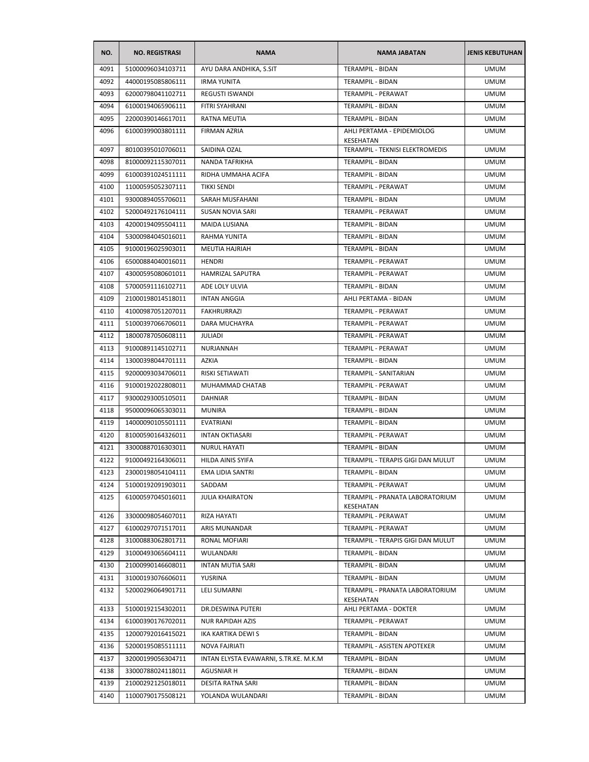| NO. | NO. REGISTRASI | NAMA | NAMA JABATAN | JENIS KEBUTUHAN |
|---|---|---|---|---|
| 4091 | 51000096034103711 | AYU DARA ANDHIKA, S.SIT | TERAMPIL - BIDAN | UMUM |
| 4092 | 44000195085806111 | IRMA YUNITA | TERAMPIL - BIDAN | UMUM |
| 4093 | 62000798041102711 | REGUSTI ISWANDI | TERAMPIL - PERAWAT | UMUM |
| 4094 | 61000194065906111 | FITRI SYAHRANI | TERAMPIL - BIDAN | UMUM |
| 4095 | 22000390146617011 | RATNA MEUTIA | TERAMPIL - BIDAN | UMUM |
| 4096 | 61000399003801111 | FIRMAN AZRIA | AHLI PERTAMA - EPIDEMIOLOG KESEHATAN | UMUM |
| 4097 | 80100395010706011 | SAIDINA OZAL | TERAMPIL - TEKNISI ELEKTROMEDIS | UMUM |
| 4098 | 81000092115307011 | NANDA TAFRIKHA | TERAMPIL - BIDAN | UMUM |
| 4099 | 61000391024511111 | RIDHA UMMAHA ACIFA | TERAMPIL - BIDAN | UMUM |
| 4100 | 11000595052307111 | TIKKI SENDI | TERAMPIL - PERAWAT | UMUM |
| 4101 | 93000894055706011 | SARAH MUSFAHANI | TERAMPIL - BIDAN | UMUM |
| 4102 | 52000492176104111 | SUSAN NOVIA SARI | TERAMPIL - PERAWAT | UMUM |
| 4103 | 42000194095504111 | MAIDA LUSIANA | TERAMPIL - BIDAN | UMUM |
| 4104 | 53000984045016011 | RAHMA YUNITA | TERAMPIL - BIDAN | UMUM |
| 4105 | 91000196025903011 | MEUTIA HAJRIAH | TERAMPIL - BIDAN | UMUM |
| 4106 | 65000884040016011 | HENDRI | TERAMPIL - PERAWAT | UMUM |
| 4107 | 43000595080601011 | HAMRIZAL SAPUTRA | TERAMPIL - PERAWAT | UMUM |
| 4108 | 57000591116102711 | ADE LOLY ULVIA | TERAMPIL - BIDAN | UMUM |
| 4109 | 21000198014518011 | INTAN ANGGIA | AHLI PERTAMA - BIDAN | UMUM |
| 4110 | 41000987051207011 | FAKHRURRAZI | TERAMPIL - PERAWAT | UMUM |
| 4111 | 51000397066706011 | DARA MUCHAYRA | TERAMPIL - PERAWAT | UMUM |
| 4112 | 18000787050608111 | JULIADI | TERAMPIL - PERAWAT | UMUM |
| 4113 | 91000891145102711 | NURJANNAH | TERAMPIL - PERAWAT | UMUM |
| 4114 | 13000398044701111 | AZKIA | TERAMPIL - BIDAN | UMUM |
| 4115 | 92000093034706011 | RISKI SETIAWATI | TERAMPIL - SANITARIAN | UMUM |
| 4116 | 91000192022808011 | MUHAMMAD CHATAB | TERAMPIL - PERAWAT | UMUM |
| 4117 | 93000293005105011 | DAHNIAR | TERAMPIL - BIDAN | UMUM |
| 4118 | 95000096065303011 | MUNIRA | TERAMPIL - BIDAN | UMUM |
| 4119 | 14000090105501111 | EVATRIANI | TERAMPIL - BIDAN | UMUM |
| 4120 | 81000590164326011 | INTAN OKTIASARI | TERAMPIL - PERAWAT | UMUM |
| 4121 | 33000887016303011 | NURUL HAYATI | TERAMPIL - BIDAN | UMUM |
| 4122 | 91000492164306011 | HILDA AINIS SYIFA | TERAMPIL - TERAPIS GIGI DAN MULUT | UMUM |
| 4123 | 23000198054104111 | EMA LIDIA SANTRI | TERAMPIL - BIDAN | UMUM |
| 4124 | 51000192091903011 | SADDAM | TERAMPIL - PERAWAT | UMUM |
| 4125 | 61000597045016011 | JULIA KHAIRATON | TERAMPIL - PRANATA LABORATORIUM KESEHATAN | UMUM |
| 4126 | 33000098054607011 | RIZA HAYATI | TERAMPIL - PERAWAT | UMUM |
| 4127 | 61000297071517011 | ARIS MUNANDAR | TERAMPIL - PERAWAT | UMUM |
| 4128 | 31000883062801711 | RONAL MOFIARI | TERAMPIL - TERAPIS GIGI DAN MULUT | UMUM |
| 4129 | 31000493065604111 | WULANDARI | TERAMPIL - BIDAN | UMUM |
| 4130 | 21000990146608011 | INTAN MUTIA SARI | TERAMPIL - BIDAN | UMUM |
| 4131 | 31000193076606011 | YUSRINA | TERAMPIL - BIDAN | UMUM |
| 4132 | 52000296064901711 | LELI SUMARNI | TERAMPIL - PRANATA LABORATORIUM KESEHATAN | UMUM |
| 4133 | 51000192154302011 | DR.DESWINA PUTERI | AHLI PERTAMA - DOKTER | UMUM |
| 4134 | 61000390176702011 | NUR RAPIDAH AZIS | TERAMPIL - PERAWAT | UMUM |
| 4135 | 12000792016415021 | IKA KARTIKA DEWI S | TERAMPIL - BIDAN | UMUM |
| 4136 | 52000195085511111 | NOVA FAJRIATI | TERAMPIL - ASISTEN APOTEKER | UMUM |
| 4137 | 32000199056304711 | INTAN ELYSTA EVAWARNI, S.TR.KE. M.K.M | TERAMPIL - BIDAN | UMUM |
| 4138 | 33000788024118011 | AGUSNIAR H | TERAMPIL - BIDAN | UMUM |
| 4139 | 21000292125018011 | DESITA RATNA SARI | TERAMPIL - BIDAN | UMUM |
| 4140 | 11000790175508121 | YOLANDA WULANDARI | TERAMPIL - BIDAN | UMUM |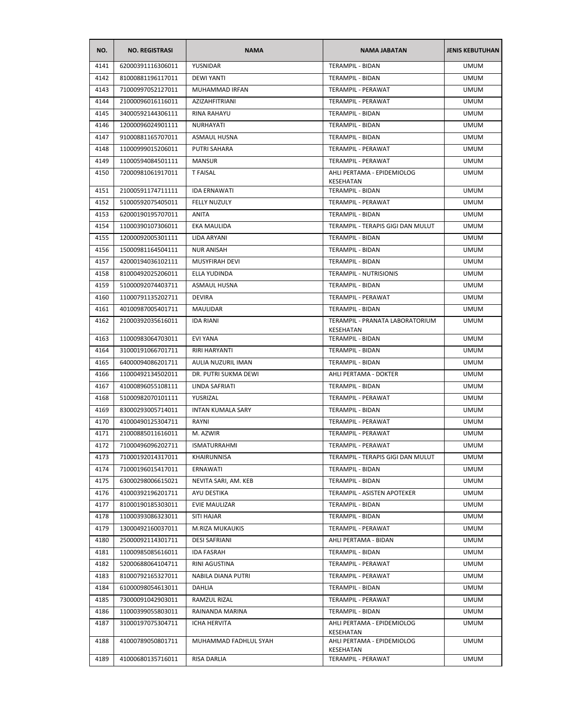| NO. | NO. REGISTRASI | NAMA | NAMA JABATAN | JENIS KEBUTUHAN |
|---|---|---|---|---|
| 4141 | 62000391116306011 | YUSNIDAR | TERAMPIL - BIDAN | UMUM |
| 4142 | 81000881196117011 | DEWI YANTI | TERAMPIL - BIDAN | UMUM |
| 4143 | 71000997052127011 | MUHAMMAD IRFAN | TERAMPIL - PERAWAT | UMUM |
| 4144 | 21000096016116011 | AZIZAHFITRIANI | TERAMPIL - PERAWAT | UMUM |
| 4145 | 34000592144306111 | RINA RAHAYU | TERAMPIL - BIDAN | UMUM |
| 4146 | 12000096024901111 | NURHAYATI | TERAMPIL - BIDAN | UMUM |
| 4147 | 91000881165707011 | ASMAUL HUSNA | TERAMPIL - BIDAN | UMUM |
| 4148 | 11000999015206011 | PUTRI SAHARA | TERAMPIL - PERAWAT | UMUM |
| 4149 | 11000594084501111 | MANSUR | TERAMPIL - PERAWAT | UMUM |
| 4150 | 72000981061917011 | T FAISAL | AHLI PERTAMA - EPIDEMIOLOG KESEHATAN | UMUM |
| 4151 | 21000591174711111 | IDA ERNAWATI | TERAMPIL - BIDAN | UMUM |
| 4152 | 51000592075405011 | FELLY NUZULY | TERAMPIL - PERAWAT | UMUM |
| 4153 | 62000190195707011 | ANITA | TERAMPIL - BIDAN | UMUM |
| 4154 | 11000390107306011 | EKA MAULIDA | TERAMPIL - TERAPIS GIGI DAN MULUT | UMUM |
| 4155 | 12000092005301111 | LIDA ARYANI | TERAMPIL - BIDAN | UMUM |
| 4156 | 15000981164504111 | NUR ANISAH | TERAMPIL - BIDAN | UMUM |
| 4157 | 42000194036102111 | MUSYFIRAH DEVI | TERAMPIL - BIDAN | UMUM |
| 4158 | 81000492025206011 | ELLA YUDINDA | TERAMPIL - NUTRISIONIS | UMUM |
| 4159 | 51000092074403711 | ASMAUL HUSNA | TERAMPIL - BIDAN | UMUM |
| 4160 | 11000791135202711 | DEVIRA | TERAMPIL - PERAWAT | UMUM |
| 4161 | 40100987005401711 | MAULIDAR | TERAMPIL - BIDAN | UMUM |
| 4162 | 21000392035616011 | IDA RIANI | TERAMPIL - PRANATA LABORATORIUM KESEHATAN | UMUM |
| 4163 | 11000983064703011 | EVI YANA | TERAMPIL - BIDAN | UMUM |
| 4164 | 31000191066701711 | RIRI HARYANTI | TERAMPIL - BIDAN | UMUM |
| 4165 | 64000094086201711 | AULIA NUZURIL IMAN | TERAMPIL - BIDAN | UMUM |
| 4166 | 11000492134502011 | DR. PUTRI SUKMA DEWI | AHLI PERTAMA - DOKTER | UMUM |
| 4167 | 41000896055108111 | LINDA SAFRIATI | TERAMPIL - BIDAN | UMUM |
| 4168 | 51000982070101111 | YUSRIZAL | TERAMPIL - PERAWAT | UMUM |
| 4169 | 83000293005714011 | INTAN KUMALA SARY | TERAMPIL - BIDAN | UMUM |
| 4170 | 41000490125304711 | RAYNI | TERAMPIL - PERAWAT | UMUM |
| 4171 | 21000885011616011 | M. AZWIR | TERAMPIL - PERAWAT | UMUM |
| 4172 | 71000496096202711 | ISMATURRAHMI | TERAMPIL - PERAWAT | UMUM |
| 4173 | 71000192014317011 | KHAIRUNNISA | TERAMPIL - TERAPIS GIGI DAN MULUT | UMUM |
| 4174 | 71000196015417011 | ERNAWATI | TERAMPIL - BIDAN | UMUM |
| 4175 | 63000298006615021 | NEVITA SARI, AM. KEB | TERAMPIL - BIDAN | UMUM |
| 4176 | 41000392196201711 | AYU DESTIKA | TERAMPIL - ASISTEN APOTEKER | UMUM |
| 4177 | 81000190185303011 | EVIE MAULIZAR | TERAMPIL - BIDAN | UMUM |
| 4178 | 11000393086323011 | SITI HAJAR | TERAMPIL - BIDAN | UMUM |
| 4179 | 13000492160037011 | M.RIZA MUKAUKIS | TERAMPIL - PERAWAT | UMUM |
| 4180 | 25000092114301711 | DESI SAFRIANI | AHLI PERTAMA - BIDAN | UMUM |
| 4181 | 11000985085616011 | IDA FASRAH | TERAMPIL - BIDAN | UMUM |
| 4182 | 52000688064104711 | RINI AGUSTINA | TERAMPIL - PERAWAT | UMUM |
| 4183 | 81000792165327011 | NABILA DIANA PUTRI | TERAMPIL - PERAWAT | UMUM |
| 4184 | 61000098054613011 | DAHLIA | TERAMPIL - BIDAN | UMUM |
| 4185 | 73000091042903011 | RAMZUL RIZAL | TERAMPIL - PERAWAT | UMUM |
| 4186 | 11000399055803011 | RAINANDA MARINA | TERAMPIL - BIDAN | UMUM |
| 4187 | 31000197075304711 | ICHA HERVITA | AHLI PERTAMA - EPIDEMIOLOG KESEHATAN | UMUM |
| 4188 | 41000789050801711 | MUHAMMAD FADHLUL SYAH | AHLI PERTAMA - EPIDEMIOLOG KESEHATAN | UMUM |
| 4189 | 41000680135716011 | RISA DARLIA | TERAMPIL - PERAWAT | UMUM |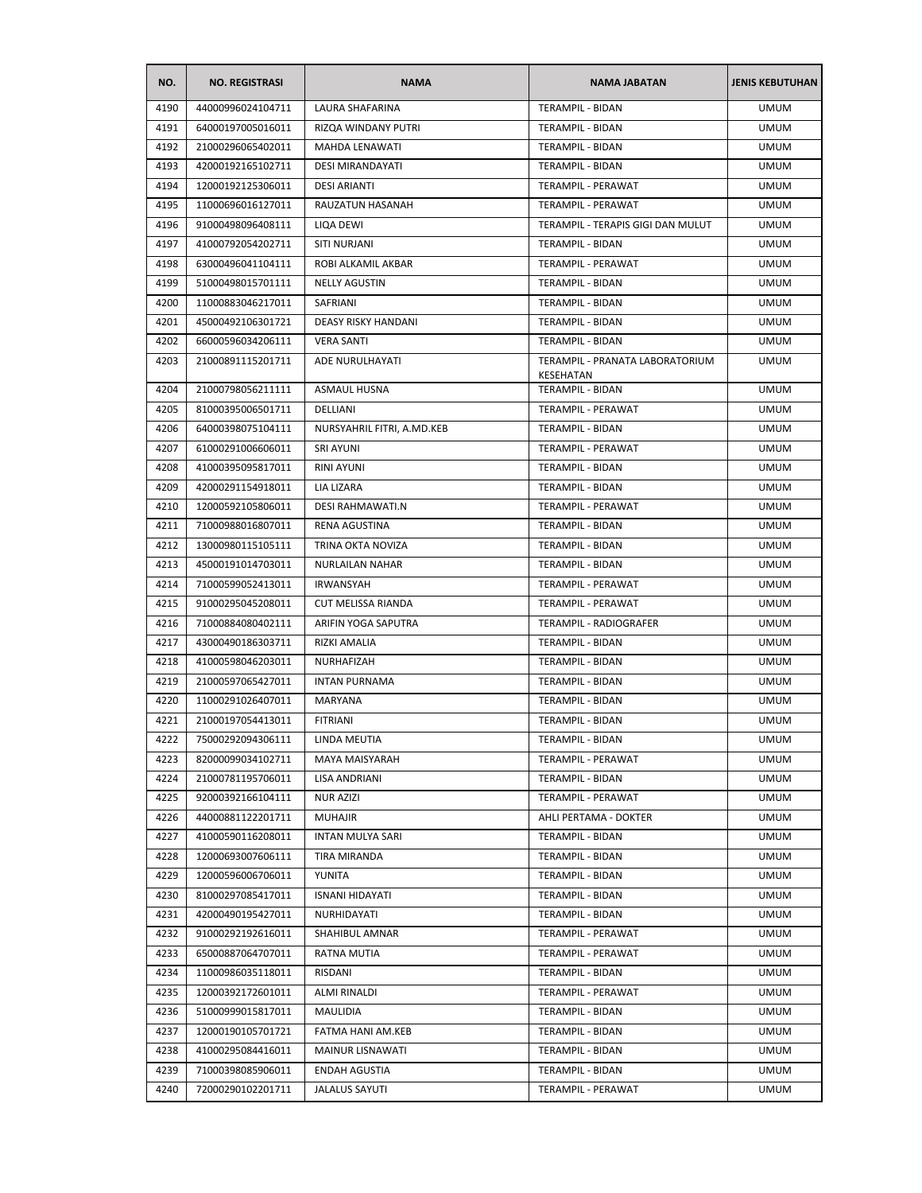| NO. | NO. REGISTRASI | NAMA | NAMA JABATAN | JENIS KEBUTUHAN |
|---|---|---|---|---|
| 4190 | 44000996024104711 | LAURA SHAFARINA | TERAMPIL - BIDAN | UMUM |
| 4191 | 64000197005016011 | RIZQA WINDANY PUTRI | TERAMPIL - BIDAN | UMUM |
| 4192 | 21000296065402011 | MAHDA LENAWATI | TERAMPIL - BIDAN | UMUM |
| 4193 | 42000192165102711 | DESI MIRANDAYATI | TERAMPIL - BIDAN | UMUM |
| 4194 | 12000192125306011 | DESI ARIANTI | TERAMPIL - PERAWAT | UMUM |
| 4195 | 11000696016127011 | RAUZATUN HASANAH | TERAMPIL - PERAWAT | UMUM |
| 4196 | 91000498096408111 | LIQA DEWI | TERAMPIL - TERAPIS GIGI DAN MULUT | UMUM |
| 4197 | 41000792054202711 | SITI NURJANI | TERAMPIL - BIDAN | UMUM |
| 4198 | 63000496041104111 | ROBI ALKAMIL AKBAR | TERAMPIL - PERAWAT | UMUM |
| 4199 | 51000498015701111 | NELLY AGUSTIN | TERAMPIL - BIDAN | UMUM |
| 4200 | 11000883046217011 | SAFRIANI | TERAMPIL - BIDAN | UMUM |
| 4201 | 45000492106301721 | DEASY RISKY HANDANI | TERAMPIL - BIDAN | UMUM |
| 4202 | 66000596034206111 | VERA SANTI | TERAMPIL - BIDAN | UMUM |
| 4203 | 21000891115201711 | ADE NURULHAYATI | TERAMPIL - PRANATA LABORATORIUM KESEHATAN | UMUM |
| 4204 | 21000798056211111 | ASMAUL HUSNA | TERAMPIL - BIDAN | UMUM |
| 4205 | 81000395006501711 | DELLIANI | TERAMPIL - PERAWAT | UMUM |
| 4206 | 64000398075104111 | NURSYAHRIL FITRI, A.MD.KEB | TERAMPIL - BIDAN | UMUM |
| 4207 | 61000291006606011 | SRI AYUNI | TERAMPIL - PERAWAT | UMUM |
| 4208 | 41000395095817011 | RINI AYUNI | TERAMPIL - BIDAN | UMUM |
| 4209 | 42000291154918011 | LIA LIZARA | TERAMPIL - BIDAN | UMUM |
| 4210 | 12000592105806011 | DESI RAHMAWATI.N | TERAMPIL - PERAWAT | UMUM |
| 4211 | 71000988016807011 | RENA AGUSTINA | TERAMPIL - BIDAN | UMUM |
| 4212 | 13000980115105111 | TRINA OKTA NOVIZA | TERAMPIL - BIDAN | UMUM |
| 4213 | 45000191014703011 | NURLAILAN NAHAR | TERAMPIL - BIDAN | UMUM |
| 4214 | 71000599052413011 | IRWANSYAH | TERAMPIL - PERAWAT | UMUM |
| 4215 | 91000295045208011 | CUT MELISSA RIANDA | TERAMPIL - PERAWAT | UMUM |
| 4216 | 71000884080402111 | ARIFIN YOGA SAPUTRA | TERAMPIL - RADIOGRAFER | UMUM |
| 4217 | 43000490186303711 | RIZKI AMALIA | TERAMPIL - BIDAN | UMUM |
| 4218 | 41000598046203011 | NURHAFIZAH | TERAMPIL - BIDAN | UMUM |
| 4219 | 21000597065427011 | INTAN PURNAMA | TERAMPIL - BIDAN | UMUM |
| 4220 | 11000291026407011 | MARYANA | TERAMPIL - BIDAN | UMUM |
| 4221 | 21000197054413011 | FITRIANI | TERAMPIL - BIDAN | UMUM |
| 4222 | 75000292094306111 | LINDA MEUTIA | TERAMPIL - BIDAN | UMUM |
| 4223 | 82000099034102711 | MAYA MAISYARAH | TERAMPIL - PERAWAT | UMUM |
| 4224 | 21000781195706011 | LISA ANDRIANI | TERAMPIL - BIDAN | UMUM |
| 4225 | 92000392166104111 | NUR AZIZI | TERAMPIL - PERAWAT | UMUM |
| 4226 | 44000881122201711 | MUHAJIR | AHLI PERTAMA - DOKTER | UMUM |
| 4227 | 41000590116208011 | INTAN MULYA SARI | TERAMPIL - BIDAN | UMUM |
| 4228 | 12000693007606111 | TIRA MIRANDA | TERAMPIL - BIDAN | UMUM |
| 4229 | 12000596006706011 | YUNITA | TERAMPIL - BIDAN | UMUM |
| 4230 | 81000297085417011 | ISNANI HIDAYATI | TERAMPIL - BIDAN | UMUM |
| 4231 | 42000490195427011 | NURHIDAYATI | TERAMPIL - BIDAN | UMUM |
| 4232 | 91000292192616011 | SHAHIBUL AMNAR | TERAMPIL - PERAWAT | UMUM |
| 4233 | 65000887064707011 | RATNA MUTIA | TERAMPIL - PERAWAT | UMUM |
| 4234 | 11000986035118011 | RISDANI | TERAMPIL - BIDAN | UMUM |
| 4235 | 12000392172601011 | ALMI RINALDI | TERAMPIL - PERAWAT | UMUM |
| 4236 | 51000999015817011 | MAULIDIA | TERAMPIL - BIDAN | UMUM |
| 4237 | 12000190105701721 | FATMA HANI AM.KEB | TERAMPIL - BIDAN | UMUM |
| 4238 | 41000295084416011 | MAINUR LISNAWATI | TERAMPIL - BIDAN | UMUM |
| 4239 | 71000398085906011 | ENDAH AGUSTIA | TERAMPIL - BIDAN | UMUM |
| 4240 | 72000290102201711 | JALALUS SAYUTI | TERAMPIL - PERAWAT | UMUM |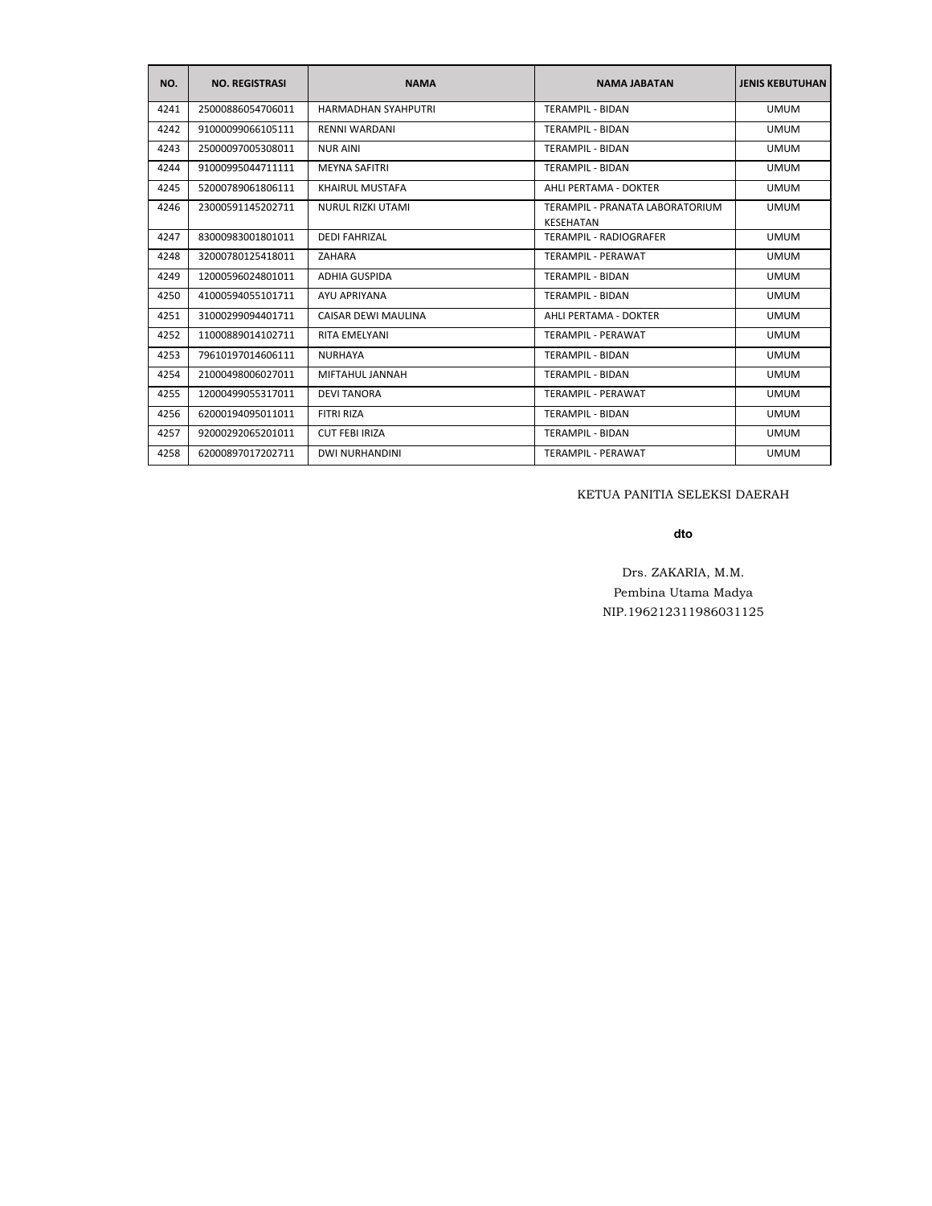| NO. | NO. REGISTRASI | NAMA | NAMA JABATAN | JENIS KEBUTUHAN |
|---|---|---|---|---|
| 4241 | 25000886054706011 | HARMADHAN SYAHPUTRI | TERAMPIL - BIDAN | UMUM |
| 4242 | 91000099066105111 | RENNI WARDANI | TERAMPIL - BIDAN | UMUM |
| 4243 | 25000097005308011 | NUR AINI | TERAMPIL - BIDAN | UMUM |
| 4244 | 91000995044711111 | MEYNA SAFITRI | TERAMPIL - BIDAN | UMUM |
| 4245 | 52000789061806111 | KHAIRUL MUSTAFA | AHLI PERTAMA - DOKTER | UMUM |
| 4246 | 23000591145202711 | NURUL RIZKI UTAMI | TERAMPIL - PRANATA LABORATORIUM KESEHATAN | UMUM |
| 4247 | 83000983001801011 | DEDI FAHRIZAL | TERAMPIL - RADIOGRAFER | UMUM |
| 4248 | 32000780125418011 | ZAHARA | TERAMPIL - PERAWAT | UMUM |
| 4249 | 12000596024801011 | ADHIA GUSPIDA | TERAMPIL - BIDAN | UMUM |
| 4250 | 41000594055101711 | AYU APRIYANA | TERAMPIL - BIDAN | UMUM |
| 4251 | 31000299094401711 | CAISAR DEWI MAULINA | AHLI PERTAMA - DOKTER | UMUM |
| 4252 | 11000889014102711 | RITA EMELYANI | TERAMPIL - PERAWAT | UMUM |
| 4253 | 79610197014606111 | NURHAYA | TERAMPIL - BIDAN | UMUM |
| 4254 | 21000498006027011 | MIFTAHUL JANNAH | TERAMPIL - BIDAN | UMUM |
| 4255 | 12000499055317011 | DEVI TANORA | TERAMPIL - PERAWAT | UMUM |
| 4256 | 62000194095011011 | FITRI RIZA | TERAMPIL - BIDAN | UMUM |
| 4257 | 92000292065201011 | CUT FEBI IRIZA | TERAMPIL - BIDAN | UMUM |
| 4258 | 62000897017202711 | DWI NURHANDINI | TERAMPIL - PERAWAT | UMUM |

KETUA PANITIA SELEKSI DAERAH

**dto**

Drs. ZAKARIA, M.M.
Pembina Utama Madya
NIP.196212311986031125